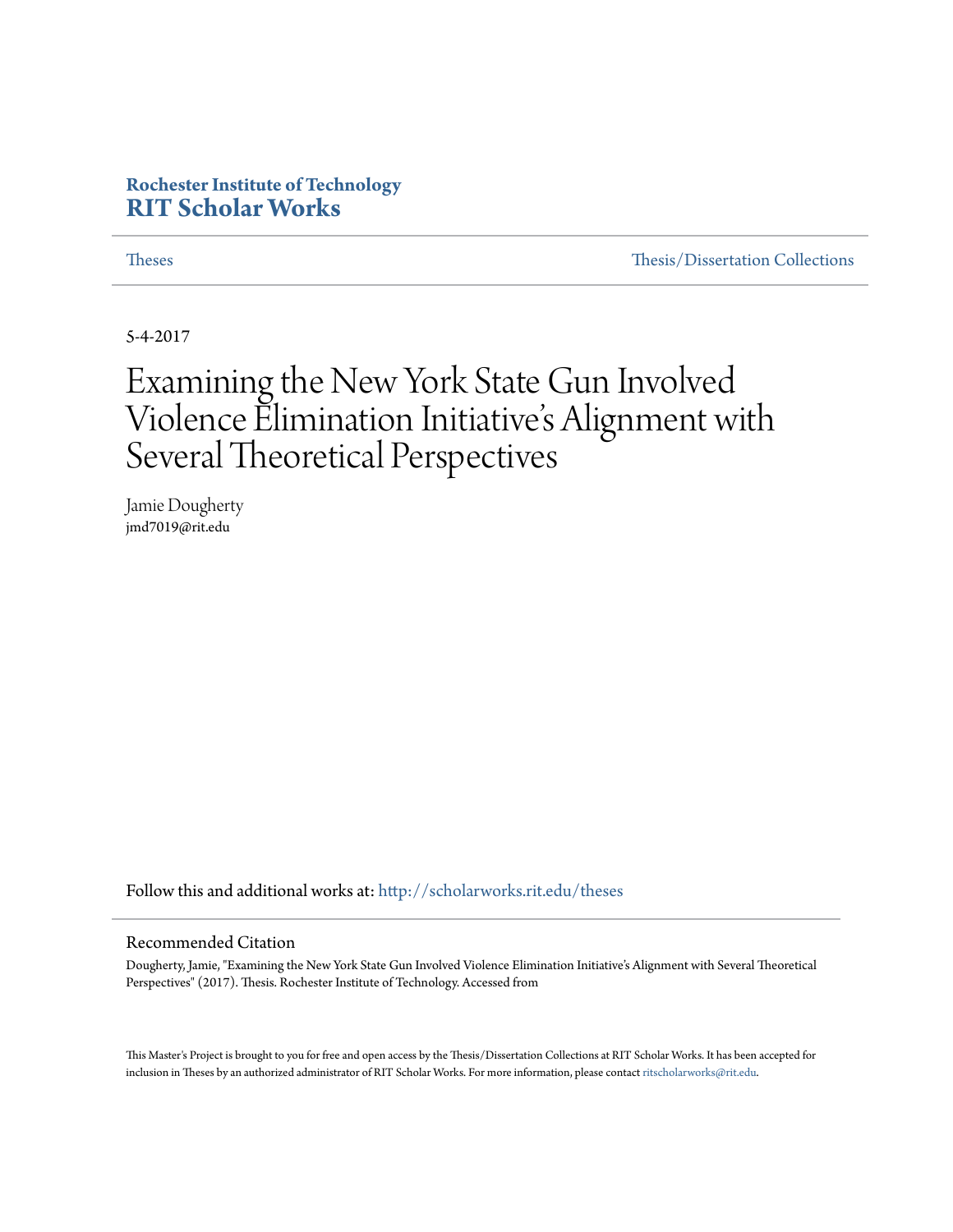**Rochester Institute of Technology**
**RIT Scholar Works**

Theses | Thesis/Dissertation Collections

5-4-2017

# Examining the New York State Gun Involved Violence Elimination Initiative's Alignment with Several Theoretical Perspectives

Jamie Dougherty
jmd7019@rit.edu

Follow this and additional works at: http://scholarworks.rit.edu/theses

## Recommended Citation

Dougherty, Jamie, "Examining the New York State Gun Involved Violence Elimination Initiative's Alignment with Several Theoretical Perspectives" (2017). Thesis. Rochester Institute of Technology. Accessed from

This Master's Project is brought to you for free and open access by the Thesis/Dissertation Collections at RIT Scholar Works. It has been accepted for inclusion in Theses by an authorized administrator of RIT Scholar Works. For more information, please contact ritscholarworks@rit.edu.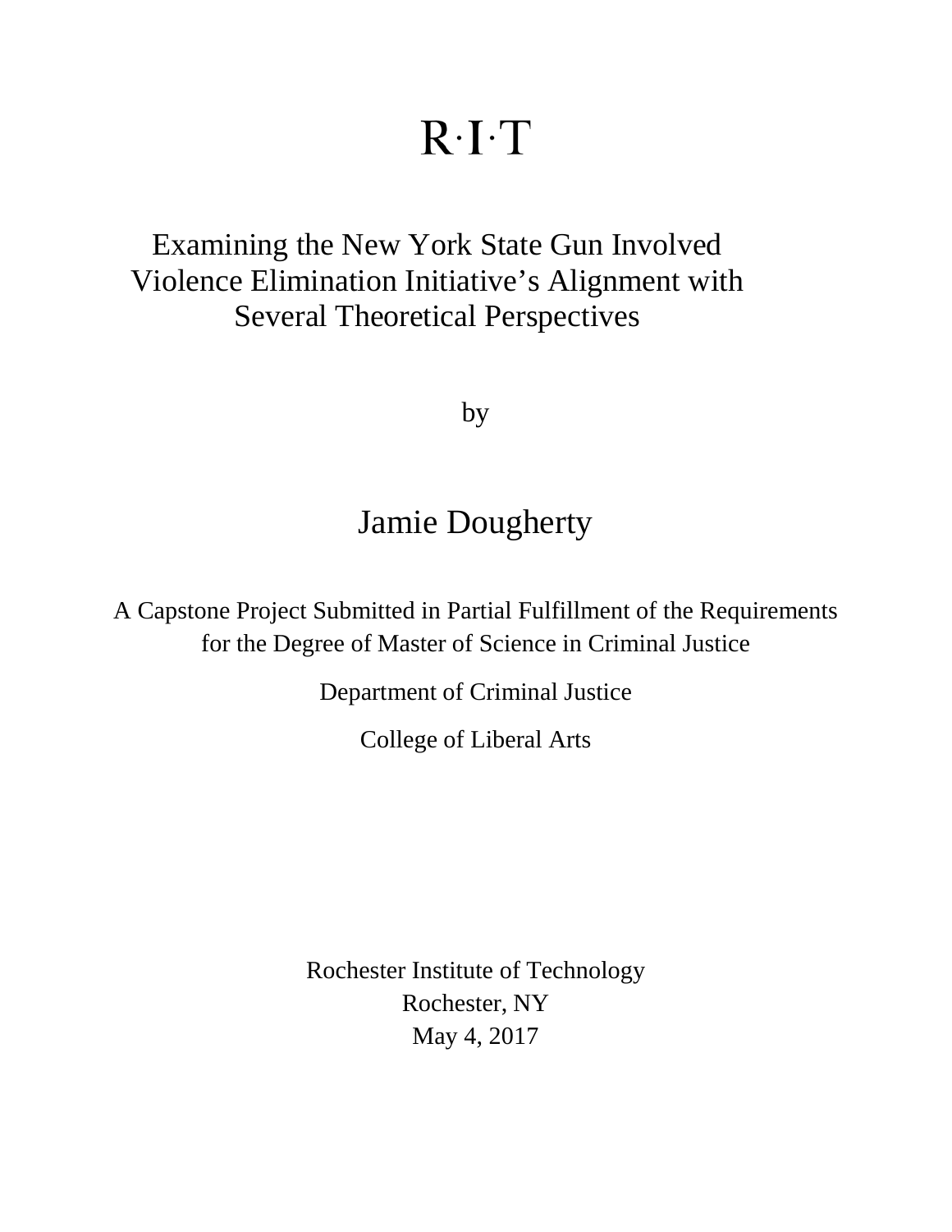R·I·T

# Examining the New York State Gun Involved Violence Elimination Initiative's Alignment with Several Theoretical Perspectives

by

## Jamie Dougherty

A Capstone Project Submitted in Partial Fulfillment of the Requirements for the Degree of Master of Science in Criminal Justice

Department of Criminal Justice

College of Liberal Arts

Rochester Institute of Technology
Rochester, NY
May 4, 2017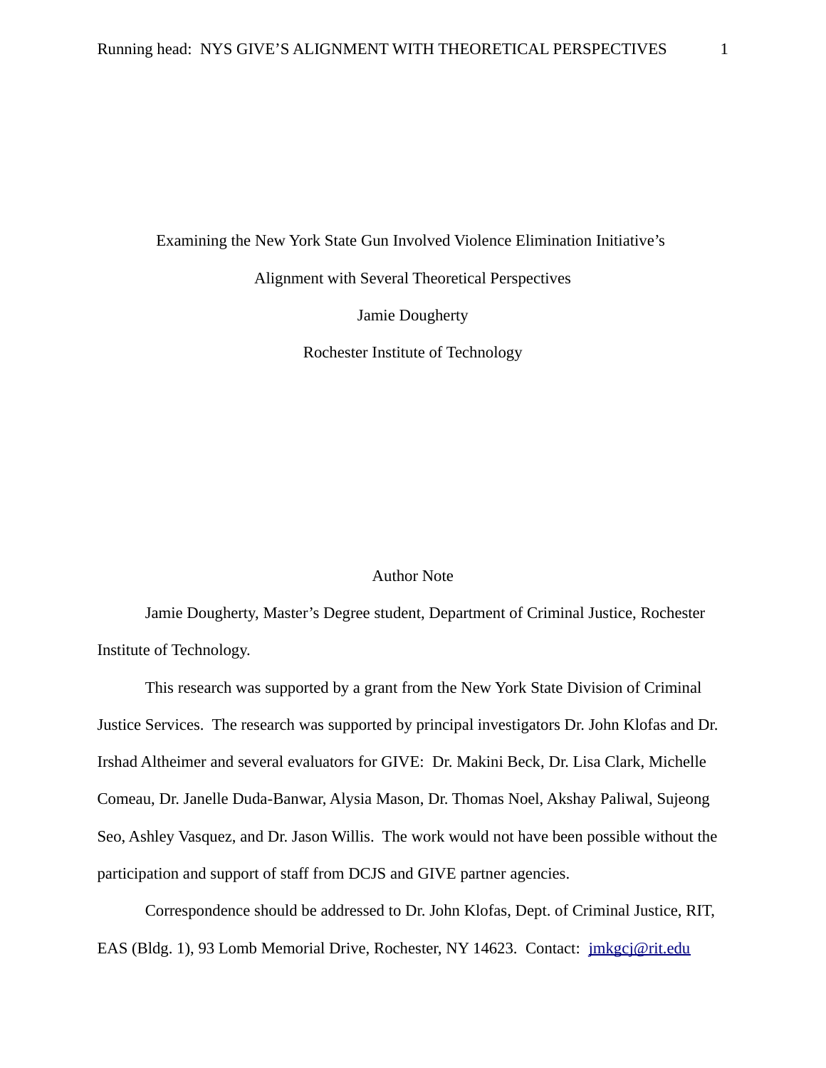Examining the New York State Gun Involved Violence Elimination Initiative's

Alignment with Several Theoretical Perspectives

Jamie Dougherty

Rochester Institute of Technology

Author Note

Jamie Dougherty, Master's Degree student, Department of Criminal Justice, Rochester Institute of Technology.

This research was supported by a grant from the New York State Division of Criminal Justice Services. The research was supported by principal investigators Dr. John Klofas and Dr. Irshad Altheimer and several evaluators for GIVE: Dr. Makini Beck, Dr. Lisa Clark, Michelle Comeau, Dr. Janelle Duda-Banwar, Alysia Mason, Dr. Thomas Noel, Akshay Paliwal, Sujeong Seo, Ashley Vasquez, and Dr. Jason Willis. The work would not have been possible without the participation and support of staff from DCJS and GIVE partner agencies.

Correspondence should be addressed to Dr. John Klofas, Dept. of Criminal Justice, RIT, EAS (Bldg. 1), 93 Lomb Memorial Drive, Rochester, NY 14623. Contact: jmkgcj@rit.edu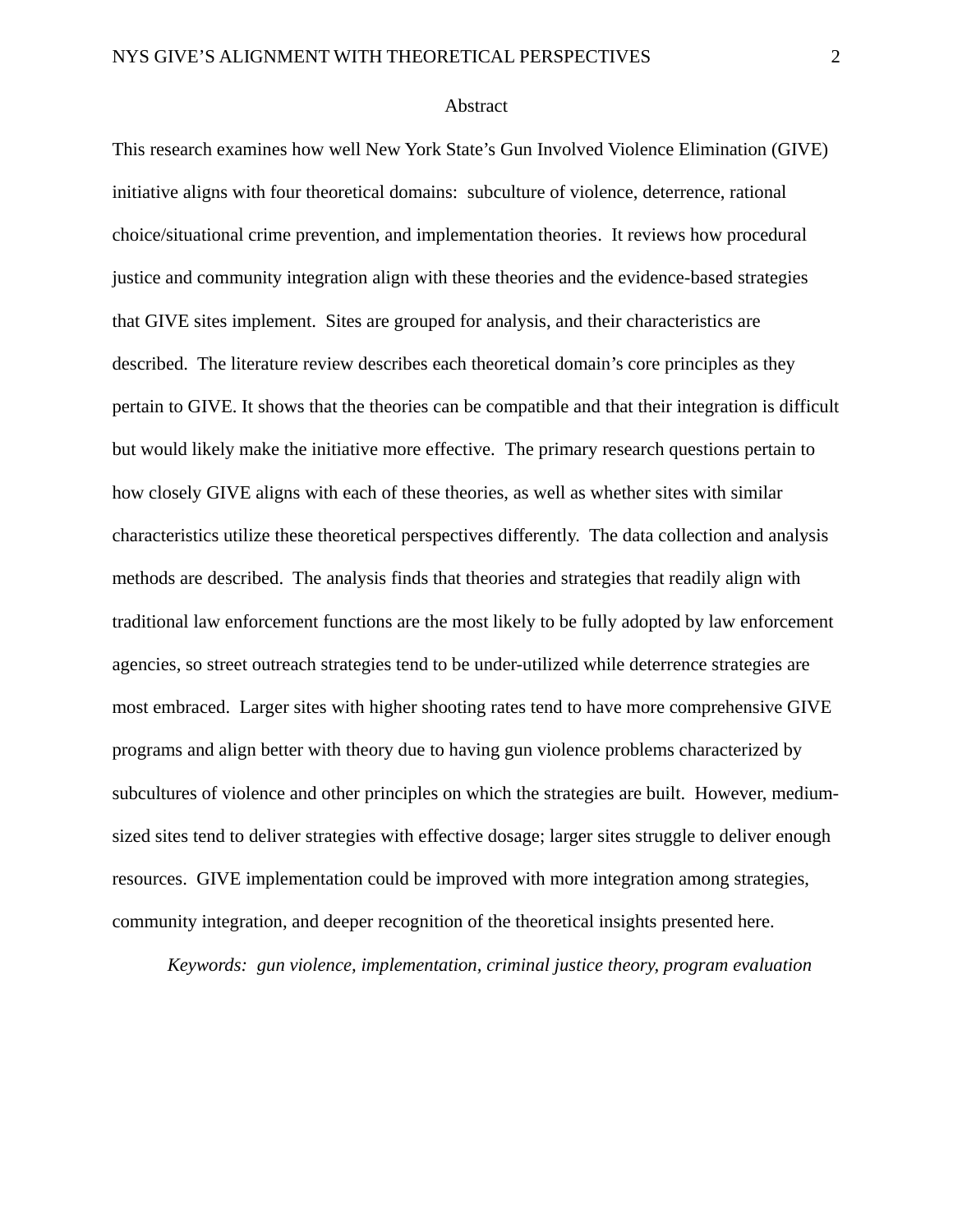# Abstract

This research examines how well New York State's Gun Involved Violence Elimination (GIVE) initiative aligns with four theoretical domains: subculture of violence, deterrence, rational choice/situational crime prevention, and implementation theories. It reviews how procedural justice and community integration align with these theories and the evidence-based strategies that GIVE sites implement. Sites are grouped for analysis, and their characteristics are described. The literature review describes each theoretical domain's core principles as they pertain to GIVE. It shows that the theories can be compatible and that their integration is difficult but would likely make the initiative more effective. The primary research questions pertain to how closely GIVE aligns with each of these theories, as well as whether sites with similar characteristics utilize these theoretical perspectives differently. The data collection and analysis methods are described. The analysis finds that theories and strategies that readily align with traditional law enforcement functions are the most likely to be fully adopted by law enforcement agencies, so street outreach strategies tend to be under-utilized while deterrence strategies are most embraced. Larger sites with higher shooting rates tend to have more comprehensive GIVE programs and align better with theory due to having gun violence problems characterized by subcultures of violence and other principles on which the strategies are built. However, medium-sized sites tend to deliver strategies with effective dosage; larger sites struggle to deliver enough resources. GIVE implementation could be improved with more integration among strategies, community integration, and deeper recognition of the theoretical insights presented here.

*Keywords: gun violence, implementation, criminal justice theory, program evaluation*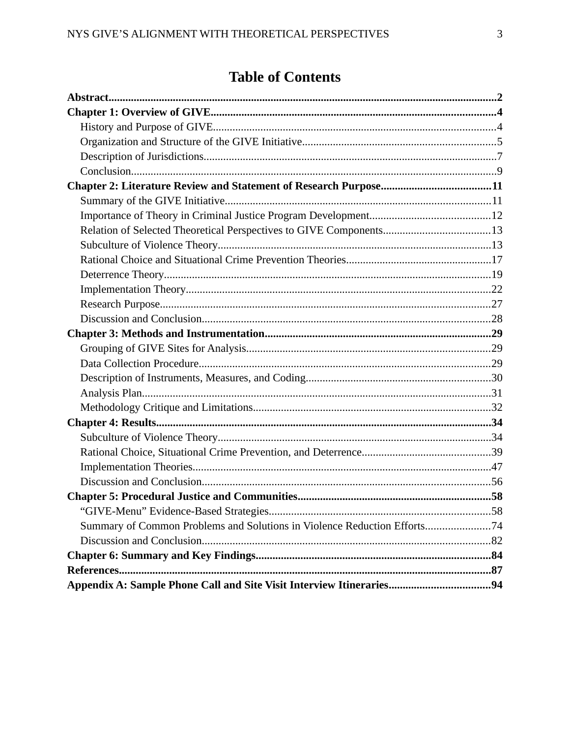# Table of Contents

**Abstract**......................................................................................................................2
**Chapter 1: Overview of GIVE**....................................................................................4
- History and Purpose of GIVE...................................................................................4
- Organization and Structure of the GIVE Initiative....................................................5
- Description of Jurisdictions.......................................................................................7
- Conclusion................................................................................................................9

**Chapter 2: Literature Review and Statement of Research Purpose**.......................11
- Summary of the GIVE Initiative..............................................................................11
- Importance of Theory in Criminal Justice Program Development..........................12
- Relation of Selected Theoretical Perspectives to GIVE Components......................13
- Subculture of Violence Theory................................................................................13
- Rational Choice and Situational Crime Prevention Theories...................................17
- Deterrence Theory...................................................................................................19
- Implementation Theory............................................................................................22
- Research Purpose.....................................................................................................27
- Discussion and Conclusion......................................................................................28

**Chapter 3: Methods and Instrumentation**................................................................29
- Grouping of GIVE Sites for Analysis......................................................................29
- Data Collection Procedure.......................................................................................29
- Description of Instruments, Measures, and Coding.................................................30
- Analysis Plan...........................................................................................................31
- Methodology Critique and Limitations....................................................................32

**Chapter 4: Results**......................................................................................................34
- Subculture of Violence Theory................................................................................34
- Rational Choice, Situational Crime Prevention, and Deterrence.............................39
- Implementation Theories.........................................................................................47
- Discussion and Conclusion......................................................................................56

**Chapter 5: Procedural Justice and Communities**....................................................58
- "GIVE-Menu" Evidence-Based Strategies...............................................................58
- Summary of Common Problems and Solutions in Violence Reduction Efforts.......74
- Discussion and Conclusion......................................................................................82

**Chapter 6: Summary and Key Findings**..................................................................84
**References**...................................................................................................................87
**Appendix A: Sample Phone Call and Site Visit Interview Itineraries**...................94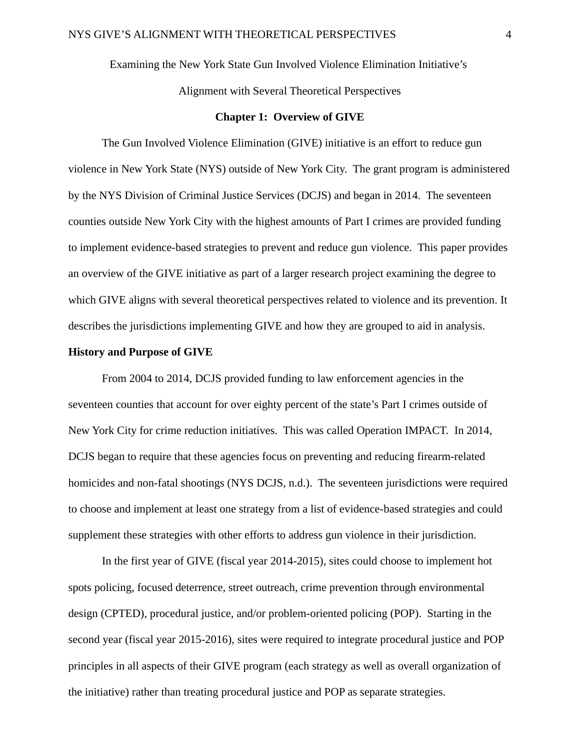Examining the New York State Gun Involved Violence Elimination Initiative's Alignment with Several Theoretical Perspectives

## Chapter 1: Overview of GIVE

The Gun Involved Violence Elimination (GIVE) initiative is an effort to reduce gun violence in New York State (NYS) outside of New York City. The grant program is administered by the NYS Division of Criminal Justice Services (DCJS) and began in 2014. The seventeen counties outside New York City with the highest amounts of Part I crimes are provided funding to implement evidence-based strategies to prevent and reduce gun violence. This paper provides an overview of the GIVE initiative as part of a larger research project examining the degree to which GIVE aligns with several theoretical perspectives related to violence and its prevention. It describes the jurisdictions implementing GIVE and how they are grouped to aid in analysis.

### History and Purpose of GIVE

From 2004 to 2014, DCJS provided funding to law enforcement agencies in the seventeen counties that account for over eighty percent of the state's Part I crimes outside of New York City for crime reduction initiatives. This was called Operation IMPACT. In 2014, DCJS began to require that these agencies focus on preventing and reducing firearm-related homicides and non-fatal shootings (NYS DCJS, n.d.). The seventeen jurisdictions were required to choose and implement at least one strategy from a list of evidence-based strategies and could supplement these strategies with other efforts to address gun violence in their jurisdiction.

In the first year of GIVE (fiscal year 2014-2015), sites could choose to implement hot spots policing, focused deterrence, street outreach, crime prevention through environmental design (CPTED), procedural justice, and/or problem-oriented policing (POP). Starting in the second year (fiscal year 2015-2016), sites were required to integrate procedural justice and POP principles in all aspects of their GIVE program (each strategy as well as overall organization of the initiative) rather than treating procedural justice and POP as separate strategies.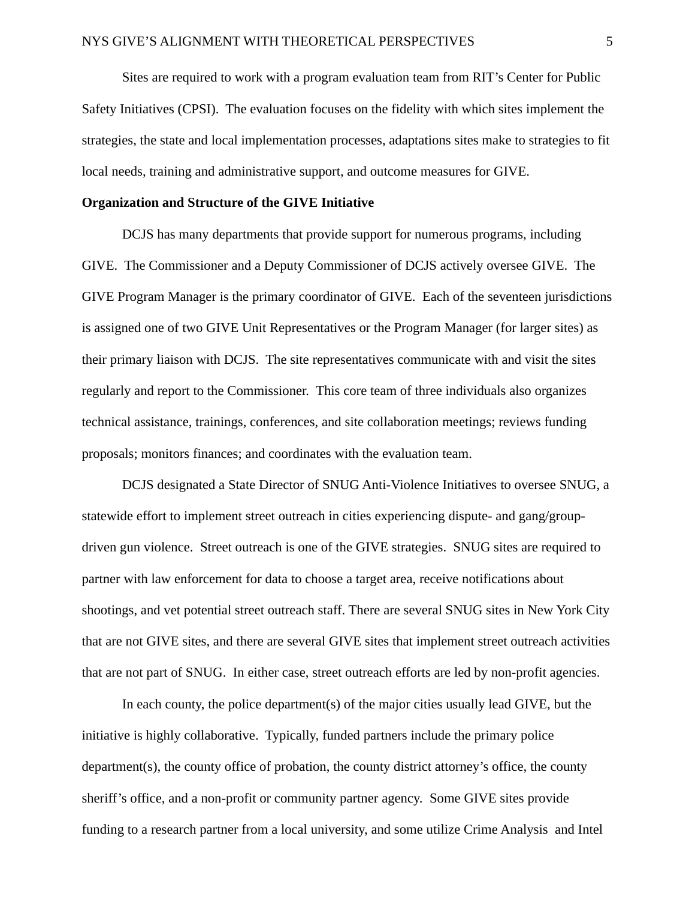Sites are required to work with a program evaluation team from RIT's Center for Public Safety Initiatives (CPSI). The evaluation focuses on the fidelity with which sites implement the strategies, the state and local implementation processes, adaptations sites make to strategies to fit local needs, training and administrative support, and outcome measures for GIVE.

**Organization and Structure of the GIVE Initiative**

DCJS has many departments that provide support for numerous programs, including GIVE. The Commissioner and a Deputy Commissioner of DCJS actively oversee GIVE. The GIVE Program Manager is the primary coordinator of GIVE. Each of the seventeen jurisdictions is assigned one of two GIVE Unit Representatives or the Program Manager (for larger sites) as their primary liaison with DCJS. The site representatives communicate with and visit the sites regularly and report to the Commissioner. This core team of three individuals also organizes technical assistance, trainings, conferences, and site collaboration meetings; reviews funding proposals; monitors finances; and coordinates with the evaluation team.

DCJS designated a State Director of SNUG Anti-Violence Initiatives to oversee SNUG, a statewide effort to implement street outreach in cities experiencing dispute- and gang/group-driven gun violence. Street outreach is one of the GIVE strategies. SNUG sites are required to partner with law enforcement for data to choose a target area, receive notifications about shootings, and vet potential street outreach staff. There are several SNUG sites in New York City that are not GIVE sites, and there are several GIVE sites that implement street outreach activities that are not part of SNUG. In either case, street outreach efforts are led by non-profit agencies.

In each county, the police department(s) of the major cities usually lead GIVE, but the initiative is highly collaborative. Typically, funded partners include the primary police department(s), the county office of probation, the county district attorney's office, the county sheriff's office, and a non-profit or community partner agency. Some GIVE sites provide funding to a research partner from a local university, and some utilize Crime Analysis and Intel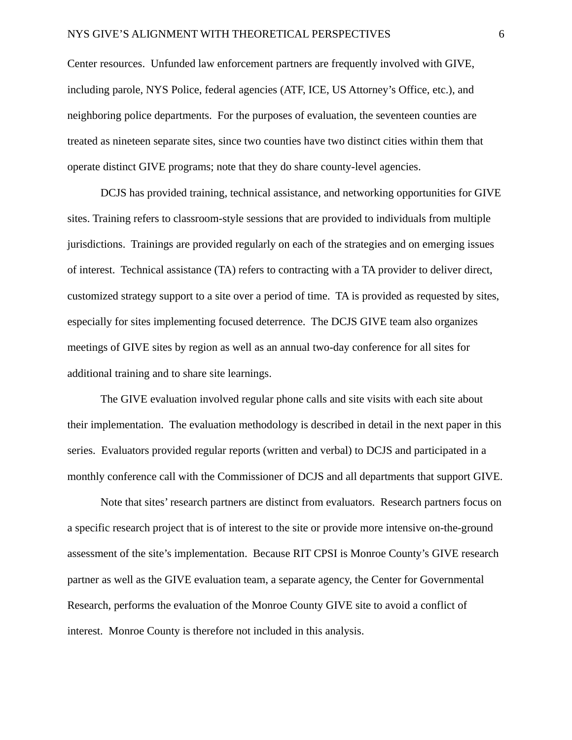Center resources. Unfunded law enforcement partners are frequently involved with GIVE, including parole, NYS Police, federal agencies (ATF, ICE, US Attorney's Office, etc.), and neighboring police departments. For the purposes of evaluation, the seventeen counties are treated as nineteen separate sites, since two counties have two distinct cities within them that operate distinct GIVE programs; note that they do share county-level agencies.

DCJS has provided training, technical assistance, and networking opportunities for GIVE sites. Training refers to classroom-style sessions that are provided to individuals from multiple jurisdictions. Trainings are provided regularly on each of the strategies and on emerging issues of interest. Technical assistance (TA) refers to contracting with a TA provider to deliver direct, customized strategy support to a site over a period of time. TA is provided as requested by sites, especially for sites implementing focused deterrence. The DCJS GIVE team also organizes meetings of GIVE sites by region as well as an annual two-day conference for all sites for additional training and to share site learnings.

The GIVE evaluation involved regular phone calls and site visits with each site about their implementation. The evaluation methodology is described in detail in the next paper in this series. Evaluators provided regular reports (written and verbal) to DCJS and participated in a monthly conference call with the Commissioner of DCJS and all departments that support GIVE.

Note that sites' research partners are distinct from evaluators. Research partners focus on a specific research project that is of interest to the site or provide more intensive on-the-ground assessment of the site's implementation. Because RIT CPSI is Monroe County's GIVE research partner as well as the GIVE evaluation team, a separate agency, the Center for Governmental Research, performs the evaluation of the Monroe County GIVE site to avoid a conflict of interest. Monroe County is therefore not included in this analysis.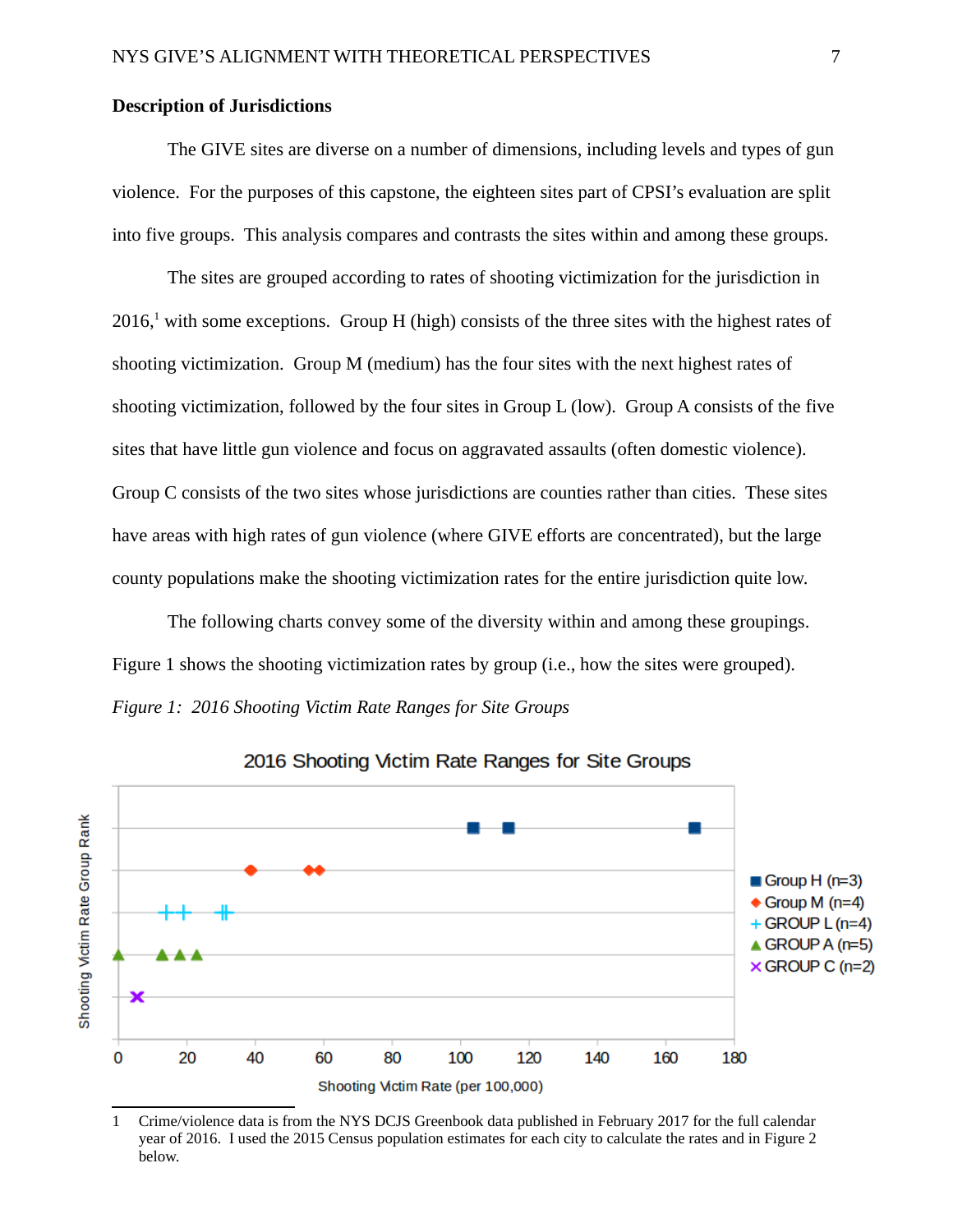## Description of Jurisdictions

The GIVE sites are diverse on a number of dimensions, including levels and types of gun violence. For the purposes of this capstone, the eighteen sites part of CPSI's evaluation are split into five groups. This analysis compares and contrasts the sites within and among these groups.

The sites are grouped according to rates of shooting victimization for the jurisdiction in 2016,[1] with some exceptions. Group H (high) consists of the three sites with the highest rates of shooting victimization. Group M (medium) has the four sites with the next highest rates of shooting victimization, followed by the four sites in Group L (low). Group A consists of the five sites that have little gun violence and focus on aggravated assaults (often domestic violence). Group C consists of the two sites whose jurisdictions are counties rather than cities. These sites have areas with high rates of gun violence (where GIVE efforts are concentrated), but the large county populations make the shooting victimization rates for the entire jurisdiction quite low.

The following charts convey some of the diversity within and among these groupings. Figure 1 shows the shooting victimization rates by group (i.e., how the sites were grouped).

*Figure 1: 2016 Shooting Victim Rate Ranges for Site Groups*

2016 Shooting Victim Rate Ranges for Site Groups

Shooting Victim Rate Group Rank

Group H (n=3)
Group M (n=4)
GROUP L (n=4)
GROUP A (n=5)
GROUP C (n=2)

0 20 40 60 80 100 120 140 160 180

Shooting Victim Rate (per 100,000)

1 Crime/violence data is from the NYS DCJS Greenbook data published in February 2017 for the full calendar year of 2016. I used the 2015 Census population estimates for each city to calculate the rates and in Figure 2 below.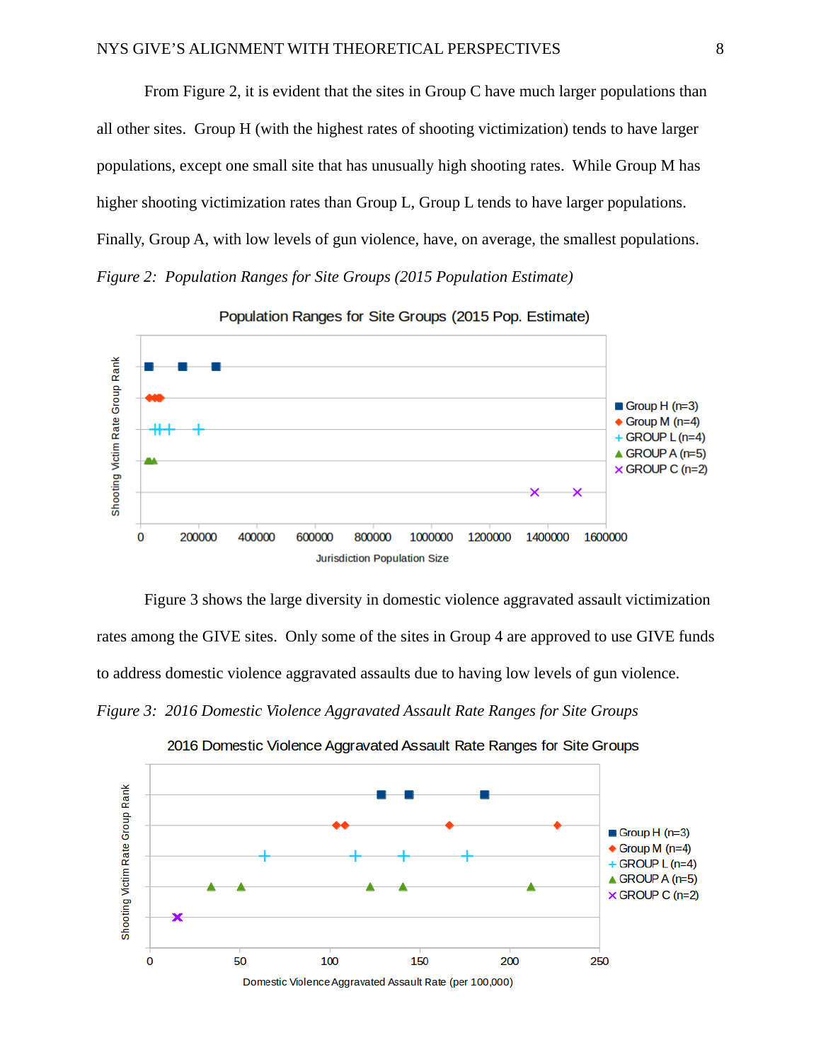From Figure 2, it is evident that the sites in Group C have much larger populations than all other sites. Group H (with the highest rates of shooting victimization) tends to have larger populations, except one small site that has unusually high shooting rates. While Group M has higher shooting victimization rates than Group L, Group L tends to have larger populations. Finally, Group A, with low levels of gun violence, have, on average, the smallest populations.

*Figure 2: Population Ranges for Site Groups (2015 Population Estimate)*

Figure 3 shows the large diversity in domestic violence aggravated assault victimization rates among the GIVE sites. Only some of the sites in Group 4 are approved to use GIVE funds to address domestic violence aggravated assaults due to having low levels of gun violence.

*Figure 3: 2016 Domestic Violence Aggravated Assault Rate Ranges for Site Groups*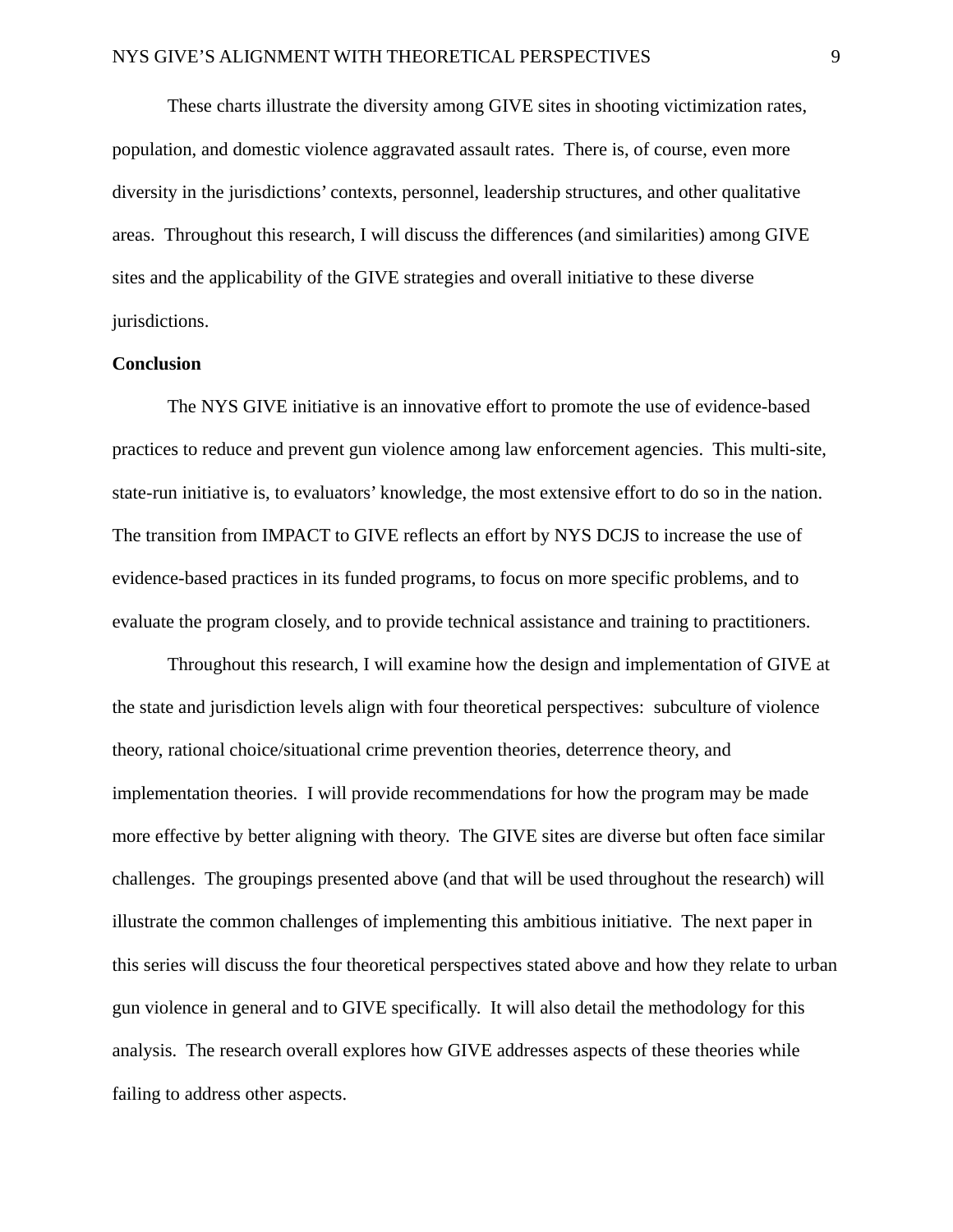These charts illustrate the diversity among GIVE sites in shooting victimization rates, population, and domestic violence aggravated assault rates. There is, of course, even more diversity in the jurisdictions' contexts, personnel, leadership structures, and other qualitative areas. Throughout this research, I will discuss the differences (and similarities) among GIVE sites and the applicability of the GIVE strategies and overall initiative to these diverse jurisdictions.

**Conclusion**

The NYS GIVE initiative is an innovative effort to promote the use of evidence-based practices to reduce and prevent gun violence among law enforcement agencies. This multi-site, state-run initiative is, to evaluators' knowledge, the most extensive effort to do so in the nation. The transition from IMPACT to GIVE reflects an effort by NYS DCJS to increase the use of evidence-based practices in its funded programs, to focus on more specific problems, and to evaluate the program closely, and to provide technical assistance and training to practitioners.

Throughout this research, I will examine how the design and implementation of GIVE at the state and jurisdiction levels align with four theoretical perspectives: subculture of violence theory, rational choice/situational crime prevention theories, deterrence theory, and implementation theories. I will provide recommendations for how the program may be made more effective by better aligning with theory. The GIVE sites are diverse but often face similar challenges. The groupings presented above (and that will be used throughout the research) will illustrate the common challenges of implementing this ambitious initiative. The next paper in this series will discuss the four theoretical perspectives stated above and how they relate to urban gun violence in general and to GIVE specifically. It will also detail the methodology for this analysis. The research overall explores how GIVE addresses aspects of these theories while failing to address other aspects.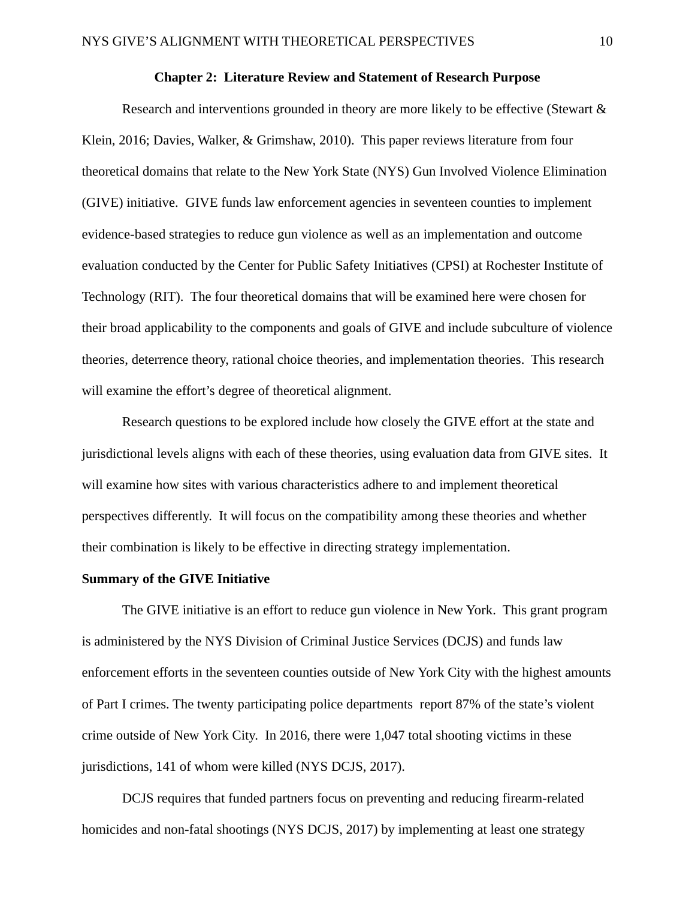## Chapter 2: Literature Review and Statement of Research Purpose

Research and interventions grounded in theory are more likely to be effective (Stewart & Klein, 2016; Davies, Walker, & Grimshaw, 2010). This paper reviews literature from four theoretical domains that relate to the New York State (NYS) Gun Involved Violence Elimination (GIVE) initiative. GIVE funds law enforcement agencies in seventeen counties to implement evidence-based strategies to reduce gun violence as well as an implementation and outcome evaluation conducted by the Center for Public Safety Initiatives (CPSI) at Rochester Institute of Technology (RIT). The four theoretical domains that will be examined here were chosen for their broad applicability to the components and goals of GIVE and include subculture of violence theories, deterrence theory, rational choice theories, and implementation theories. This research will examine the effort's degree of theoretical alignment.

Research questions to be explored include how closely the GIVE effort at the state and jurisdictional levels aligns with each of these theories, using evaluation data from GIVE sites. It will examine how sites with various characteristics adhere to and implement theoretical perspectives differently. It will focus on the compatibility among these theories and whether their combination is likely to be effective in directing strategy implementation.

### Summary of the GIVE Initiative

The GIVE initiative is an effort to reduce gun violence in New York. This grant program is administered by the NYS Division of Criminal Justice Services (DCJS) and funds law enforcement efforts in the seventeen counties outside of New York City with the highest amounts of Part I crimes. The twenty participating police departments report 87% of the state's violent crime outside of New York City. In 2016, there were 1,047 total shooting victims in these jurisdictions, 141 of whom were killed (NYS DCJS, 2017).

DCJS requires that funded partners focus on preventing and reducing firearm-related homicides and non-fatal shootings (NYS DCJS, 2017) by implementing at least one strategy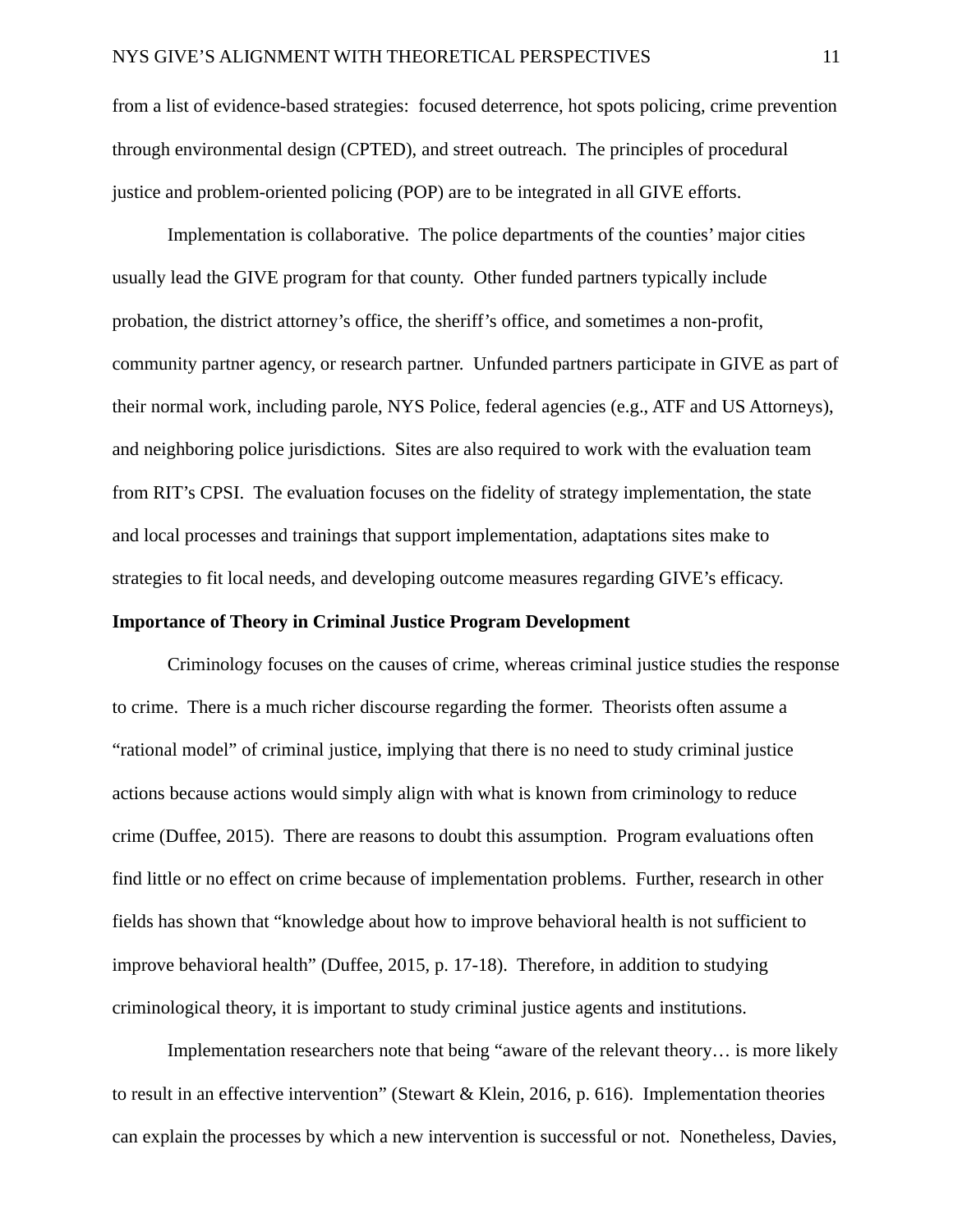from a list of evidence-based strategies:  focused deterrence, hot spots policing, crime prevention through environmental design (CPTED), and street outreach.  The principles of procedural justice and problem-oriented policing (POP) are to be integrated in all GIVE efforts.

Implementation is collaborative.  The police departments of the counties' major cities usually lead the GIVE program for that county.  Other funded partners typically include probation, the district attorney's office, the sheriff's office, and sometimes a non-profit, community partner agency, or research partner.  Unfunded partners participate in GIVE as part of their normal work, including parole, NYS Police, federal agencies (e.g., ATF and US Attorneys), and neighboring police jurisdictions.  Sites are also required to work with the evaluation team from RIT's CPSI.  The evaluation focuses on the fidelity of strategy implementation, the state and local processes and trainings that support implementation, adaptations sites make to strategies to fit local needs, and developing outcome measures regarding GIVE's efficacy.

**Importance of Theory in Criminal Justice Program Development**

Criminology focuses on the causes of crime, whereas criminal justice studies the response to crime.  There is a much richer discourse regarding the former.  Theorists often assume a "rational model" of criminal justice, implying that there is no need to study criminal justice actions because actions would simply align with what is known from criminology to reduce crime (Duffee, 2015).  There are reasons to doubt this assumption.  Program evaluations often find little or no effect on crime because of implementation problems.  Further, research in other fields has shown that "knowledge about how to improve behavioral health is not sufficient to improve behavioral health" (Duffee, 2015, p. 17-18).  Therefore, in addition to studying criminological theory, it is important to study criminal justice agents and institutions.

Implementation researchers note that being "aware of the relevant theory… is more likely to result in an effective intervention" (Stewart & Klein, 2016, p. 616).  Implementation theories can explain the processes by which a new intervention is successful or not.  Nonetheless, Davies,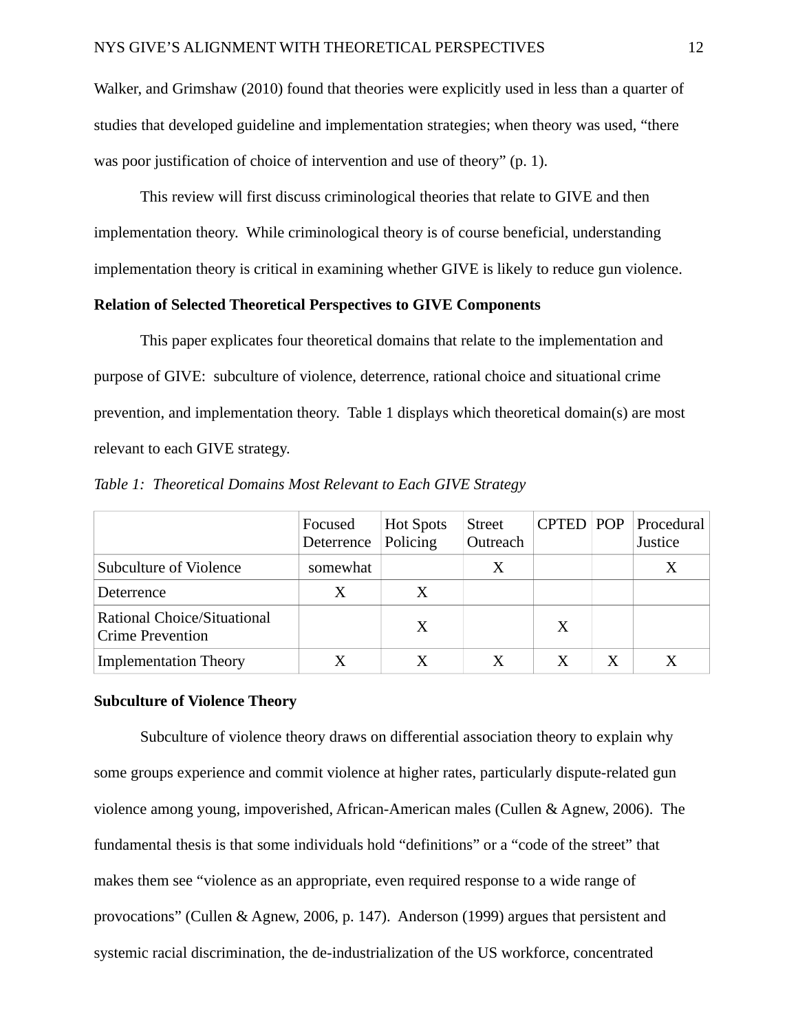Walker, and Grimshaw (2010) found that theories were explicitly used in less than a quarter of studies that developed guideline and implementation strategies; when theory was used, "there was poor justification of choice of intervention and use of theory" (p. 1).

This review will first discuss criminological theories that relate to GIVE and then implementation theory. While criminological theory is of course beneficial, understanding implementation theory is critical in examining whether GIVE is likely to reduce gun violence.

**Relation of Selected Theoretical Perspectives to GIVE Components**

This paper explicates four theoretical domains that relate to the implementation and purpose of GIVE: subculture of violence, deterrence, rational choice and situational crime prevention, and implementation theory. Table 1 displays which theoretical domain(s) are most relevant to each GIVE strategy.

*Table 1: Theoretical Domains Most Relevant to Each GIVE Strategy*

| | Focused Deterrence | Hot Spots Policing | Street Outreach | CPTED | POP | Procedural Justice |
|---|---|---|---|---|---|---|
| Subculture of Violence | somewhat | | X | | | X |
| Deterrence | X | X | | | | |
| Rational Choice/Situational Crime Prevention | | X | | X | | |
| Implementation Theory | X | X | X | X | X | X |

**Subculture of Violence Theory**

Subculture of violence theory draws on differential association theory to explain why some groups experience and commit violence at higher rates, particularly dispute-related gun violence among young, impoverished, African-American males (Cullen & Agnew, 2006). The fundamental thesis is that some individuals hold "definitions" or a "code of the street" that makes them see "violence as an appropriate, even required response to a wide range of provocations" (Cullen & Agnew, 2006, p. 147). Anderson (1999) argues that persistent and systemic racial discrimination, the de-industrialization of the US workforce, concentrated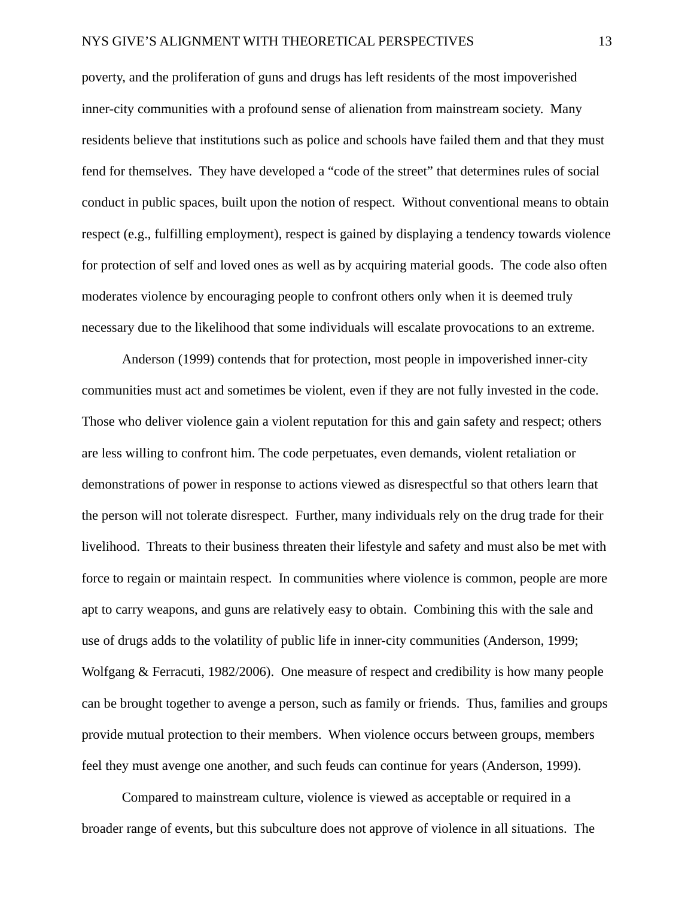poverty, and the proliferation of guns and drugs has left residents of the most impoverished inner-city communities with a profound sense of alienation from mainstream society. Many residents believe that institutions such as police and schools have failed them and that they must fend for themselves. They have developed a "code of the street" that determines rules of social conduct in public spaces, built upon the notion of respect. Without conventional means to obtain respect (e.g., fulfilling employment), respect is gained by displaying a tendency towards violence for protection of self and loved ones as well as by acquiring material goods. The code also often moderates violence by encouraging people to confront others only when it is deemed truly necessary due to the likelihood that some individuals will escalate provocations to an extreme.

Anderson (1999) contends that for protection, most people in impoverished inner-city communities must act and sometimes be violent, even if they are not fully invested in the code. Those who deliver violence gain a violent reputation for this and gain safety and respect; others are less willing to confront him. The code perpetuates, even demands, violent retaliation or demonstrations of power in response to actions viewed as disrespectful so that others learn that the person will not tolerate disrespect. Further, many individuals rely on the drug trade for their livelihood. Threats to their business threaten their lifestyle and safety and must also be met with force to regain or maintain respect. In communities where violence is common, people are more apt to carry weapons, and guns are relatively easy to obtain. Combining this with the sale and use of drugs adds to the volatility of public life in inner-city communities (Anderson, 1999; Wolfgang & Ferracuti, 1982/2006). One measure of respect and credibility is how many people can be brought together to avenge a person, such as family or friends. Thus, families and groups provide mutual protection to their members. When violence occurs between groups, members feel they must avenge one another, and such feuds can continue for years (Anderson, 1999).

Compared to mainstream culture, violence is viewed as acceptable or required in a broader range of events, but this subculture does not approve of violence in all situations. The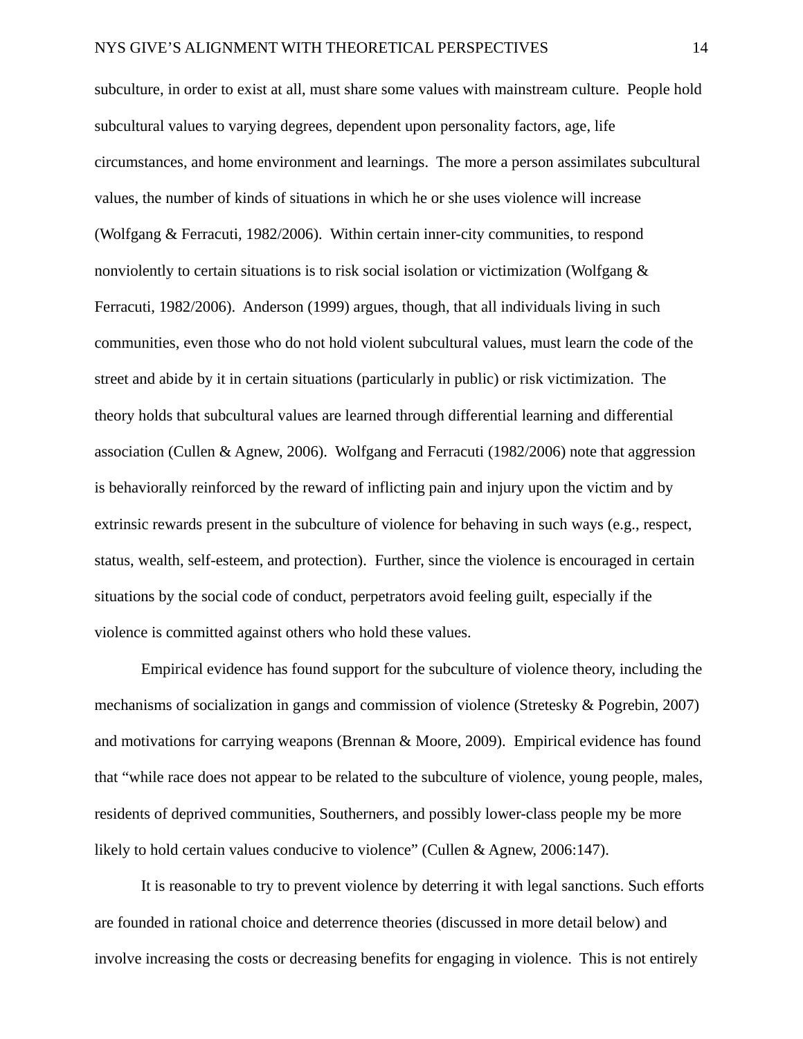subculture, in order to exist at all, must share some values with mainstream culture. People hold subcultural values to varying degrees, dependent upon personality factors, age, life circumstances, and home environment and learnings. The more a person assimilates subcultural values, the number of kinds of situations in which he or she uses violence will increase (Wolfgang & Ferracuti, 1982/2006). Within certain inner-city communities, to respond nonviolently to certain situations is to risk social isolation or victimization (Wolfgang & Ferracuti, 1982/2006). Anderson (1999) argues, though, that all individuals living in such communities, even those who do not hold violent subcultural values, must learn the code of the street and abide by it in certain situations (particularly in public) or risk victimization. The theory holds that subcultural values are learned through differential learning and differential association (Cullen & Agnew, 2006). Wolfgang and Ferracuti (1982/2006) note that aggression is behaviorally reinforced by the reward of inflicting pain and injury upon the victim and by extrinsic rewards present in the subculture of violence for behaving in such ways (e.g., respect, status, wealth, self-esteem, and protection). Further, since the violence is encouraged in certain situations by the social code of conduct, perpetrators avoid feeling guilt, especially if the violence is committed against others who hold these values.

Empirical evidence has found support for the subculture of violence theory, including the mechanisms of socialization in gangs and commission of violence (Stretesky & Pogrebin, 2007) and motivations for carrying weapons (Brennan & Moore, 2009). Empirical evidence has found that “while race does not appear to be related to the subculture of violence, young people, males, residents of deprived communities, Southerners, and possibly lower-class people my be more likely to hold certain values conducive to violence” (Cullen & Agnew, 2006:147).

It is reasonable to try to prevent violence by deterring it with legal sanctions. Such efforts are founded in rational choice and deterrence theories (discussed in more detail below) and involve increasing the costs or decreasing benefits for engaging in violence. This is not entirely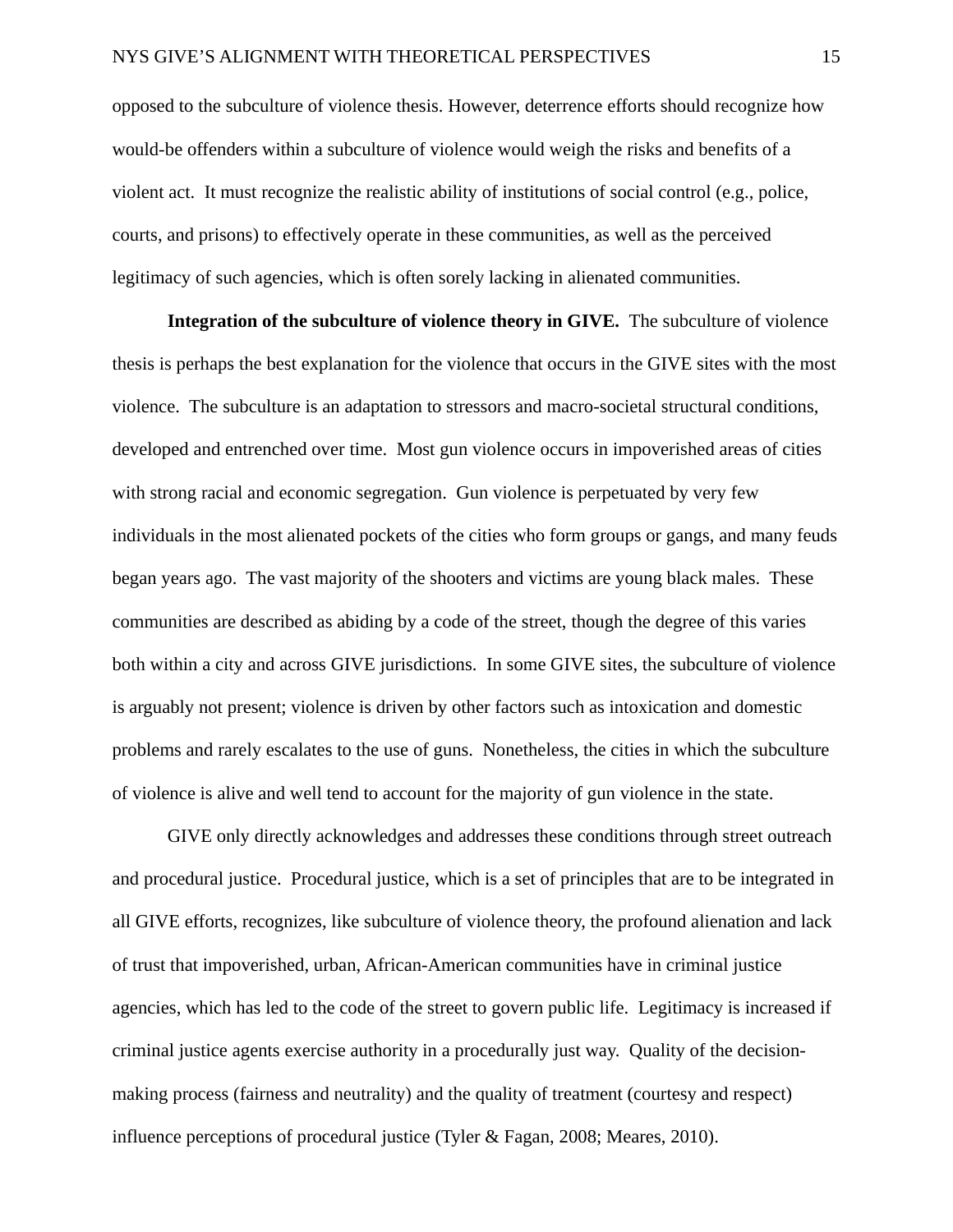opposed to the subculture of violence thesis. However, deterrence efforts should recognize how would-be offenders within a subculture of violence would weigh the risks and benefits of a violent act. It must recognize the realistic ability of institutions of social control (e.g., police, courts, and prisons) to effectively operate in these communities, as well as the perceived legitimacy of such agencies, which is often sorely lacking in alienated communities.

**Integration of the subculture of violence theory in GIVE.** The subculture of violence thesis is perhaps the best explanation for the violence that occurs in the GIVE sites with the most violence. The subculture is an adaptation to stressors and macro-societal structural conditions, developed and entrenched over time. Most gun violence occurs in impoverished areas of cities with strong racial and economic segregation. Gun violence is perpetuated by very few individuals in the most alienated pockets of the cities who form groups or gangs, and many feuds began years ago. The vast majority of the shooters and victims are young black males. These communities are described as abiding by a code of the street, though the degree of this varies both within a city and across GIVE jurisdictions. In some GIVE sites, the subculture of violence is arguably not present; violence is driven by other factors such as intoxication and domestic problems and rarely escalates to the use of guns. Nonetheless, the cities in which the subculture of violence is alive and well tend to account for the majority of gun violence in the state.

GIVE only directly acknowledges and addresses these conditions through street outreach and procedural justice. Procedural justice, which is a set of principles that are to be integrated in all GIVE efforts, recognizes, like subculture of violence theory, the profound alienation and lack of trust that impoverished, urban, African-American communities have in criminal justice agencies, which has led to the code of the street to govern public life. Legitimacy is increased if criminal justice agents exercise authority in a procedurally just way. Quality of the decision-making process (fairness and neutrality) and the quality of treatment (courtesy and respect) influence perceptions of procedural justice (Tyler & Fagan, 2008; Meares, 2010).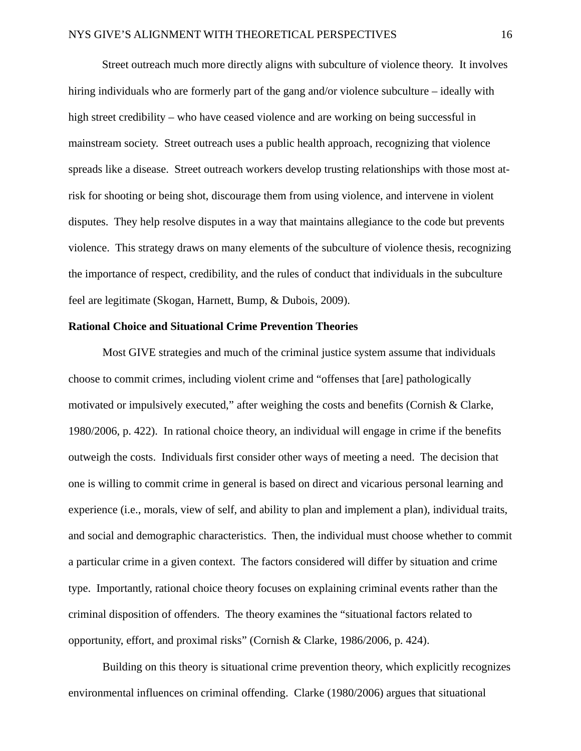Street outreach much more directly aligns with subculture of violence theory. It involves hiring individuals who are formerly part of the gang and/or violence subculture – ideally with high street credibility – who have ceased violence and are working on being successful in mainstream society. Street outreach uses a public health approach, recognizing that violence spreads like a disease. Street outreach workers develop trusting relationships with those most at-risk for shooting or being shot, discourage them from using violence, and intervene in violent disputes. They help resolve disputes in a way that maintains allegiance to the code but prevents violence. This strategy draws on many elements of the subculture of violence thesis, recognizing the importance of respect, credibility, and the rules of conduct that individuals in the subculture feel are legitimate (Skogan, Harnett, Bump, & Dubois, 2009).

**Rational Choice and Situational Crime Prevention Theories**

Most GIVE strategies and much of the criminal justice system assume that individuals choose to commit crimes, including violent crime and "offenses that [are] pathologically motivated or impulsively executed," after weighing the costs and benefits (Cornish & Clarke, 1980/2006, p. 422). In rational choice theory, an individual will engage in crime if the benefits outweigh the costs. Individuals first consider other ways of meeting a need. The decision that one is willing to commit crime in general is based on direct and vicarious personal learning and experience (i.e., morals, view of self, and ability to plan and implement a plan), individual traits, and social and demographic characteristics. Then, the individual must choose whether to commit a particular crime in a given context. The factors considered will differ by situation and crime type. Importantly, rational choice theory focuses on explaining criminal events rather than the criminal disposition of offenders. The theory examines the "situational factors related to opportunity, effort, and proximal risks" (Cornish & Clarke, 1986/2006, p. 424).

Building on this theory is situational crime prevention theory, which explicitly recognizes environmental influences on criminal offending. Clarke (1980/2006) argues that situational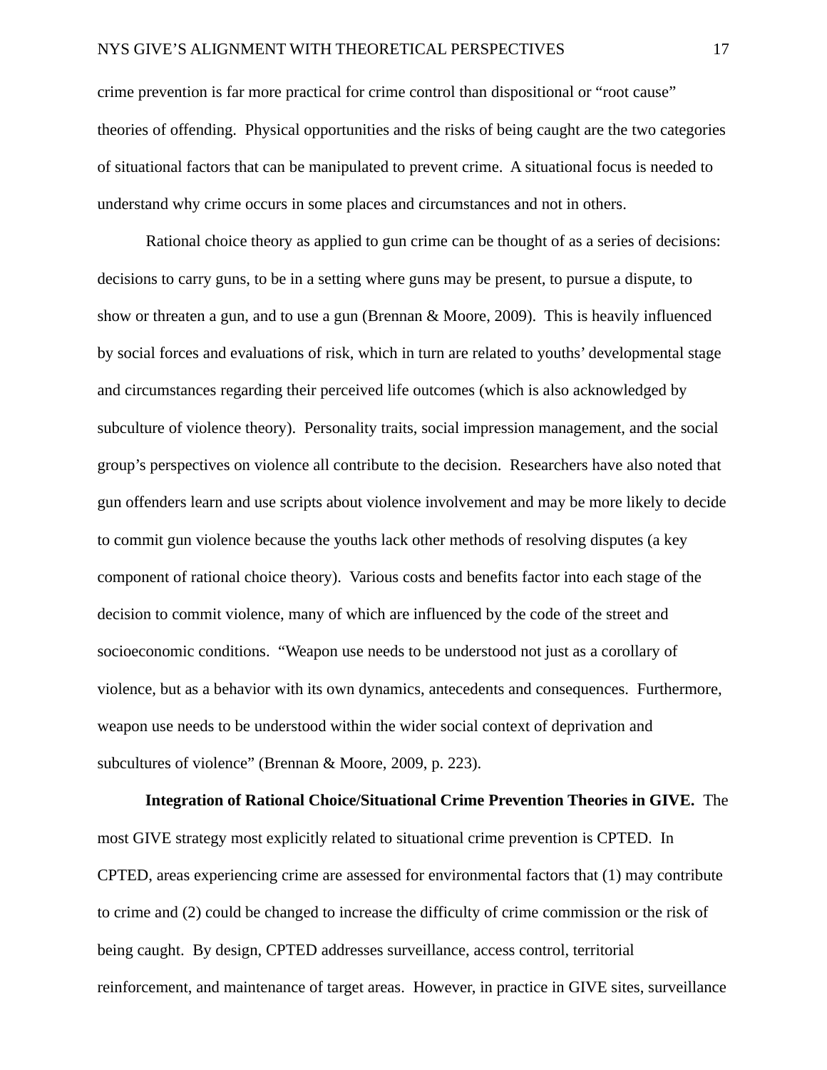crime prevention is far more practical for crime control than dispositional or "root cause" theories of offending. Physical opportunities and the risks of being caught are the two categories of situational factors that can be manipulated to prevent crime. A situational focus is needed to understand why crime occurs in some places and circumstances and not in others.

Rational choice theory as applied to gun crime can be thought of as a series of decisions: decisions to carry guns, to be in a setting where guns may be present, to pursue a dispute, to show or threaten a gun, and to use a gun (Brennan & Moore, 2009). This is heavily influenced by social forces and evaluations of risk, which in turn are related to youths' developmental stage and circumstances regarding their perceived life outcomes (which is also acknowledged by subculture of violence theory). Personality traits, social impression management, and the social group's perspectives on violence all contribute to the decision. Researchers have also noted that gun offenders learn and use scripts about violence involvement and may be more likely to decide to commit gun violence because the youths lack other methods of resolving disputes (a key component of rational choice theory). Various costs and benefits factor into each stage of the decision to commit violence, many of which are influenced by the code of the street and socioeconomic conditions. "Weapon use needs to be understood not just as a corollary of violence, but as a behavior with its own dynamics, antecedents and consequences. Furthermore, weapon use needs to be understood within the wider social context of deprivation and subcultures of violence" (Brennan & Moore, 2009, p. 223).

**Integration of Rational Choice/Situational Crime Prevention Theories in GIVE.** The most GIVE strategy most explicitly related to situational crime prevention is CPTED. In CPTED, areas experiencing crime are assessed for environmental factors that (1) may contribute to crime and (2) could be changed to increase the difficulty of crime commission or the risk of being caught. By design, CPTED addresses surveillance, access control, territorial reinforcement, and maintenance of target areas. However, in practice in GIVE sites, surveillance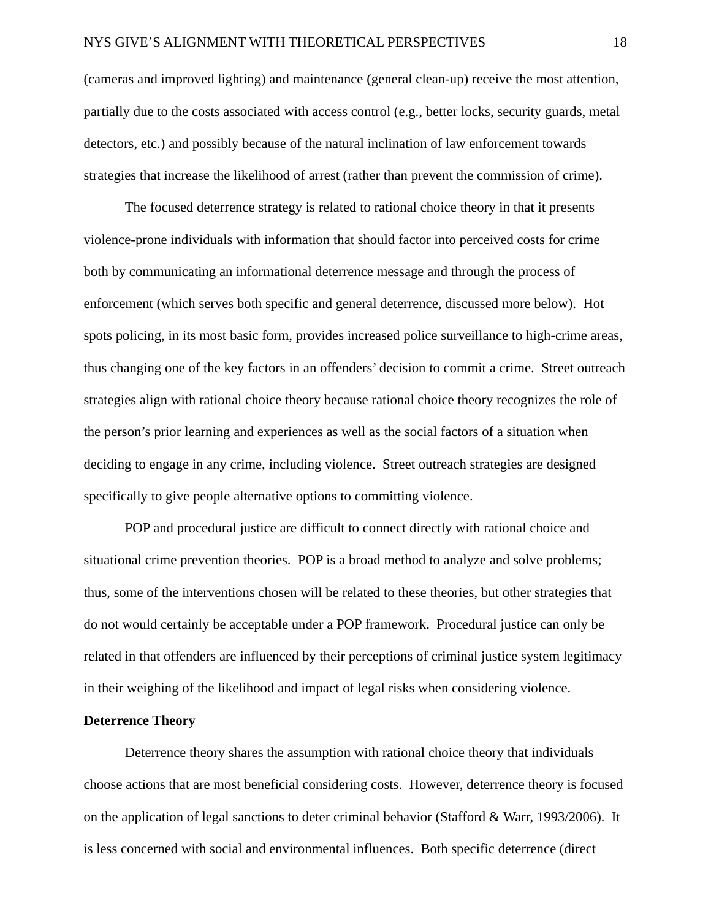(cameras and improved lighting) and maintenance (general clean-up) receive the most attention, partially due to the costs associated with access control (e.g., better locks, security guards, metal detectors, etc.) and possibly because of the natural inclination of law enforcement towards strategies that increase the likelihood of arrest (rather than prevent the commission of crime).

The focused deterrence strategy is related to rational choice theory in that it presents violence-prone individuals with information that should factor into perceived costs for crime both by communicating an informational deterrence message and through the process of enforcement (which serves both specific and general deterrence, discussed more below). Hot spots policing, in its most basic form, provides increased police surveillance to high-crime areas, thus changing one of the key factors in an offenders' decision to commit a crime. Street outreach strategies align with rational choice theory because rational choice theory recognizes the role of the person's prior learning and experiences as well as the social factors of a situation when deciding to engage in any crime, including violence. Street outreach strategies are designed specifically to give people alternative options to committing violence.

POP and procedural justice are difficult to connect directly with rational choice and situational crime prevention theories. POP is a broad method to analyze and solve problems; thus, some of the interventions chosen will be related to these theories, but other strategies that do not would certainly be acceptable under a POP framework. Procedural justice can only be related in that offenders are influenced by their perceptions of criminal justice system legitimacy in their weighing of the likelihood and impact of legal risks when considering violence.

**Deterrence Theory**

Deterrence theory shares the assumption with rational choice theory that individuals choose actions that are most beneficial considering costs. However, deterrence theory is focused on the application of legal sanctions to deter criminal behavior (Stafford & Warr, 1993/2006). It is less concerned with social and environmental influences. Both specific deterrence (direct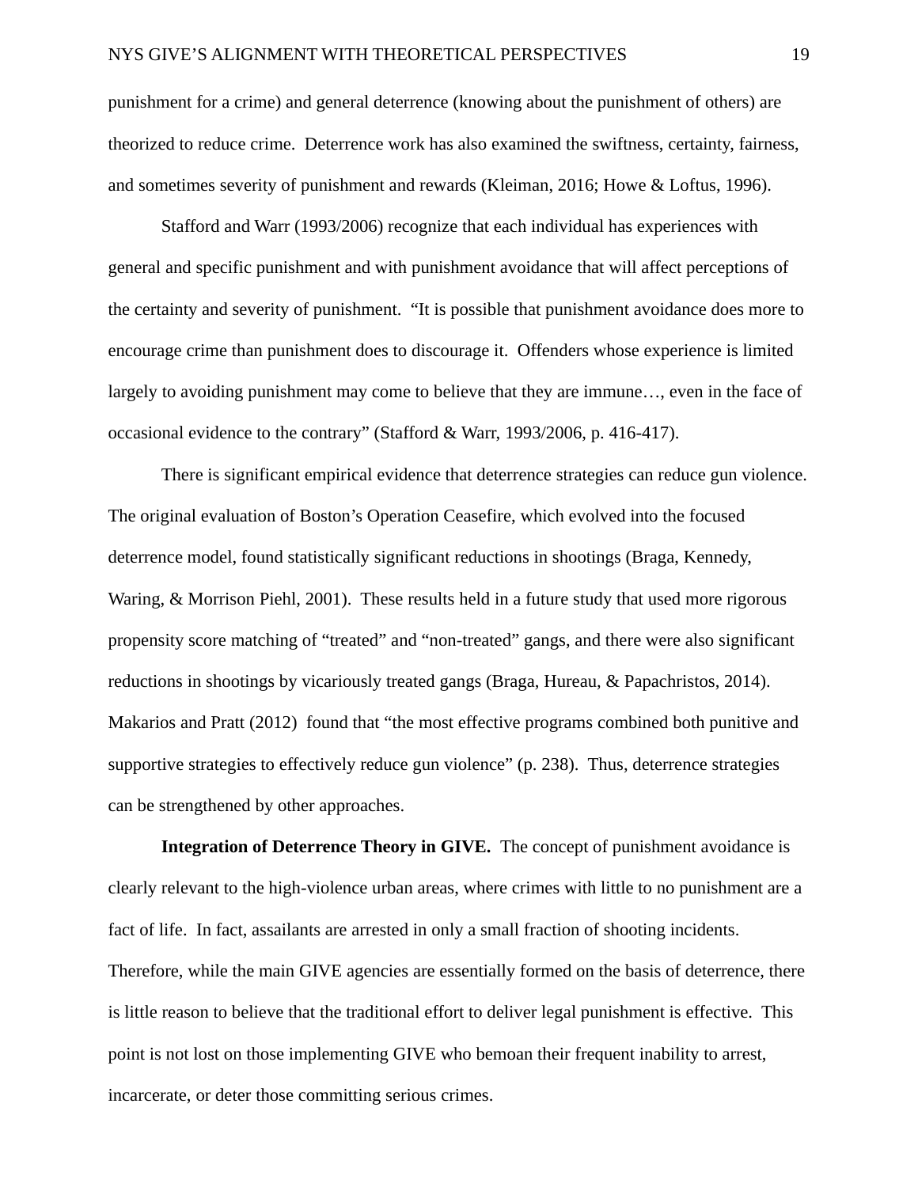punishment for a crime) and general deterrence (knowing about the punishment of others) are theorized to reduce crime. Deterrence work has also examined the swiftness, certainty, fairness, and sometimes severity of punishment and rewards (Kleiman, 2016; Howe & Loftus, 1996).

Stafford and Warr (1993/2006) recognize that each individual has experiences with general and specific punishment and with punishment avoidance that will affect perceptions of the certainty and severity of punishment. "It is possible that punishment avoidance does more to encourage crime than punishment does to discourage it. Offenders whose experience is limited largely to avoiding punishment may come to believe that they are immune…, even in the face of occasional evidence to the contrary" (Stafford & Warr, 1993/2006, p. 416-417).

There is significant empirical evidence that deterrence strategies can reduce gun violence. The original evaluation of Boston's Operation Ceasefire, which evolved into the focused deterrence model, found statistically significant reductions in shootings (Braga, Kennedy, Waring, & Morrison Piehl, 2001). These results held in a future study that used more rigorous propensity score matching of "treated" and "non-treated" gangs, and there were also significant reductions in shootings by vicariously treated gangs (Braga, Hureau, & Papachristos, 2014). Makarios and Pratt (2012) found that "the most effective programs combined both punitive and supportive strategies to effectively reduce gun violence" (p. 238). Thus, deterrence strategies can be strengthened by other approaches.

**Integration of Deterrence Theory in GIVE.** The concept of punishment avoidance is clearly relevant to the high-violence urban areas, where crimes with little to no punishment are a fact of life. In fact, assailants are arrested in only a small fraction of shooting incidents. Therefore, while the main GIVE agencies are essentially formed on the basis of deterrence, there is little reason to believe that the traditional effort to deliver legal punishment is effective. This point is not lost on those implementing GIVE who bemoan their frequent inability to arrest, incarcerate, or deter those committing serious crimes.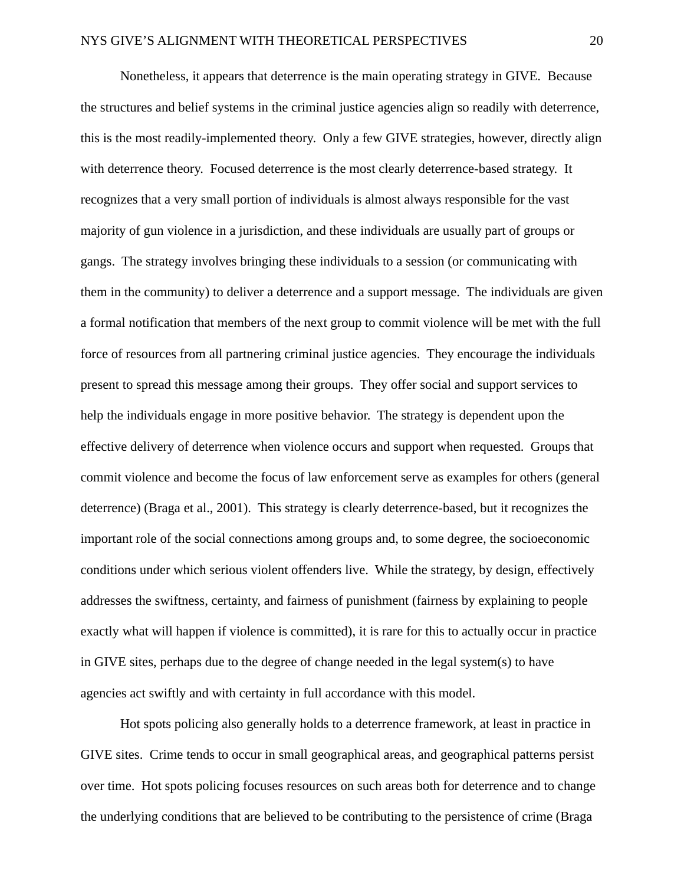Nonetheless, it appears that deterrence is the main operating strategy in GIVE. Because the structures and belief systems in the criminal justice agencies align so readily with deterrence, this is the most readily-implemented theory. Only a few GIVE strategies, however, directly align with deterrence theory. Focused deterrence is the most clearly deterrence-based strategy. It recognizes that a very small portion of individuals is almost always responsible for the vast majority of gun violence in a jurisdiction, and these individuals are usually part of groups or gangs. The strategy involves bringing these individuals to a session (or communicating with them in the community) to deliver a deterrence and a support message. The individuals are given a formal notification that members of the next group to commit violence will be met with the full force of resources from all partnering criminal justice agencies. They encourage the individuals present to spread this message among their groups. They offer social and support services to help the individuals engage in more positive behavior. The strategy is dependent upon the effective delivery of deterrence when violence occurs and support when requested. Groups that commit violence and become the focus of law enforcement serve as examples for others (general deterrence) (Braga et al., 2001). This strategy is clearly deterrence-based, but it recognizes the important role of the social connections among groups and, to some degree, the socioeconomic conditions under which serious violent offenders live. While the strategy, by design, effectively addresses the swiftness, certainty, and fairness of punishment (fairness by explaining to people exactly what will happen if violence is committed), it is rare for this to actually occur in practice in GIVE sites, perhaps due to the degree of change needed in the legal system(s) to have agencies act swiftly and with certainty in full accordance with this model.

Hot spots policing also generally holds to a deterrence framework, at least in practice in GIVE sites. Crime tends to occur in small geographical areas, and geographical patterns persist over time. Hot spots policing focuses resources on such areas both for deterrence and to change the underlying conditions that are believed to be contributing to the persistence of crime (Braga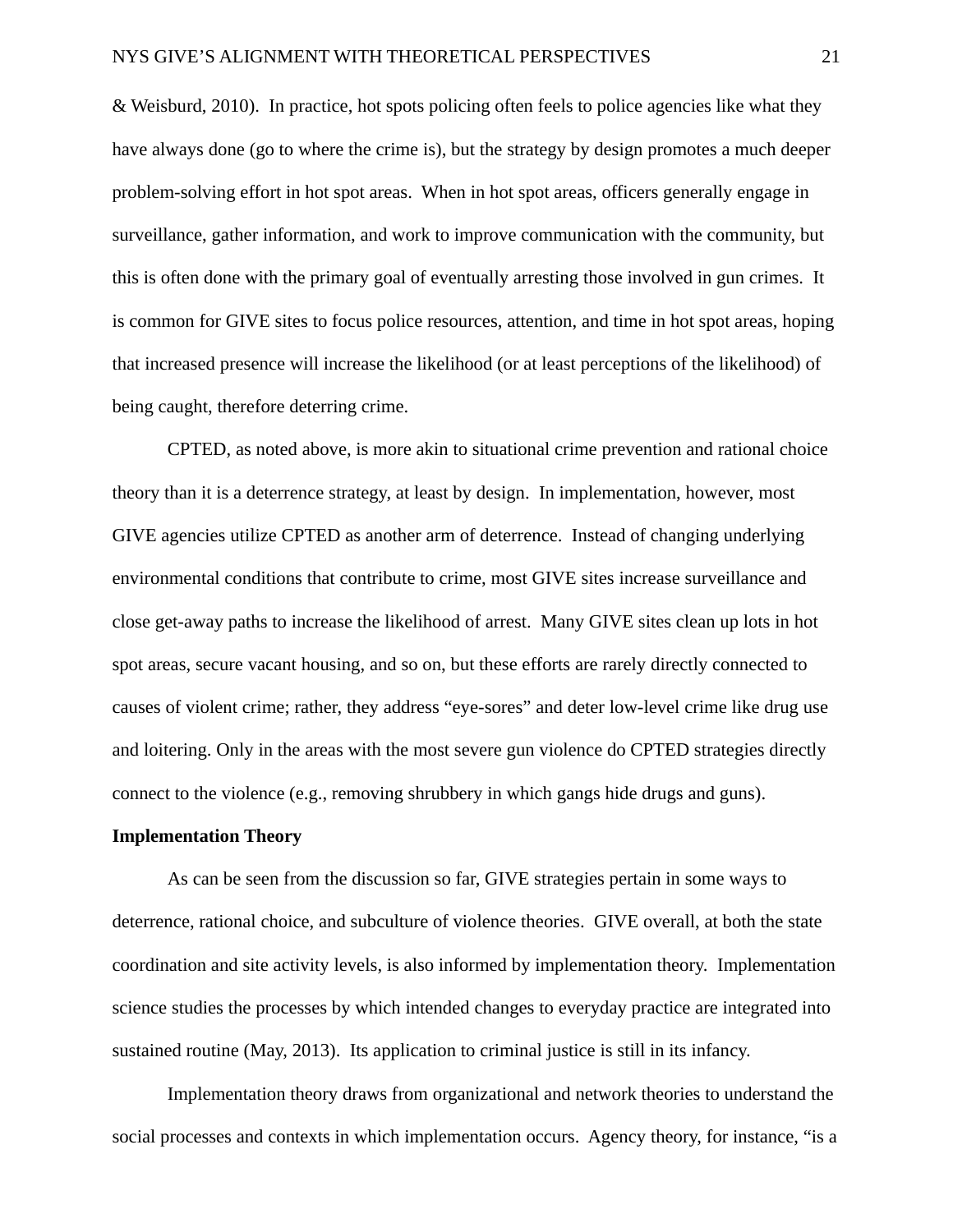& Weisburd, 2010). In practice, hot spots policing often feels to police agencies like what they have always done (go to where the crime is), but the strategy by design promotes a much deeper problem-solving effort in hot spot areas. When in hot spot areas, officers generally engage in surveillance, gather information, and work to improve communication with the community, but this is often done with the primary goal of eventually arresting those involved in gun crimes. It is common for GIVE sites to focus police resources, attention, and time in hot spot areas, hoping that increased presence will increase the likelihood (or at least perceptions of the likelihood) of being caught, therefore deterring crime.

CPTED, as noted above, is more akin to situational crime prevention and rational choice theory than it is a deterrence strategy, at least by design. In implementation, however, most GIVE agencies utilize CPTED as another arm of deterrence. Instead of changing underlying environmental conditions that contribute to crime, most GIVE sites increase surveillance and close get-away paths to increase the likelihood of arrest. Many GIVE sites clean up lots in hot spot areas, secure vacant housing, and so on, but these efforts are rarely directly connected to causes of violent crime; rather, they address "eye-sores" and deter low-level crime like drug use and loitering. Only in the areas with the most severe gun violence do CPTED strategies directly connect to the violence (e.g., removing shrubbery in which gangs hide drugs and guns).

**Implementation Theory**

As can be seen from the discussion so far, GIVE strategies pertain in some ways to deterrence, rational choice, and subculture of violence theories. GIVE overall, at both the state coordination and site activity levels, is also informed by implementation theory. Implementation science studies the processes by which intended changes to everyday practice are integrated into sustained routine (May, 2013). Its application to criminal justice is still in its infancy.

Implementation theory draws from organizational and network theories to understand the social processes and contexts in which implementation occurs. Agency theory, for instance, "is a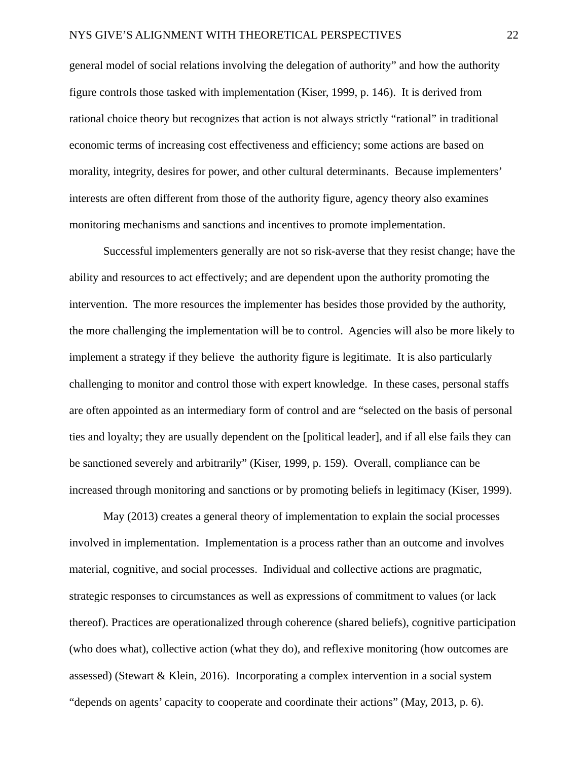general model of social relations involving the delegation of authority" and how the authority figure controls those tasked with implementation (Kiser, 1999, p. 146). It is derived from rational choice theory but recognizes that action is not always strictly "rational" in traditional economic terms of increasing cost effectiveness and efficiency; some actions are based on morality, integrity, desires for power, and other cultural determinants. Because implementers' interests are often different from those of the authority figure, agency theory also examines monitoring mechanisms and sanctions and incentives to promote implementation.

Successful implementers generally are not so risk-averse that they resist change; have the ability and resources to act effectively; and are dependent upon the authority promoting the intervention. The more resources the implementer has besides those provided by the authority, the more challenging the implementation will be to control. Agencies will also be more likely to implement a strategy if they believe the authority figure is legitimate. It is also particularly challenging to monitor and control those with expert knowledge. In these cases, personal staffs are often appointed as an intermediary form of control and are "selected on the basis of personal ties and loyalty; they are usually dependent on the [political leader], and if all else fails they can be sanctioned severely and arbitrarily" (Kiser, 1999, p. 159). Overall, compliance can be increased through monitoring and sanctions or by promoting beliefs in legitimacy (Kiser, 1999).

May (2013) creates a general theory of implementation to explain the social processes involved in implementation. Implementation is a process rather than an outcome and involves material, cognitive, and social processes. Individual and collective actions are pragmatic, strategic responses to circumstances as well as expressions of commitment to values (or lack thereof). Practices are operationalized through coherence (shared beliefs), cognitive participation (who does what), collective action (what they do), and reflexive monitoring (how outcomes are assessed) (Stewart & Klein, 2016). Incorporating a complex intervention in a social system "depends on agents' capacity to cooperate and coordinate their actions" (May, 2013, p. 6).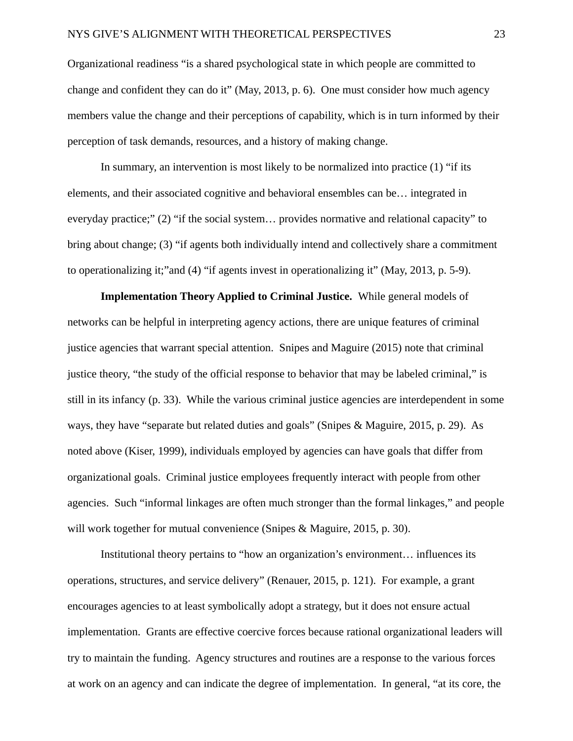Organizational readiness “is a shared psychological state in which people are committed to change and confident they can do it” (May, 2013, p. 6). One must consider how much agency members value the change and their perceptions of capability, which is in turn informed by their perception of task demands, resources, and a history of making change.

In summary, an intervention is most likely to be normalized into practice (1) “if its elements, and their associated cognitive and behavioral ensembles can be… integrated in everyday practice;” (2) “if the social system… provides normative and relational capacity” to bring about change; (3) “if agents both individually intend and collectively share a commitment to operationalizing it;”and (4) “if agents invest in operationalizing it” (May, 2013, p. 5-9).

**Implementation Theory Applied to Criminal Justice.** While general models of networks can be helpful in interpreting agency actions, there are unique features of criminal justice agencies that warrant special attention. Snipes and Maguire (2015) note that criminal justice theory, “the study of the official response to behavior that may be labeled criminal,” is still in its infancy (p. 33). While the various criminal justice agencies are interdependent in some ways, they have “separate but related duties and goals” (Snipes & Maguire, 2015, p. 29). As noted above (Kiser, 1999), individuals employed by agencies can have goals that differ from organizational goals. Criminal justice employees frequently interact with people from other agencies. Such “informal linkages are often much stronger than the formal linkages,” and people will work together for mutual convenience (Snipes & Maguire, 2015, p. 30).

Institutional theory pertains to “how an organization’s environment… influences its operations, structures, and service delivery” (Renauer, 2015, p. 121). For example, a grant encourages agencies to at least symbolically adopt a strategy, but it does not ensure actual implementation. Grants are effective coercive forces because rational organizational leaders will try to maintain the funding. Agency structures and routines are a response to the various forces at work on an agency and can indicate the degree of implementation. In general, “at its core, the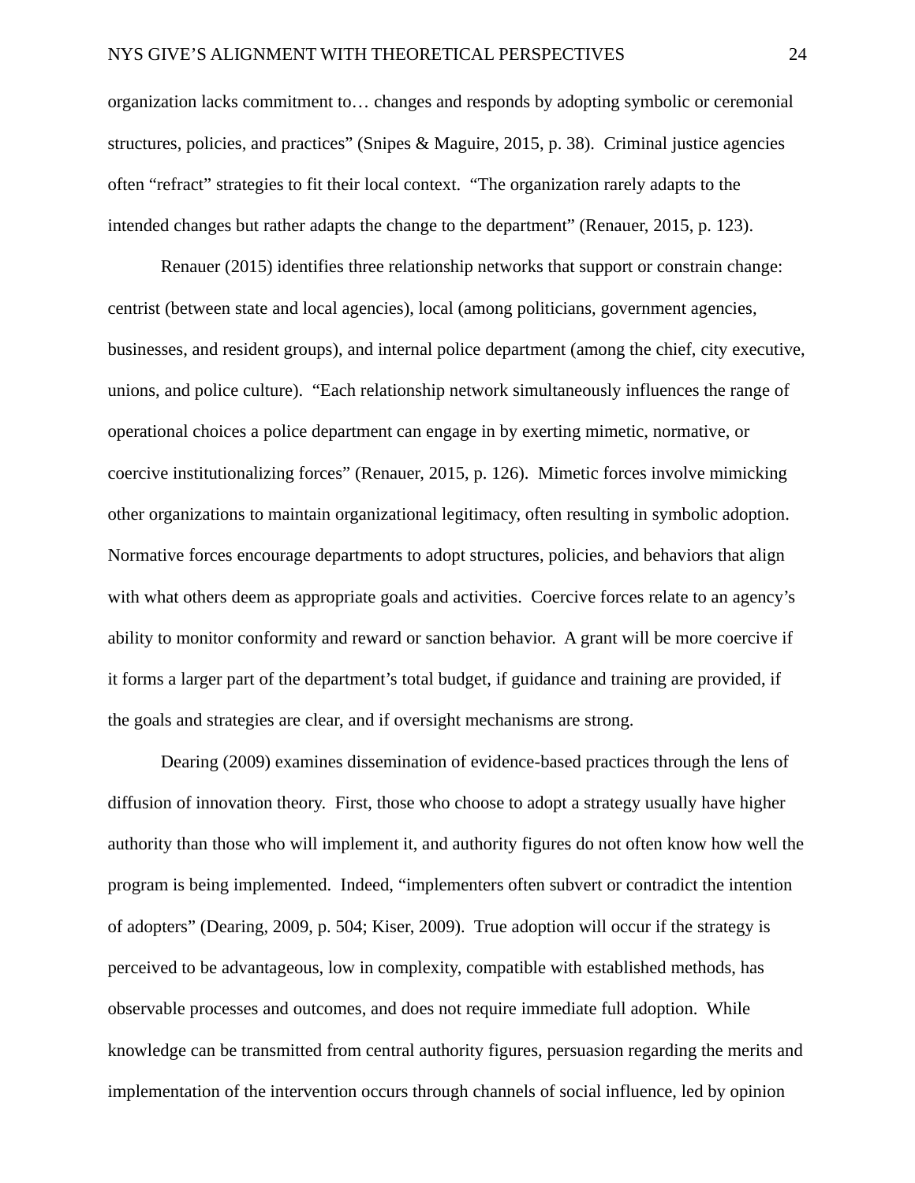organization lacks commitment to… changes and responds by adopting symbolic or ceremonial structures, policies, and practices" (Snipes & Maguire, 2015, p. 38). Criminal justice agencies often "refract" strategies to fit their local context. "The organization rarely adapts to the intended changes but rather adapts the change to the department" (Renauer, 2015, p. 123).

Renauer (2015) identifies three relationship networks that support or constrain change: centrist (between state and local agencies), local (among politicians, government agencies, businesses, and resident groups), and internal police department (among the chief, city executive, unions, and police culture). "Each relationship network simultaneously influences the range of operational choices a police department can engage in by exerting mimetic, normative, or coercive institutionalizing forces" (Renauer, 2015, p. 126). Mimetic forces involve mimicking other organizations to maintain organizational legitimacy, often resulting in symbolic adoption. Normative forces encourage departments to adopt structures, policies, and behaviors that align with what others deem as appropriate goals and activities. Coercive forces relate to an agency's ability to monitor conformity and reward or sanction behavior. A grant will be more coercive if it forms a larger part of the department's total budget, if guidance and training are provided, if the goals and strategies are clear, and if oversight mechanisms are strong.

Dearing (2009) examines dissemination of evidence-based practices through the lens of diffusion of innovation theory. First, those who choose to adopt a strategy usually have higher authority than those who will implement it, and authority figures do not often know how well the program is being implemented. Indeed, "implementers often subvert or contradict the intention of adopters" (Dearing, 2009, p. 504; Kiser, 2009). True adoption will occur if the strategy is perceived to be advantageous, low in complexity, compatible with established methods, has observable processes and outcomes, and does not require immediate full adoption. While knowledge can be transmitted from central authority figures, persuasion regarding the merits and implementation of the intervention occurs through channels of social influence, led by opinion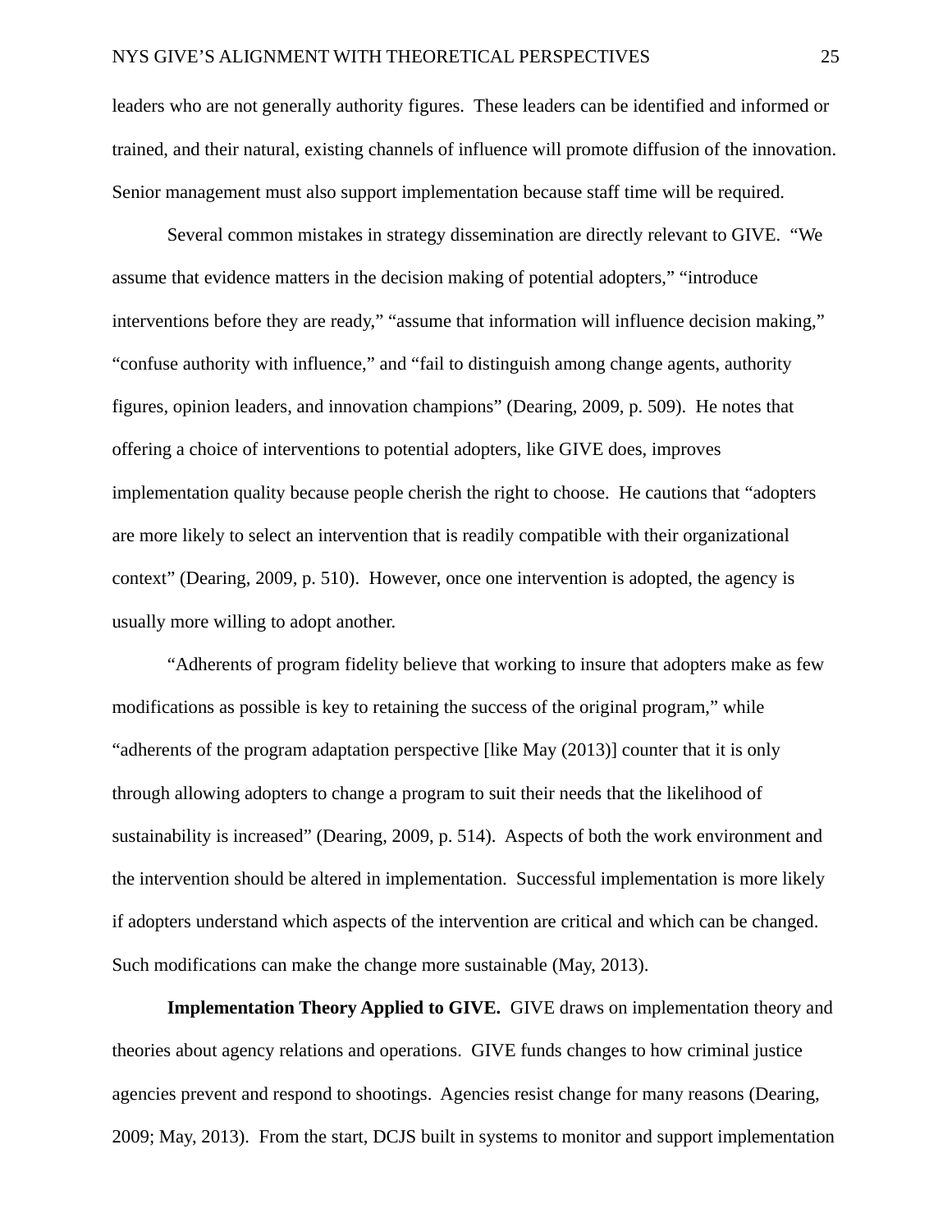leaders who are not generally authority figures. These leaders can be identified and informed or trained, and their natural, existing channels of influence will promote diffusion of the innovation. Senior management must also support implementation because staff time will be required.

Several common mistakes in strategy dissemination are directly relevant to GIVE. "We assume that evidence matters in the decision making of potential adopters," "introduce interventions before they are ready," "assume that information will influence decision making," "confuse authority with influence," and "fail to distinguish among change agents, authority figures, opinion leaders, and innovation champions" (Dearing, 2009, p. 509). He notes that offering a choice of interventions to potential adopters, like GIVE does, improves implementation quality because people cherish the right to choose. He cautions that "adopters are more likely to select an intervention that is readily compatible with their organizational context" (Dearing, 2009, p. 510). However, once one intervention is adopted, the agency is usually more willing to adopt another.

"Adherents of program fidelity believe that working to insure that adopters make as few modifications as possible is key to retaining the success of the original program," while "adherents of the program adaptation perspective [like May (2013)] counter that it is only through allowing adopters to change a program to suit their needs that the likelihood of sustainability is increased" (Dearing, 2009, p. 514). Aspects of both the work environment and the intervention should be altered in implementation. Successful implementation is more likely if adopters understand which aspects of the intervention are critical and which can be changed. Such modifications can make the change more sustainable (May, 2013).

**Implementation Theory Applied to GIVE.** GIVE draws on implementation theory and theories about agency relations and operations. GIVE funds changes to how criminal justice agencies prevent and respond to shootings. Agencies resist change for many reasons (Dearing, 2009; May, 2013). From the start, DCJS built in systems to monitor and support implementation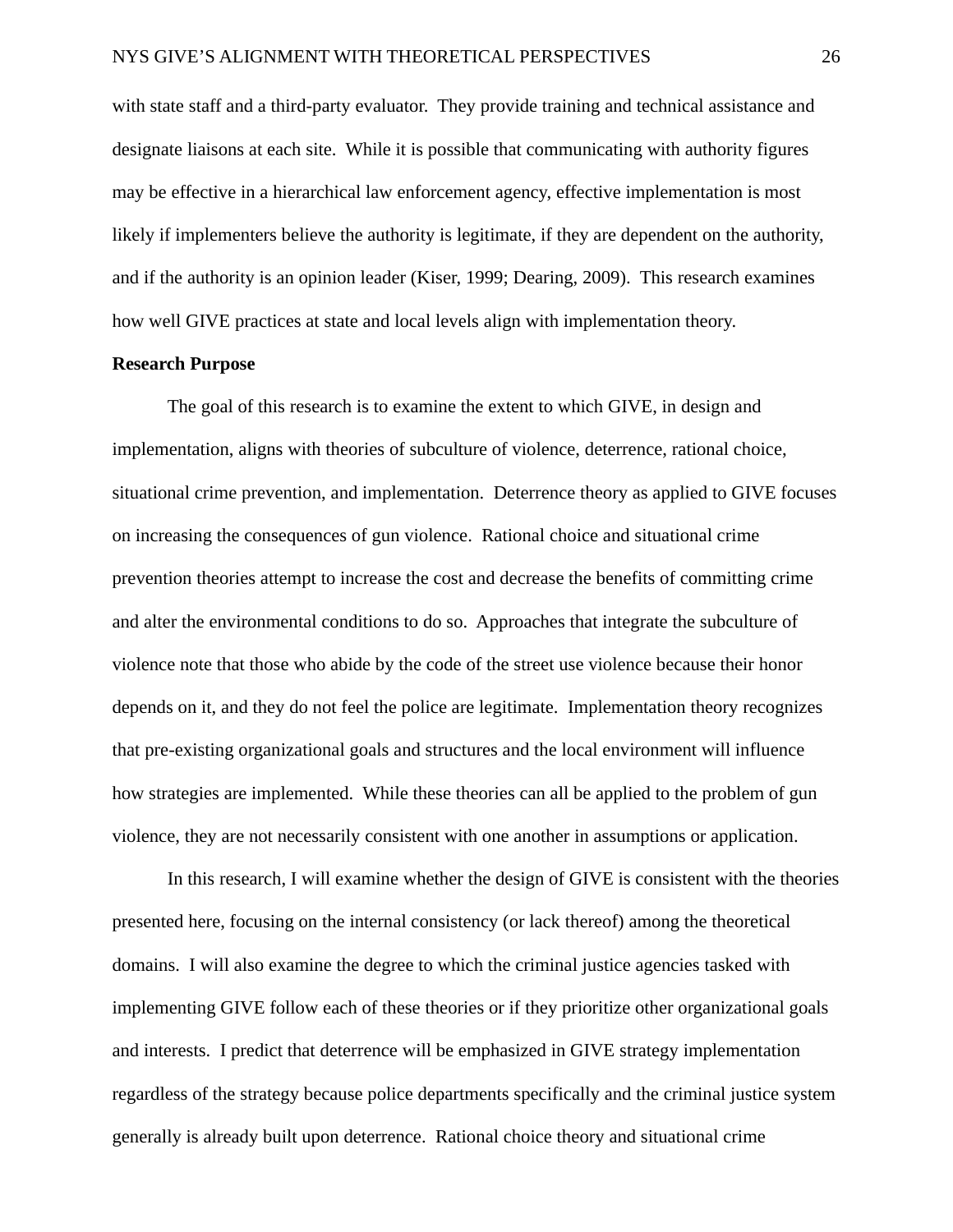with state staff and a third-party evaluator. They provide training and technical assistance and designate liaisons at each site. While it is possible that communicating with authority figures may be effective in a hierarchical law enforcement agency, effective implementation is most likely if implementers believe the authority is legitimate, if they are dependent on the authority, and if the authority is an opinion leader (Kiser, 1999; Dearing, 2009). This research examines how well GIVE practices at state and local levels align with implementation theory.

**Research Purpose**

The goal of this research is to examine the extent to which GIVE, in design and implementation, aligns with theories of subculture of violence, deterrence, rational choice, situational crime prevention, and implementation. Deterrence theory as applied to GIVE focuses on increasing the consequences of gun violence. Rational choice and situational crime prevention theories attempt to increase the cost and decrease the benefits of committing crime and alter the environmental conditions to do so. Approaches that integrate the subculture of violence note that those who abide by the code of the street use violence because their honor depends on it, and they do not feel the police are legitimate. Implementation theory recognizes that pre-existing organizational goals and structures and the local environment will influence how strategies are implemented. While these theories can all be applied to the problem of gun violence, they are not necessarily consistent with one another in assumptions or application.

In this research, I will examine whether the design of GIVE is consistent with the theories presented here, focusing on the internal consistency (or lack thereof) among the theoretical domains. I will also examine the degree to which the criminal justice agencies tasked with implementing GIVE follow each of these theories or if they prioritize other organizational goals and interests. I predict that deterrence will be emphasized in GIVE strategy implementation regardless of the strategy because police departments specifically and the criminal justice system generally is already built upon deterrence. Rational choice theory and situational crime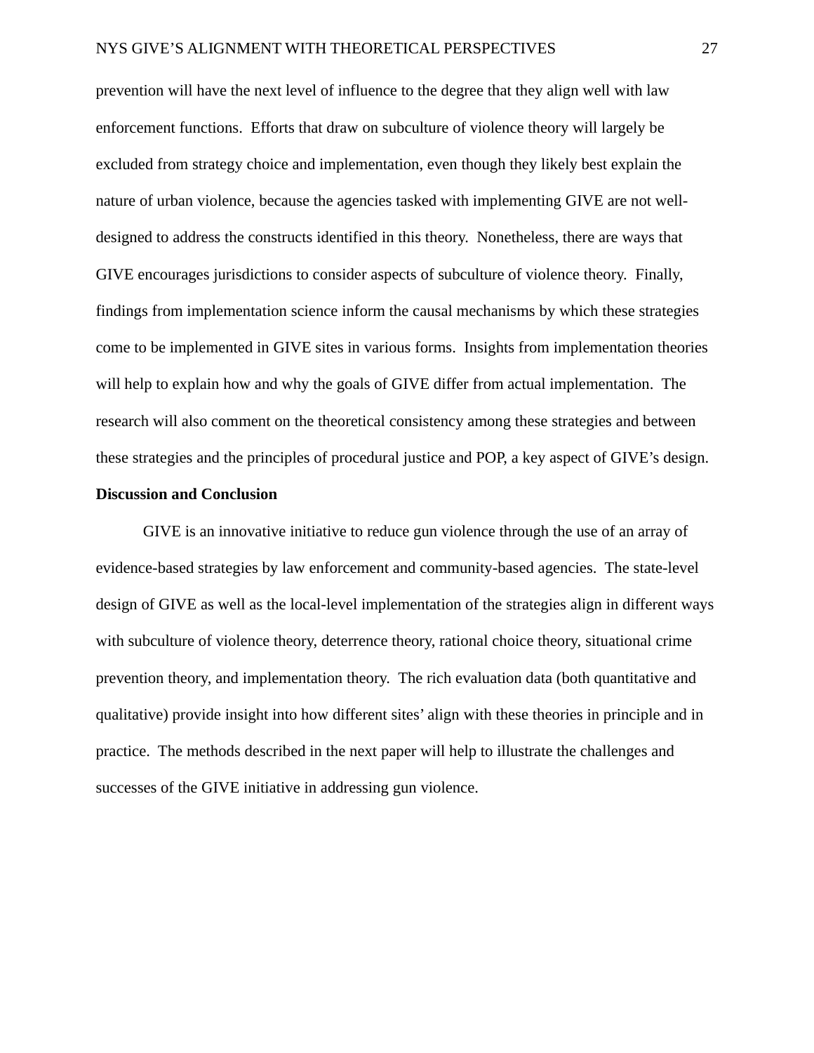prevention will have the next level of influence to the degree that they align well with law enforcement functions. Efforts that draw on subculture of violence theory will largely be excluded from strategy choice and implementation, even though they likely best explain the nature of urban violence, because the agencies tasked with implementing GIVE are not well-designed to address the constructs identified in this theory. Nonetheless, there are ways that GIVE encourages jurisdictions to consider aspects of subculture of violence theory. Finally, findings from implementation science inform the causal mechanisms by which these strategies come to be implemented in GIVE sites in various forms. Insights from implementation theories will help to explain how and why the goals of GIVE differ from actual implementation. The research will also comment on the theoretical consistency among these strategies and between these strategies and the principles of procedural justice and POP, a key aspect of GIVE's design.

**Discussion and Conclusion**

GIVE is an innovative initiative to reduce gun violence through the use of an array of evidence-based strategies by law enforcement and community-based agencies. The state-level design of GIVE as well as the local-level implementation of the strategies align in different ways with subculture of violence theory, deterrence theory, rational choice theory, situational crime prevention theory, and implementation theory. The rich evaluation data (both quantitative and qualitative) provide insight into how different sites' align with these theories in principle and in practice. The methods described in the next paper will help to illustrate the challenges and successes of the GIVE initiative in addressing gun violence.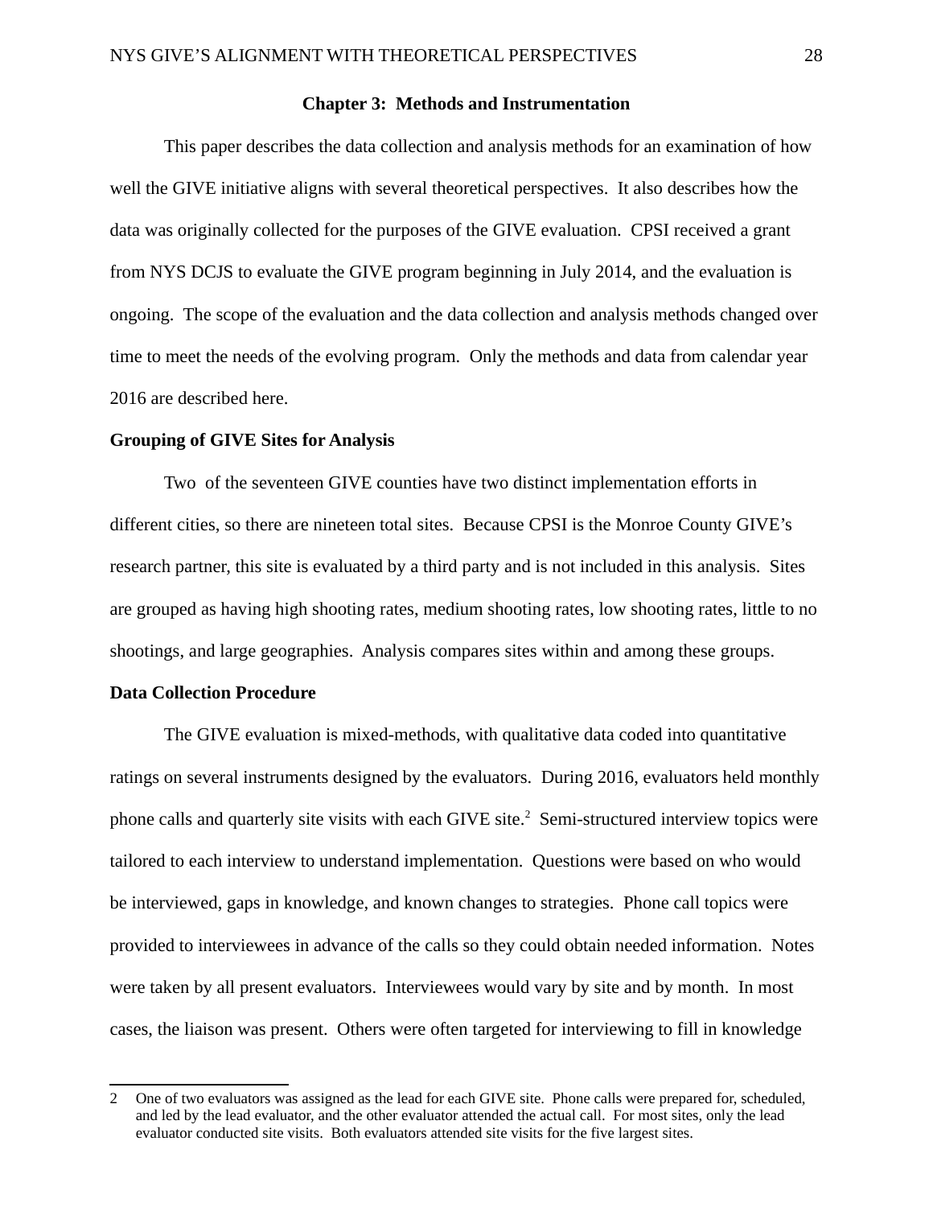## Chapter 3: Methods and Instrumentation

This paper describes the data collection and analysis methods for an examination of how well the GIVE initiative aligns with several theoretical perspectives. It also describes how the data was originally collected for the purposes of the GIVE evaluation. CPSI received a grant from NYS DCJS to evaluate the GIVE program beginning in July 2014, and the evaluation is ongoing. The scope of the evaluation and the data collection and analysis methods changed over time to meet the needs of the evolving program. Only the methods and data from calendar year 2016 are described here.

### Grouping of GIVE Sites for Analysis

Two of the seventeen GIVE counties have two distinct implementation efforts in different cities, so there are nineteen total sites. Because CPSI is the Monroe County GIVE's research partner, this site is evaluated by a third party and is not included in this analysis. Sites are grouped as having high shooting rates, medium shooting rates, low shooting rates, little to no shootings, and large geographies. Analysis compares sites within and among these groups.

### Data Collection Procedure

The GIVE evaluation is mixed-methods, with qualitative data coded into quantitative ratings on several instruments designed by the evaluators. During 2016, evaluators held monthly phone calls and quarterly site visits with each GIVE site.[2] Semi-structured interview topics were tailored to each interview to understand implementation. Questions were based on who would be interviewed, gaps in knowledge, and known changes to strategies. Phone call topics were provided to interviewees in advance of the calls so they could obtain needed information. Notes were taken by all present evaluators. Interviewees would vary by site and by month. In most cases, the liaison was present. Others were often targeted for interviewing to fill in knowledge

2 One of two evaluators was assigned as the lead for each GIVE site. Phone calls were prepared for, scheduled, and led by the lead evaluator, and the other evaluator attended the actual call. For most sites, only the lead evaluator conducted site visits. Both evaluators attended site visits for the five largest sites.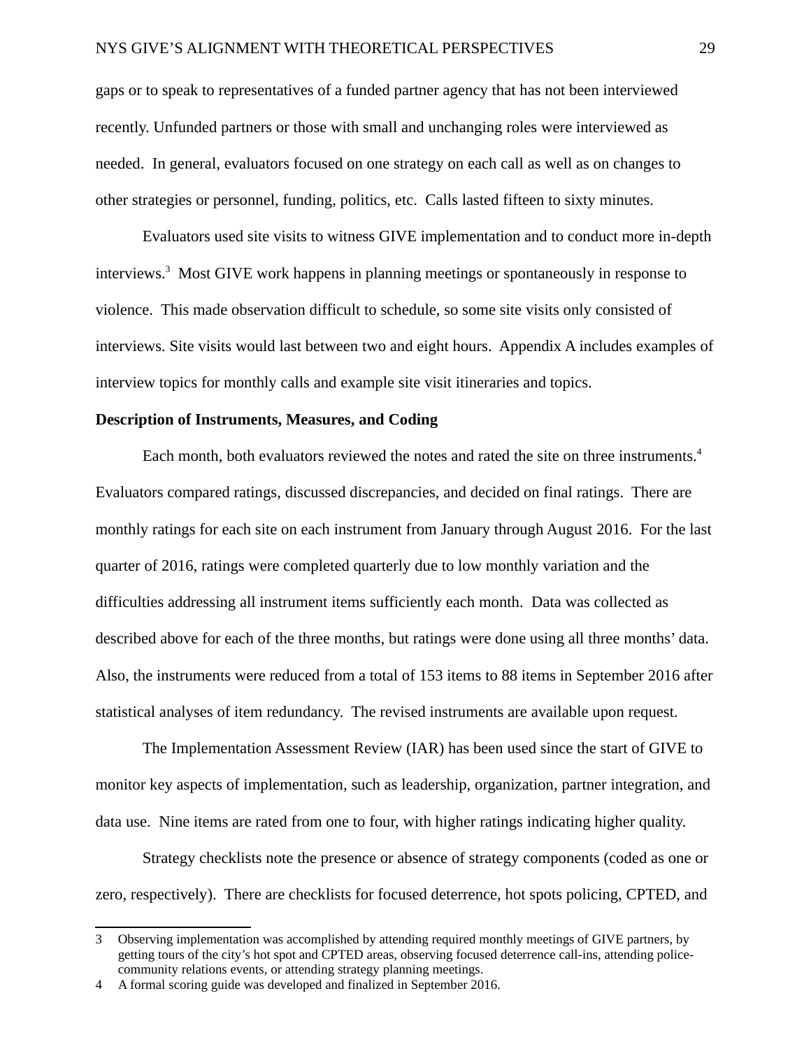gaps or to speak to representatives of a funded partner agency that has not been interviewed recently. Unfunded partners or those with small and unchanging roles were interviewed as needed. In general, evaluators focused on one strategy on each call as well as on changes to other strategies or personnel, funding, politics, etc. Calls lasted fifteen to sixty minutes.

Evaluators used site visits to witness GIVE implementation and to conduct more in-depth interviews.[3] Most GIVE work happens in planning meetings or spontaneously in response to violence. This made observation difficult to schedule, so some site visits only consisted of interviews. Site visits would last between two and eight hours. Appendix A includes examples of interview topics for monthly calls and example site visit itineraries and topics.

**Description of Instruments, Measures, and Coding**

Each month, both evaluators reviewed the notes and rated the site on three instruments.[4] Evaluators compared ratings, discussed discrepancies, and decided on final ratings. There are monthly ratings for each site on each instrument from January through August 2016. For the last quarter of 2016, ratings were completed quarterly due to low monthly variation and the difficulties addressing all instrument items sufficiently each month. Data was collected as described above for each of the three months, but ratings were done using all three months' data. Also, the instruments were reduced from a total of 153 items to 88 items in September 2016 after statistical analyses of item redundancy. The revised instruments are available upon request.

The Implementation Assessment Review (IAR) has been used since the start of GIVE to monitor key aspects of implementation, such as leadership, organization, partner integration, and data use. Nine items are rated from one to four, with higher ratings indicating higher quality.

Strategy checklists note the presence or absence of strategy components (coded as one or zero, respectively). There are checklists for focused deterrence, hot spots policing, CPTED, and

---

3 Observing implementation was accomplished by attending required monthly meetings of GIVE partners, by getting tours of the city's hot spot and CPTED areas, observing focused deterrence call-ins, attending police-community relations events, or attending strategy planning meetings.

4 A formal scoring guide was developed and finalized in September 2016.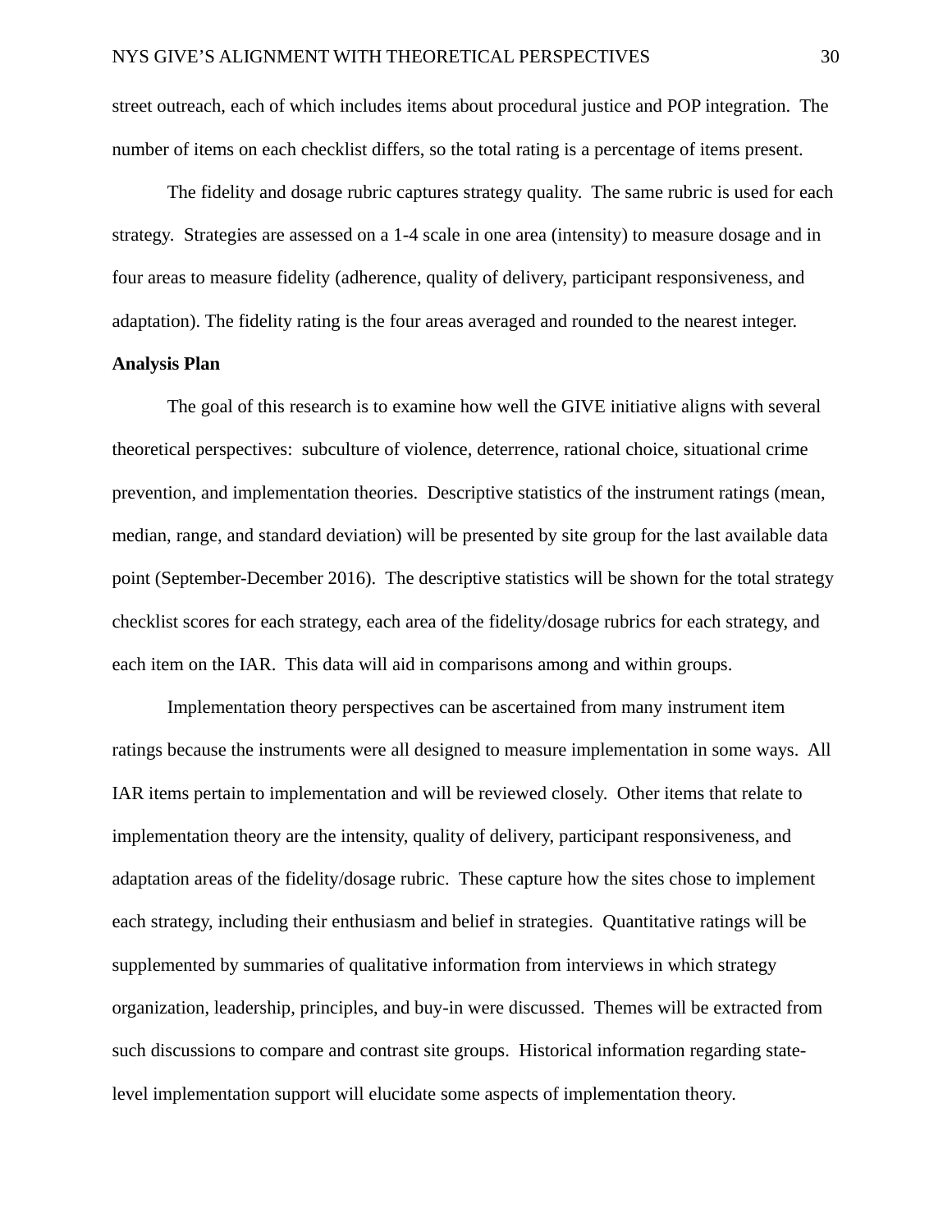street outreach, each of which includes items about procedural justice and POP integration. The number of items on each checklist differs, so the total rating is a percentage of items present.

The fidelity and dosage rubric captures strategy quality. The same rubric is used for each strategy. Strategies are assessed on a 1-4 scale in one area (intensity) to measure dosage and in four areas to measure fidelity (adherence, quality of delivery, participant responsiveness, and adaptation). The fidelity rating is the four areas averaged and rounded to the nearest integer.

**Analysis Plan**

The goal of this research is to examine how well the GIVE initiative aligns with several theoretical perspectives: subculture of violence, deterrence, rational choice, situational crime prevention, and implementation theories. Descriptive statistics of the instrument ratings (mean, median, range, and standard deviation) will be presented by site group for the last available data point (September-December 2016). The descriptive statistics will be shown for the total strategy checklist scores for each strategy, each area of the fidelity/dosage rubrics for each strategy, and each item on the IAR. This data will aid in comparisons among and within groups.

Implementation theory perspectives can be ascertained from many instrument item ratings because the instruments were all designed to measure implementation in some ways. All IAR items pertain to implementation and will be reviewed closely. Other items that relate to implementation theory are the intensity, quality of delivery, participant responsiveness, and adaptation areas of the fidelity/dosage rubric. These capture how the sites chose to implement each strategy, including their enthusiasm and belief in strategies. Quantitative ratings will be supplemented by summaries of qualitative information from interviews in which strategy organization, leadership, principles, and buy-in were discussed. Themes will be extracted from such discussions to compare and contrast site groups. Historical information regarding state-level implementation support will elucidate some aspects of implementation theory.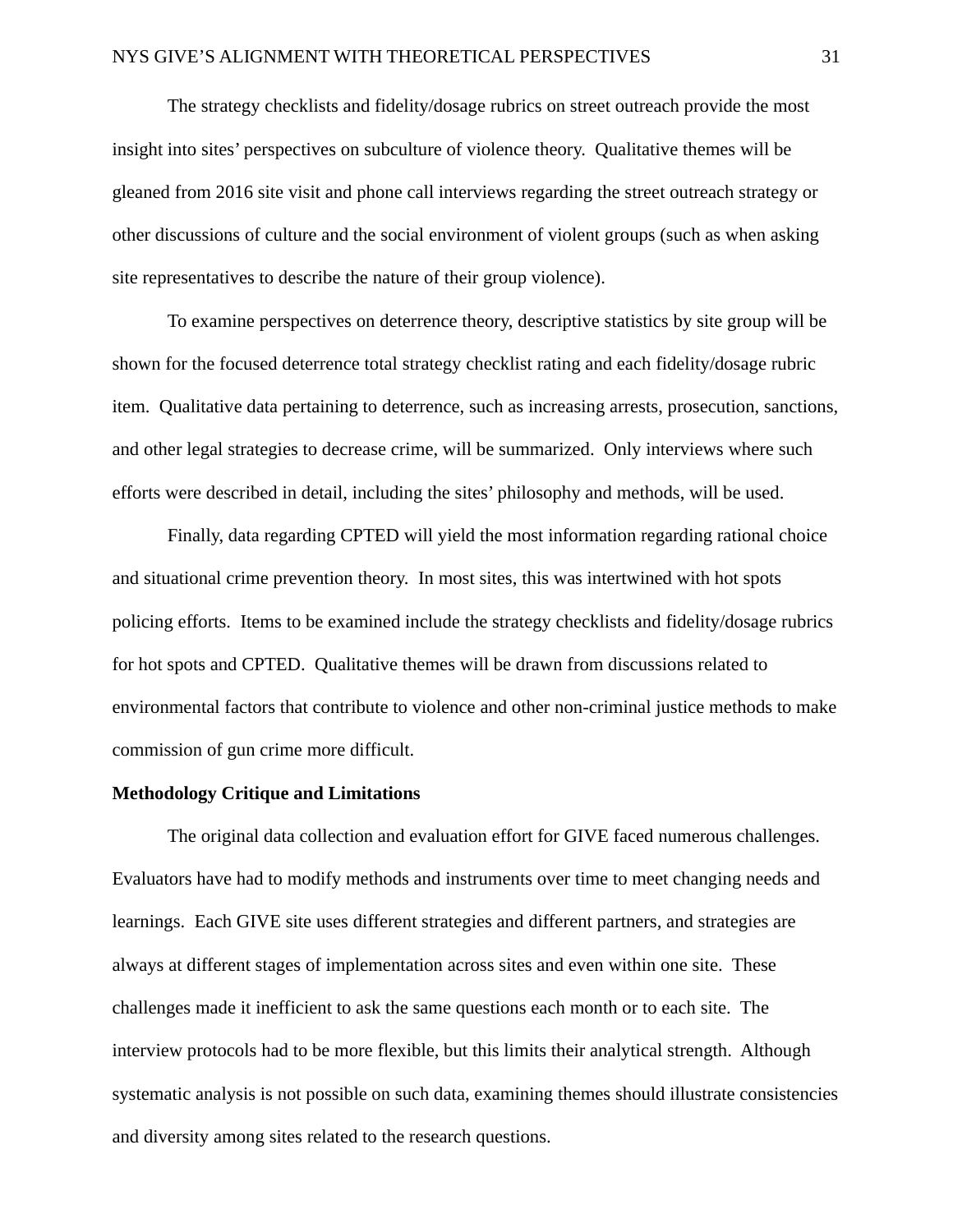The strategy checklists and fidelity/dosage rubrics on street outreach provide the most insight into sites' perspectives on subculture of violence theory. Qualitative themes will be gleaned from 2016 site visit and phone call interviews regarding the street outreach strategy or other discussions of culture and the social environment of violent groups (such as when asking site representatives to describe the nature of their group violence).

To examine perspectives on deterrence theory, descriptive statistics by site group will be shown for the focused deterrence total strategy checklist rating and each fidelity/dosage rubric item. Qualitative data pertaining to deterrence, such as increasing arrests, prosecution, sanctions, and other legal strategies to decrease crime, will be summarized. Only interviews where such efforts were described in detail, including the sites' philosophy and methods, will be used.

Finally, data regarding CPTED will yield the most information regarding rational choice and situational crime prevention theory. In most sites, this was intertwined with hot spots policing efforts. Items to be examined include the strategy checklists and fidelity/dosage rubrics for hot spots and CPTED. Qualitative themes will be drawn from discussions related to environmental factors that contribute to violence and other non-criminal justice methods to make commission of gun crime more difficult.

**Methodology Critique and Limitations**

The original data collection and evaluation effort for GIVE faced numerous challenges. Evaluators have had to modify methods and instruments over time to meet changing needs and learnings. Each GIVE site uses different strategies and different partners, and strategies are always at different stages of implementation across sites and even within one site. These challenges made it inefficient to ask the same questions each month or to each site. The interview protocols had to be more flexible, but this limits their analytical strength. Although systematic analysis is not possible on such data, examining themes should illustrate consistencies and diversity among sites related to the research questions.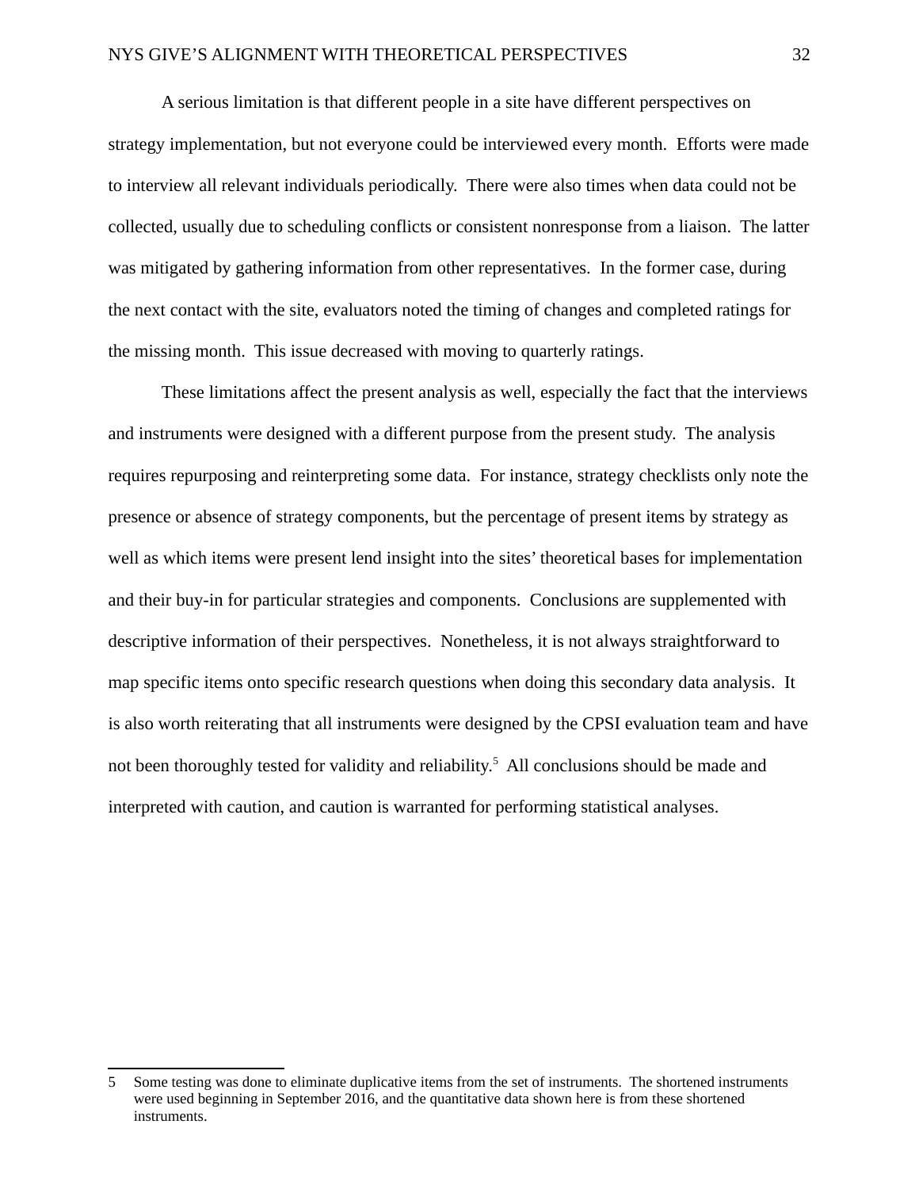A serious limitation is that different people in a site have different perspectives on strategy implementation, but not everyone could be interviewed every month. Efforts were made to interview all relevant individuals periodically. There were also times when data could not be collected, usually due to scheduling conflicts or consistent nonresponse from a liaison. The latter was mitigated by gathering information from other representatives. In the former case, during the next contact with the site, evaluators noted the timing of changes and completed ratings for the missing month. This issue decreased with moving to quarterly ratings.

These limitations affect the present analysis as well, especially the fact that the interviews and instruments were designed with a different purpose from the present study. The analysis requires repurposing and reinterpreting some data. For instance, strategy checklists only note the presence or absence of strategy components, but the percentage of present items by strategy as well as which items were present lend insight into the sites' theoretical bases for implementation and their buy-in for particular strategies and components. Conclusions are supplemented with descriptive information of their perspectives. Nonetheless, it is not always straightforward to map specific items onto specific research questions when doing this secondary data analysis. It is also worth reiterating that all instruments were designed by the CPSI evaluation team and have not been thoroughly tested for validity and reliability.[5] All conclusions should be made and interpreted with caution, and caution is warranted for performing statistical analyses.

---

5 Some testing was done to eliminate duplicative items from the set of instruments. The shortened instruments were used beginning in September 2016, and the quantitative data shown here is from these shortened instruments.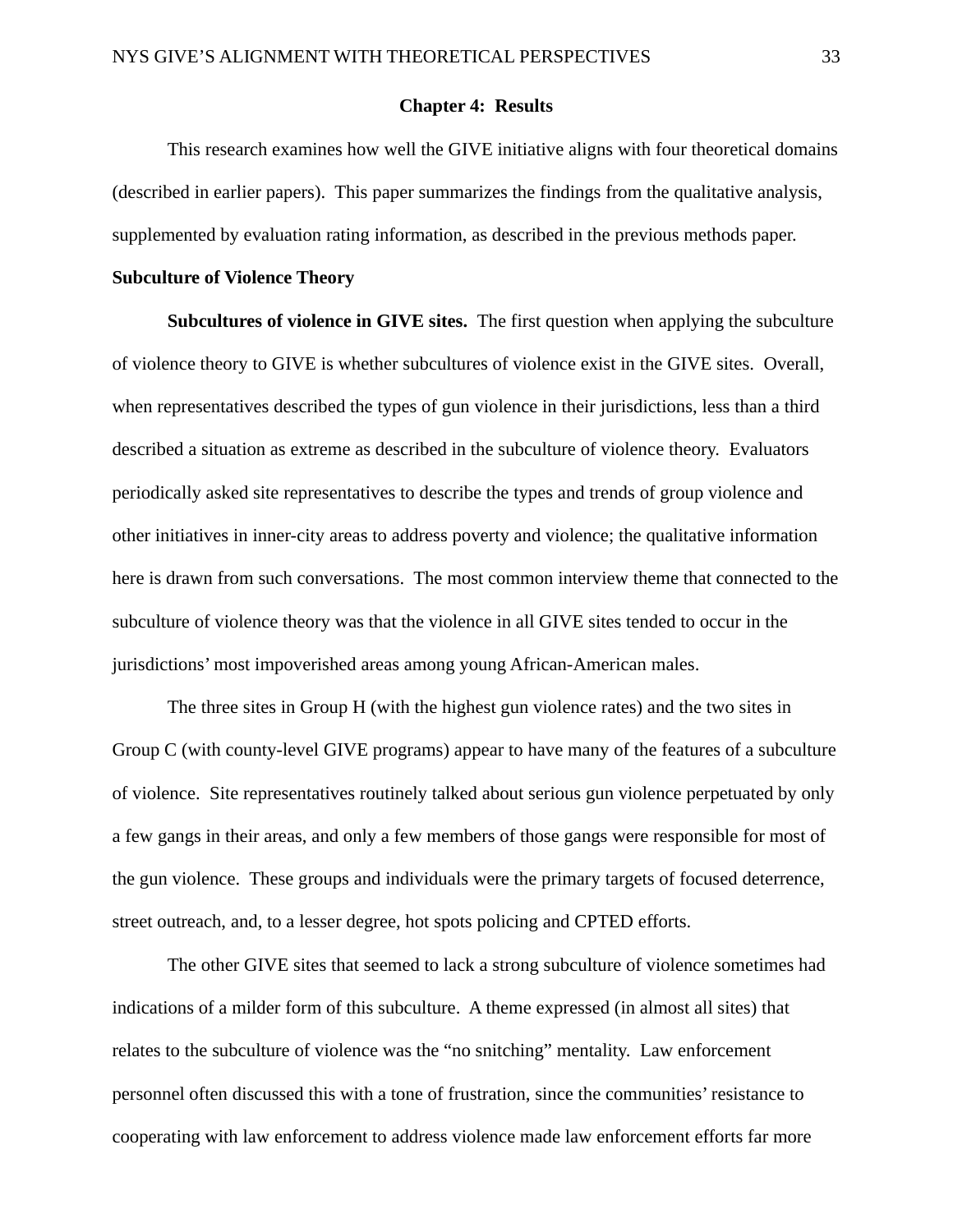# Chapter 4: Results

This research examines how well the GIVE initiative aligns with four theoretical domains (described in earlier papers). This paper summarizes the findings from the qualitative analysis, supplemented by evaluation rating information, as described in the previous methods paper.

## Subculture of Violence Theory

**Subcultures of violence in GIVE sites.** The first question when applying the subculture of violence theory to GIVE is whether subcultures of violence exist in the GIVE sites. Overall, when representatives described the types of gun violence in their jurisdictions, less than a third described a situation as extreme as described in the subculture of violence theory. Evaluators periodically asked site representatives to describe the types and trends of group violence and other initiatives in inner-city areas to address poverty and violence; the qualitative information here is drawn from such conversations. The most common interview theme that connected to the subculture of violence theory was that the violence in all GIVE sites tended to occur in the jurisdictions' most impoverished areas among young African-American males.

The three sites in Group H (with the highest gun violence rates) and the two sites in Group C (with county-level GIVE programs) appear to have many of the features of a subculture of violence. Site representatives routinely talked about serious gun violence perpetuated by only a few gangs in their areas, and only a few members of those gangs were responsible for most of the gun violence. These groups and individuals were the primary targets of focused deterrence, street outreach, and, to a lesser degree, hot spots policing and CPTED efforts.

The other GIVE sites that seemed to lack a strong subculture of violence sometimes had indications of a milder form of this subculture. A theme expressed (in almost all sites) that relates to the subculture of violence was the "no snitching" mentality. Law enforcement personnel often discussed this with a tone of frustration, since the communities' resistance to cooperating with law enforcement to address violence made law enforcement efforts far more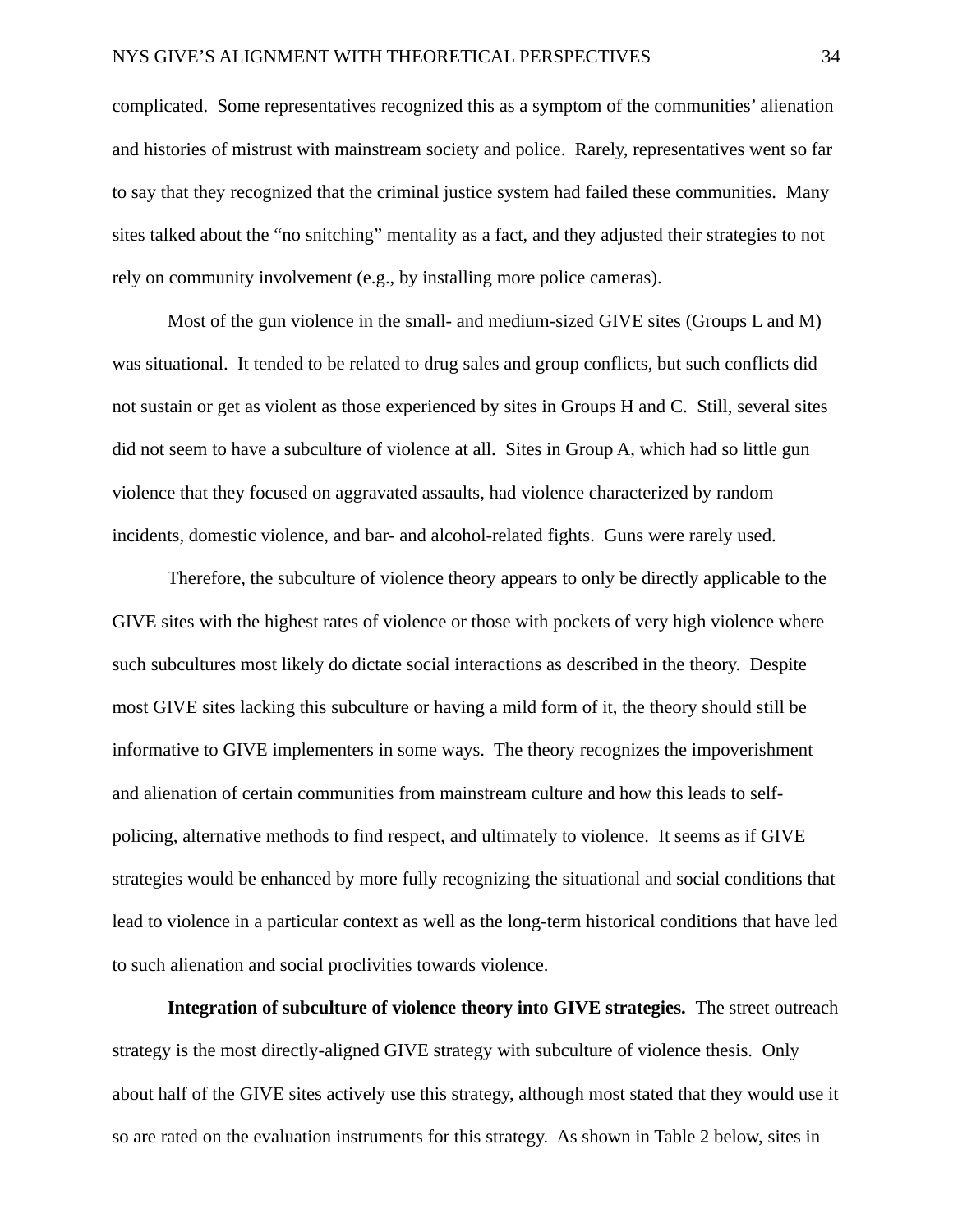complicated. Some representatives recognized this as a symptom of the communities' alienation and histories of mistrust with mainstream society and police. Rarely, representatives went so far to say that they recognized that the criminal justice system had failed these communities. Many sites talked about the "no snitching" mentality as a fact, and they adjusted their strategies to not rely on community involvement (e.g., by installing more police cameras).

Most of the gun violence in the small- and medium-sized GIVE sites (Groups L and M) was situational. It tended to be related to drug sales and group conflicts, but such conflicts did not sustain or get as violent as those experienced by sites in Groups H and C. Still, several sites did not seem to have a subculture of violence at all. Sites in Group A, which had so little gun violence that they focused on aggravated assaults, had violence characterized by random incidents, domestic violence, and bar- and alcohol-related fights. Guns were rarely used.

Therefore, the subculture of violence theory appears to only be directly applicable to the GIVE sites with the highest rates of violence or those with pockets of very high violence where such subcultures most likely do dictate social interactions as described in the theory. Despite most GIVE sites lacking this subculture or having a mild form of it, the theory should still be informative to GIVE implementers in some ways. The theory recognizes the impoverishment and alienation of certain communities from mainstream culture and how this leads to self-policing, alternative methods to find respect, and ultimately to violence. It seems as if GIVE strategies would be enhanced by more fully recognizing the situational and social conditions that lead to violence in a particular context as well as the long-term historical conditions that have led to such alienation and social proclivities towards violence.

**Integration of subculture of violence theory into GIVE strategies.** The street outreach strategy is the most directly-aligned GIVE strategy with subculture of violence thesis. Only about half of the GIVE sites actively use this strategy, although most stated that they would use it so are rated on the evaluation instruments for this strategy. As shown in Table 2 below, sites in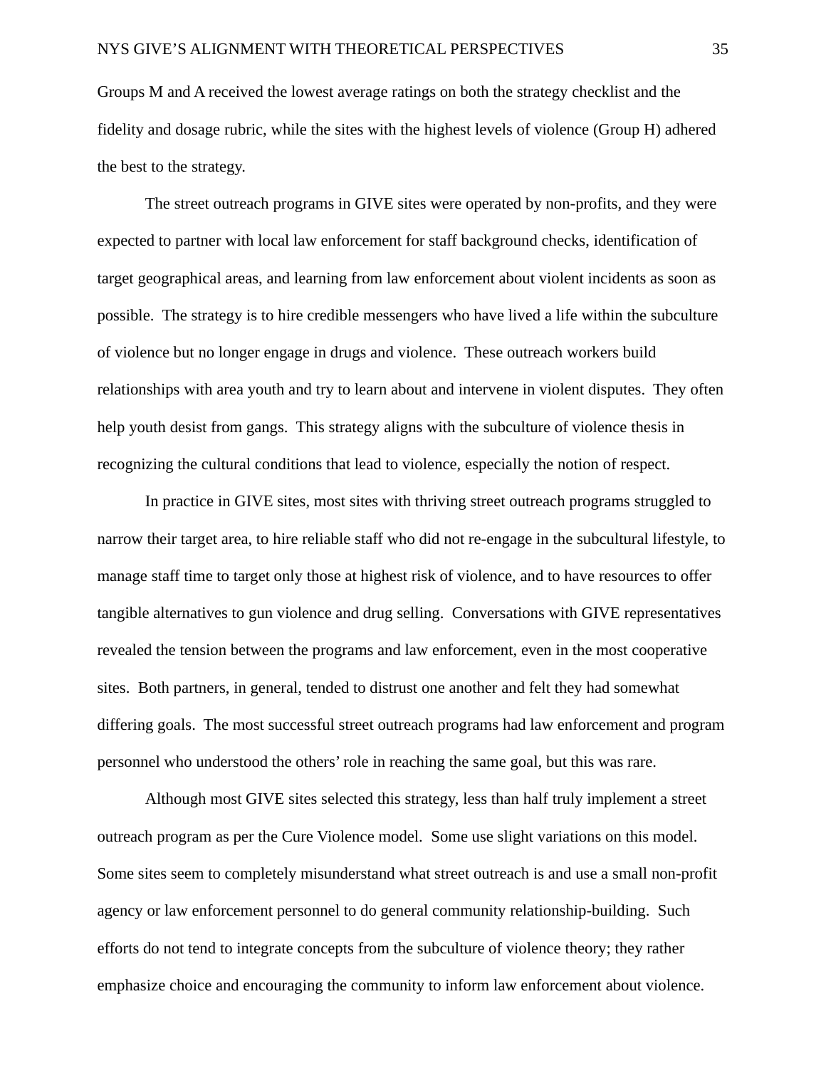Groups M and A received the lowest average ratings on both the strategy checklist and the fidelity and dosage rubric, while the sites with the highest levels of violence (Group H) adhered the best to the strategy.

The street outreach programs in GIVE sites were operated by non-profits, and they were expected to partner with local law enforcement for staff background checks, identification of target geographical areas, and learning from law enforcement about violent incidents as soon as possible. The strategy is to hire credible messengers who have lived a life within the subculture of violence but no longer engage in drugs and violence. These outreach workers build relationships with area youth and try to learn about and intervene in violent disputes. They often help youth desist from gangs. This strategy aligns with the subculture of violence thesis in recognizing the cultural conditions that lead to violence, especially the notion of respect.

In practice in GIVE sites, most sites with thriving street outreach programs struggled to narrow their target area, to hire reliable staff who did not re-engage in the subcultural lifestyle, to manage staff time to target only those at highest risk of violence, and to have resources to offer tangible alternatives to gun violence and drug selling. Conversations with GIVE representatives revealed the tension between the programs and law enforcement, even in the most cooperative sites. Both partners, in general, tended to distrust one another and felt they had somewhat differing goals. The most successful street outreach programs had law enforcement and program personnel who understood the others' role in reaching the same goal, but this was rare.

Although most GIVE sites selected this strategy, less than half truly implement a street outreach program as per the Cure Violence model. Some use slight variations on this model. Some sites seem to completely misunderstand what street outreach is and use a small non-profit agency or law enforcement personnel to do general community relationship-building. Such efforts do not tend to integrate concepts from the subculture of violence theory; they rather emphasize choice and encouraging the community to inform law enforcement about violence.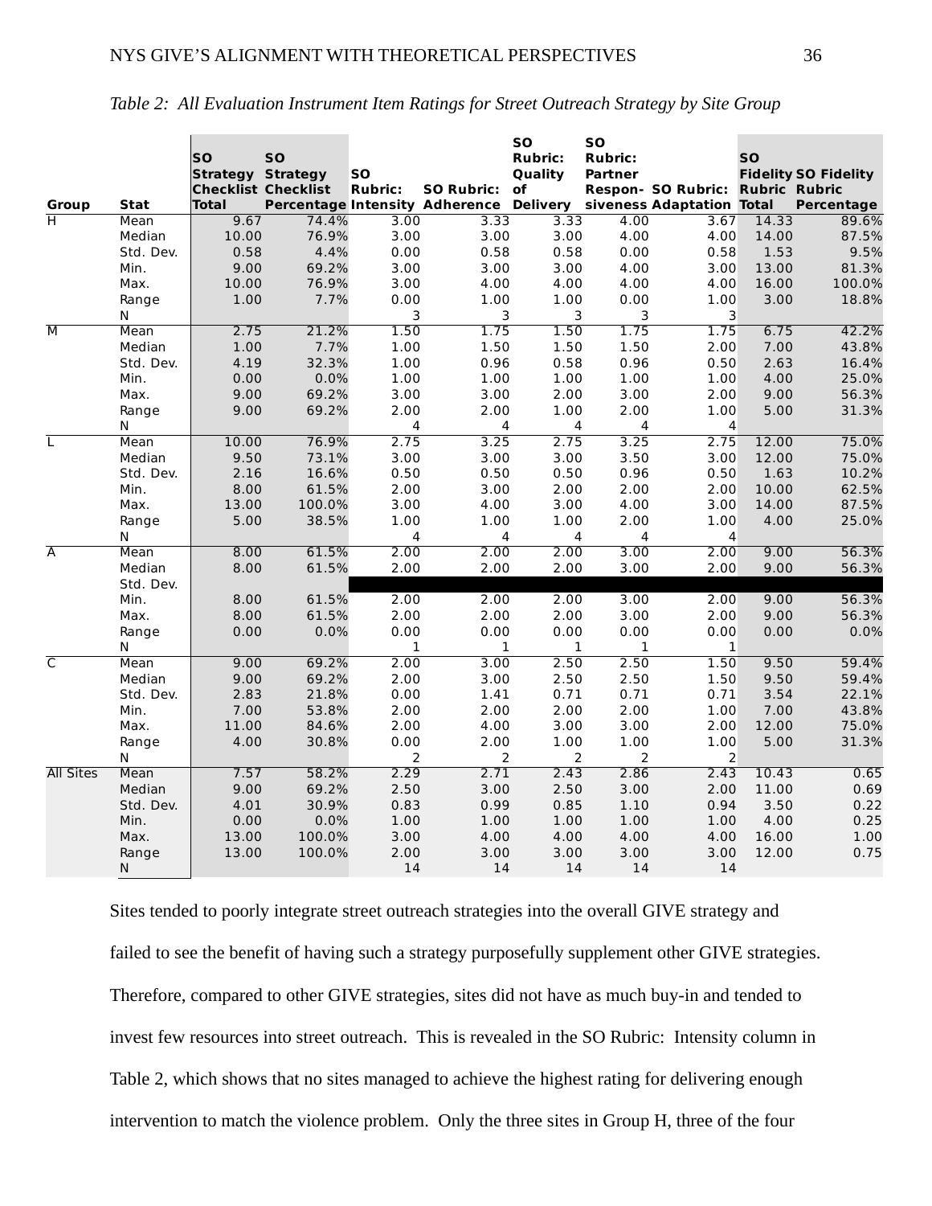*Table 2: All Evaluation Instrument Item Ratings for Street Outreach Strategy by Site Group*

| Group | Stat | SO Strategy Checklist Total | SO Strategy Checklist Percentage | SO Rubric: Intensity | SO Rubric: Adherence | SO Rubric: Quality of Delivery | SO Rubric: Partner Respon-siveness | SO Rubric: Adaptation | SO Fidelity Rubric Total | SO Fidelity Rubric Percentage |
|---|---|---|---|---|---|---|---|---|---|---|
| H | Mean | 9.67 | 74.4% | 3.00 | 3.33 | 3.33 | 4.00 | 3.67 | 14.33 | 89.6% |
| | Median | 10.00 | 76.9% | 3.00 | 3.00 | 3.00 | 4.00 | 4.00 | 14.00 | 87.5% |
| | Std. Dev. | 0.58 | 4.4% | 0.00 | 0.58 | 0.58 | 0.00 | 0.58 | 1.53 | 9.5% |
| | Min. | 9.00 | 69.2% | 3.00 | 3.00 | 3.00 | 4.00 | 3.00 | 13.00 | 81.3% |
| | Max. | 10.00 | 76.9% | 3.00 | 4.00 | 4.00 | 4.00 | 4.00 | 16.00 | 100.0% |
| | Range | 1.00 | 7.7% | 0.00 | 1.00 | 1.00 | 0.00 | 1.00 | 3.00 | 18.8% |
| | N | | | 3 | 3 | 3 | 3 | 3 | | |
| M | Mean | 2.75 | 21.2% | 1.50 | 1.75 | 1.50 | 1.75 | 1.75 | 6.75 | 42.2% |
| | Median | 1.00 | 7.7% | 1.00 | 1.50 | 1.50 | 1.50 | 2.00 | 7.00 | 43.8% |
| | Std. Dev. | 4.19 | 32.3% | 1.00 | 0.96 | 0.58 | 0.96 | 0.50 | 2.63 | 16.4% |
| | Min. | 0.00 | 0.0% | 1.00 | 1.00 | 1.00 | 1.00 | 1.00 | 4.00 | 25.0% |
| | Max. | 9.00 | 69.2% | 3.00 | 3.00 | 2.00 | 3.00 | 2.00 | 9.00 | 56.3% |
| | Range | 9.00 | 69.2% | 2.00 | 2.00 | 1.00 | 2.00 | 1.00 | 5.00 | 31.3% |
| | N | | | 4 | 4 | 4 | 4 | 4 | | |
| L | Mean | 10.00 | 76.9% | 2.75 | 3.25 | 2.75 | 3.25 | 2.75 | 12.00 | 75.0% |
| | Median | 9.50 | 73.1% | 3.00 | 3.00 | 3.00 | 3.50 | 3.00 | 12.00 | 75.0% |
| | Std. Dev. | 2.16 | 16.6% | 0.50 | 0.50 | 0.50 | 0.96 | 0.50 | 1.63 | 10.2% |
| | Min. | 8.00 | 61.5% | 2.00 | 3.00 | 2.00 | 2.00 | 2.00 | 10.00 | 62.5% |
| | Max. | 13.00 | 100.0% | 3.00 | 4.00 | 3.00 | 4.00 | 3.00 | 14.00 | 87.5% |
| | Range | 5.00 | 38.5% | 1.00 | 1.00 | 1.00 | 2.00 | 1.00 | 4.00 | 25.0% |
| | N | | | 4 | 4 | 4 | 4 | 4 | | |
| A | Mean | 8.00 | 61.5% | 2.00 | 2.00 | 2.00 | 3.00 | 2.00 | 9.00 | 56.3% |
| | Median | 8.00 | 61.5% | 2.00 | 2.00 | 2.00 | 3.00 | 2.00 | 9.00 | 56.3% |
| | Std. Dev. | | | | | | | | | |
| | Min. | 8.00 | 61.5% | 2.00 | 2.00 | 2.00 | 3.00 | 2.00 | 9.00 | 56.3% |
| | Max. | 8.00 | 61.5% | 2.00 | 2.00 | 2.00 | 3.00 | 2.00 | 9.00 | 56.3% |
| | Range | 0.00 | 0.0% | 0.00 | 0.00 | 0.00 | 0.00 | 0.00 | 0.00 | 0.0% |
| | N | | | 1 | 1 | 1 | 1 | 1 | | |
| C | Mean | 9.00 | 69.2% | 2.00 | 3.00 | 2.50 | 2.50 | 1.50 | 9.50 | 59.4% |
| | Median | 9.00 | 69.2% | 2.00 | 3.00 | 2.50 | 2.50 | 1.50 | 9.50 | 59.4% |
| | Std. Dev. | 2.83 | 21.8% | 0.00 | 1.41 | 0.71 | 0.71 | 0.71 | 3.54 | 22.1% |
| | Min. | 7.00 | 53.8% | 2.00 | 2.00 | 2.00 | 2.00 | 1.00 | 7.00 | 43.8% |
| | Max. | 11.00 | 84.6% | 2.00 | 4.00 | 3.00 | 3.00 | 2.00 | 12.00 | 75.0% |
| | Range | 4.00 | 30.8% | 0.00 | 2.00 | 1.00 | 1.00 | 1.00 | 5.00 | 31.3% |
| | N | | | 2 | 2 | 2 | 2 | 2 | | |
| All Sites | Mean | 7.57 | 58.2% | 2.29 | 2.71 | 2.43 | 2.86 | 2.43 | 10.43 | 0.65 |
| | Median | 9.00 | 69.2% | 2.50 | 3.00 | 2.50 | 3.00 | 2.00 | 11.00 | 0.69 |
| | Std. Dev. | 4.01 | 30.9% | 0.83 | 0.99 | 0.85 | 1.10 | 0.94 | 3.50 | 0.22 |
| | Min. | 0.00 | 0.0% | 1.00 | 1.00 | 1.00 | 1.00 | 1.00 | 4.00 | 0.25 |
| | Max. | 13.00 | 100.0% | 3.00 | 4.00 | 4.00 | 4.00 | 4.00 | 16.00 | 1.00 |
| | Range | 13.00 | 100.0% | 2.00 | 3.00 | 3.00 | 3.00 | 3.00 | 12.00 | 0.75 |
| | N | | | 14 | 14 | 14 | 14 | 14 | | |

Sites tended to poorly integrate street outreach strategies into the overall GIVE strategy and failed to see the benefit of having such a strategy purposefully supplement other GIVE strategies. Therefore, compared to other GIVE strategies, sites did not have as much buy-in and tended to invest few resources into street outreach. This is revealed in the SO Rubric: Intensity column in Table 2, which shows that no sites managed to achieve the highest rating for delivering enough intervention to match the violence problem. Only the three sites in Group H, three of the four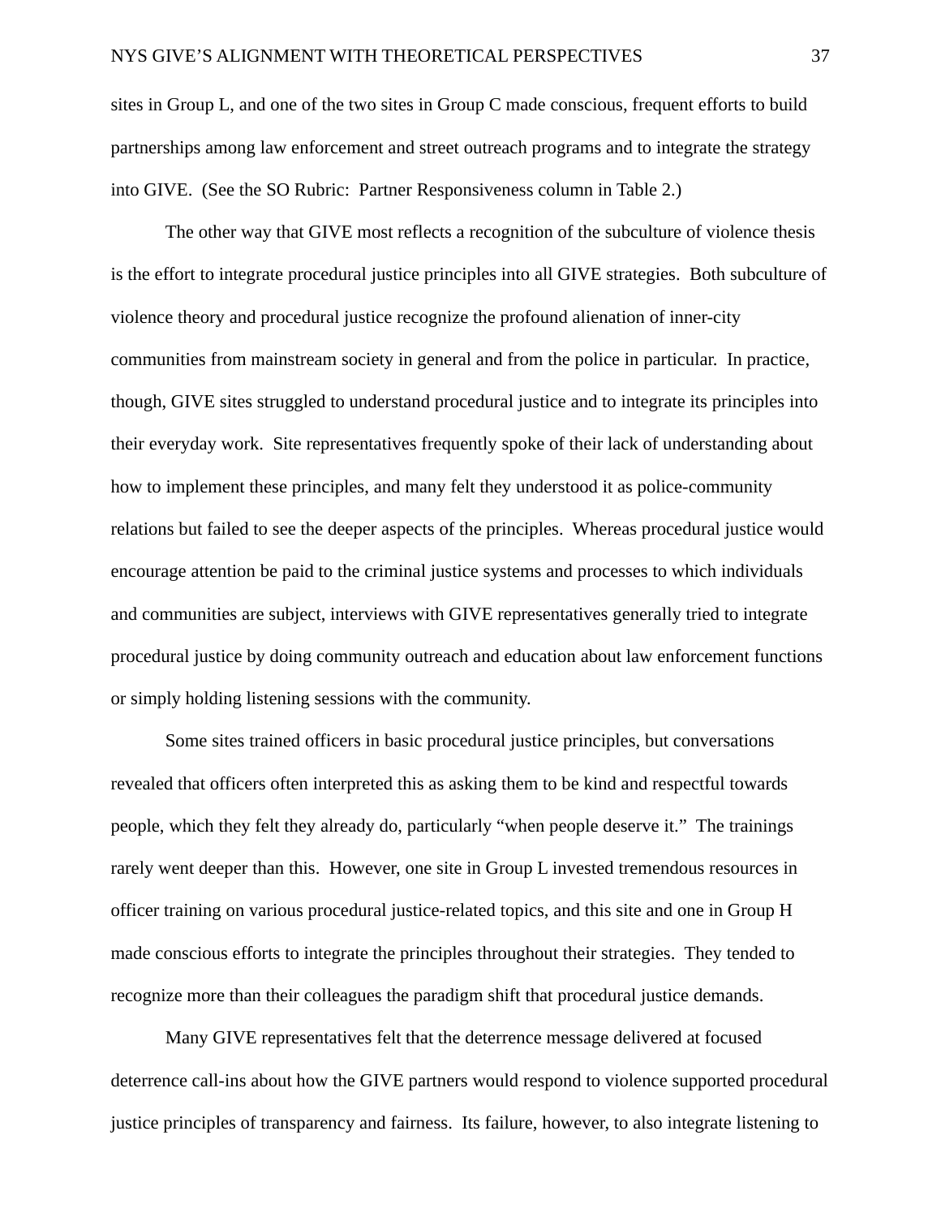sites in Group L, and one of the two sites in Group C made conscious, frequent efforts to build partnerships among law enforcement and street outreach programs and to integrate the strategy into GIVE. (See the SO Rubric: Partner Responsiveness column in Table 2.)

The other way that GIVE most reflects a recognition of the subculture of violence thesis is the effort to integrate procedural justice principles into all GIVE strategies. Both subculture of violence theory and procedural justice recognize the profound alienation of inner-city communities from mainstream society in general and from the police in particular. In practice, though, GIVE sites struggled to understand procedural justice and to integrate its principles into their everyday work. Site representatives frequently spoke of their lack of understanding about how to implement these principles, and many felt they understood it as police-community relations but failed to see the deeper aspects of the principles. Whereas procedural justice would encourage attention be paid to the criminal justice systems and processes to which individuals and communities are subject, interviews with GIVE representatives generally tried to integrate procedural justice by doing community outreach and education about law enforcement functions or simply holding listening sessions with the community.

Some sites trained officers in basic procedural justice principles, but conversations revealed that officers often interpreted this as asking them to be kind and respectful towards people, which they felt they already do, particularly "when people deserve it." The trainings rarely went deeper than this. However, one site in Group L invested tremendous resources in officer training on various procedural justice-related topics, and this site and one in Group H made conscious efforts to integrate the principles throughout their strategies. They tended to recognize more than their colleagues the paradigm shift that procedural justice demands.

Many GIVE representatives felt that the deterrence message delivered at focused deterrence call-ins about how the GIVE partners would respond to violence supported procedural justice principles of transparency and fairness. Its failure, however, to also integrate listening to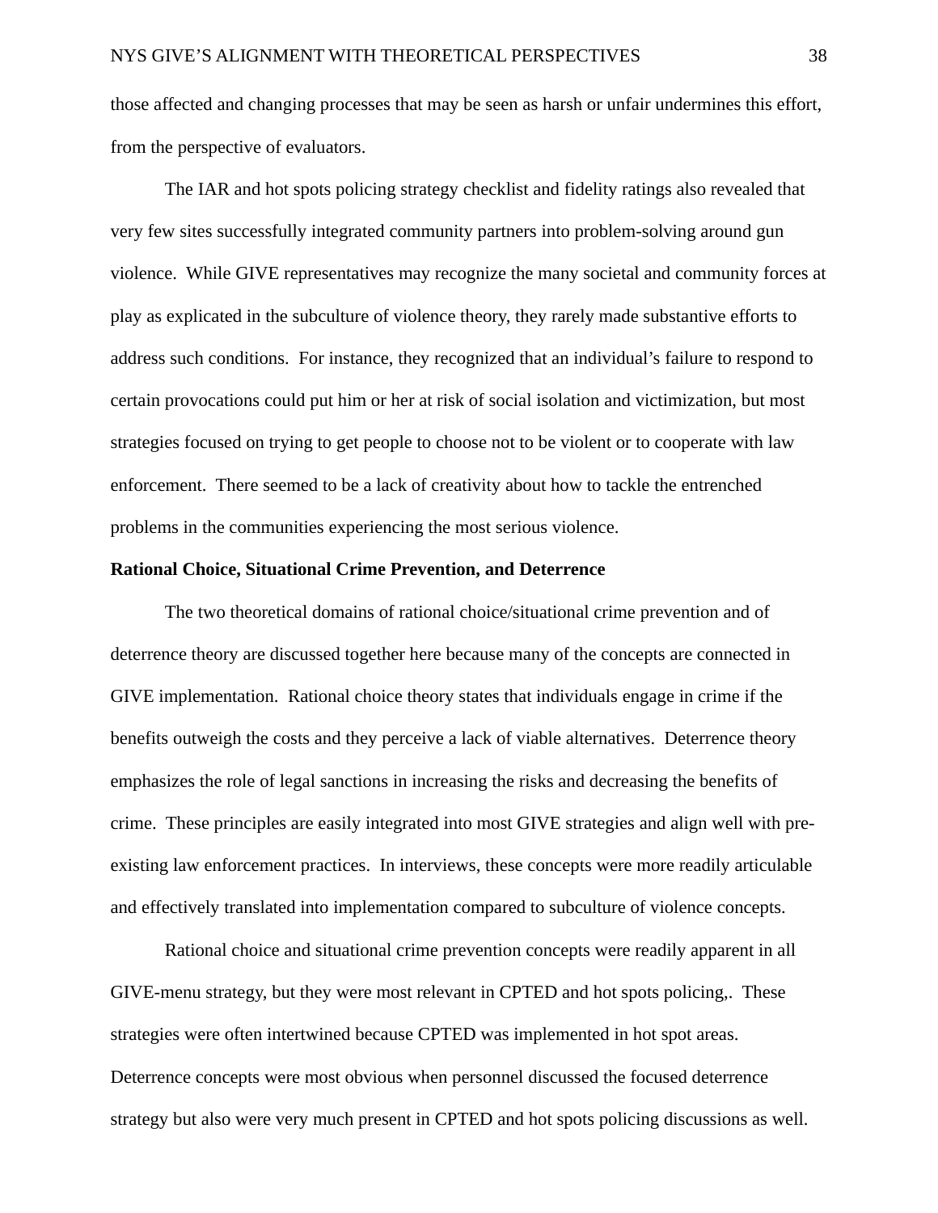those affected and changing processes that may be seen as harsh or unfair undermines this effort, from the perspective of evaluators.

The IAR and hot spots policing strategy checklist and fidelity ratings also revealed that very few sites successfully integrated community partners into problem-solving around gun violence. While GIVE representatives may recognize the many societal and community forces at play as explicated in the subculture of violence theory, they rarely made substantive efforts to address such conditions. For instance, they recognized that an individual's failure to respond to certain provocations could put him or her at risk of social isolation and victimization, but most strategies focused on trying to get people to choose not to be violent or to cooperate with law enforcement. There seemed to be a lack of creativity about how to tackle the entrenched problems in the communities experiencing the most serious violence.

**Rational Choice, Situational Crime Prevention, and Deterrence**

The two theoretical domains of rational choice/situational crime prevention and of deterrence theory are discussed together here because many of the concepts are connected in GIVE implementation. Rational choice theory states that individuals engage in crime if the benefits outweigh the costs and they perceive a lack of viable alternatives. Deterrence theory emphasizes the role of legal sanctions in increasing the risks and decreasing the benefits of crime. These principles are easily integrated into most GIVE strategies and align well with pre-existing law enforcement practices. In interviews, these concepts were more readily articulable and effectively translated into implementation compared to subculture of violence concepts.

Rational choice and situational crime prevention concepts were readily apparent in all GIVE-menu strategy, but they were most relevant in CPTED and hot spots policing,. These strategies were often intertwined because CPTED was implemented in hot spot areas. Deterrence concepts were most obvious when personnel discussed the focused deterrence strategy but also were very much present in CPTED and hot spots policing discussions as well.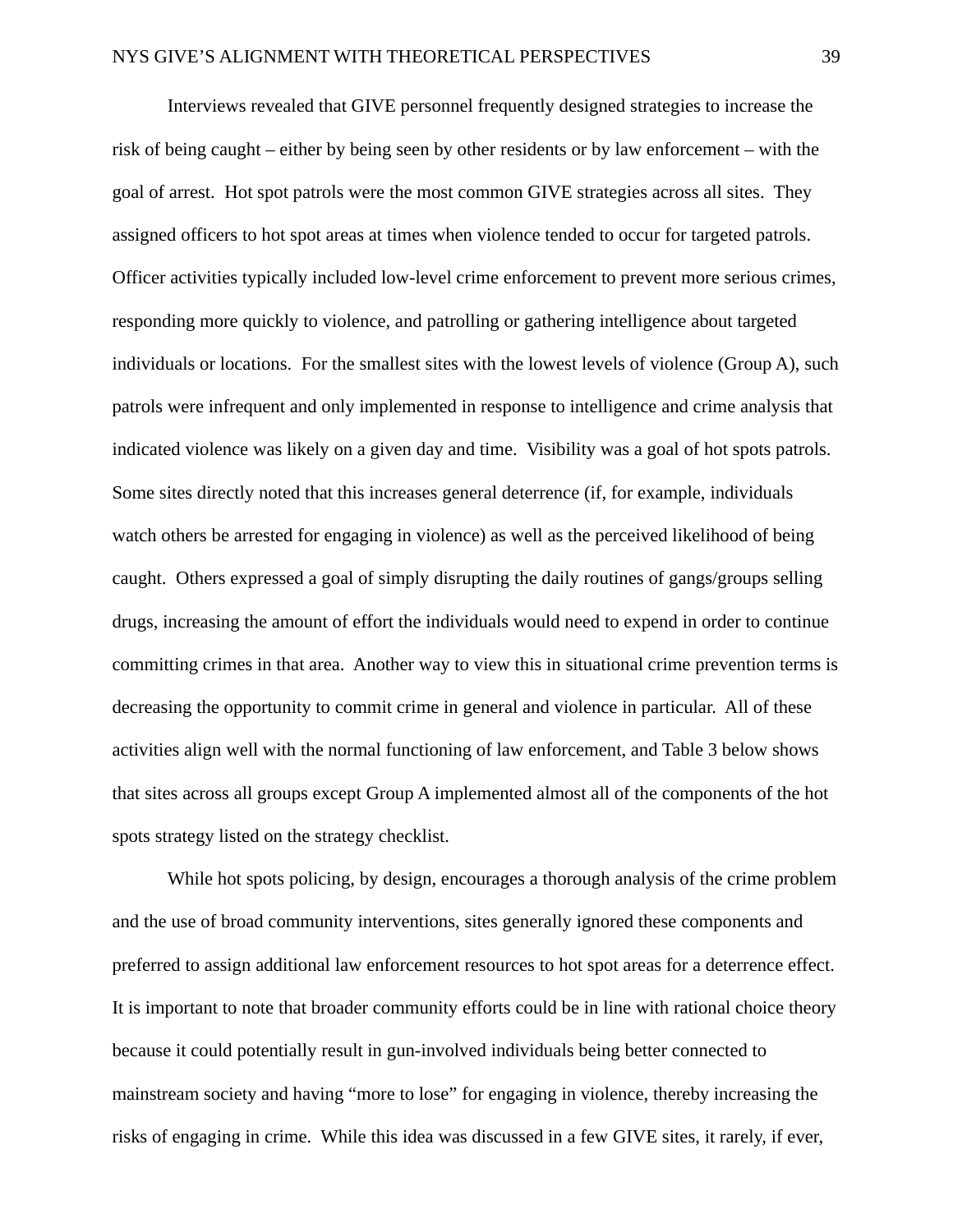Interviews revealed that GIVE personnel frequently designed strategies to increase the risk of being caught – either by being seen by other residents or by law enforcement – with the goal of arrest. Hot spot patrols were the most common GIVE strategies across all sites. They assigned officers to hot spot areas at times when violence tended to occur for targeted patrols. Officer activities typically included low-level crime enforcement to prevent more serious crimes, responding more quickly to violence, and patrolling or gathering intelligence about targeted individuals or locations. For the smallest sites with the lowest levels of violence (Group A), such patrols were infrequent and only implemented in response to intelligence and crime analysis that indicated violence was likely on a given day and time. Visibility was a goal of hot spots patrols. Some sites directly noted that this increases general deterrence (if, for example, individuals watch others be arrested for engaging in violence) as well as the perceived likelihood of being caught. Others expressed a goal of simply disrupting the daily routines of gangs/groups selling drugs, increasing the amount of effort the individuals would need to expend in order to continue committing crimes in that area. Another way to view this in situational crime prevention terms is decreasing the opportunity to commit crime in general and violence in particular. All of these activities align well with the normal functioning of law enforcement, and Table 3 below shows that sites across all groups except Group A implemented almost all of the components of the hot spots strategy listed on the strategy checklist.

While hot spots policing, by design, encourages a thorough analysis of the crime problem and the use of broad community interventions, sites generally ignored these components and preferred to assign additional law enforcement resources to hot spot areas for a deterrence effect. It is important to note that broader community efforts could be in line with rational choice theory because it could potentially result in gun-involved individuals being better connected to mainstream society and having "more to lose" for engaging in violence, thereby increasing the risks of engaging in crime. While this idea was discussed in a few GIVE sites, it rarely, if ever,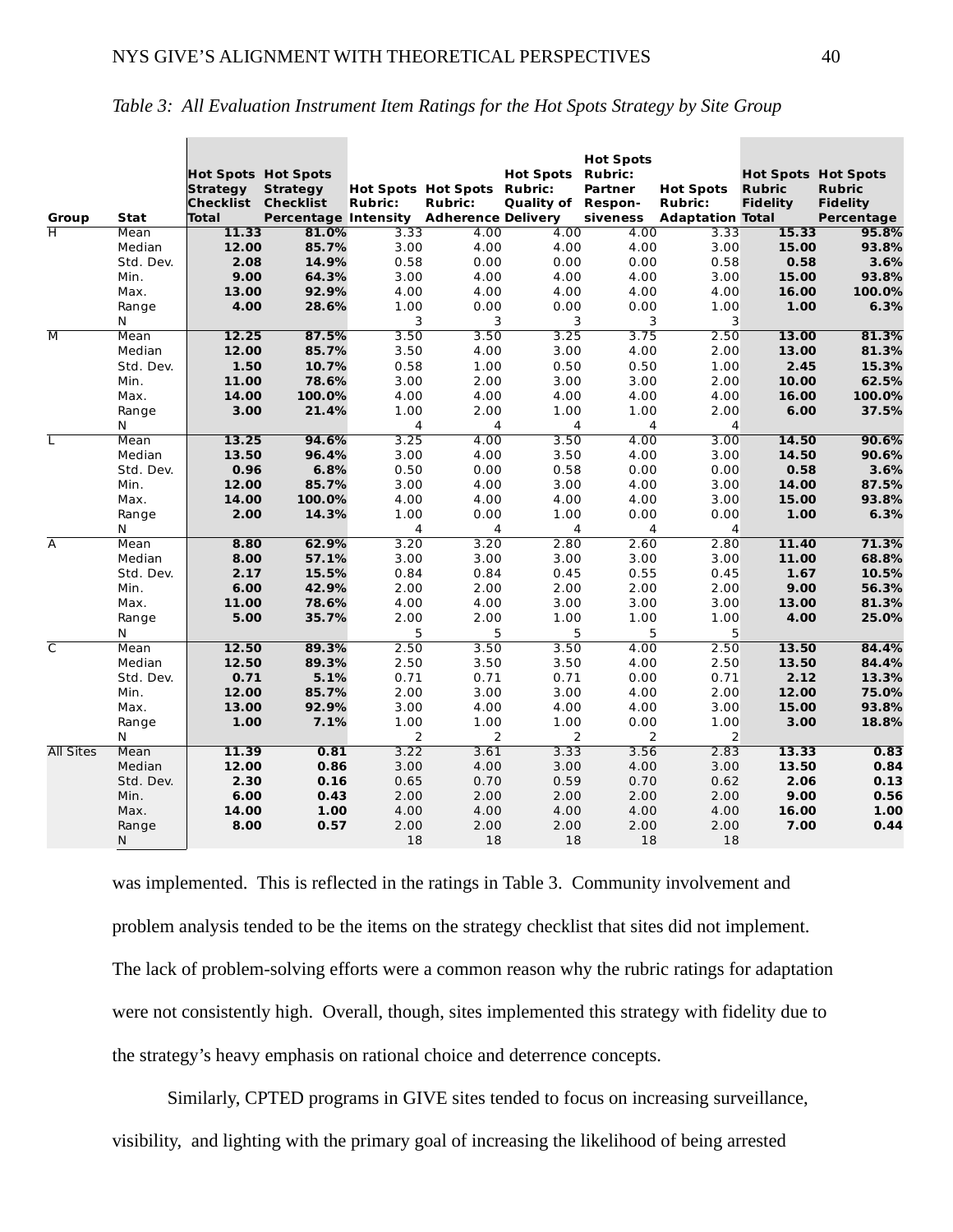*Table 3: All Evaluation Instrument Item Ratings for the Hot Spots Strategy by Site Group*

| Group | Stat | Hot Spots Strategy Checklist Total | Hot Spots Strategy Checklist Percentage | Hot Spots Rubric: Intensity | Hot Spots Rubric: Adherence | Hot Spots Rubric: Quality of Delivery | Hot Spots Rubric: Partner Respon-siveness | Hot Spots Rubric: Adaptation | Hot Spots Rubric Fidelity Total | Hot Spots Rubric Fidelity Percentage |
|---|---|---|---|---|---|---|---|---|---|---|
| H | Mean | **11.33** | **81.0%** | 3.33 | 4.00 | 4.00 | 4.00 | 3.33 | **15.33** | **95.8%** |
| | Median | **12.00** | **85.7%** | 3.00 | 4.00 | 4.00 | 4.00 | 3.00 | **15.00** | **93.8%** |
| | Std. Dev. | **2.08** | **14.9%** | 0.58 | 0.00 | 0.00 | 0.00 | 0.58 | **0.58** | **3.6%** |
| | Min. | **9.00** | **64.3%** | 3.00 | 4.00 | 4.00 | 4.00 | 3.00 | **15.00** | **93.8%** |
| | Max. | **13.00** | **92.9%** | 4.00 | 4.00 | 4.00 | 4.00 | 4.00 | **16.00** | **100.0%** |
| | Range | **4.00** | **28.6%** | 1.00 | 0.00 | 0.00 | 0.00 | 1.00 | **1.00** | **6.3%** |
| | N | | | 3 | 3 | 3 | 3 | 3 | | |
| M | Mean | **12.25** | **87.5%** | 3.50 | 3.50 | 3.25 | 3.75 | 2.50 | **13.00** | **81.3%** |
| | Median | **12.00** | **85.7%** | 3.50 | 4.00 | 3.00 | 4.00 | 2.00 | **13.00** | **81.3%** |
| | Std. Dev. | **1.50** | **10.7%** | 0.58 | 1.00 | 0.50 | 0.50 | 1.00 | **2.45** | **15.3%** |
| | Min. | **11.00** | **78.6%** | 3.00 | 2.00 | 3.00 | 3.00 | 2.00 | **10.00** | **62.5%** |
| | Max. | **14.00** | **100.0%** | 4.00 | 4.00 | 4.00 | 4.00 | 4.00 | **16.00** | **100.0%** |
| | Range | **3.00** | **21.4%** | 1.00 | 2.00 | 1.00 | 1.00 | 2.00 | **6.00** | **37.5%** |
| | N | | | 4 | 4 | 4 | 4 | 4 | | |
| L | Mean | **13.25** | **94.6%** | 3.25 | 4.00 | 3.50 | 4.00 | 3.00 | **14.50** | **90.6%** |
| | Median | **13.50** | **96.4%** | 3.00 | 4.00 | 3.50 | 4.00 | 3.00 | **14.50** | **90.6%** |
| | Std. Dev. | **0.96** | **6.8%** | 0.50 | 0.00 | 0.58 | 0.00 | 0.00 | **0.58** | **3.6%** |
| | Min. | **12.00** | **85.7%** | 3.00 | 4.00 | 3.00 | 4.00 | 3.00 | **14.00** | **87.5%** |
| | Max. | **14.00** | **100.0%** | 4.00 | 4.00 | 4.00 | 4.00 | 3.00 | **15.00** | **93.8%** |
| | Range | **2.00** | **14.3%** | 1.00 | 0.00 | 1.00 | 0.00 | 0.00 | **1.00** | **6.3%** |
| | N | | | 4 | 4 | 4 | 4 | 4 | | |
| A | Mean | **8.80** | **62.9%** | 3.20 | 3.20 | 2.80 | 2.60 | 2.80 | **11.40** | **71.3%** |
| | Median | **8.00** | **57.1%** | 3.00 | 3.00 | 3.00 | 3.00 | 3.00 | **11.00** | **68.8%** |
| | Std. Dev. | **2.17** | **15.5%** | 0.84 | 0.84 | 0.45 | 0.55 | 0.45 | **1.67** | **10.5%** |
| | Min. | **6.00** | **42.9%** | 2.00 | 2.00 | 2.00 | 2.00 | 2.00 | **9.00** | **56.3%** |
| | Max. | **11.00** | **78.6%** | 4.00 | 4.00 | 3.00 | 3.00 | 3.00 | **13.00** | **81.3%** |
| | Range | **5.00** | **35.7%** | 2.00 | 2.00 | 1.00 | 1.00 | 1.00 | **4.00** | **25.0%** |
| | N | | | 5 | 5 | 5 | 5 | 5 | | |
| C | Mean | **12.50** | **89.3%** | 2.50 | 3.50 | 3.50 | 4.00 | 2.50 | **13.50** | **84.4%** |
| | Median | **12.50** | **89.3%** | 2.50 | 3.50 | 3.50 | 4.00 | 2.50 | **13.50** | **84.4%** |
| | Std. Dev. | **0.71** | **5.1%** | 0.71 | 0.71 | 0.71 | 0.00 | 0.71 | **2.12** | **13.3%** |
| | Min. | **12.00** | **85.7%** | 2.00 | 3.00 | 3.00 | 4.00 | 2.00 | **12.00** | **75.0%** |
| | Max. | **13.00** | **92.9%** | 3.00 | 4.00 | 4.00 | 4.00 | 3.00 | **15.00** | **93.8%** |
| | Range | **1.00** | **7.1%** | 1.00 | 1.00 | 1.00 | 0.00 | 1.00 | **3.00** | **18.8%** |
| | N | | | 2 | 2 | 2 | 2 | 2 | | |
| All Sites | Mean | **11.39** | **0.81** | 3.22 | 3.61 | 3.33 | 3.56 | 2.83 | **13.33** | **0.83** |
| | Median | **12.00** | **0.86** | 3.00 | 4.00 | 3.00 | 4.00 | 3.00 | **13.50** | **0.84** |
| | Std. Dev. | **2.30** | **0.16** | 0.65 | 0.70 | 0.59 | 0.70 | 0.62 | **2.06** | **0.13** |
| | Min. | **6.00** | **0.43** | 2.00 | 2.00 | 2.00 | 2.00 | 2.00 | **9.00** | **0.56** |
| | Max. | **14.00** | **1.00** | 4.00 | 4.00 | 4.00 | 4.00 | 4.00 | **16.00** | **1.00** |
| | Range | **8.00** | **0.57** | 2.00 | 2.00 | 2.00 | 2.00 | 2.00 | **7.00** | **0.44** |
| | N | | | 18 | 18 | 18 | 18 | 18 | | |

was implemented. This is reflected in the ratings in Table 3. Community involvement and problem analysis tended to be the items on the strategy checklist that sites did not implement. The lack of problem-solving efforts were a common reason why the rubric ratings for adaptation were not consistently high. Overall, though, sites implemented this strategy with fidelity due to the strategy's heavy emphasis on rational choice and deterrence concepts.

Similarly, CPTED programs in GIVE sites tended to focus on increasing surveillance, visibility, and lighting with the primary goal of increasing the likelihood of being arrested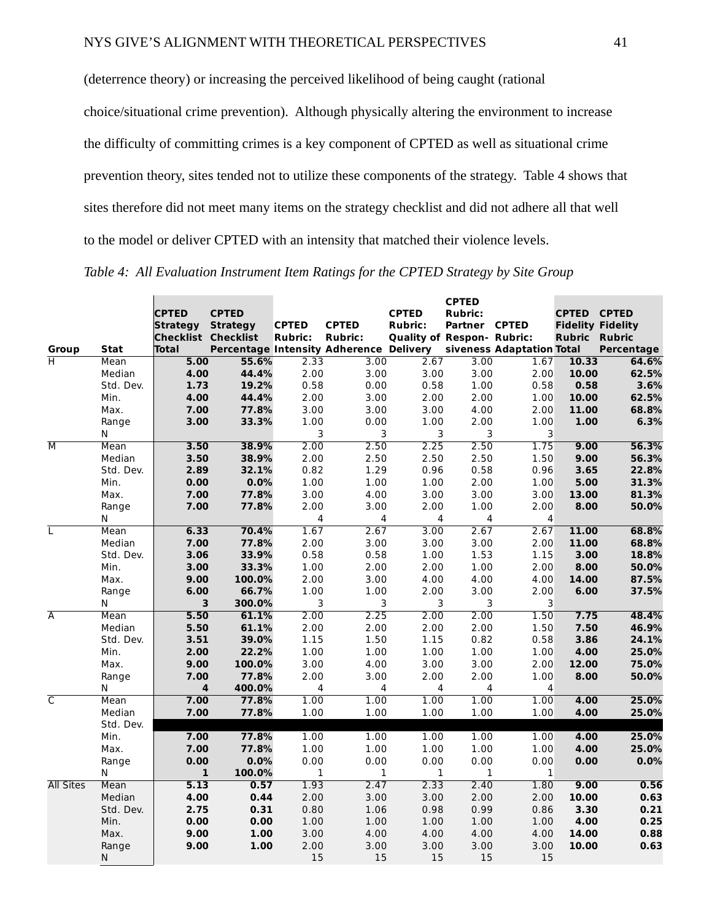(deterrence theory) or increasing the perceived likelihood of being caught (rational choice/situational crime prevention). Although physically altering the environment to increase the difficulty of committing crimes is a key component of CPTED as well as situational crime prevention theory, sites tended not to utilize these components of the strategy. Table 4 shows that sites therefore did not meet many items on the strategy checklist and did not adhere all that well to the model or deliver CPTED with an intensity that matched their violence levels.

*Table 4: All Evaluation Instrument Item Ratings for the CPTED Strategy by Site Group*

| Group | Stat | CPTED Strategy Checklist Total | CPTED Strategy Checklist Percentage | CPTED Rubric: Intensity | CPTED Rubric: Adherence | CPTED Rubric: Quality of Delivery | CPTED Rubric: Partner Respon-siveness | CPTED Rubric: Adaptation | CPTED Fidelity Rubric Total | CPTED Fidelity Rubric Percentage |
|---|---|---|---|---|---|---|---|---|---|---|
| H | Mean | 5.00 | 55.6% | 2.33 | 3.00 | 2.67 | 3.00 | 1.67 | 10.33 | 64.6% |
| | Median | 4.00 | 44.4% | 2.00 | 3.00 | 3.00 | 3.00 | 2.00 | 10.00 | 62.5% |
| | Std. Dev. | 1.73 | 19.2% | 0.58 | 0.00 | 0.58 | 1.00 | 0.58 | 0.58 | 3.6% |
| | Min. | 4.00 | 44.4% | 2.00 | 3.00 | 2.00 | 2.00 | 1.00 | 10.00 | 62.5% |
| | Max. | 7.00 | 77.8% | 3.00 | 3.00 | 3.00 | 4.00 | 2.00 | 11.00 | 68.8% |
| | Range | 3.00 | 33.3% | 1.00 | 0.00 | 1.00 | 2.00 | 1.00 | 1.00 | 6.3% |
| | N | | | 3 | 3 | 3 | 3 | 3 | | |
| M | Mean | 3.50 | 38.9% | 2.00 | 2.50 | 2.25 | 2.50 | 1.75 | 9.00 | 56.3% |
| | Median | 3.50 | 38.9% | 2.00 | 2.50 | 2.50 | 2.50 | 1.50 | 9.00 | 56.3% |
| | Std. Dev. | 2.89 | 32.1% | 0.82 | 1.29 | 0.96 | 0.58 | 0.96 | 3.65 | 22.8% |
| | Min. | 0.00 | 0.0% | 1.00 | 1.00 | 1.00 | 2.00 | 1.00 | 5.00 | 31.3% |
| | Max. | 7.00 | 77.8% | 3.00 | 4.00 | 3.00 | 3.00 | 3.00 | 13.00 | 81.3% |
| | Range | 7.00 | 77.8% | 2.00 | 3.00 | 2.00 | 1.00 | 2.00 | 8.00 | 50.0% |
| | N | | | 4 | 4 | 4 | 4 | 4 | | |
| L | Mean | 6.33 | 70.4% | 1.67 | 2.67 | 3.00 | 2.67 | 2.67 | 11.00 | 68.8% |
| | Median | 7.00 | 77.8% | 2.00 | 3.00 | 3.00 | 3.00 | 2.00 | 11.00 | 68.8% |
| | Std. Dev. | 3.06 | 33.9% | 0.58 | 0.58 | 1.00 | 1.53 | 1.15 | 3.00 | 18.8% |
| | Min. | 3.00 | 33.3% | 1.00 | 2.00 | 2.00 | 1.00 | 2.00 | 8.00 | 50.0% |
| | Max. | 9.00 | 100.0% | 2.00 | 3.00 | 4.00 | 4.00 | 4.00 | 14.00 | 87.5% |
| | Range | 6.00 | 66.7% | 1.00 | 1.00 | 2.00 | 3.00 | 2.00 | 6.00 | 37.5% |
| | N | 3 | 300.0% | 3 | 3 | 3 | 3 | 3 | | |
| A | Mean | 5.50 | 61.1% | 2.00 | 2.25 | 2.00 | 2.00 | 1.50 | 7.75 | 48.4% |
| | Median | 5.50 | 61.1% | 2.00 | 2.00 | 2.00 | 2.00 | 1.50 | 7.50 | 46.9% |
| | Std. Dev. | 3.51 | 39.0% | 1.15 | 1.50 | 1.15 | 0.82 | 0.58 | 3.86 | 24.1% |
| | Min. | 2.00 | 22.2% | 1.00 | 1.00 | 1.00 | 1.00 | 1.00 | 4.00 | 25.0% |
| | Max. | 9.00 | 100.0% | 3.00 | 4.00 | 3.00 | 3.00 | 2.00 | 12.00 | 75.0% |
| | Range | 7.00 | 77.8% | 2.00 | 3.00 | 2.00 | 2.00 | 1.00 | 8.00 | 50.0% |
| | N | 4 | 400.0% | 4 | 4 | 4 | 4 | 4 | | |
| C | Mean | 7.00 | 77.8% | 1.00 | 1.00 | 1.00 | 1.00 | 1.00 | 4.00 | 25.0% |
| | Median | 7.00 | 77.8% | 1.00 | 1.00 | 1.00 | 1.00 | 1.00 | 4.00 | 25.0% |
| | Std. Dev. | | | | | | | | | |
| | Min. | 7.00 | 77.8% | 1.00 | 1.00 | 1.00 | 1.00 | 1.00 | 4.00 | 25.0% |
| | Max. | 7.00 | 77.8% | 1.00 | 1.00 | 1.00 | 1.00 | 1.00 | 4.00 | 25.0% |
| | Range | 0.00 | 0.0% | 0.00 | 0.00 | 0.00 | 0.00 | 0.00 | 0.00 | 0.0% |
| | N | 1 | 100.0% | 1 | 1 | 1 | 1 | 1 | | |
| All Sites | Mean | 5.13 | 0.57 | 1.93 | 2.47 | 2.33 | 2.40 | 1.80 | 9.00 | 0.56 |
| | Median | 4.00 | 0.44 | 2.00 | 3.00 | 3.00 | 2.00 | 2.00 | 10.00 | 0.63 |
| | Std. Dev. | 2.75 | 0.31 | 0.80 | 1.06 | 0.98 | 0.99 | 0.86 | 3.30 | 0.21 |
| | Min. | 0.00 | 0.00 | 1.00 | 1.00 | 1.00 | 1.00 | 1.00 | 4.00 | 0.25 |
| | Max. | 9.00 | 1.00 | 3.00 | 4.00 | 4.00 | 4.00 | 4.00 | 14.00 | 0.88 |
| | Range | 9.00 | 1.00 | 2.00 | 3.00 | 3.00 | 3.00 | 3.00 | 10.00 | 0.63 |
| | N | | | 15 | 15 | 15 | 15 | 15 | | |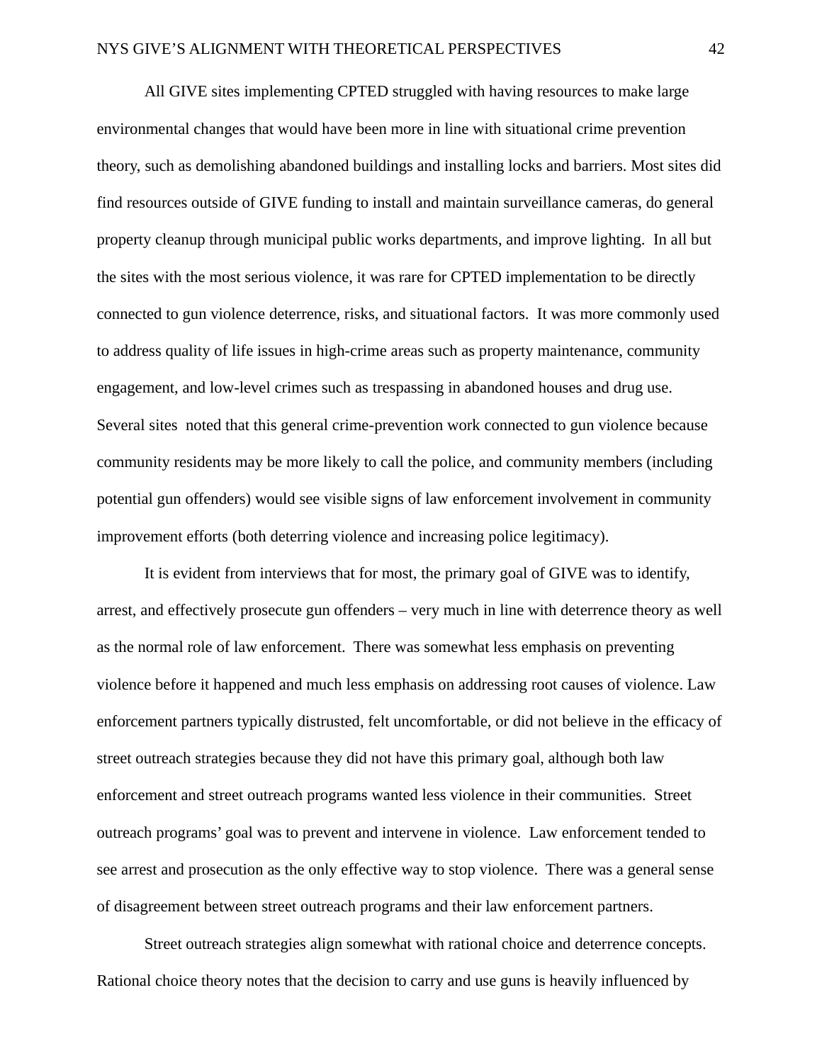All GIVE sites implementing CPTED struggled with having resources to make large environmental changes that would have been more in line with situational crime prevention theory, such as demolishing abandoned buildings and installing locks and barriers. Most sites did find resources outside of GIVE funding to install and maintain surveillance cameras, do general property cleanup through municipal public works departments, and improve lighting. In all but the sites with the most serious violence, it was rare for CPTED implementation to be directly connected to gun violence deterrence, risks, and situational factors. It was more commonly used to address quality of life issues in high-crime areas such as property maintenance, community engagement, and low-level crimes such as trespassing in abandoned houses and drug use. Several sites noted that this general crime-prevention work connected to gun violence because community residents may be more likely to call the police, and community members (including potential gun offenders) would see visible signs of law enforcement involvement in community improvement efforts (both deterring violence and increasing police legitimacy).

It is evident from interviews that for most, the primary goal of GIVE was to identify, arrest, and effectively prosecute gun offenders – very much in line with deterrence theory as well as the normal role of law enforcement. There was somewhat less emphasis on preventing violence before it happened and much less emphasis on addressing root causes of violence. Law enforcement partners typically distrusted, felt uncomfortable, or did not believe in the efficacy of street outreach strategies because they did not have this primary goal, although both law enforcement and street outreach programs wanted less violence in their communities. Street outreach programs' goal was to prevent and intervene in violence. Law enforcement tended to see arrest and prosecution as the only effective way to stop violence. There was a general sense of disagreement between street outreach programs and their law enforcement partners.

Street outreach strategies align somewhat with rational choice and deterrence concepts. Rational choice theory notes that the decision to carry and use guns is heavily influenced by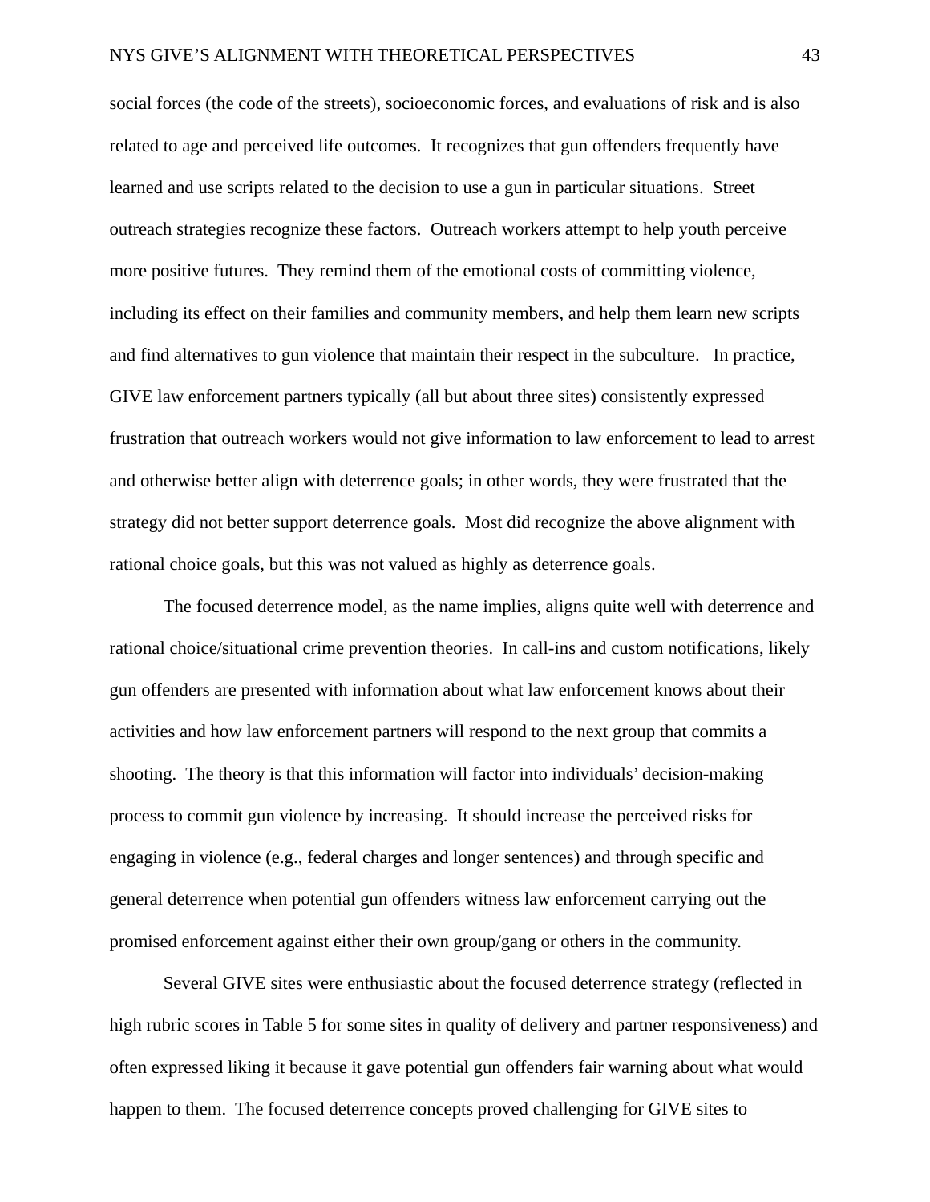social forces (the code of the streets), socioeconomic forces, and evaluations of risk and is also related to age and perceived life outcomes. It recognizes that gun offenders frequently have learned and use scripts related to the decision to use a gun in particular situations. Street outreach strategies recognize these factors. Outreach workers attempt to help youth perceive more positive futures. They remind them of the emotional costs of committing violence, including its effect on their families and community members, and help them learn new scripts and find alternatives to gun violence that maintain their respect in the subculture. In practice, GIVE law enforcement partners typically (all but about three sites) consistently expressed frustration that outreach workers would not give information to law enforcement to lead to arrest and otherwise better align with deterrence goals; in other words, they were frustrated that the strategy did not better support deterrence goals. Most did recognize the above alignment with rational choice goals, but this was not valued as highly as deterrence goals.

The focused deterrence model, as the name implies, aligns quite well with deterrence and rational choice/situational crime prevention theories. In call-ins and custom notifications, likely gun offenders are presented with information about what law enforcement knows about their activities and how law enforcement partners will respond to the next group that commits a shooting. The theory is that this information will factor into individuals' decision-making process to commit gun violence by increasing. It should increase the perceived risks for engaging in violence (e.g., federal charges and longer sentences) and through specific and general deterrence when potential gun offenders witness law enforcement carrying out the promised enforcement against either their own group/gang or others in the community.

Several GIVE sites were enthusiastic about the focused deterrence strategy (reflected in high rubric scores in Table 5 for some sites in quality of delivery and partner responsiveness) and often expressed liking it because it gave potential gun offenders fair warning about what would happen to them. The focused deterrence concepts proved challenging for GIVE sites to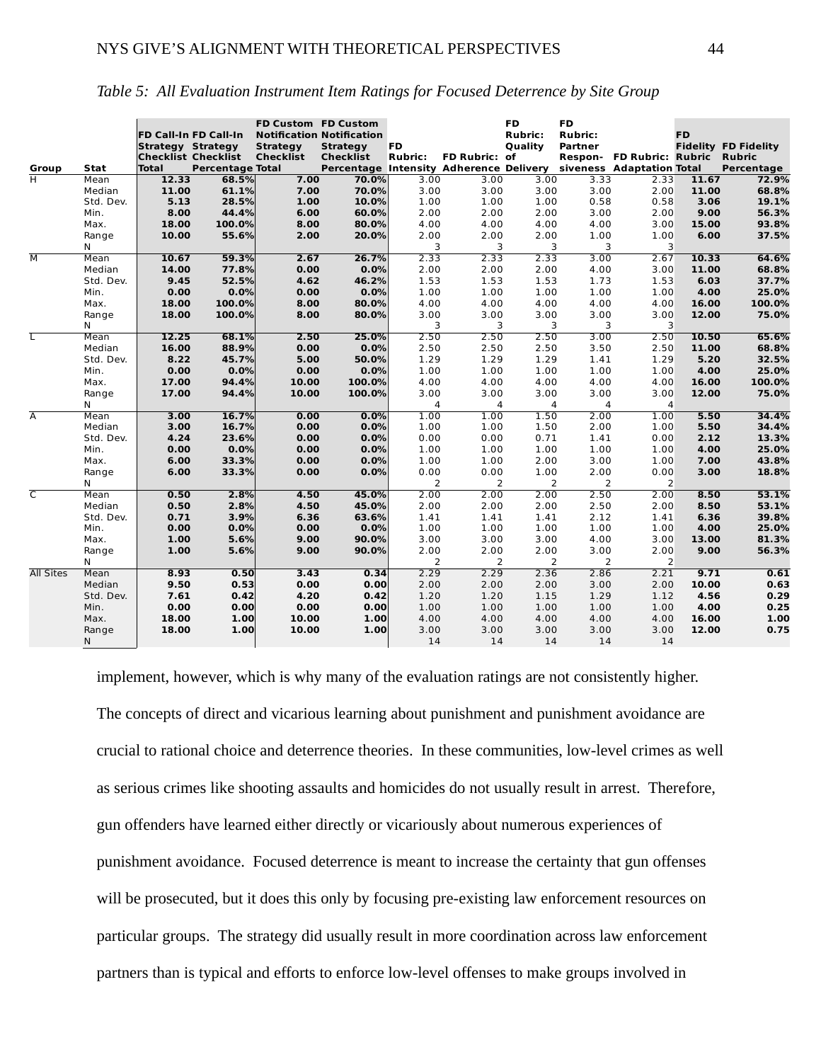*Table 5: All Evaluation Instrument Item Ratings for Focused Deterrence by Site Group*

| Group | Stat | FD Call-In Strategy Checklist Total | FD Call-In Strategy Checklist Percentage | FD Custom Notification Strategy Checklist Total | FD Custom Notification Strategy Checklist Percentage | FD Rubric: Intensity | FD Rubric: Adherence | FD Rubric: Quality of Delivery | FD Rubric: Partner Respon-siveness | FD Rubric: Adaptation | FD Fidelity Rubric Total | FD Fidelity Rubric Percentage |
|---|---|---|---|---|---|---|---|---|---|---|---|---|
| H | Mean | 12.33 | 68.5% | 7.00 | 70.0% | 3.00 | 3.00 | 3.00 | 3.33 | 2.33 | 11.67 | 72.9% |
| | Median | 11.00 | 61.1% | 7.00 | 70.0% | 3.00 | 3.00 | 3.00 | 3.00 | 2.00 | 11.00 | 68.8% |
| | Std. Dev. | 5.13 | 28.5% | 1.00 | 10.0% | 1.00 | 1.00 | 1.00 | 0.58 | 0.58 | 3.06 | 19.1% |
| | Min. | 8.00 | 44.4% | 6.00 | 60.0% | 2.00 | 2.00 | 2.00 | 3.00 | 2.00 | 9.00 | 56.3% |
| | Max. | 18.00 | 100.0% | 8.00 | 80.0% | 4.00 | 4.00 | 4.00 | 4.00 | 3.00 | 15.00 | 93.8% |
| | Range | 10.00 | 55.6% | 2.00 | 20.0% | 2.00 | 2.00 | 2.00 | 1.00 | 1.00 | 6.00 | 37.5% |
| | N | | | | | 3 | 3 | 3 | 3 | 3 | | |
| M | Mean | 10.67 | 59.3% | 2.67 | 26.7% | 2.33 | 2.33 | 2.33 | 3.00 | 2.67 | 10.33 | 64.6% |
| | Median | 14.00 | 77.8% | 0.00 | 0.0% | 2.00 | 2.00 | 2.00 | 4.00 | 3.00 | 11.00 | 68.8% |
| | Std. Dev. | 9.45 | 52.5% | 4.62 | 46.2% | 1.53 | 1.53 | 1.53 | 1.73 | 1.53 | 6.03 | 37.7% |
| | Min. | 0.00 | 0.0% | 0.00 | 0.0% | 1.00 | 1.00 | 1.00 | 1.00 | 1.00 | 4.00 | 25.0% |
| | Max. | 18.00 | 100.0% | 8.00 | 80.0% | 4.00 | 4.00 | 4.00 | 4.00 | 4.00 | 16.00 | 100.0% |
| | Range | 18.00 | 100.0% | 8.00 | 80.0% | 3.00 | 3.00 | 3.00 | 3.00 | 3.00 | 12.00 | 75.0% |
| | N | | | | | 3 | 3 | 3 | 3 | 3 | | |
| L | Mean | 12.25 | 68.1% | 2.50 | 25.0% | 2.50 | 2.50 | 2.50 | 3.00 | 2.50 | 10.50 | 65.6% |
| | Median | 16.00 | 88.9% | 0.00 | 0.0% | 2.50 | 2.50 | 2.50 | 3.50 | 2.50 | 11.00 | 68.8% |
| | Std. Dev. | 8.22 | 45.7% | 5.00 | 50.0% | 1.29 | 1.29 | 1.29 | 1.41 | 1.29 | 5.20 | 32.5% |
| | Min. | 0.00 | 0.0% | 0.00 | 0.0% | 1.00 | 1.00 | 1.00 | 1.00 | 1.00 | 4.00 | 25.0% |
| | Max. | 17.00 | 94.4% | 10.00 | 100.0% | 4.00 | 4.00 | 4.00 | 4.00 | 4.00 | 16.00 | 100.0% |
| | Range | 17.00 | 94.4% | 10.00 | 100.0% | 3.00 | 3.00 | 3.00 | 3.00 | 3.00 | 12.00 | 75.0% |
| | N | | | | | 4 | 4 | 4 | 4 | 4 | | |
| A | Mean | 3.00 | 16.7% | 0.00 | 0.0% | 1.00 | 1.00 | 1.50 | 2.00 | 1.00 | 5.50 | 34.4% |
| | Median | 3.00 | 16.7% | 0.00 | 0.0% | 1.00 | 1.00 | 1.50 | 2.00 | 1.00 | 5.50 | 34.4% |
| | Std. Dev. | 4.24 | 23.6% | 0.00 | 0.0% | 0.00 | 0.00 | 0.71 | 1.41 | 0.00 | 2.12 | 13.3% |
| | Min. | 0.00 | 0.0% | 0.00 | 0.0% | 1.00 | 1.00 | 1.00 | 1.00 | 1.00 | 4.00 | 25.0% |
| | Max. | 6.00 | 33.3% | 0.00 | 0.0% | 1.00 | 1.00 | 2.00 | 3.00 | 1.00 | 7.00 | 43.8% |
| | Range | 6.00 | 33.3% | 0.00 | 0.0% | 0.00 | 0.00 | 1.00 | 2.00 | 0.00 | 3.00 | 18.8% |
| | N | | | | | 2 | 2 | 2 | 2 | 2 | | |
| C | Mean | 0.50 | 2.8% | 4.50 | 45.0% | 2.00 | 2.00 | 2.00 | 2.50 | 2.00 | 8.50 | 53.1% |
| | Median | 0.50 | 2.8% | 4.50 | 45.0% | 2.00 | 2.00 | 2.00 | 2.50 | 2.00 | 8.50 | 53.1% |
| | Std. Dev. | 0.71 | 3.9% | 6.36 | 63.6% | 1.41 | 1.41 | 1.41 | 2.12 | 1.41 | 6.36 | 39.8% |
| | Min. | 0.00 | 0.0% | 0.00 | 0.0% | 1.00 | 1.00 | 1.00 | 1.00 | 1.00 | 4.00 | 25.0% |
| | Max. | 1.00 | 5.6% | 9.00 | 90.0% | 3.00 | 3.00 | 3.00 | 4.00 | 3.00 | 13.00 | 81.3% |
| | Range | 1.00 | 5.6% | 9.00 | 90.0% | 2.00 | 2.00 | 2.00 | 3.00 | 2.00 | 9.00 | 56.3% |
| | N | | | | | 2 | 2 | 2 | 2 | 2 | | |
| All Sites | Mean | 8.93 | 0.50 | 3.43 | 0.34 | 2.29 | 2.29 | 2.36 | 2.86 | 2.21 | 9.71 | 0.61 |
| | Median | 9.50 | 0.53 | 0.00 | 0.00 | 2.00 | 2.00 | 2.00 | 3.00 | 2.00 | 10.00 | 0.63 |
| | Std. Dev. | 7.61 | 0.42 | 4.20 | 0.42 | 1.20 | 1.20 | 1.15 | 1.29 | 1.12 | 4.56 | 0.29 |
| | Min. | 0.00 | 0.00 | 0.00 | 0.00 | 1.00 | 1.00 | 1.00 | 1.00 | 1.00 | 4.00 | 0.25 |
| | Max. | 18.00 | 1.00 | 10.00 | 1.00 | 4.00 | 4.00 | 4.00 | 4.00 | 4.00 | 16.00 | 1.00 |
| | Range | 18.00 | 1.00 | 10.00 | 1.00 | 3.00 | 3.00 | 3.00 | 3.00 | 3.00 | 12.00 | 0.75 |
| | N | | | | | 14 | 14 | 14 | 14 | 14 | | |

implement, however, which is why many of the evaluation ratings are not consistently higher. The concepts of direct and vicarious learning about punishment and punishment avoidance are crucial to rational choice and deterrence theories. In these communities, low-level crimes as well as serious crimes like shooting assaults and homicides do not usually result in arrest. Therefore, gun offenders have learned either directly or vicariously about numerous experiences of punishment avoidance. Focused deterrence is meant to increase the certainty that gun offenses will be prosecuted, but it does this only by focusing pre-existing law enforcement resources on particular groups. The strategy did usually result in more coordination across law enforcement partners than is typical and efforts to enforce low-level offenses to make groups involved in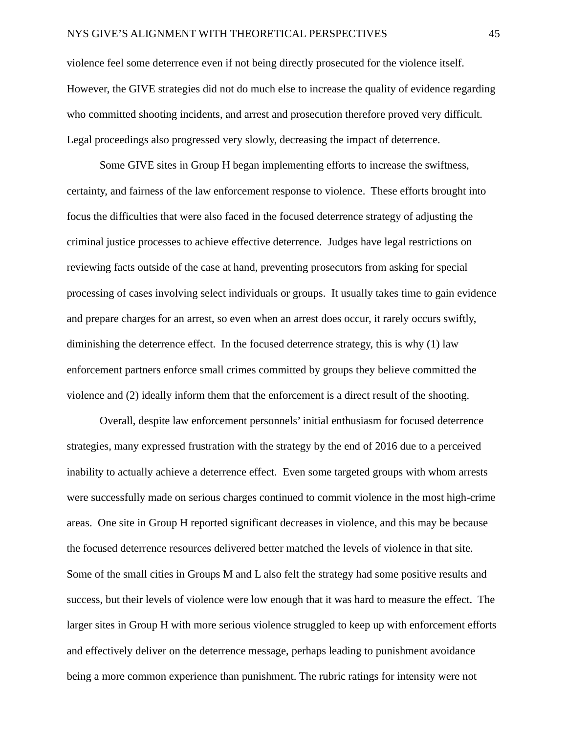violence feel some deterrence even if not being directly prosecuted for the violence itself. However, the GIVE strategies did not do much else to increase the quality of evidence regarding who committed shooting incidents, and arrest and prosecution therefore proved very difficult. Legal proceedings also progressed very slowly, decreasing the impact of deterrence.

Some GIVE sites in Group H began implementing efforts to increase the swiftness, certainty, and fairness of the law enforcement response to violence. These efforts brought into focus the difficulties that were also faced in the focused deterrence strategy of adjusting the criminal justice processes to achieve effective deterrence. Judges have legal restrictions on reviewing facts outside of the case at hand, preventing prosecutors from asking for special processing of cases involving select individuals or groups. It usually takes time to gain evidence and prepare charges for an arrest, so even when an arrest does occur, it rarely occurs swiftly, diminishing the deterrence effect. In the focused deterrence strategy, this is why (1) law enforcement partners enforce small crimes committed by groups they believe committed the violence and (2) ideally inform them that the enforcement is a direct result of the shooting.

Overall, despite law enforcement personnels' initial enthusiasm for focused deterrence strategies, many expressed frustration with the strategy by the end of 2016 due to a perceived inability to actually achieve a deterrence effect. Even some targeted groups with whom arrests were successfully made on serious charges continued to commit violence in the most high-crime areas. One site in Group H reported significant decreases in violence, and this may be because the focused deterrence resources delivered better matched the levels of violence in that site. Some of the small cities in Groups M and L also felt the strategy had some positive results and success, but their levels of violence were low enough that it was hard to measure the effect. The larger sites in Group H with more serious violence struggled to keep up with enforcement efforts and effectively deliver on the deterrence message, perhaps leading to punishment avoidance being a more common experience than punishment. The rubric ratings for intensity were not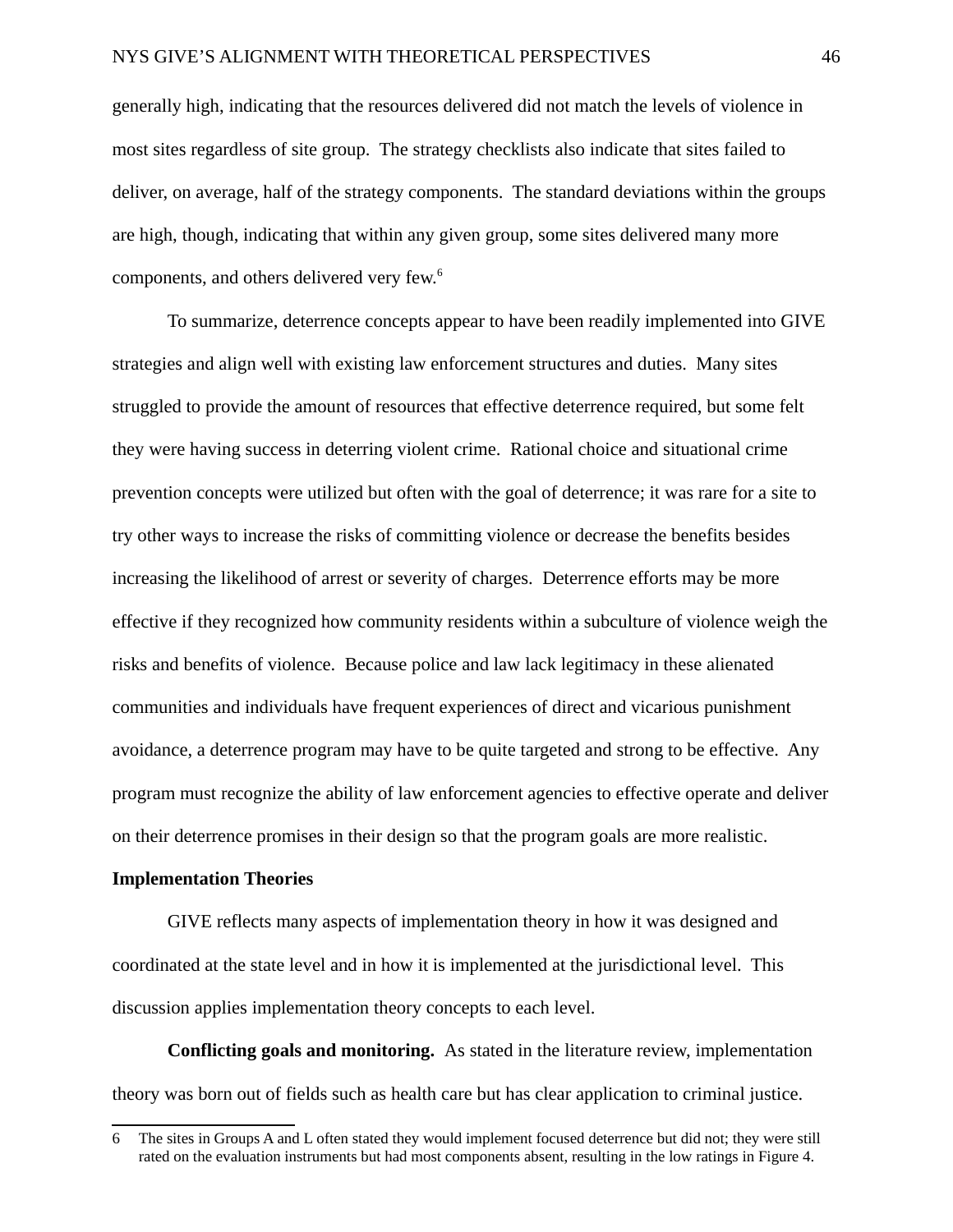generally high, indicating that the resources delivered did not match the levels of violence in most sites regardless of site group. The strategy checklists also indicate that sites failed to deliver, on average, half of the strategy components. The standard deviations within the groups are high, though, indicating that within any given group, some sites delivered many more components, and others delivered very few.[6]

To summarize, deterrence concepts appear to have been readily implemented into GIVE strategies and align well with existing law enforcement structures and duties. Many sites struggled to provide the amount of resources that effective deterrence required, but some felt they were having success in deterring violent crime. Rational choice and situational crime prevention concepts were utilized but often with the goal of deterrence; it was rare for a site to try other ways to increase the risks of committing violence or decrease the benefits besides increasing the likelihood of arrest or severity of charges. Deterrence efforts may be more effective if they recognized how community residents within a subculture of violence weigh the risks and benefits of violence. Because police and law lack legitimacy in these alienated communities and individuals have frequent experiences of direct and vicarious punishment avoidance, a deterrence program may have to be quite targeted and strong to be effective. Any program must recognize the ability of law enforcement agencies to effective operate and deliver on their deterrence promises in their design so that the program goals are more realistic.

**Implementation Theories**

GIVE reflects many aspects of implementation theory in how it was designed and coordinated at the state level and in how it is implemented at the jurisdictional level. This discussion applies implementation theory concepts to each level.

**Conflicting goals and monitoring.** As stated in the literature review, implementation theory was born out of fields such as health care but has clear application to criminal justice.

---

6 The sites in Groups A and L often stated they would implement focused deterrence but did not; they were still rated on the evaluation instruments but had most components absent, resulting in the low ratings in Figure 4.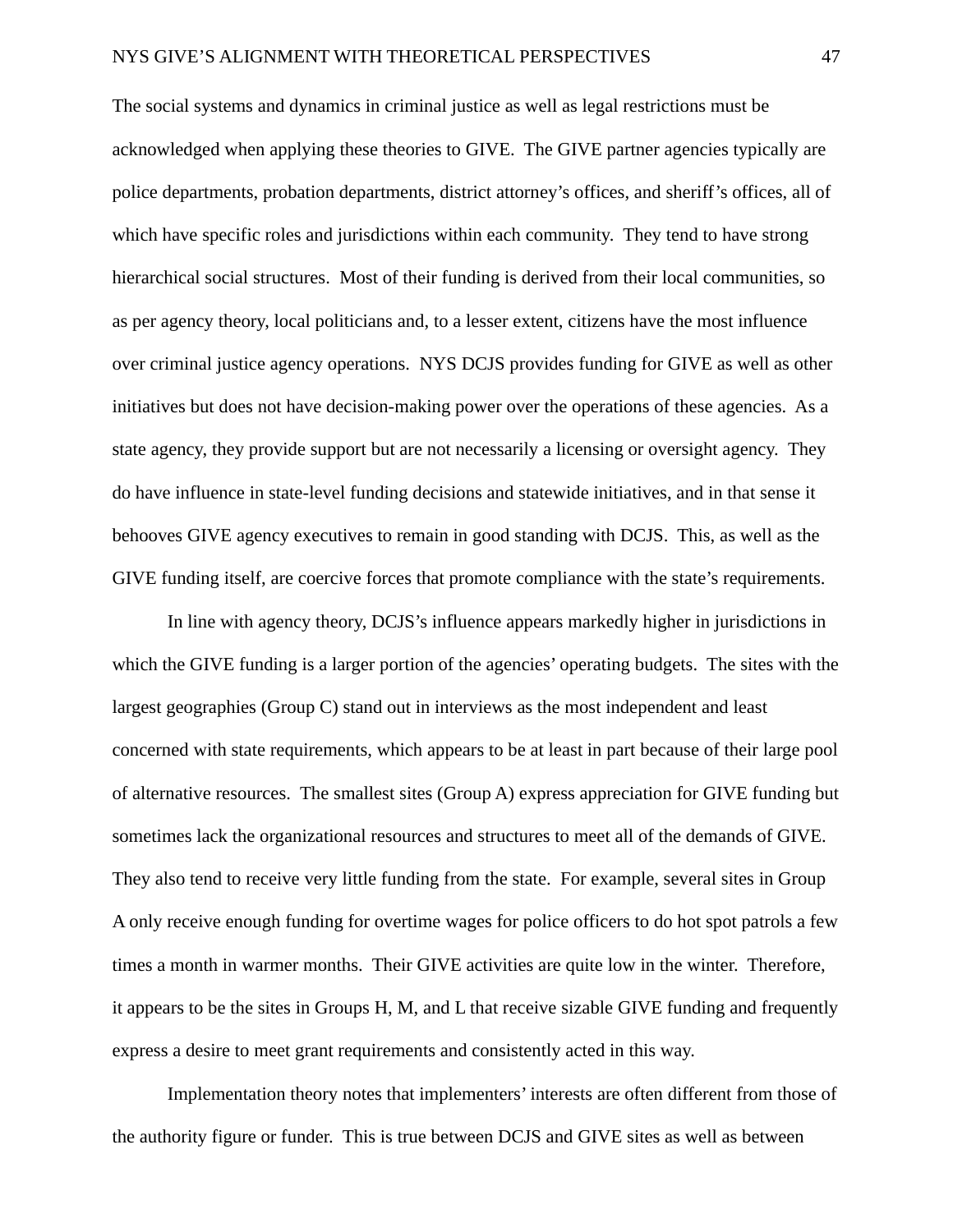The social systems and dynamics in criminal justice as well as legal restrictions must be acknowledged when applying these theories to GIVE. The GIVE partner agencies typically are police departments, probation departments, district attorney's offices, and sheriff's offices, all of which have specific roles and jurisdictions within each community. They tend to have strong hierarchical social structures. Most of their funding is derived from their local communities, so as per agency theory, local politicians and, to a lesser extent, citizens have the most influence over criminal justice agency operations. NYS DCJS provides funding for GIVE as well as other initiatives but does not have decision-making power over the operations of these agencies. As a state agency, they provide support but are not necessarily a licensing or oversight agency. They do have influence in state-level funding decisions and statewide initiatives, and in that sense it behooves GIVE agency executives to remain in good standing with DCJS. This, as well as the GIVE funding itself, are coercive forces that promote compliance with the state's requirements.

In line with agency theory, DCJS's influence appears markedly higher in jurisdictions in which the GIVE funding is a larger portion of the agencies' operating budgets. The sites with the largest geographies (Group C) stand out in interviews as the most independent and least concerned with state requirements, which appears to be at least in part because of their large pool of alternative resources. The smallest sites (Group A) express appreciation for GIVE funding but sometimes lack the organizational resources and structures to meet all of the demands of GIVE. They also tend to receive very little funding from the state. For example, several sites in Group A only receive enough funding for overtime wages for police officers to do hot spot patrols a few times a month in warmer months. Their GIVE activities are quite low in the winter. Therefore, it appears to be the sites in Groups H, M, and L that receive sizable GIVE funding and frequently express a desire to meet grant requirements and consistently acted in this way.

Implementation theory notes that implementers' interests are often different from those of the authority figure or funder. This is true between DCJS and GIVE sites as well as between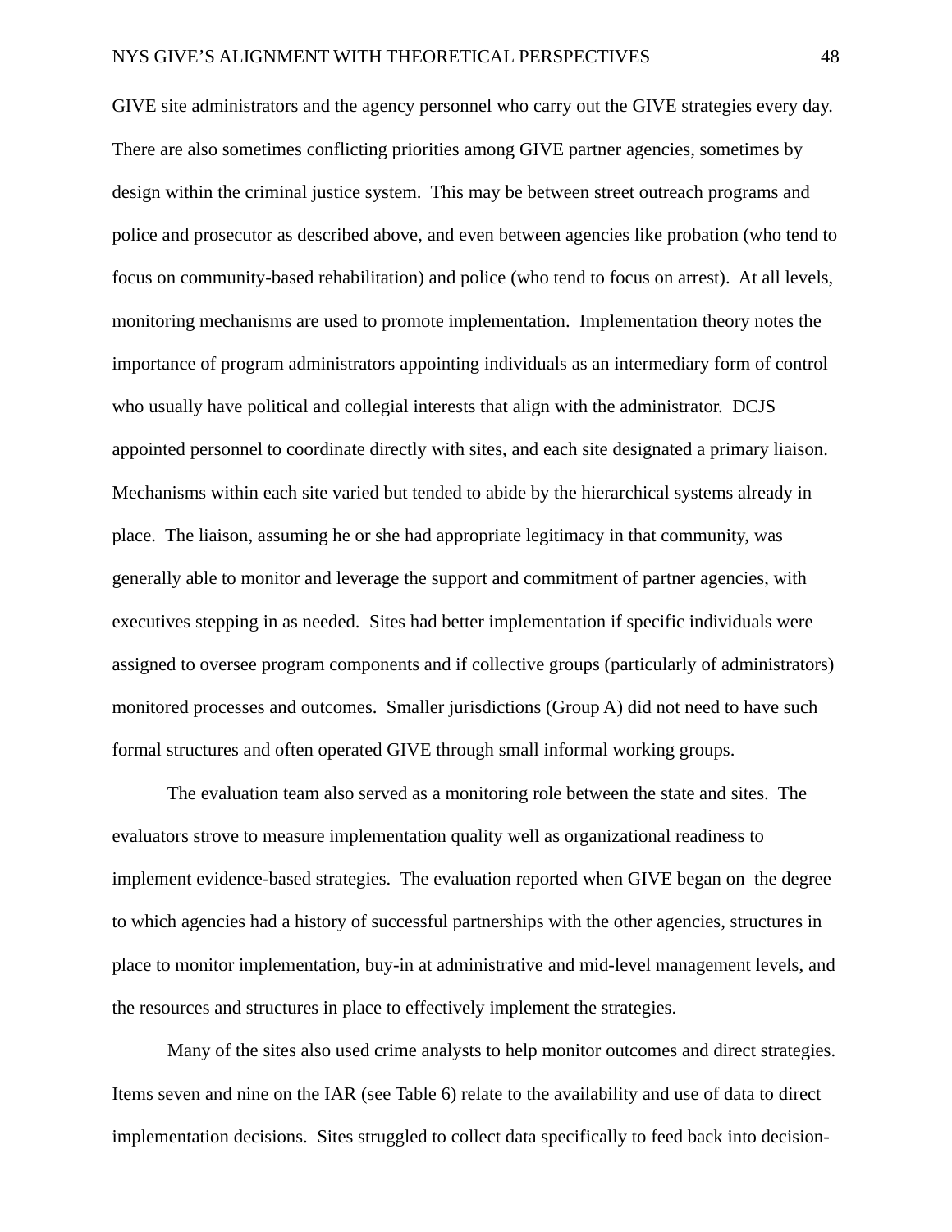GIVE site administrators and the agency personnel who carry out the GIVE strategies every day. There are also sometimes conflicting priorities among GIVE partner agencies, sometimes by design within the criminal justice system. This may be between street outreach programs and police and prosecutor as described above, and even between agencies like probation (who tend to focus on community-based rehabilitation) and police (who tend to focus on arrest). At all levels, monitoring mechanisms are used to promote implementation. Implementation theory notes the importance of program administrators appointing individuals as an intermediary form of control who usually have political and collegial interests that align with the administrator. DCJS appointed personnel to coordinate directly with sites, and each site designated a primary liaison. Mechanisms within each site varied but tended to abide by the hierarchical systems already in place. The liaison, assuming he or she had appropriate legitimacy in that community, was generally able to monitor and leverage the support and commitment of partner agencies, with executives stepping in as needed. Sites had better implementation if specific individuals were assigned to oversee program components and if collective groups (particularly of administrators) monitored processes and outcomes. Smaller jurisdictions (Group A) did not need to have such formal structures and often operated GIVE through small informal working groups.

The evaluation team also served as a monitoring role between the state and sites. The evaluators strove to measure implementation quality well as organizational readiness to implement evidence-based strategies. The evaluation reported when GIVE began on the degree to which agencies had a history of successful partnerships with the other agencies, structures in place to monitor implementation, buy-in at administrative and mid-level management levels, and the resources and structures in place to effectively implement the strategies.

Many of the sites also used crime analysts to help monitor outcomes and direct strategies. Items seven and nine on the IAR (see Table 6) relate to the availability and use of data to direct implementation decisions. Sites struggled to collect data specifically to feed back into decision-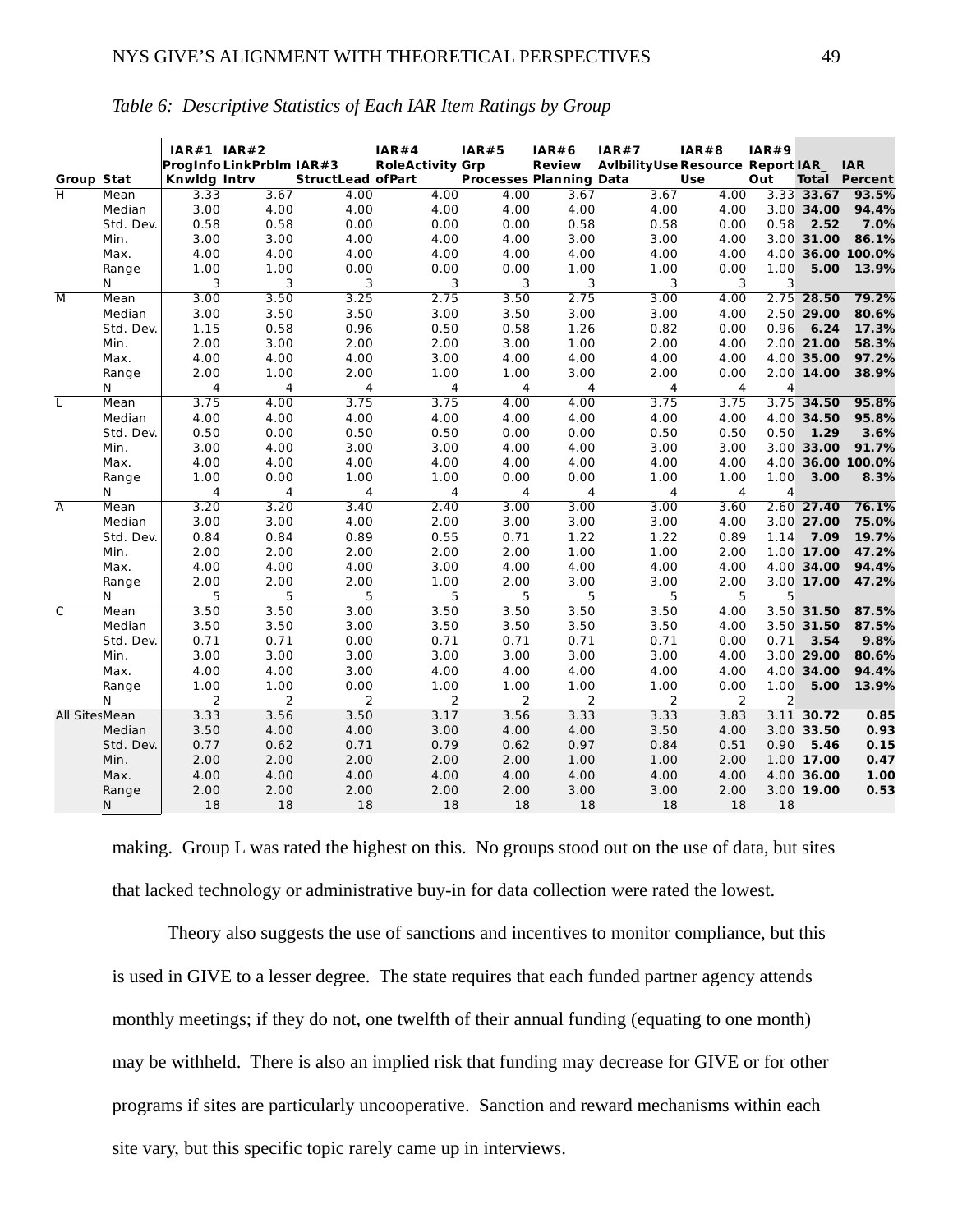*Table 6: Descriptive Statistics of Each IAR Item Ratings by Group*

| Group | Stat | IAR#1 ProgInfo Knwldg | IAR#2 LinkPrblm Intrv | IAR#3 StructLead | IAR#4 RoleActivity ofPart | IAR#5 Grp Processes | IAR#6 Review Planning | IAR#7 AvlbilityUse Data | IAR#8 Resource Use | IAR#9 Report Out | IAR_ Total | IAR Percent |
|---|---|---|---|---|---|---|---|---|---|---|---|---|
| H | Mean | 3.33 | 3.67 | 4.00 | 4.00 | 4.00 | 3.67 | 3.67 | 4.00 | 3.33 | **33.67** | **93.5%** |
| | Median | 3.00 | 4.00 | 4.00 | 4.00 | 4.00 | 4.00 | 4.00 | 4.00 | 3.00 | **34.00** | **94.4%** |
| | Std. Dev. | 0.58 | 0.58 | 0.00 | 0.00 | 0.00 | 0.58 | 0.58 | 0.00 | 0.58 | **2.52** | **7.0%** |
| | Min. | 3.00 | 3.00 | 4.00 | 4.00 | 4.00 | 3.00 | 3.00 | 4.00 | 3.00 | **31.00** | **86.1%** |
| | Max. | 4.00 | 4.00 | 4.00 | 4.00 | 4.00 | 4.00 | 4.00 | 4.00 | 4.00 | **36.00** | **100.0%** |
| | Range | 1.00 | 1.00 | 0.00 | 0.00 | 0.00 | 1.00 | 1.00 | 0.00 | 1.00 | **5.00** | **13.9%** |
| | N | 3 | 3 | 3 | 3 | 3 | 3 | 3 | 3 | 3 | | |
| M | Mean | 3.00 | 3.50 | 3.25 | 2.75 | 3.50 | 2.75 | 3.00 | 4.00 | 2.75 | **28.50** | **79.2%** |
| | Median | 3.00 | 3.50 | 3.50 | 3.00 | 3.50 | 3.00 | 3.00 | 4.00 | 2.50 | **29.00** | **80.6%** |
| | Std. Dev. | 1.15 | 0.58 | 0.96 | 0.50 | 0.58 | 1.26 | 0.82 | 0.00 | 0.96 | **6.24** | **17.3%** |
| | Min. | 2.00 | 3.00 | 2.00 | 2.00 | 3.00 | 1.00 | 2.00 | 4.00 | 2.00 | **21.00** | **58.3%** |
| | Max. | 4.00 | 4.00 | 4.00 | 3.00 | 4.00 | 4.00 | 4.00 | 4.00 | 4.00 | **35.00** | **97.2%** |
| | Range | 2.00 | 1.00 | 2.00 | 1.00 | 1.00 | 3.00 | 2.00 | 0.00 | 2.00 | **14.00** | **38.9%** |
| | N | 4 | 4 | 4 | 4 | 4 | 4 | 4 | 4 | 4 | | |
| L | Mean | 3.75 | 4.00 | 3.75 | 3.75 | 4.00 | 4.00 | 3.75 | 3.75 | 3.75 | **34.50** | **95.8%** |
| | Median | 4.00 | 4.00 | 4.00 | 4.00 | 4.00 | 4.00 | 4.00 | 4.00 | 4.00 | **34.50** | **95.8%** |
| | Std. Dev. | 0.50 | 0.00 | 0.50 | 0.50 | 0.00 | 0.00 | 0.50 | 0.50 | 0.50 | **1.29** | **3.6%** |
| | Min. | 3.00 | 4.00 | 3.00 | 3.00 | 4.00 | 4.00 | 3.00 | 3.00 | 3.00 | **33.00** | **91.7%** |
| | Max. | 4.00 | 4.00 | 4.00 | 4.00 | 4.00 | 4.00 | 4.00 | 4.00 | 4.00 | **36.00** | **100.0%** |
| | Range | 1.00 | 0.00 | 1.00 | 1.00 | 0.00 | 0.00 | 1.00 | 1.00 | 1.00 | **3.00** | **8.3%** |
| | N | 4 | 4 | 4 | 4 | 4 | 4 | 4 | 4 | 4 | | |
| A | Mean | 3.20 | 3.20 | 3.40 | 2.40 | 3.00 | 3.00 | 3.00 | 3.60 | 2.60 | **27.40** | **76.1%** |
| | Median | 3.00 | 3.00 | 4.00 | 2.00 | 3.00 | 3.00 | 3.00 | 4.00 | 3.00 | **27.00** | **75.0%** |
| | Std. Dev. | 0.84 | 0.84 | 0.89 | 0.55 | 0.71 | 1.22 | 1.22 | 0.89 | 1.14 | **7.09** | **19.7%** |
| | Min. | 2.00 | 2.00 | 2.00 | 2.00 | 2.00 | 1.00 | 1.00 | 2.00 | 1.00 | **17.00** | **47.2%** |
| | Max. | 4.00 | 4.00 | 4.00 | 3.00 | 4.00 | 4.00 | 4.00 | 4.00 | 4.00 | **34.00** | **94.4%** |
| | Range | 2.00 | 2.00 | 2.00 | 1.00 | 2.00 | 3.00 | 3.00 | 2.00 | 3.00 | **17.00** | **47.2%** |
| | N | 5 | 5 | 5 | 5 | 5 | 5 | 5 | 5 | 5 | | |
| C | Mean | 3.50 | 3.50 | 3.00 | 3.50 | 3.50 | 3.50 | 3.50 | 4.00 | 3.50 | **31.50** | **87.5%** |
| | Median | 3.50 | 3.50 | 3.00 | 3.50 | 3.50 | 3.50 | 3.50 | 4.00 | 3.50 | **31.50** | **87.5%** |
| | Std. Dev. | 0.71 | 0.71 | 0.00 | 0.71 | 0.71 | 0.71 | 0.71 | 0.00 | 0.71 | **3.54** | **9.8%** |
| | Min. | 3.00 | 3.00 | 3.00 | 3.00 | 3.00 | 3.00 | 3.00 | 4.00 | 3.00 | **29.00** | **80.6%** |
| | Max. | 4.00 | 4.00 | 3.00 | 4.00 | 4.00 | 4.00 | 4.00 | 4.00 | 4.00 | **34.00** | **94.4%** |
| | Range | 1.00 | 1.00 | 0.00 | 1.00 | 1.00 | 1.00 | 1.00 | 0.00 | 1.00 | **5.00** | **13.9%** |
| | N | 2 | 2 | 2 | 2 | 2 | 2 | 2 | 2 | 2 | | |
| All Sites | Mean | 3.33 | 3.56 | 3.50 | 3.17 | 3.56 | 3.33 | 3.33 | 3.83 | 3.11 | **30.72** | **0.85** |
| | Median | 3.50 | 4.00 | 4.00 | 3.00 | 4.00 | 4.00 | 3.50 | 4.00 | 3.00 | **33.50** | **0.93** |
| | Std. Dev. | 0.77 | 0.62 | 0.71 | 0.79 | 0.62 | 0.97 | 0.84 | 0.51 | 0.90 | **5.46** | **0.15** |
| | Min. | 2.00 | 2.00 | 2.00 | 2.00 | 2.00 | 1.00 | 1.00 | 2.00 | 1.00 | **17.00** | **0.47** |
| | Max. | 4.00 | 4.00 | 4.00 | 4.00 | 4.00 | 4.00 | 4.00 | 4.00 | 4.00 | **36.00** | **1.00** |
| | Range | 2.00 | 2.00 | 2.00 | 2.00 | 2.00 | 3.00 | 3.00 | 2.00 | 3.00 | **19.00** | **0.53** |
| | N | 18 | 18 | 18 | 18 | 18 | 18 | 18 | 18 | 18 | | |

making. Group L was rated the highest on this. No groups stood out on the use of data, but sites that lacked technology or administrative buy-in for data collection were rated the lowest.

Theory also suggests the use of sanctions and incentives to monitor compliance, but this is used in GIVE to a lesser degree. The state requires that each funded partner agency attends monthly meetings; if they do not, one twelfth of their annual funding (equating to one month) may be withheld. There is also an implied risk that funding may decrease for GIVE or for other programs if sites are particularly uncooperative. Sanction and reward mechanisms within each site vary, but this specific topic rarely came up in interviews.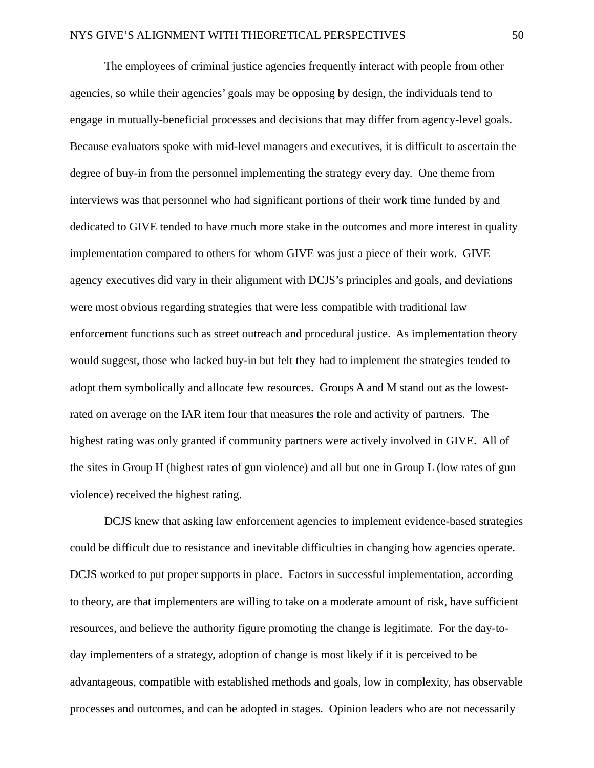The employees of criminal justice agencies frequently interact with people from other agencies, so while their agencies' goals may be opposing by design, the individuals tend to engage in mutually-beneficial processes and decisions that may differ from agency-level goals. Because evaluators spoke with mid-level managers and executives, it is difficult to ascertain the degree of buy-in from the personnel implementing the strategy every day. One theme from interviews was that personnel who had significant portions of their work time funded by and dedicated to GIVE tended to have much more stake in the outcomes and more interest in quality implementation compared to others for whom GIVE was just a piece of their work. GIVE agency executives did vary in their alignment with DCJS's principles and goals, and deviations were most obvious regarding strategies that were less compatible with traditional law enforcement functions such as street outreach and procedural justice. As implementation theory would suggest, those who lacked buy-in but felt they had to implement the strategies tended to adopt them symbolically and allocate few resources. Groups A and M stand out as the lowest-rated on average on the IAR item four that measures the role and activity of partners. The highest rating was only granted if community partners were actively involved in GIVE. All of the sites in Group H (highest rates of gun violence) and all but one in Group L (low rates of gun violence) received the highest rating.

DCJS knew that asking law enforcement agencies to implement evidence-based strategies could be difficult due to resistance and inevitable difficulties in changing how agencies operate. DCJS worked to put proper supports in place. Factors in successful implementation, according to theory, are that implementers are willing to take on a moderate amount of risk, have sufficient resources, and believe the authority figure promoting the change is legitimate. For the day-to-day implementers of a strategy, adoption of change is most likely if it is perceived to be advantageous, compatible with established methods and goals, low in complexity, has observable processes and outcomes, and can be adopted in stages. Opinion leaders who are not necessarily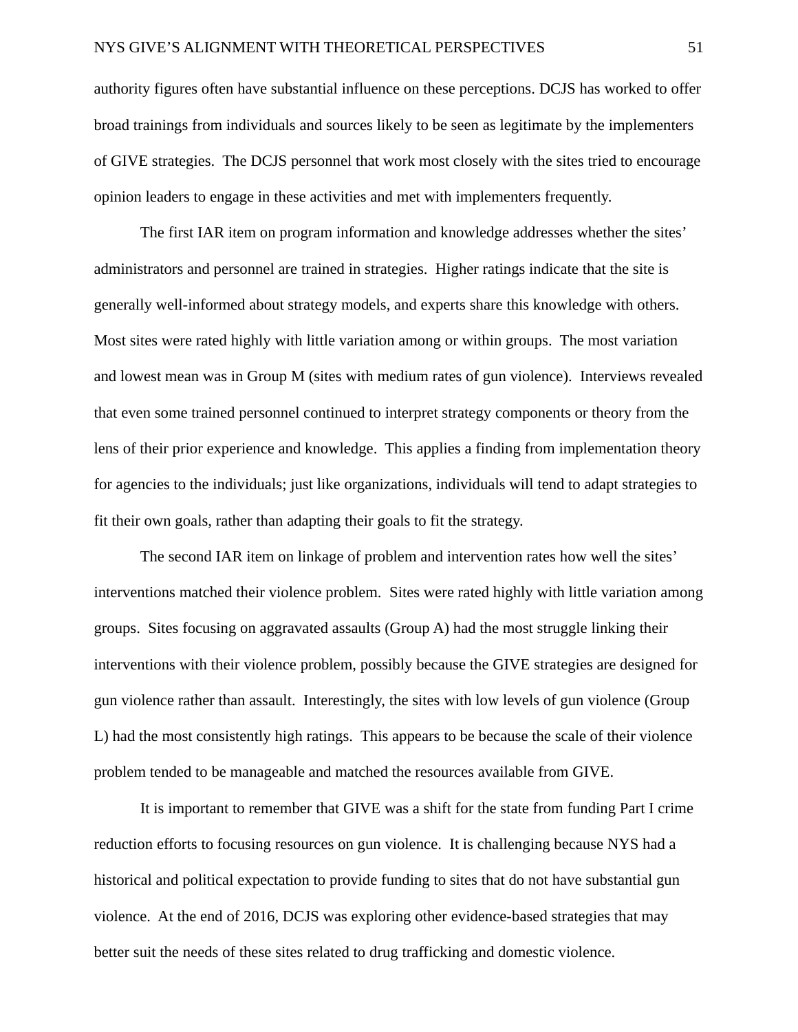authority figures often have substantial influence on these perceptions. DCJS has worked to offer broad trainings from individuals and sources likely to be seen as legitimate by the implementers of GIVE strategies. The DCJS personnel that work most closely with the sites tried to encourage opinion leaders to engage in these activities and met with implementers frequently.

The first IAR item on program information and knowledge addresses whether the sites' administrators and personnel are trained in strategies. Higher ratings indicate that the site is generally well-informed about strategy models, and experts share this knowledge with others. Most sites were rated highly with little variation among or within groups. The most variation and lowest mean was in Group M (sites with medium rates of gun violence). Interviews revealed that even some trained personnel continued to interpret strategy components or theory from the lens of their prior experience and knowledge. This applies a finding from implementation theory for agencies to the individuals; just like organizations, individuals will tend to adapt strategies to fit their own goals, rather than adapting their goals to fit the strategy.

The second IAR item on linkage of problem and intervention rates how well the sites' interventions matched their violence problem. Sites were rated highly with little variation among groups. Sites focusing on aggravated assaults (Group A) had the most struggle linking their interventions with their violence problem, possibly because the GIVE strategies are designed for gun violence rather than assault. Interestingly, the sites with low levels of gun violence (Group L) had the most consistently high ratings. This appears to be because the scale of their violence problem tended to be manageable and matched the resources available from GIVE.

It is important to remember that GIVE was a shift for the state from funding Part I crime reduction efforts to focusing resources on gun violence. It is challenging because NYS had a historical and political expectation to provide funding to sites that do not have substantial gun violence. At the end of 2016, DCJS was exploring other evidence-based strategies that may better suit the needs of these sites related to drug trafficking and domestic violence.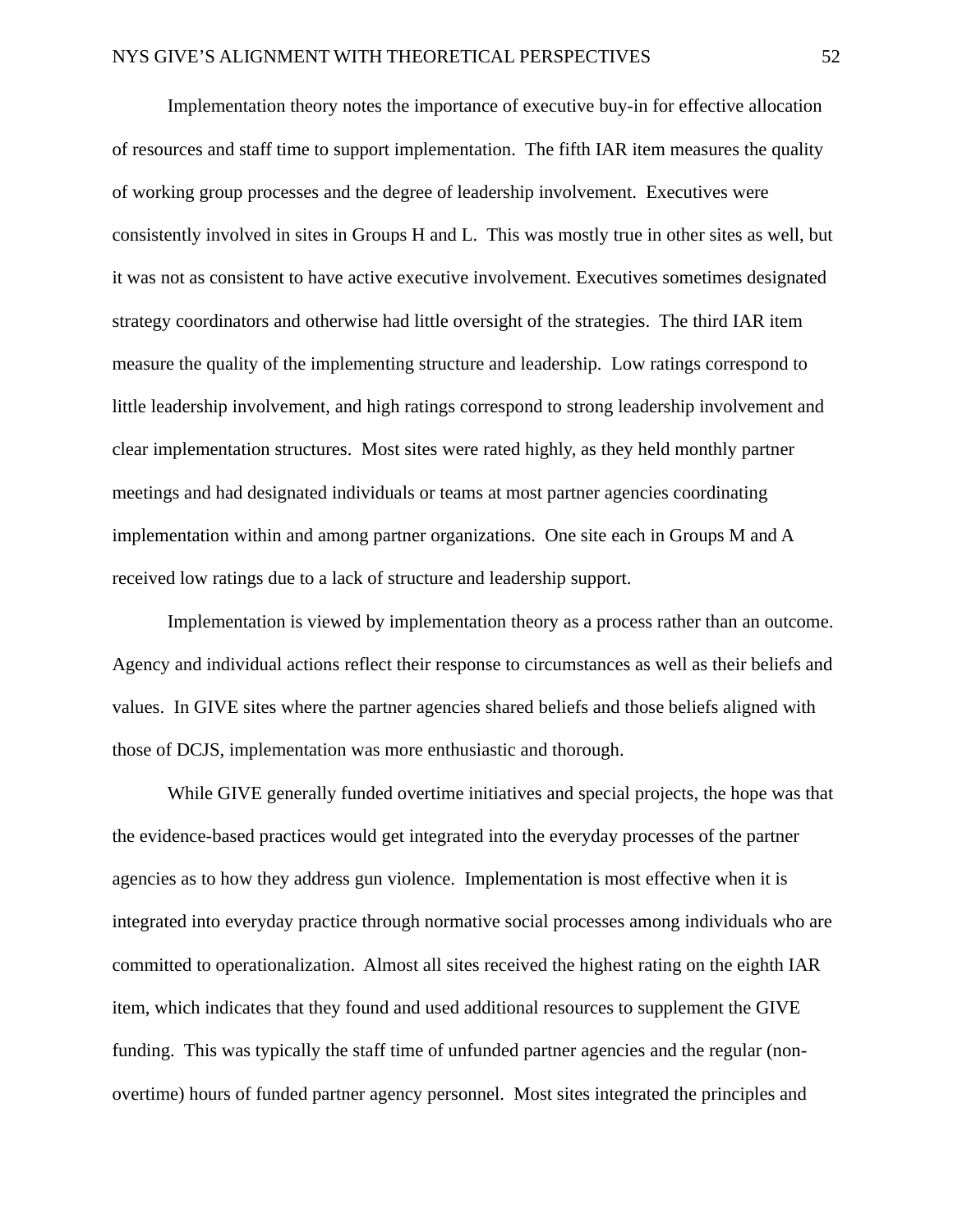Implementation theory notes the importance of executive buy-in for effective allocation of resources and staff time to support implementation. The fifth IAR item measures the quality of working group processes and the degree of leadership involvement. Executives were consistently involved in sites in Groups H and L. This was mostly true in other sites as well, but it was not as consistent to have active executive involvement. Executives sometimes designated strategy coordinators and otherwise had little oversight of the strategies. The third IAR item measure the quality of the implementing structure and leadership. Low ratings correspond to little leadership involvement, and high ratings correspond to strong leadership involvement and clear implementation structures. Most sites were rated highly, as they held monthly partner meetings and had designated individuals or teams at most partner agencies coordinating implementation within and among partner organizations. One site each in Groups M and A received low ratings due to a lack of structure and leadership support.

Implementation is viewed by implementation theory as a process rather than an outcome. Agency and individual actions reflect their response to circumstances as well as their beliefs and values. In GIVE sites where the partner agencies shared beliefs and those beliefs aligned with those of DCJS, implementation was more enthusiastic and thorough.

While GIVE generally funded overtime initiatives and special projects, the hope was that the evidence-based practices would get integrated into the everyday processes of the partner agencies as to how they address gun violence. Implementation is most effective when it is integrated into everyday practice through normative social processes among individuals who are committed to operationalization. Almost all sites received the highest rating on the eighth IAR item, which indicates that they found and used additional resources to supplement the GIVE funding. This was typically the staff time of unfunded partner agencies and the regular (non-overtime) hours of funded partner agency personnel. Most sites integrated the principles and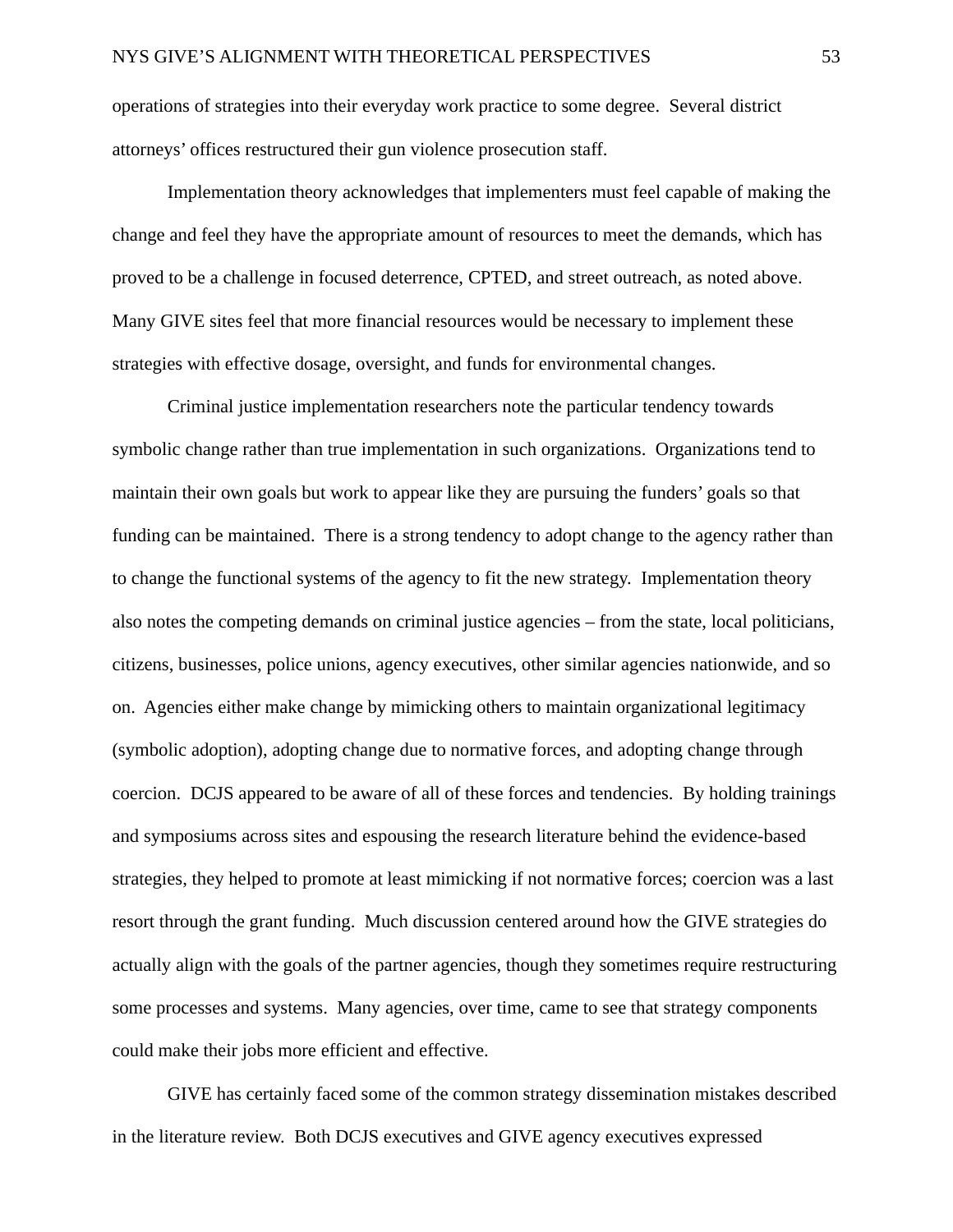operations of strategies into their everyday work practice to some degree. Several district attorneys' offices restructured their gun violence prosecution staff.

Implementation theory acknowledges that implementers must feel capable of making the change and feel they have the appropriate amount of resources to meet the demands, which has proved to be a challenge in focused deterrence, CPTED, and street outreach, as noted above. Many GIVE sites feel that more financial resources would be necessary to implement these strategies with effective dosage, oversight, and funds for environmental changes.

Criminal justice implementation researchers note the particular tendency towards symbolic change rather than true implementation in such organizations. Organizations tend to maintain their own goals but work to appear like they are pursuing the funders' goals so that funding can be maintained. There is a strong tendency to adopt change to the agency rather than to change the functional systems of the agency to fit the new strategy. Implementation theory also notes the competing demands on criminal justice agencies – from the state, local politicians, citizens, businesses, police unions, agency executives, other similar agencies nationwide, and so on. Agencies either make change by mimicking others to maintain organizational legitimacy (symbolic adoption), adopting change due to normative forces, and adopting change through coercion. DCJS appeared to be aware of all of these forces and tendencies. By holding trainings and symposiums across sites and espousing the research literature behind the evidence-based strategies, they helped to promote at least mimicking if not normative forces; coercion was a last resort through the grant funding. Much discussion centered around how the GIVE strategies do actually align with the goals of the partner agencies, though they sometimes require restructuring some processes and systems. Many agencies, over time, came to see that strategy components could make their jobs more efficient and effective.

GIVE has certainly faced some of the common strategy dissemination mistakes described in the literature review. Both DCJS executives and GIVE agency executives expressed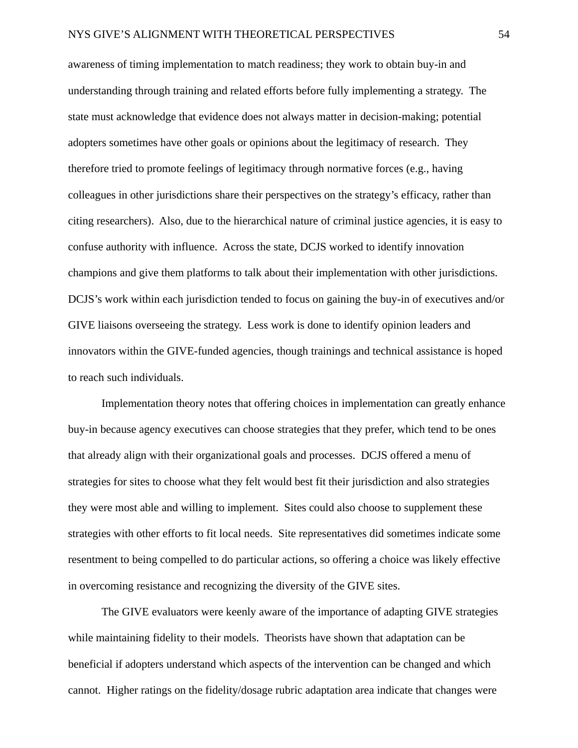awareness of timing implementation to match readiness; they work to obtain buy-in and understanding through training and related efforts before fully implementing a strategy. The state must acknowledge that evidence does not always matter in decision-making; potential adopters sometimes have other goals or opinions about the legitimacy of research. They therefore tried to promote feelings of legitimacy through normative forces (e.g., having colleagues in other jurisdictions share their perspectives on the strategy's efficacy, rather than citing researchers). Also, due to the hierarchical nature of criminal justice agencies, it is easy to confuse authority with influence. Across the state, DCJS worked to identify innovation champions and give them platforms to talk about their implementation with other jurisdictions. DCJS's work within each jurisdiction tended to focus on gaining the buy-in of executives and/or GIVE liaisons overseeing the strategy. Less work is done to identify opinion leaders and innovators within the GIVE-funded agencies, though trainings and technical assistance is hoped to reach such individuals.

Implementation theory notes that offering choices in implementation can greatly enhance buy-in because agency executives can choose strategies that they prefer, which tend to be ones that already align with their organizational goals and processes. DCJS offered a menu of strategies for sites to choose what they felt would best fit their jurisdiction and also strategies they were most able and willing to implement. Sites could also choose to supplement these strategies with other efforts to fit local needs. Site representatives did sometimes indicate some resentment to being compelled to do particular actions, so offering a choice was likely effective in overcoming resistance and recognizing the diversity of the GIVE sites.

The GIVE evaluators were keenly aware of the importance of adapting GIVE strategies while maintaining fidelity to their models. Theorists have shown that adaptation can be beneficial if adopters understand which aspects of the intervention can be changed and which cannot. Higher ratings on the fidelity/dosage rubric adaptation area indicate that changes were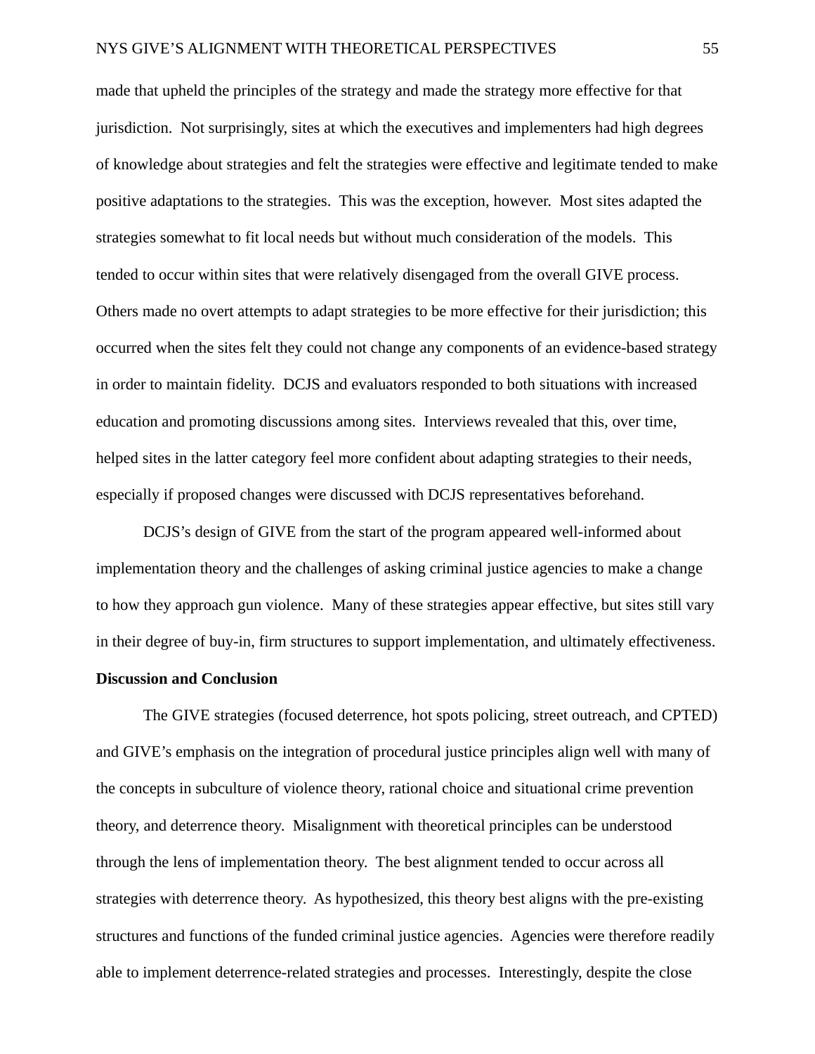made that upheld the principles of the strategy and made the strategy more effective for that jurisdiction. Not surprisingly, sites at which the executives and implementers had high degrees of knowledge about strategies and felt the strategies were effective and legitimate tended to make positive adaptations to the strategies. This was the exception, however. Most sites adapted the strategies somewhat to fit local needs but without much consideration of the models. This tended to occur within sites that were relatively disengaged from the overall GIVE process. Others made no overt attempts to adapt strategies to be more effective for their jurisdiction; this occurred when the sites felt they could not change any components of an evidence-based strategy in order to maintain fidelity. DCJS and evaluators responded to both situations with increased education and promoting discussions among sites. Interviews revealed that this, over time, helped sites in the latter category feel more confident about adapting strategies to their needs, especially if proposed changes were discussed with DCJS representatives beforehand.

DCJS's design of GIVE from the start of the program appeared well-informed about implementation theory and the challenges of asking criminal justice agencies to make a change to how they approach gun violence. Many of these strategies appear effective, but sites still vary in their degree of buy-in, firm structures to support implementation, and ultimately effectiveness.

**Discussion and Conclusion**

The GIVE strategies (focused deterrence, hot spots policing, street outreach, and CPTED) and GIVE's emphasis on the integration of procedural justice principles align well with many of the concepts in subculture of violence theory, rational choice and situational crime prevention theory, and deterrence theory. Misalignment with theoretical principles can be understood through the lens of implementation theory. The best alignment tended to occur across all strategies with deterrence theory. As hypothesized, this theory best aligns with the pre-existing structures and functions of the funded criminal justice agencies. Agencies were therefore readily able to implement deterrence-related strategies and processes. Interestingly, despite the close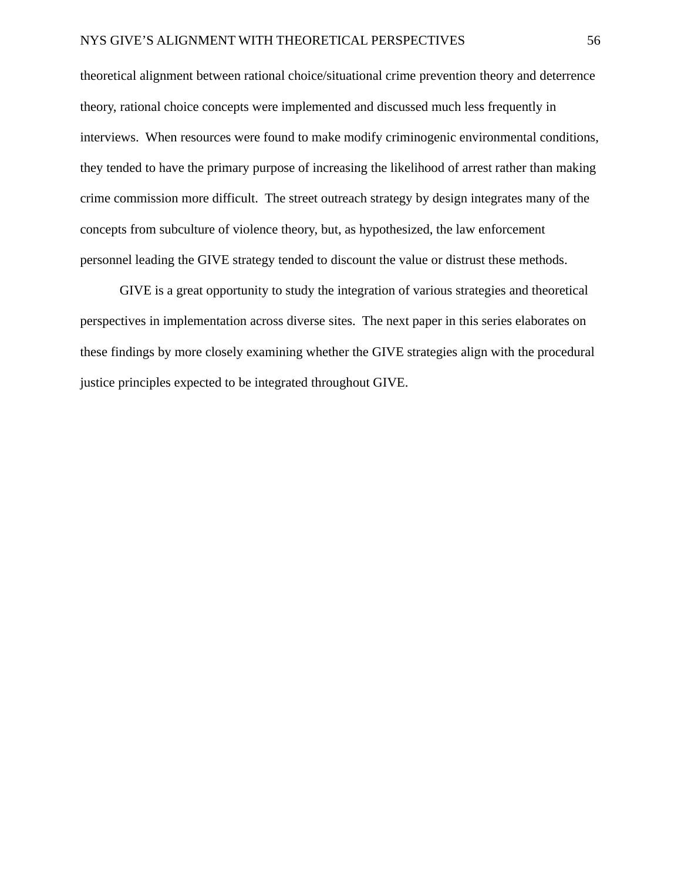theoretical alignment between rational choice/situational crime prevention theory and deterrence theory, rational choice concepts were implemented and discussed much less frequently in interviews. When resources were found to make modify criminogenic environmental conditions, they tended to have the primary purpose of increasing the likelihood of arrest rather than making crime commission more difficult. The street outreach strategy by design integrates many of the concepts from subculture of violence theory, but, as hypothesized, the law enforcement personnel leading the GIVE strategy tended to discount the value or distrust these methods.

GIVE is a great opportunity to study the integration of various strategies and theoretical perspectives in implementation across diverse sites. The next paper in this series elaborates on these findings by more closely examining whether the GIVE strategies align with the procedural justice principles expected to be integrated throughout GIVE.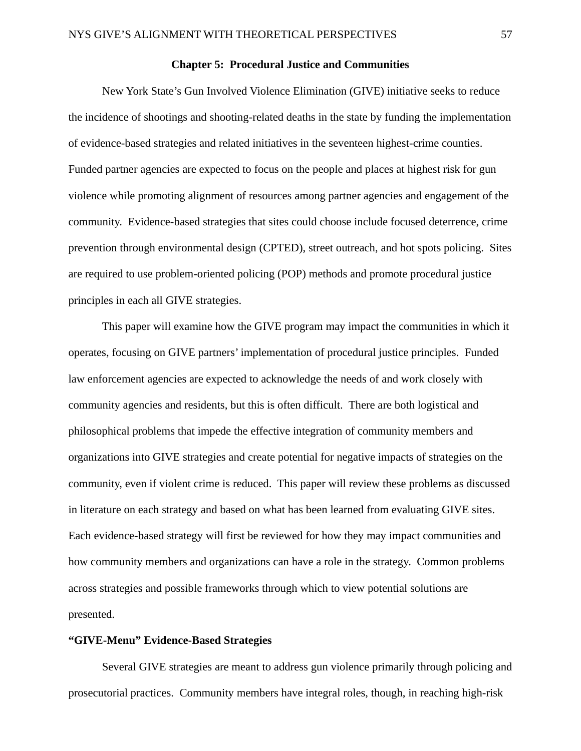# Chapter 5: Procedural Justice and Communities

New York State's Gun Involved Violence Elimination (GIVE) initiative seeks to reduce the incidence of shootings and shooting-related deaths in the state by funding the implementation of evidence-based strategies and related initiatives in the seventeen highest-crime counties. Funded partner agencies are expected to focus on the people and places at highest risk for gun violence while promoting alignment of resources among partner agencies and engagement of the community. Evidence-based strategies that sites could choose include focused deterrence, crime prevention through environmental design (CPTED), street outreach, and hot spots policing. Sites are required to use problem-oriented policing (POP) methods and promote procedural justice principles in each all GIVE strategies.

This paper will examine how the GIVE program may impact the communities in which it operates, focusing on GIVE partners' implementation of procedural justice principles. Funded law enforcement agencies are expected to acknowledge the needs of and work closely with community agencies and residents, but this is often difficult. There are both logistical and philosophical problems that impede the effective integration of community members and organizations into GIVE strategies and create potential for negative impacts of strategies on the community, even if violent crime is reduced. This paper will review these problems as discussed in literature on each strategy and based on what has been learned from evaluating GIVE sites. Each evidence-based strategy will first be reviewed for how they may impact communities and how community members and organizations can have a role in the strategy. Common problems across strategies and possible frameworks through which to view potential solutions are presented.

## "GIVE-Menu" Evidence-Based Strategies

Several GIVE strategies are meant to address gun violence primarily through policing and prosecutorial practices. Community members have integral roles, though, in reaching high-risk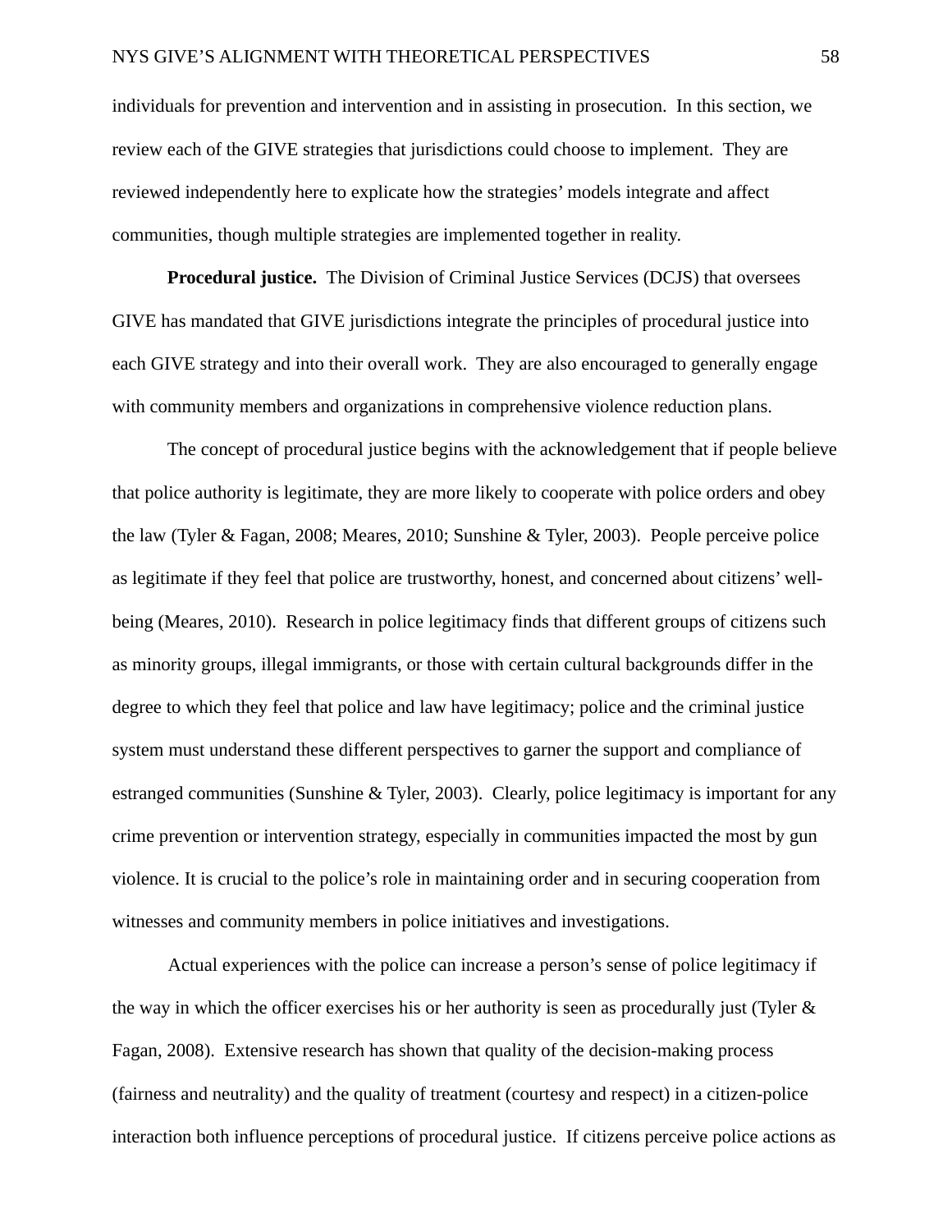individuals for prevention and intervention and in assisting in prosecution. In this section, we review each of the GIVE strategies that jurisdictions could choose to implement. They are reviewed independently here to explicate how the strategies' models integrate and affect communities, though multiple strategies are implemented together in reality.

**Procedural justice.** The Division of Criminal Justice Services (DCJS) that oversees GIVE has mandated that GIVE jurisdictions integrate the principles of procedural justice into each GIVE strategy and into their overall work. They are also encouraged to generally engage with community members and organizations in comprehensive violence reduction plans.

The concept of procedural justice begins with the acknowledgement that if people believe that police authority is legitimate, they are more likely to cooperate with police orders and obey the law (Tyler & Fagan, 2008; Meares, 2010; Sunshine & Tyler, 2003). People perceive police as legitimate if they feel that police are trustworthy, honest, and concerned about citizens' well-being (Meares, 2010). Research in police legitimacy finds that different groups of citizens such as minority groups, illegal immigrants, or those with certain cultural backgrounds differ in the degree to which they feel that police and law have legitimacy; police and the criminal justice system must understand these different perspectives to garner the support and compliance of estranged communities (Sunshine & Tyler, 2003). Clearly, police legitimacy is important for any crime prevention or intervention strategy, especially in communities impacted the most by gun violence. It is crucial to the police's role in maintaining order and in securing cooperation from witnesses and community members in police initiatives and investigations.

Actual experiences with the police can increase a person's sense of police legitimacy if the way in which the officer exercises his or her authority is seen as procedurally just (Tyler & Fagan, 2008). Extensive research has shown that quality of the decision-making process (fairness and neutrality) and the quality of treatment (courtesy and respect) in a citizen-police interaction both influence perceptions of procedural justice. If citizens perceive police actions as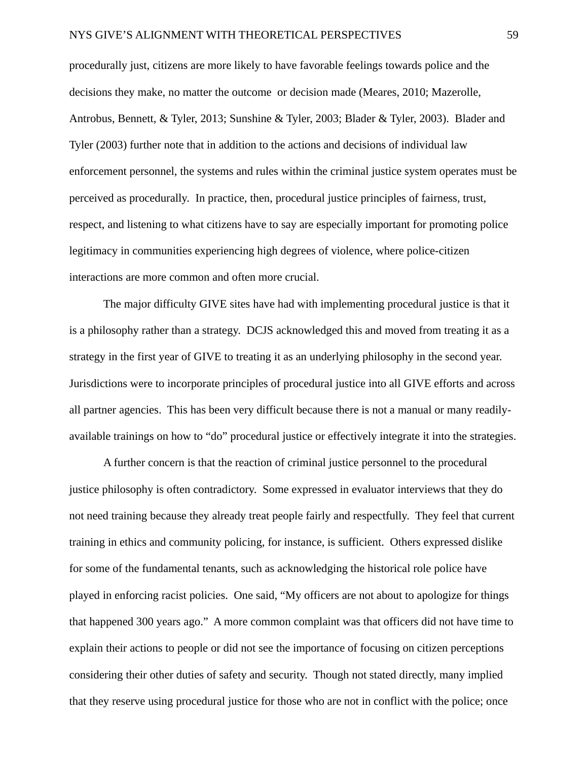procedurally just, citizens are more likely to have favorable feelings towards police and the decisions they make, no matter the outcome or decision made (Meares, 2010; Mazerolle, Antrobus, Bennett, & Tyler, 2013; Sunshine & Tyler, 2003; Blader & Tyler, 2003). Blader and Tyler (2003) further note that in addition to the actions and decisions of individual law enforcement personnel, the systems and rules within the criminal justice system operates must be perceived as procedurally. In practice, then, procedural justice principles of fairness, trust, respect, and listening to what citizens have to say are especially important for promoting police legitimacy in communities experiencing high degrees of violence, where police-citizen interactions are more common and often more crucial.

The major difficulty GIVE sites have had with implementing procedural justice is that it is a philosophy rather than a strategy. DCJS acknowledged this and moved from treating it as a strategy in the first year of GIVE to treating it as an underlying philosophy in the second year. Jurisdictions were to incorporate principles of procedural justice into all GIVE efforts and across all partner agencies. This has been very difficult because there is not a manual or many readily-available trainings on how to "do" procedural justice or effectively integrate it into the strategies.

A further concern is that the reaction of criminal justice personnel to the procedural justice philosophy is often contradictory. Some expressed in evaluator interviews that they do not need training because they already treat people fairly and respectfully. They feel that current training in ethics and community policing, for instance, is sufficient. Others expressed dislike for some of the fundamental tenants, such as acknowledging the historical role police have played in enforcing racist policies. One said, "My officers are not about to apologize for things that happened 300 years ago." A more common complaint was that officers did not have time to explain their actions to people or did not see the importance of focusing on citizen perceptions considering their other duties of safety and security. Though not stated directly, many implied that they reserve using procedural justice for those who are not in conflict with the police; once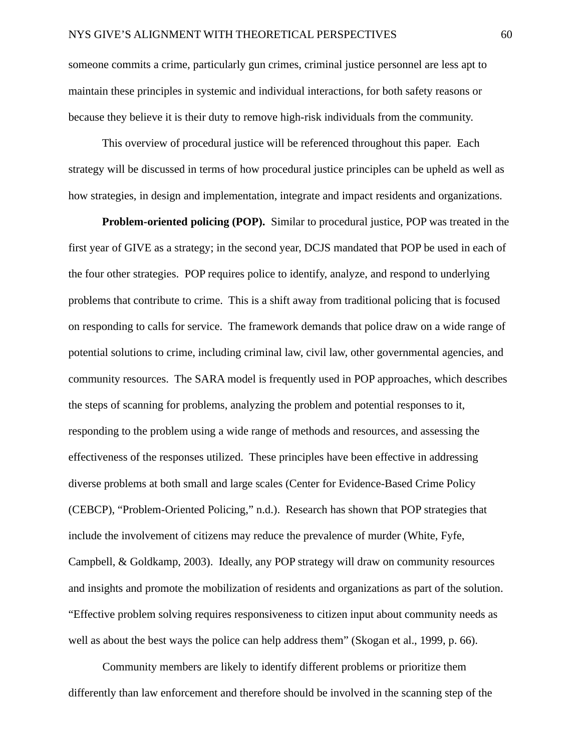someone commits a crime, particularly gun crimes, criminal justice personnel are less apt to maintain these principles in systemic and individual interactions, for both safety reasons or because they believe it is their duty to remove high-risk individuals from the community.

This overview of procedural justice will be referenced throughout this paper. Each strategy will be discussed in terms of how procedural justice principles can be upheld as well as how strategies, in design and implementation, integrate and impact residents and organizations.

**Problem-oriented policing (POP).** Similar to procedural justice, POP was treated in the first year of GIVE as a strategy; in the second year, DCJS mandated that POP be used in each of the four other strategies. POP requires police to identify, analyze, and respond to underlying problems that contribute to crime. This is a shift away from traditional policing that is focused on responding to calls for service. The framework demands that police draw on a wide range of potential solutions to crime, including criminal law, civil law, other governmental agencies, and community resources. The SARA model is frequently used in POP approaches, which describes the steps of scanning for problems, analyzing the problem and potential responses to it, responding to the problem using a wide range of methods and resources, and assessing the effectiveness of the responses utilized. These principles have been effective in addressing diverse problems at both small and large scales (Center for Evidence-Based Crime Policy (CEBCP), "Problem-Oriented Policing," n.d.). Research has shown that POP strategies that include the involvement of citizens may reduce the prevalence of murder (White, Fyfe, Campbell, & Goldkamp, 2003). Ideally, any POP strategy will draw on community resources and insights and promote the mobilization of residents and organizations as part of the solution. "Effective problem solving requires responsiveness to citizen input about community needs as well as about the best ways the police can help address them" (Skogan et al., 1999, p. 66).

Community members are likely to identify different problems or prioritize them differently than law enforcement and therefore should be involved in the scanning step of the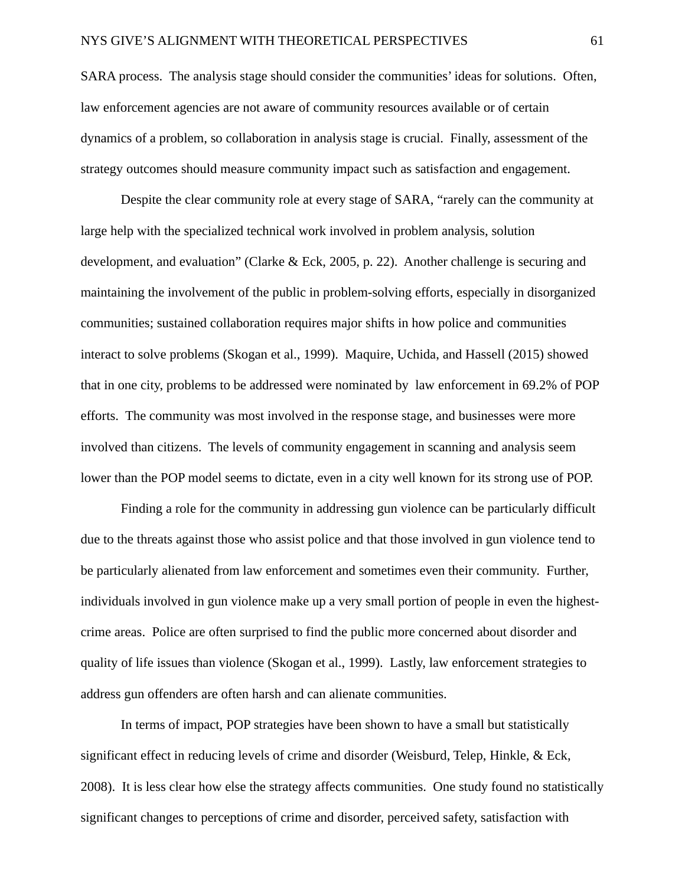SARA process. The analysis stage should consider the communities' ideas for solutions. Often, law enforcement agencies are not aware of community resources available or of certain dynamics of a problem, so collaboration in analysis stage is crucial. Finally, assessment of the strategy outcomes should measure community impact such as satisfaction and engagement.

Despite the clear community role at every stage of SARA, "rarely can the community at large help with the specialized technical work involved in problem analysis, solution development, and evaluation" (Clarke & Eck, 2005, p. 22). Another challenge is securing and maintaining the involvement of the public in problem-solving efforts, especially in disorganized communities; sustained collaboration requires major shifts in how police and communities interact to solve problems (Skogan et al., 1999). Maquire, Uchida, and Hassell (2015) showed that in one city, problems to be addressed were nominated by law enforcement in 69.2% of POP efforts. The community was most involved in the response stage, and businesses were more involved than citizens. The levels of community engagement in scanning and analysis seem lower than the POP model seems to dictate, even in a city well known for its strong use of POP.

Finding a role for the community in addressing gun violence can be particularly difficult due to the threats against those who assist police and that those involved in gun violence tend to be particularly alienated from law enforcement and sometimes even their community. Further, individuals involved in gun violence make up a very small portion of people in even the highest-crime areas. Police are often surprised to find the public more concerned about disorder and quality of life issues than violence (Skogan et al., 1999). Lastly, law enforcement strategies to address gun offenders are often harsh and can alienate communities.

In terms of impact, POP strategies have been shown to have a small but statistically significant effect in reducing levels of crime and disorder (Weisburd, Telep, Hinkle, & Eck, 2008). It is less clear how else the strategy affects communities. One study found no statistically significant changes to perceptions of crime and disorder, perceived safety, satisfaction with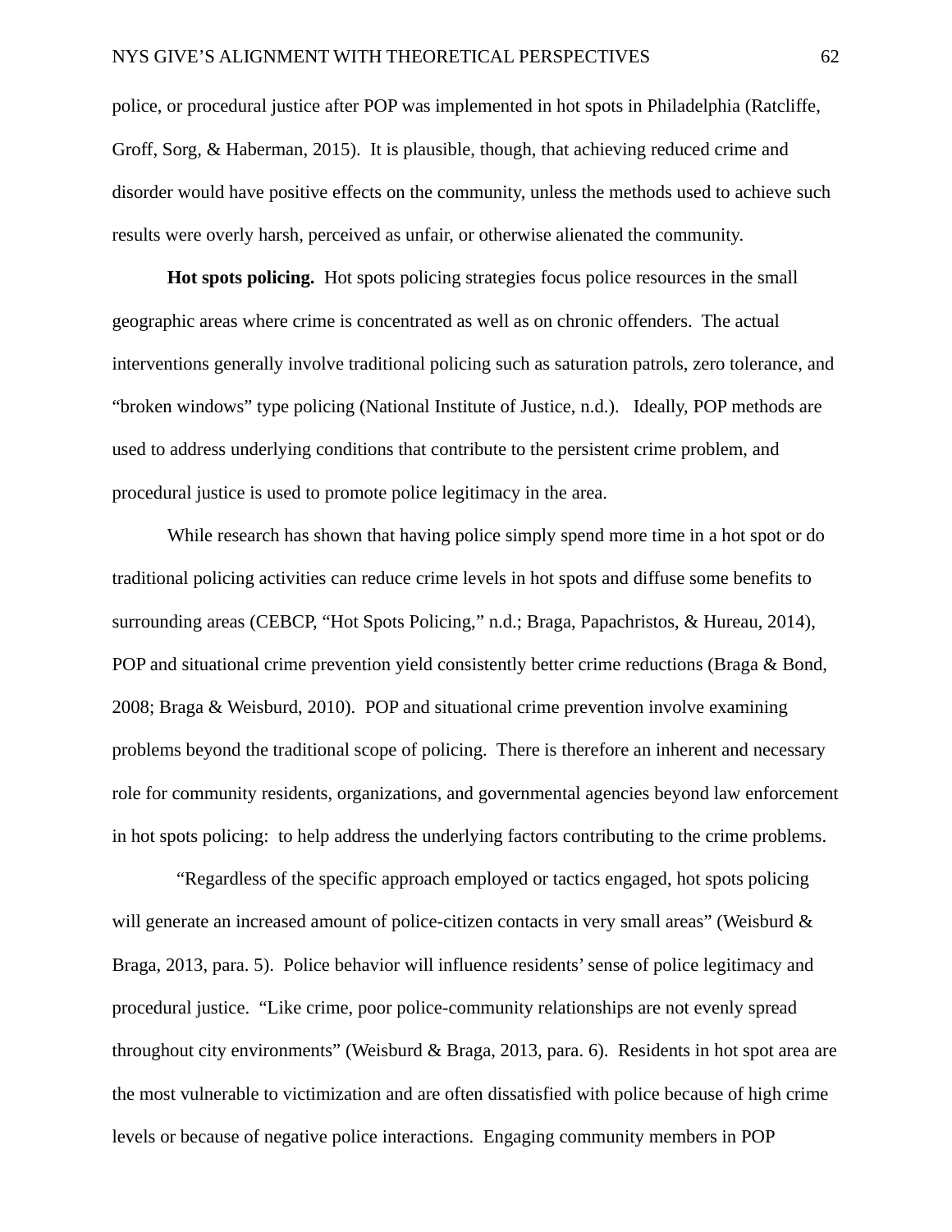police, or procedural justice after POP was implemented in hot spots in Philadelphia (Ratcliffe, Groff, Sorg, & Haberman, 2015). It is plausible, though, that achieving reduced crime and disorder would have positive effects on the community, unless the methods used to achieve such results were overly harsh, perceived as unfair, or otherwise alienated the community.

**Hot spots policing.** Hot spots policing strategies focus police resources in the small geographic areas where crime is concentrated as well as on chronic offenders. The actual interventions generally involve traditional policing such as saturation patrols, zero tolerance, and "broken windows" type policing (National Institute of Justice, n.d.). Ideally, POP methods are used to address underlying conditions that contribute to the persistent crime problem, and procedural justice is used to promote police legitimacy in the area.

While research has shown that having police simply spend more time in a hot spot or do traditional policing activities can reduce crime levels in hot spots and diffuse some benefits to surrounding areas (CEBCP, "Hot Spots Policing," n.d.; Braga, Papachristos, & Hureau, 2014), POP and situational crime prevention yield consistently better crime reductions (Braga & Bond, 2008; Braga & Weisburd, 2010). POP and situational crime prevention involve examining problems beyond the traditional scope of policing. There is therefore an inherent and necessary role for community residents, organizations, and governmental agencies beyond law enforcement in hot spots policing: to help address the underlying factors contributing to the crime problems.

"Regardless of the specific approach employed or tactics engaged, hot spots policing will generate an increased amount of police-citizen contacts in very small areas" (Weisburd & Braga, 2013, para. 5). Police behavior will influence residents' sense of police legitimacy and procedural justice. "Like crime, poor police-community relationships are not evenly spread throughout city environments" (Weisburd & Braga, 2013, para. 6). Residents in hot spot area are the most vulnerable to victimization and are often dissatisfied with police because of high crime levels or because of negative police interactions. Engaging community members in POP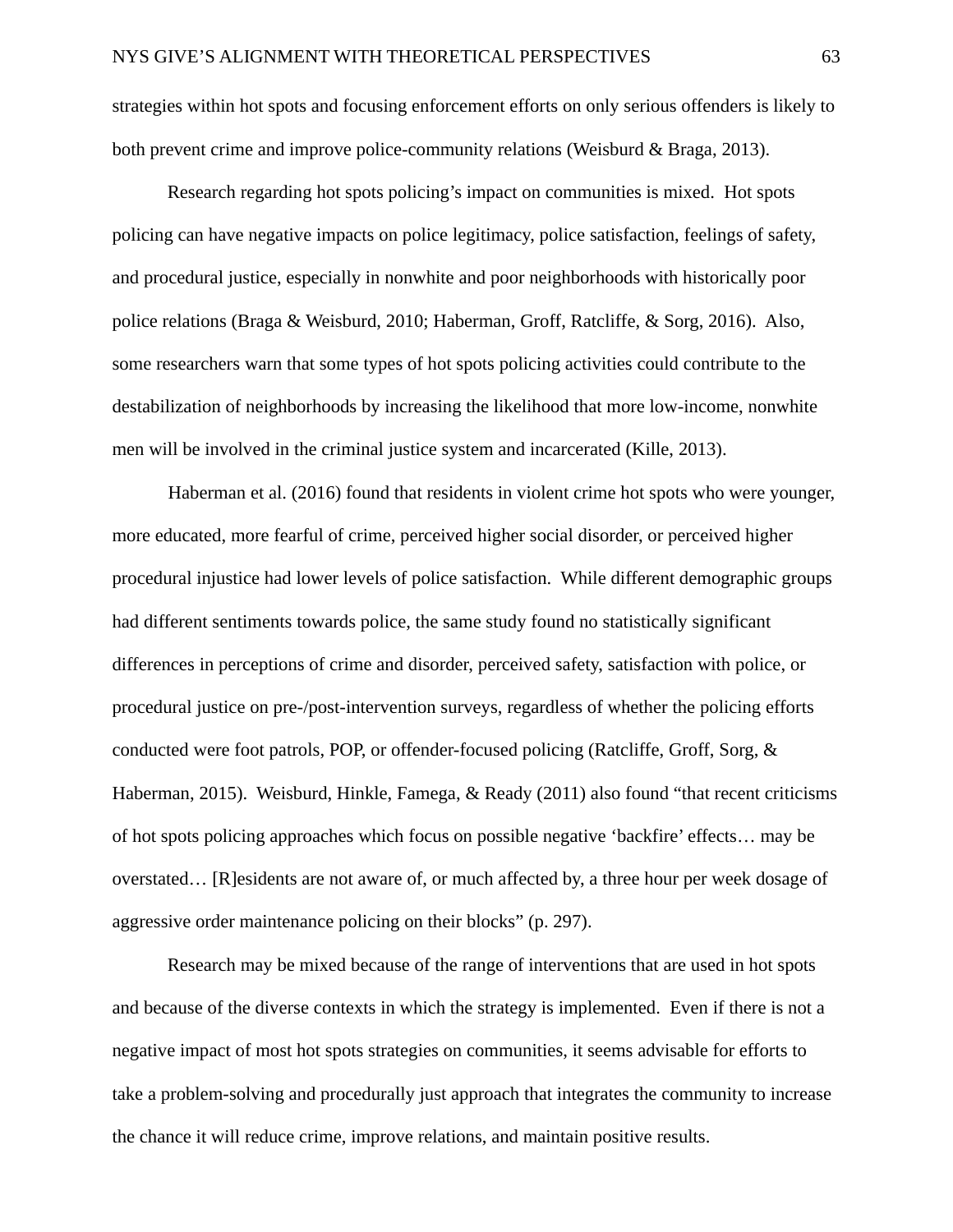strategies within hot spots and focusing enforcement efforts on only serious offenders is likely to both prevent crime and improve police-community relations (Weisburd & Braga, 2013).

Research regarding hot spots policing's impact on communities is mixed. Hot spots policing can have negative impacts on police legitimacy, police satisfaction, feelings of safety, and procedural justice, especially in nonwhite and poor neighborhoods with historically poor police relations (Braga & Weisburd, 2010; Haberman, Groff, Ratcliffe, & Sorg, 2016). Also, some researchers warn that some types of hot spots policing activities could contribute to the destabilization of neighborhoods by increasing the likelihood that more low-income, nonwhite men will be involved in the criminal justice system and incarcerated (Kille, 2013).

Haberman et al. (2016) found that residents in violent crime hot spots who were younger, more educated, more fearful of crime, perceived higher social disorder, or perceived higher procedural injustice had lower levels of police satisfaction. While different demographic groups had different sentiments towards police, the same study found no statistically significant differences in perceptions of crime and disorder, perceived safety, satisfaction with police, or procedural justice on pre-/post-intervention surveys, regardless of whether the policing efforts conducted were foot patrols, POP, or offender-focused policing (Ratcliffe, Groff, Sorg, & Haberman, 2015). Weisburd, Hinkle, Famega, & Ready (2011) also found "that recent criticisms of hot spots policing approaches which focus on possible negative 'backfire' effects… may be overstated… [R]esidents are not aware of, or much affected by, a three hour per week dosage of aggressive order maintenance policing on their blocks" (p. 297).

Research may be mixed because of the range of interventions that are used in hot spots and because of the diverse contexts in which the strategy is implemented. Even if there is not a negative impact of most hot spots strategies on communities, it seems advisable for efforts to take a problem-solving and procedurally just approach that integrates the community to increase the chance it will reduce crime, improve relations, and maintain positive results.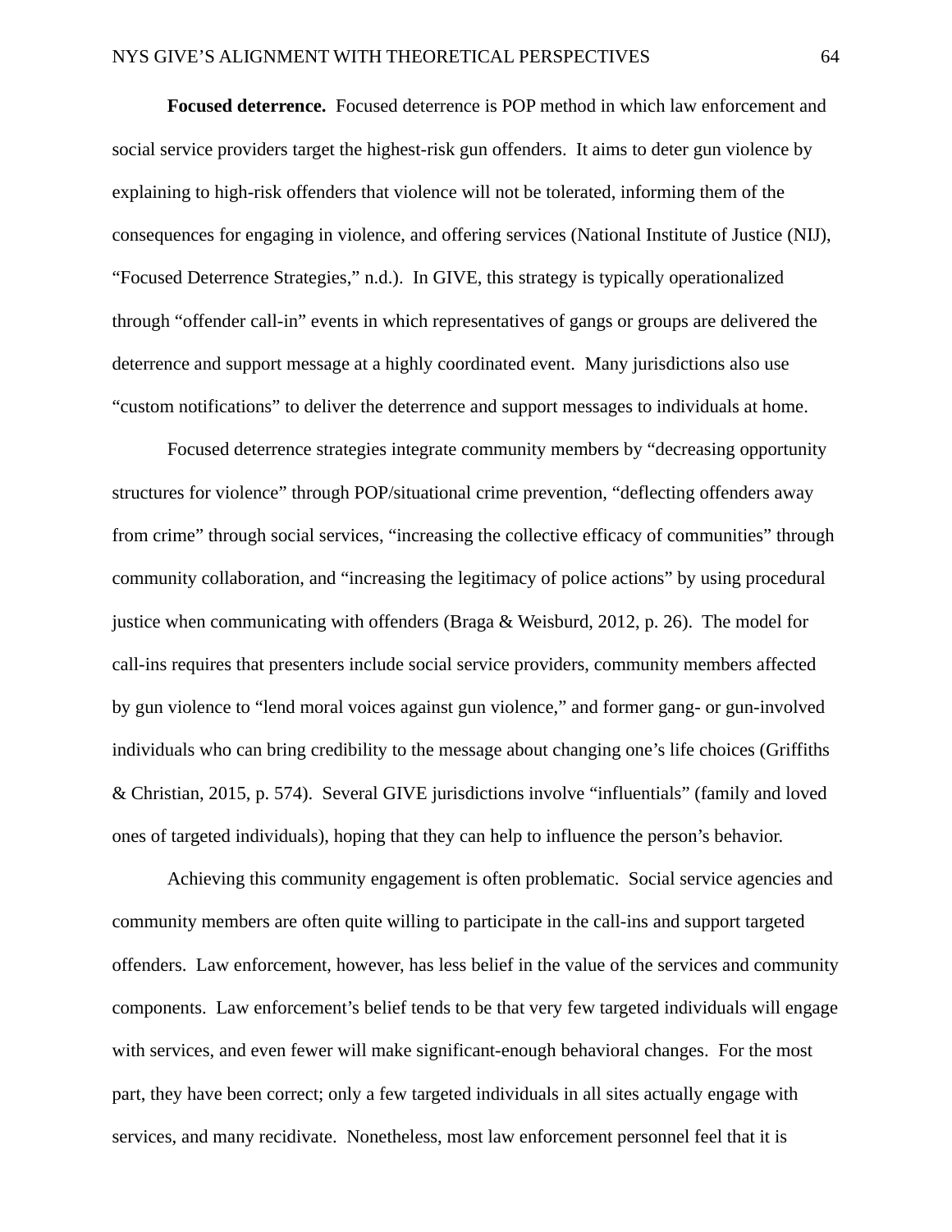**Focused deterrence.** Focused deterrence is POP method in which law enforcement and social service providers target the highest-risk gun offenders. It aims to deter gun violence by explaining to high-risk offenders that violence will not be tolerated, informing them of the consequences for engaging in violence, and offering services (National Institute of Justice (NIJ), "Focused Deterrence Strategies," n.d.). In GIVE, this strategy is typically operationalized through "offender call-in" events in which representatives of gangs or groups are delivered the deterrence and support message at a highly coordinated event. Many jurisdictions also use "custom notifications" to deliver the deterrence and support messages to individuals at home.

Focused deterrence strategies integrate community members by "decreasing opportunity structures for violence" through POP/situational crime prevention, "deflecting offenders away from crime" through social services, "increasing the collective efficacy of communities" through community collaboration, and "increasing the legitimacy of police actions" by using procedural justice when communicating with offenders (Braga & Weisburd, 2012, p. 26). The model for call-ins requires that presenters include social service providers, community members affected by gun violence to "lend moral voices against gun violence," and former gang- or gun-involved individuals who can bring credibility to the message about changing one's life choices (Griffiths & Christian, 2015, p. 574). Several GIVE jurisdictions involve "influentials" (family and loved ones of targeted individuals), hoping that they can help to influence the person's behavior.

Achieving this community engagement is often problematic. Social service agencies and community members are often quite willing to participate in the call-ins and support targeted offenders. Law enforcement, however, has less belief in the value of the services and community components. Law enforcement's belief tends to be that very few targeted individuals will engage with services, and even fewer will make significant-enough behavioral changes. For the most part, they have been correct; only a few targeted individuals in all sites actually engage with services, and many recidivate. Nonetheless, most law enforcement personnel feel that it is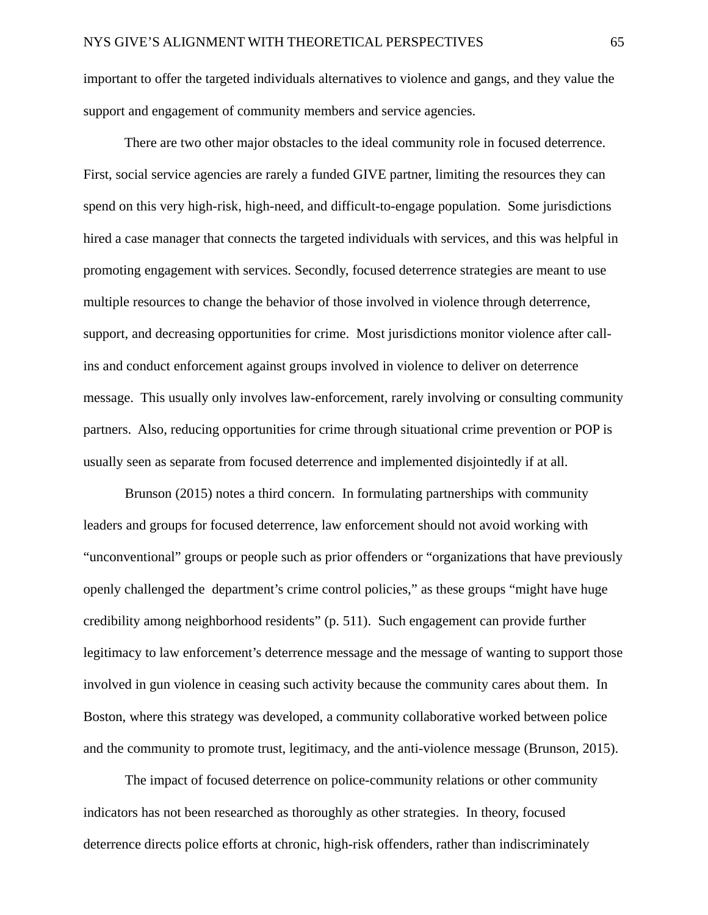important to offer the targeted individuals alternatives to violence and gangs, and they value the support and engagement of community members and service agencies.

There are two other major obstacles to the ideal community role in focused deterrence. First, social service agencies are rarely a funded GIVE partner, limiting the resources they can spend on this very high-risk, high-need, and difficult-to-engage population. Some jurisdictions hired a case manager that connects the targeted individuals with services, and this was helpful in promoting engagement with services. Secondly, focused deterrence strategies are meant to use multiple resources to change the behavior of those involved in violence through deterrence, support, and decreasing opportunities for crime. Most jurisdictions monitor violence after call-ins and conduct enforcement against groups involved in violence to deliver on deterrence message. This usually only involves law-enforcement, rarely involving or consulting community partners. Also, reducing opportunities for crime through situational crime prevention or POP is usually seen as separate from focused deterrence and implemented disjointedly if at all.

Brunson (2015) notes a third concern. In formulating partnerships with community leaders and groups for focused deterrence, law enforcement should not avoid working with "unconventional" groups or people such as prior offenders or "organizations that have previously openly challenged the department's crime control policies," as these groups "might have huge credibility among neighborhood residents" (p. 511). Such engagement can provide further legitimacy to law enforcement's deterrence message and the message of wanting to support those involved in gun violence in ceasing such activity because the community cares about them. In Boston, where this strategy was developed, a community collaborative worked between police and the community to promote trust, legitimacy, and the anti-violence message (Brunson, 2015).

The impact of focused deterrence on police-community relations or other community indicators has not been researched as thoroughly as other strategies. In theory, focused deterrence directs police efforts at chronic, high-risk offenders, rather than indiscriminately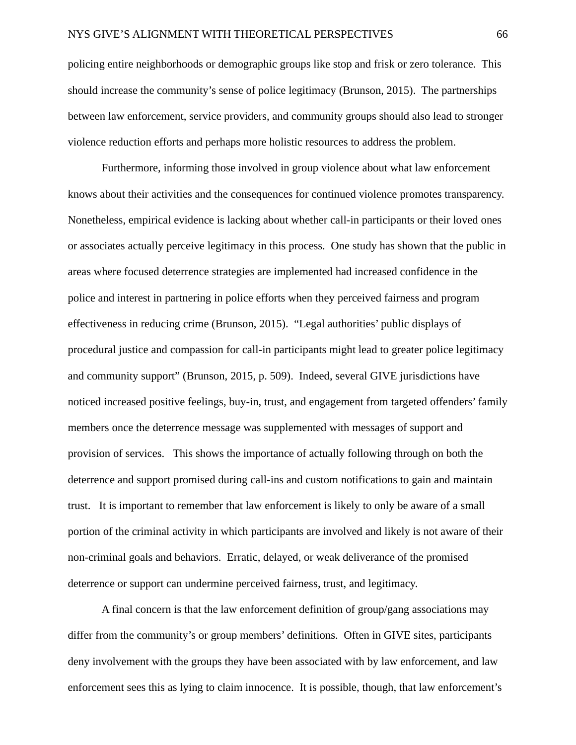policing entire neighborhoods or demographic groups like stop and frisk or zero tolerance. This should increase the community's sense of police legitimacy (Brunson, 2015). The partnerships between law enforcement, service providers, and community groups should also lead to stronger violence reduction efforts and perhaps more holistic resources to address the problem.

Furthermore, informing those involved in group violence about what law enforcement knows about their activities and the consequences for continued violence promotes transparency. Nonetheless, empirical evidence is lacking about whether call-in participants or their loved ones or associates actually perceive legitimacy in this process. One study has shown that the public in areas where focused deterrence strategies are implemented had increased confidence in the police and interest in partnering in police efforts when they perceived fairness and program effectiveness in reducing crime (Brunson, 2015). "Legal authorities' public displays of procedural justice and compassion for call-in participants might lead to greater police legitimacy and community support" (Brunson, 2015, p. 509). Indeed, several GIVE jurisdictions have noticed increased positive feelings, buy-in, trust, and engagement from targeted offenders' family members once the deterrence message was supplemented with messages of support and provision of services. This shows the importance of actually following through on both the deterrence and support promised during call-ins and custom notifications to gain and maintain trust. It is important to remember that law enforcement is likely to only be aware of a small portion of the criminal activity in which participants are involved and likely is not aware of their non-criminal goals and behaviors. Erratic, delayed, or weak deliverance of the promised deterrence or support can undermine perceived fairness, trust, and legitimacy.

A final concern is that the law enforcement definition of group/gang associations may differ from the community's or group members' definitions. Often in GIVE sites, participants deny involvement with the groups they have been associated with by law enforcement, and law enforcement sees this as lying to claim innocence. It is possible, though, that law enforcement's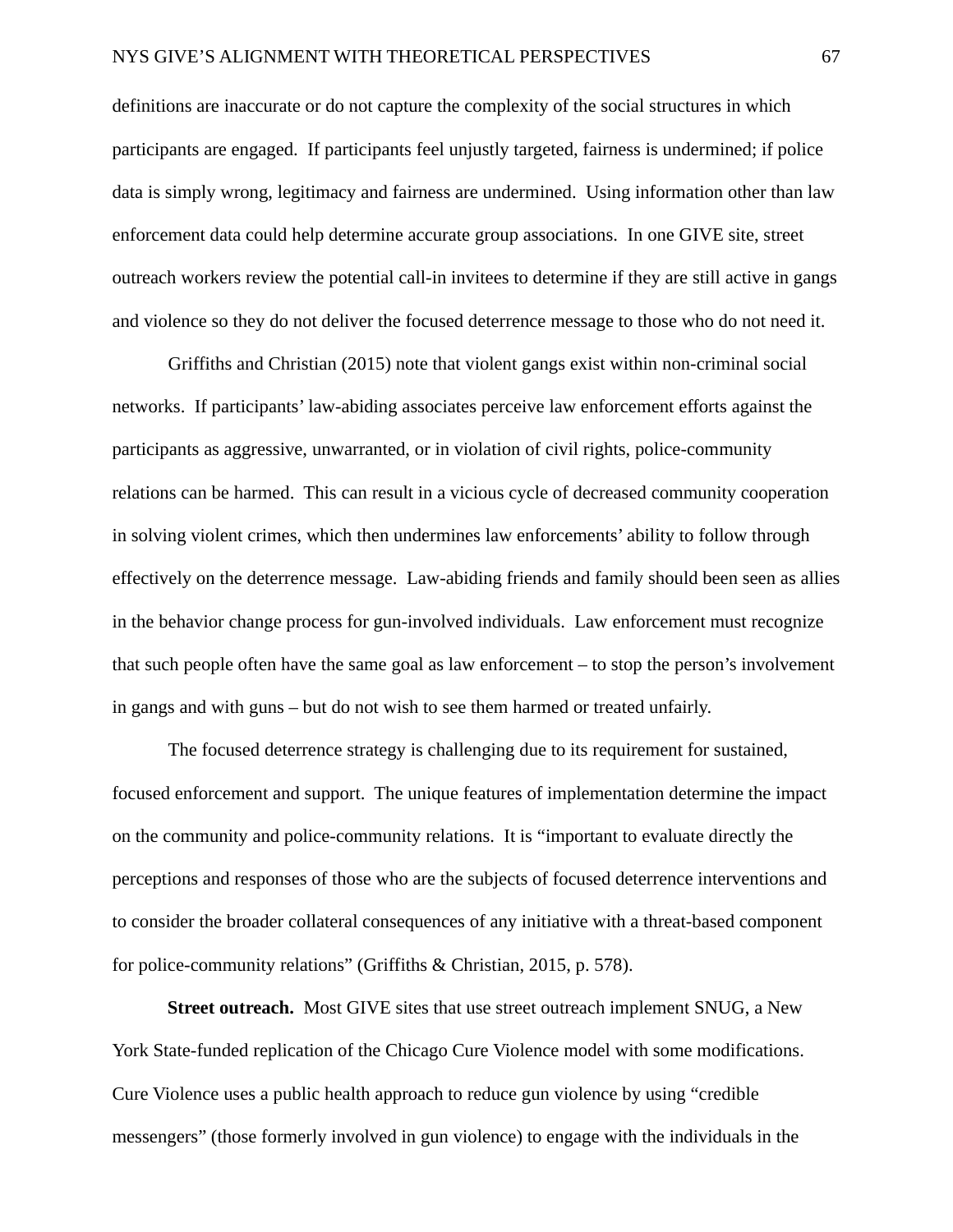definitions are inaccurate or do not capture the complexity of the social structures in which participants are engaged. If participants feel unjustly targeted, fairness is undermined; if police data is simply wrong, legitimacy and fairness are undermined. Using information other than law enforcement data could help determine accurate group associations. In one GIVE site, street outreach workers review the potential call-in invitees to determine if they are still active in gangs and violence so they do not deliver the focused deterrence message to those who do not need it.

Griffiths and Christian (2015) note that violent gangs exist within non-criminal social networks. If participants' law-abiding associates perceive law enforcement efforts against the participants as aggressive, unwarranted, or in violation of civil rights, police-community relations can be harmed. This can result in a vicious cycle of decreased community cooperation in solving violent crimes, which then undermines law enforcements' ability to follow through effectively on the deterrence message. Law-abiding friends and family should been seen as allies in the behavior change process for gun-involved individuals. Law enforcement must recognize that such people often have the same goal as law enforcement – to stop the person's involvement in gangs and with guns – but do not wish to see them harmed or treated unfairly.

The focused deterrence strategy is challenging due to its requirement for sustained, focused enforcement and support. The unique features of implementation determine the impact on the community and police-community relations. It is "important to evaluate directly the perceptions and responses of those who are the subjects of focused deterrence interventions and to consider the broader collateral consequences of any initiative with a threat-based component for police-community relations" (Griffiths & Christian, 2015, p. 578).

**Street outreach.** Most GIVE sites that use street outreach implement SNUG, a New York State-funded replication of the Chicago Cure Violence model with some modifications. Cure Violence uses a public health approach to reduce gun violence by using "credible messengers" (those formerly involved in gun violence) to engage with the individuals in the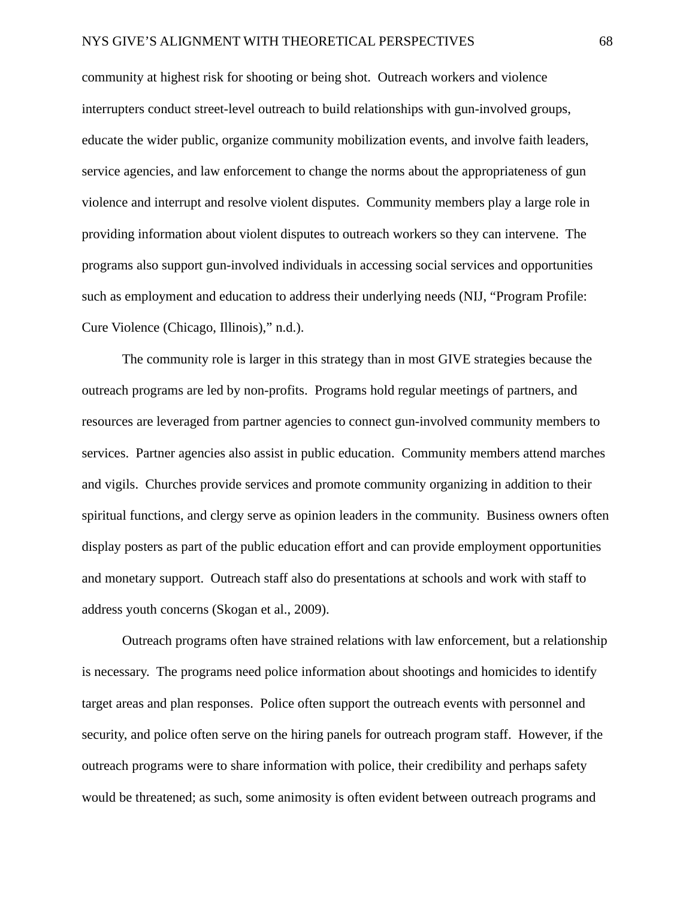community at highest risk for shooting or being shot. Outreach workers and violence interrupters conduct street-level outreach to build relationships with gun-involved groups, educate the wider public, organize community mobilization events, and involve faith leaders, service agencies, and law enforcement to change the norms about the appropriateness of gun violence and interrupt and resolve violent disputes. Community members play a large role in providing information about violent disputes to outreach workers so they can intervene. The programs also support gun-involved individuals in accessing social services and opportunities such as employment and education to address their underlying needs (NIJ, "Program Profile: Cure Violence (Chicago, Illinois)," n.d.).

The community role is larger in this strategy than in most GIVE strategies because the outreach programs are led by non-profits. Programs hold regular meetings of partners, and resources are leveraged from partner agencies to connect gun-involved community members to services. Partner agencies also assist in public education. Community members attend marches and vigils. Churches provide services and promote community organizing in addition to their spiritual functions, and clergy serve as opinion leaders in the community. Business owners often display posters as part of the public education effort and can provide employment opportunities and monetary support. Outreach staff also do presentations at schools and work with staff to address youth concerns (Skogan et al., 2009).

Outreach programs often have strained relations with law enforcement, but a relationship is necessary. The programs need police information about shootings and homicides to identify target areas and plan responses. Police often support the outreach events with personnel and security, and police often serve on the hiring panels for outreach program staff. However, if the outreach programs were to share information with police, their credibility and perhaps safety would be threatened; as such, some animosity is often evident between outreach programs and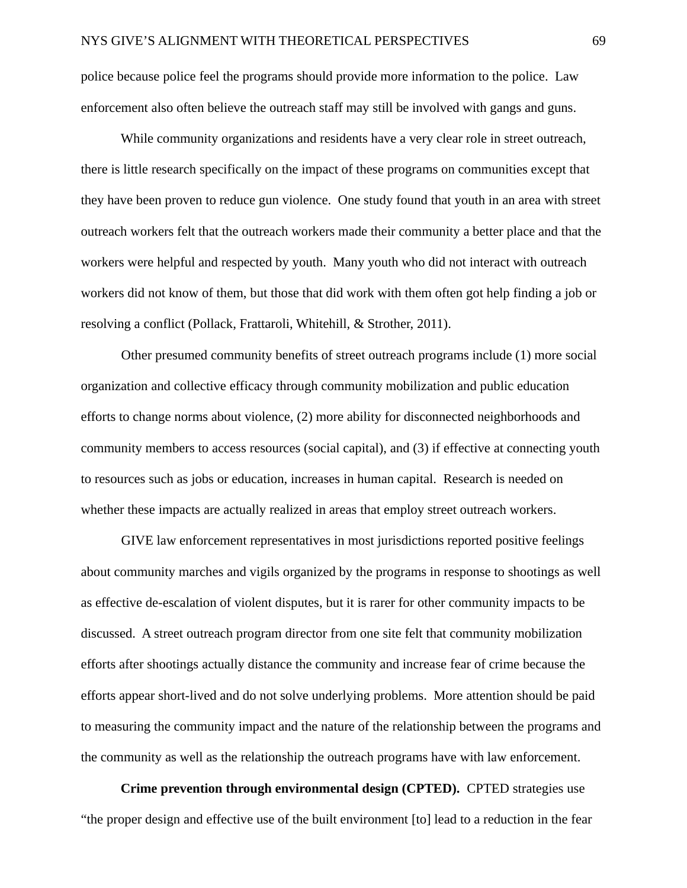police because police feel the programs should provide more information to the police. Law enforcement also often believe the outreach staff may still be involved with gangs and guns.

While community organizations and residents have a very clear role in street outreach, there is little research specifically on the impact of these programs on communities except that they have been proven to reduce gun violence. One study found that youth in an area with street outreach workers felt that the outreach workers made their community a better place and that the workers were helpful and respected by youth. Many youth who did not interact with outreach workers did not know of them, but those that did work with them often got help finding a job or resolving a conflict (Pollack, Frattaroli, Whitehill, & Strother, 2011).

Other presumed community benefits of street outreach programs include (1) more social organization and collective efficacy through community mobilization and public education efforts to change norms about violence, (2) more ability for disconnected neighborhoods and community members to access resources (social capital), and (3) if effective at connecting youth to resources such as jobs or education, increases in human capital. Research is needed on whether these impacts are actually realized in areas that employ street outreach workers.

GIVE law enforcement representatives in most jurisdictions reported positive feelings about community marches and vigils organized by the programs in response to shootings as well as effective de-escalation of violent disputes, but it is rarer for other community impacts to be discussed. A street outreach program director from one site felt that community mobilization efforts after shootings actually distance the community and increase fear of crime because the efforts appear short-lived and do not solve underlying problems. More attention should be paid to measuring the community impact and the nature of the relationship between the programs and the community as well as the relationship the outreach programs have with law enforcement.

**Crime prevention through environmental design (CPTED).** CPTED strategies use "the proper design and effective use of the built environment [to] lead to a reduction in the fear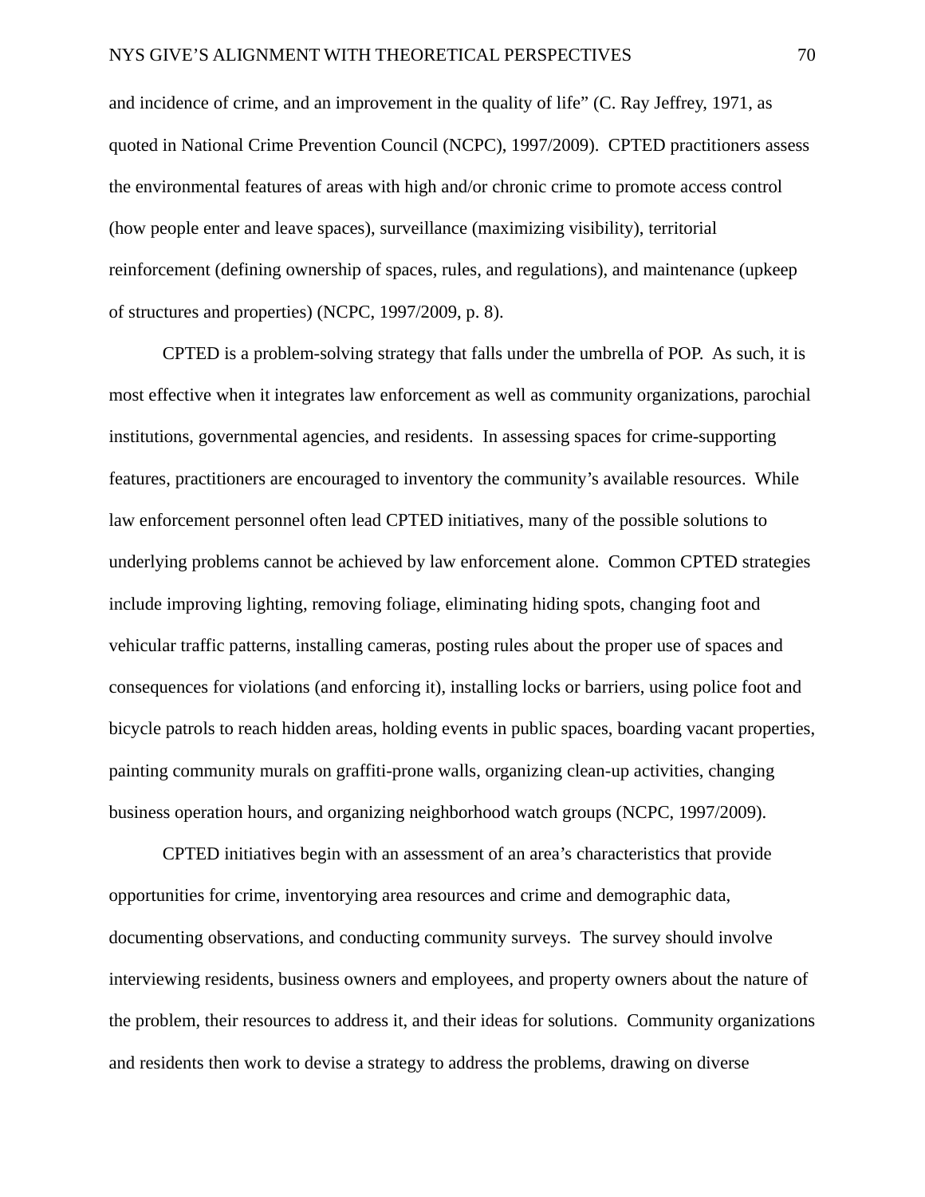and incidence of crime, and an improvement in the quality of life" (C. Ray Jeffrey, 1971, as quoted in National Crime Prevention Council (NCPC), 1997/2009). CPTED practitioners assess the environmental features of areas with high and/or chronic crime to promote access control (how people enter and leave spaces), surveillance (maximizing visibility), territorial reinforcement (defining ownership of spaces, rules, and regulations), and maintenance (upkeep of structures and properties) (NCPC, 1997/2009, p. 8).

CPTED is a problem-solving strategy that falls under the umbrella of POP. As such, it is most effective when it integrates law enforcement as well as community organizations, parochial institutions, governmental agencies, and residents. In assessing spaces for crime-supporting features, practitioners are encouraged to inventory the community's available resources. While law enforcement personnel often lead CPTED initiatives, many of the possible solutions to underlying problems cannot be achieved by law enforcement alone. Common CPTED strategies include improving lighting, removing foliage, eliminating hiding spots, changing foot and vehicular traffic patterns, installing cameras, posting rules about the proper use of spaces and consequences for violations (and enforcing it), installing locks or barriers, using police foot and bicycle patrols to reach hidden areas, holding events in public spaces, boarding vacant properties, painting community murals on graffiti-prone walls, organizing clean-up activities, changing business operation hours, and organizing neighborhood watch groups (NCPC, 1997/2009).

CPTED initiatives begin with an assessment of an area's characteristics that provide opportunities for crime, inventorying area resources and crime and demographic data, documenting observations, and conducting community surveys. The survey should involve interviewing residents, business owners and employees, and property owners about the nature of the problem, their resources to address it, and their ideas for solutions. Community organizations and residents then work to devise a strategy to address the problems, drawing on diverse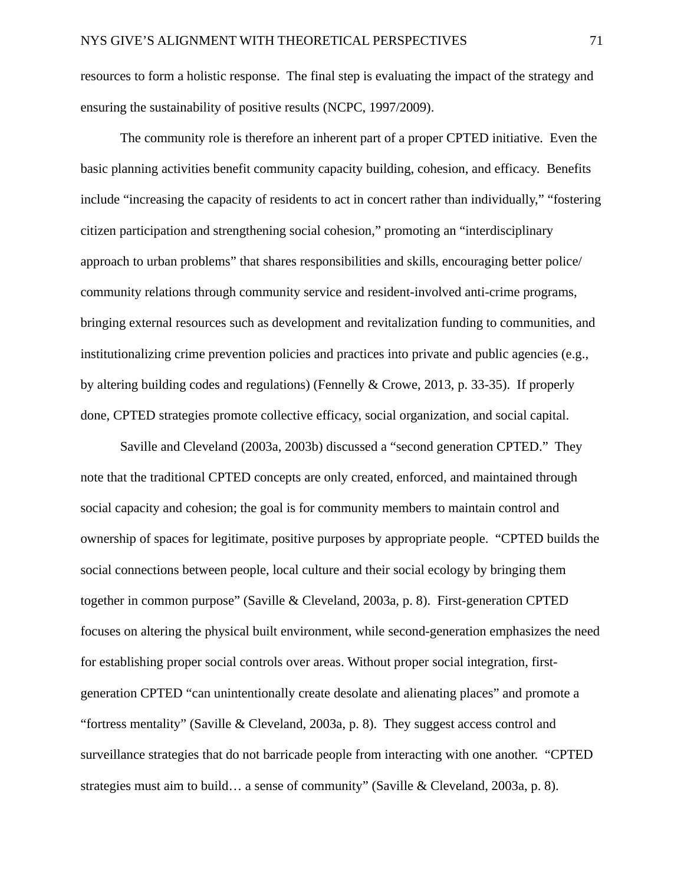resources to form a holistic response. The final step is evaluating the impact of the strategy and ensuring the sustainability of positive results (NCPC, 1997/2009).

The community role is therefore an inherent part of a proper CPTED initiative. Even the basic planning activities benefit community capacity building, cohesion, and efficacy. Benefits include "increasing the capacity of residents to act in concert rather than individually," "fostering citizen participation and strengthening social cohesion," promoting an "interdisciplinary approach to urban problems" that shares responsibilities and skills, encouraging better police/ community relations through community service and resident-involved anti-crime programs, bringing external resources such as development and revitalization funding to communities, and institutionalizing crime prevention policies and practices into private and public agencies (e.g., by altering building codes and regulations) (Fennelly & Crowe, 2013, p. 33-35). If properly done, CPTED strategies promote collective efficacy, social organization, and social capital.

Saville and Cleveland (2003a, 2003b) discussed a "second generation CPTED." They note that the traditional CPTED concepts are only created, enforced, and maintained through social capacity and cohesion; the goal is for community members to maintain control and ownership of spaces for legitimate, positive purposes by appropriate people. "CPTED builds the social connections between people, local culture and their social ecology by bringing them together in common purpose" (Saville & Cleveland, 2003a, p. 8). First-generation CPTED focuses on altering the physical built environment, while second-generation emphasizes the need for establishing proper social controls over areas. Without proper social integration, first-generation CPTED "can unintentionally create desolate and alienating places" and promote a "fortress mentality" (Saville & Cleveland, 2003a, p. 8). They suggest access control and surveillance strategies that do not barricade people from interacting with one another. "CPTED strategies must aim to build… a sense of community" (Saville & Cleveland, 2003a, p. 8).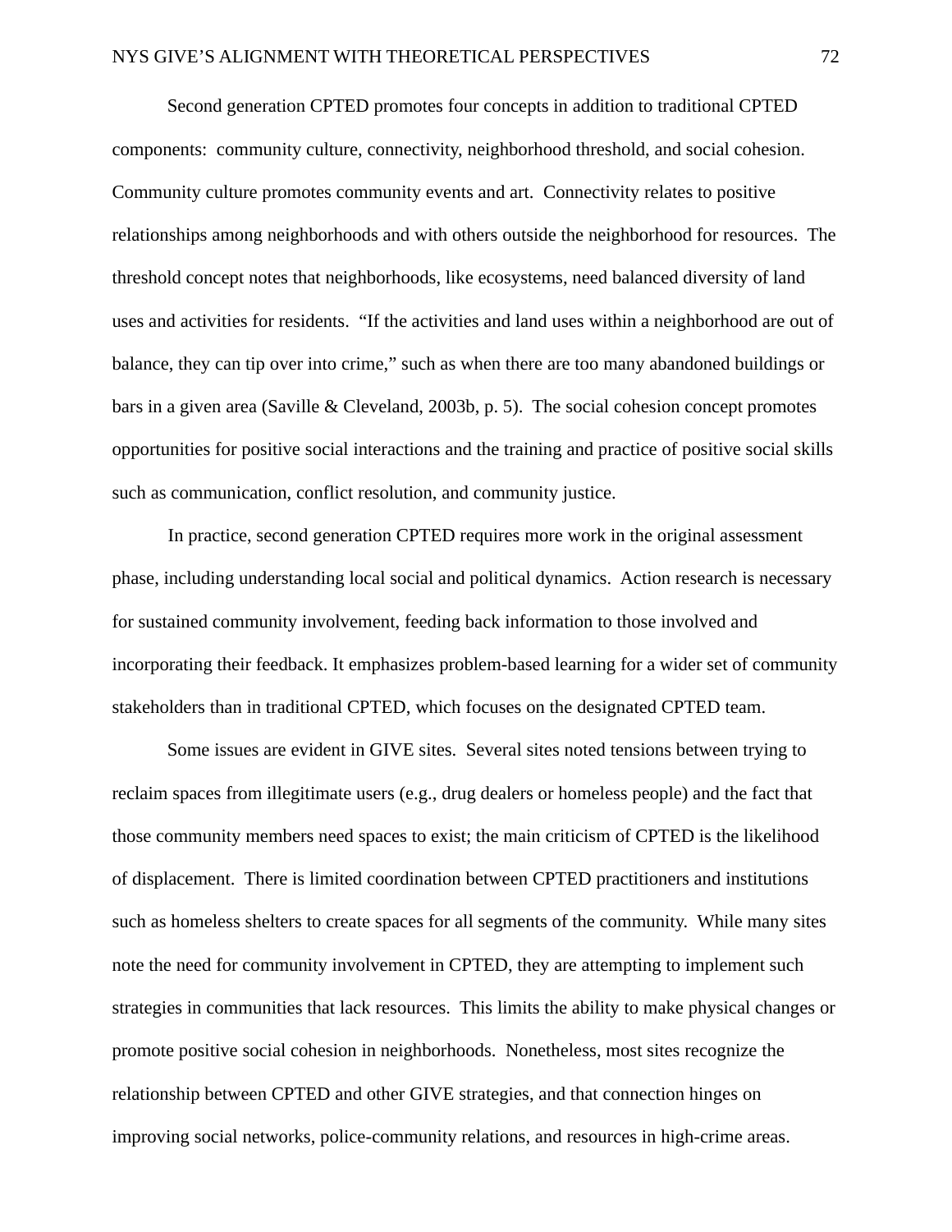Second generation CPTED promotes four concepts in addition to traditional CPTED components: community culture, connectivity, neighborhood threshold, and social cohesion. Community culture promotes community events and art. Connectivity relates to positive relationships among neighborhoods and with others outside the neighborhood for resources. The threshold concept notes that neighborhoods, like ecosystems, need balanced diversity of land uses and activities for residents. "If the activities and land uses within a neighborhood are out of balance, they can tip over into crime," such as when there are too many abandoned buildings or bars in a given area (Saville & Cleveland, 2003b, p. 5). The social cohesion concept promotes opportunities for positive social interactions and the training and practice of positive social skills such as communication, conflict resolution, and community justice.

In practice, second generation CPTED requires more work in the original assessment phase, including understanding local social and political dynamics. Action research is necessary for sustained community involvement, feeding back information to those involved and incorporating their feedback. It emphasizes problem-based learning for a wider set of community stakeholders than in traditional CPTED, which focuses on the designated CPTED team.

Some issues are evident in GIVE sites. Several sites noted tensions between trying to reclaim spaces from illegitimate users (e.g., drug dealers or homeless people) and the fact that those community members need spaces to exist; the main criticism of CPTED is the likelihood of displacement. There is limited coordination between CPTED practitioners and institutions such as homeless shelters to create spaces for all segments of the community. While many sites note the need for community involvement in CPTED, they are attempting to implement such strategies in communities that lack resources. This limits the ability to make physical changes or promote positive social cohesion in neighborhoods. Nonetheless, most sites recognize the relationship between CPTED and other GIVE strategies, and that connection hinges on improving social networks, police-community relations, and resources in high-crime areas.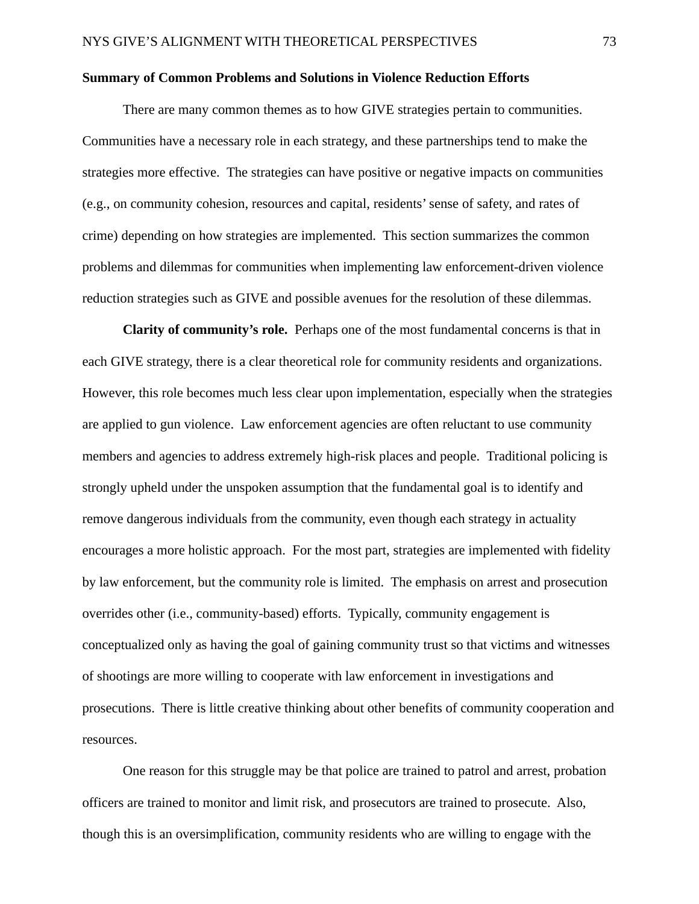**Summary of Common Problems and Solutions in Violence Reduction Efforts**

There are many common themes as to how GIVE strategies pertain to communities. Communities have a necessary role in each strategy, and these partnerships tend to make the strategies more effective. The strategies can have positive or negative impacts on communities (e.g., on community cohesion, resources and capital, residents' sense of safety, and rates of crime) depending on how strategies are implemented. This section summarizes the common problems and dilemmas for communities when implementing law enforcement-driven violence reduction strategies such as GIVE and possible avenues for the resolution of these dilemmas.

**Clarity of community's role.** Perhaps one of the most fundamental concerns is that in each GIVE strategy, there is a clear theoretical role for community residents and organizations. However, this role becomes much less clear upon implementation, especially when the strategies are applied to gun violence. Law enforcement agencies are often reluctant to use community members and agencies to address extremely high-risk places and people. Traditional policing is strongly upheld under the unspoken assumption that the fundamental goal is to identify and remove dangerous individuals from the community, even though each strategy in actuality encourages a more holistic approach. For the most part, strategies are implemented with fidelity by law enforcement, but the community role is limited. The emphasis on arrest and prosecution overrides other (i.e., community-based) efforts. Typically, community engagement is conceptualized only as having the goal of gaining community trust so that victims and witnesses of shootings are more willing to cooperate with law enforcement in investigations and prosecutions. There is little creative thinking about other benefits of community cooperation and resources.

One reason for this struggle may be that police are trained to patrol and arrest, probation officers are trained to monitor and limit risk, and prosecutors are trained to prosecute. Also, though this is an oversimplification, community residents who are willing to engage with the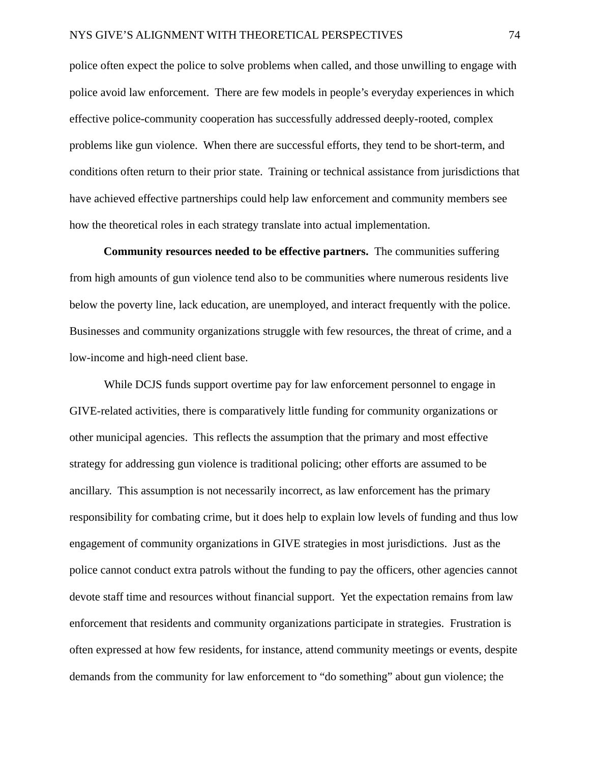police often expect the police to solve problems when called, and those unwilling to engage with police avoid law enforcement. There are few models in people's everyday experiences in which effective police-community cooperation has successfully addressed deeply-rooted, complex problems like gun violence. When there are successful efforts, they tend to be short-term, and conditions often return to their prior state. Training or technical assistance from jurisdictions that have achieved effective partnerships could help law enforcement and community members see how the theoretical roles in each strategy translate into actual implementation.

**Community resources needed to be effective partners.** The communities suffering from high amounts of gun violence tend also to be communities where numerous residents live below the poverty line, lack education, are unemployed, and interact frequently with the police. Businesses and community organizations struggle with few resources, the threat of crime, and a low-income and high-need client base.

While DCJS funds support overtime pay for law enforcement personnel to engage in GIVE-related activities, there is comparatively little funding for community organizations or other municipal agencies. This reflects the assumption that the primary and most effective strategy for addressing gun violence is traditional policing; other efforts are assumed to be ancillary. This assumption is not necessarily incorrect, as law enforcement has the primary responsibility for combating crime, but it does help to explain low levels of funding and thus low engagement of community organizations in GIVE strategies in most jurisdictions. Just as the police cannot conduct extra patrols without the funding to pay the officers, other agencies cannot devote staff time and resources without financial support. Yet the expectation remains from law enforcement that residents and community organizations participate in strategies. Frustration is often expressed at how few residents, for instance, attend community meetings or events, despite demands from the community for law enforcement to "do something" about gun violence; the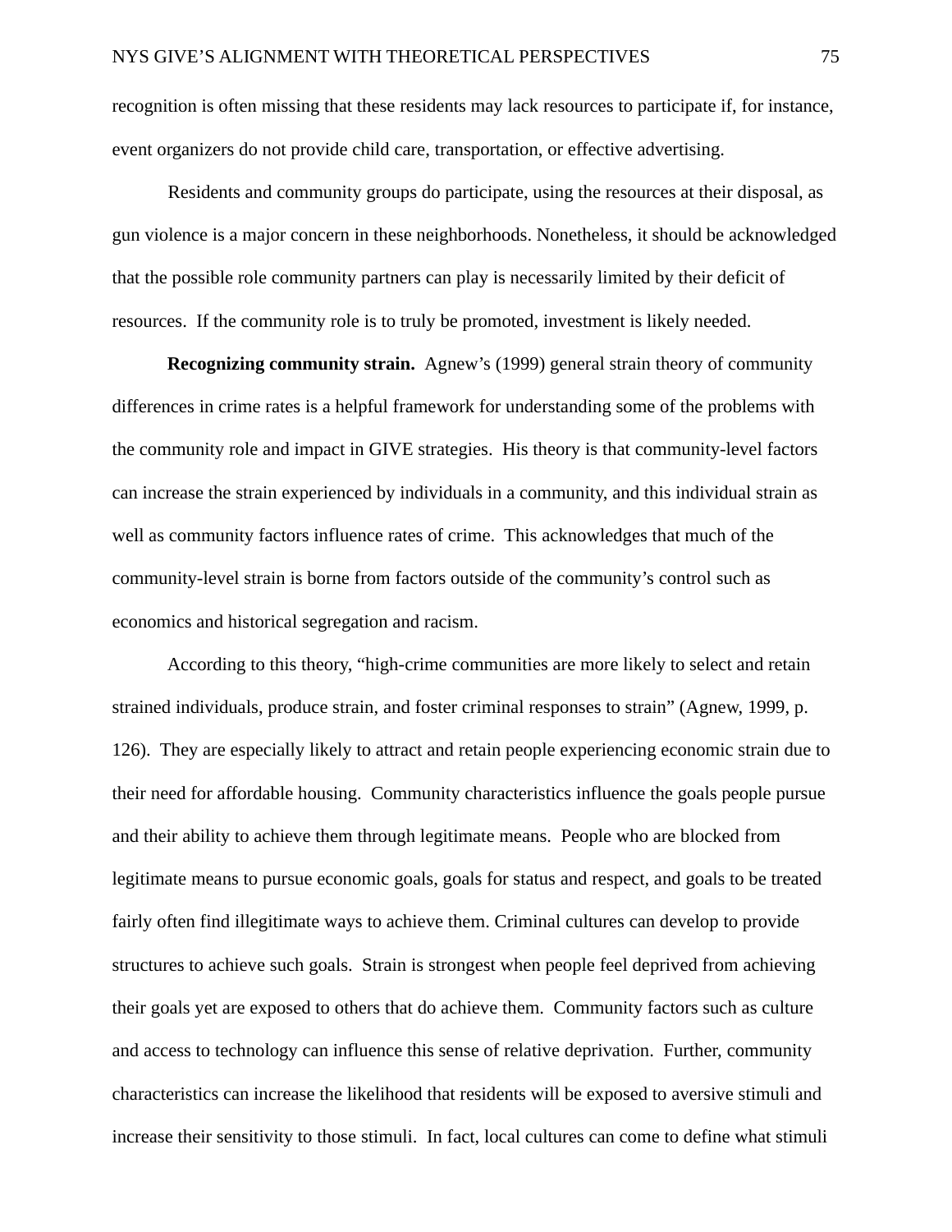recognition is often missing that these residents may lack resources to participate if, for instance, event organizers do not provide child care, transportation, or effective advertising.

Residents and community groups do participate, using the resources at their disposal, as gun violence is a major concern in these neighborhoods. Nonetheless, it should be acknowledged that the possible role community partners can play is necessarily limited by their deficit of resources. If the community role is to truly be promoted, investment is likely needed.

**Recognizing community strain.** Agnew's (1999) general strain theory of community differences in crime rates is a helpful framework for understanding some of the problems with the community role and impact in GIVE strategies. His theory is that community-level factors can increase the strain experienced by individuals in a community, and this individual strain as well as community factors influence rates of crime. This acknowledges that much of the community-level strain is borne from factors outside of the community's control such as economics and historical segregation and racism.

According to this theory, "high-crime communities are more likely to select and retain strained individuals, produce strain, and foster criminal responses to strain" (Agnew, 1999, p. 126). They are especially likely to attract and retain people experiencing economic strain due to their need for affordable housing. Community characteristics influence the goals people pursue and their ability to achieve them through legitimate means. People who are blocked from legitimate means to pursue economic goals, goals for status and respect, and goals to be treated fairly often find illegitimate ways to achieve them. Criminal cultures can develop to provide structures to achieve such goals. Strain is strongest when people feel deprived from achieving their goals yet are exposed to others that do achieve them. Community factors such as culture and access to technology can influence this sense of relative deprivation. Further, community characteristics can increase the likelihood that residents will be exposed to aversive stimuli and increase their sensitivity to those stimuli. In fact, local cultures can come to define what stimuli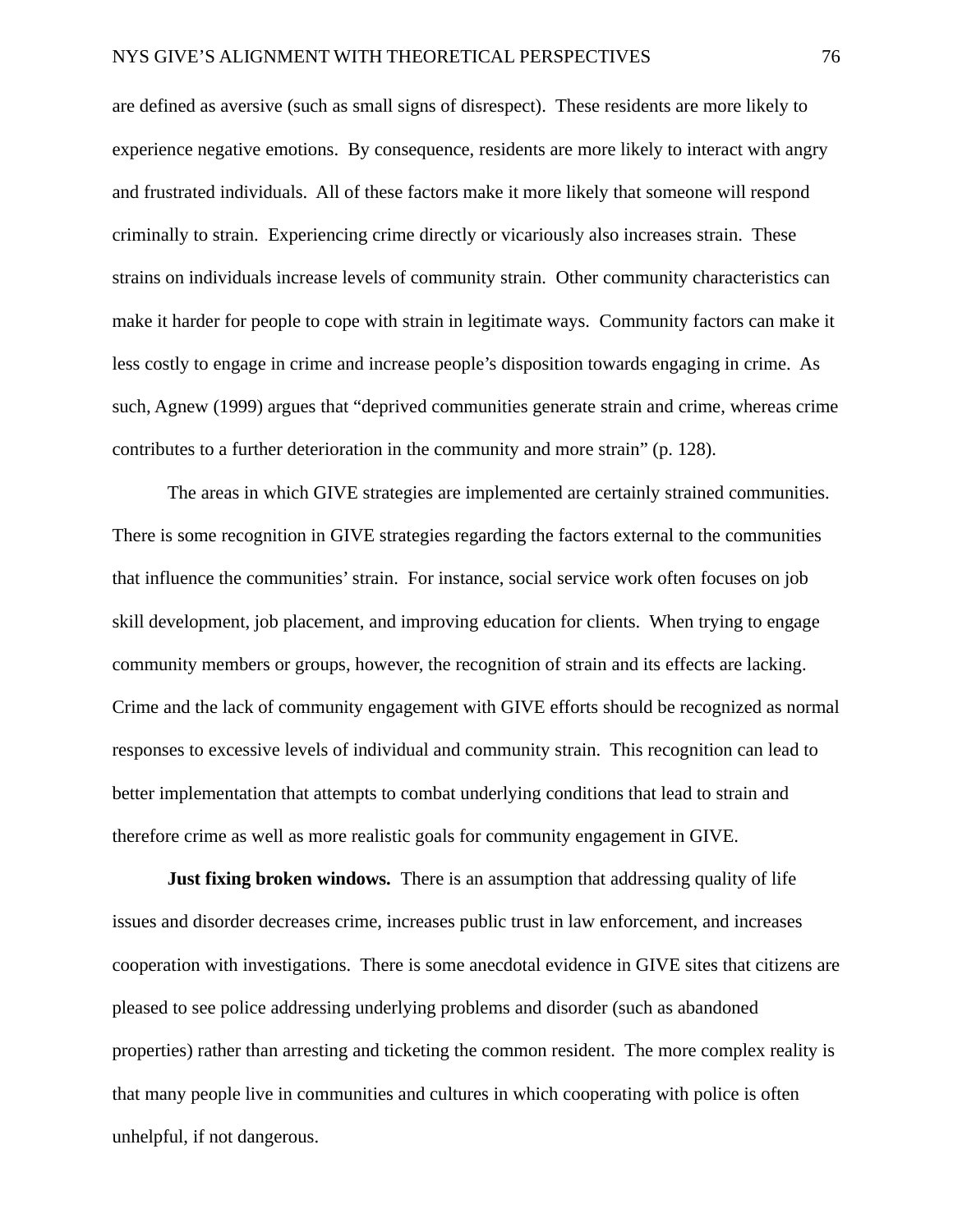are defined as aversive (such as small signs of disrespect). These residents are more likely to experience negative emotions. By consequence, residents are more likely to interact with angry and frustrated individuals. All of these factors make it more likely that someone will respond criminally to strain. Experiencing crime directly or vicariously also increases strain. These strains on individuals increase levels of community strain. Other community characteristics can make it harder for people to cope with strain in legitimate ways. Community factors can make it less costly to engage in crime and increase people's disposition towards engaging in crime. As such, Agnew (1999) argues that "deprived communities generate strain and crime, whereas crime contributes to a further deterioration in the community and more strain" (p. 128).

The areas in which GIVE strategies are implemented are certainly strained communities. There is some recognition in GIVE strategies regarding the factors external to the communities that influence the communities' strain. For instance, social service work often focuses on job skill development, job placement, and improving education for clients. When trying to engage community members or groups, however, the recognition of strain and its effects are lacking. Crime and the lack of community engagement with GIVE efforts should be recognized as normal responses to excessive levels of individual and community strain. This recognition can lead to better implementation that attempts to combat underlying conditions that lead to strain and therefore crime as well as more realistic goals for community engagement in GIVE.

**Just fixing broken windows.** There is an assumption that addressing quality of life issues and disorder decreases crime, increases public trust in law enforcement, and increases cooperation with investigations. There is some anecdotal evidence in GIVE sites that citizens are pleased to see police addressing underlying problems and disorder (such as abandoned properties) rather than arresting and ticketing the common resident. The more complex reality is that many people live in communities and cultures in which cooperating with police is often unhelpful, if not dangerous.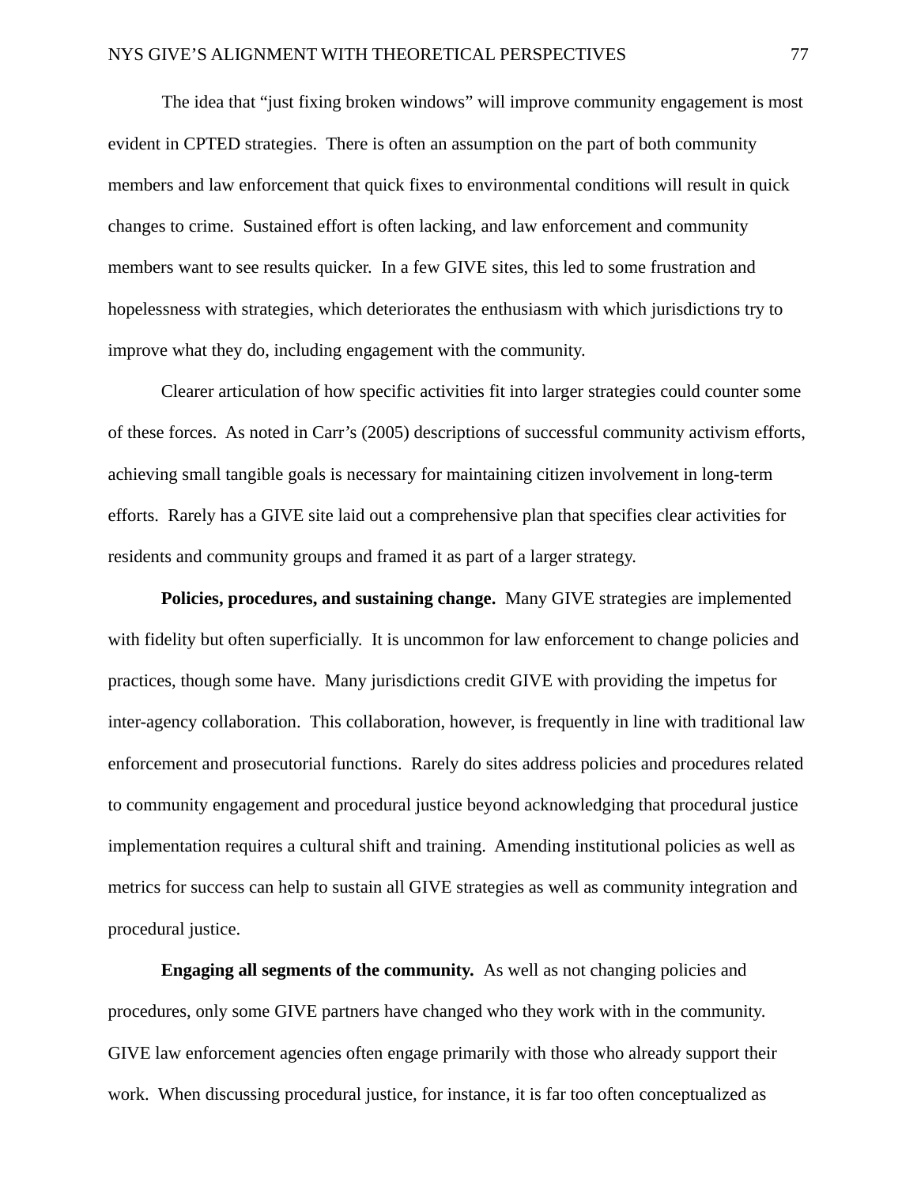The idea that "just fixing broken windows" will improve community engagement is most evident in CPTED strategies. There is often an assumption on the part of both community members and law enforcement that quick fixes to environmental conditions will result in quick changes to crime. Sustained effort is often lacking, and law enforcement and community members want to see results quicker. In a few GIVE sites, this led to some frustration and hopelessness with strategies, which deteriorates the enthusiasm with which jurisdictions try to improve what they do, including engagement with the community.

Clearer articulation of how specific activities fit into larger strategies could counter some of these forces. As noted in Carr's (2005) descriptions of successful community activism efforts, achieving small tangible goals is necessary for maintaining citizen involvement in long-term efforts. Rarely has a GIVE site laid out a comprehensive plan that specifies clear activities for residents and community groups and framed it as part of a larger strategy.

**Policies, procedures, and sustaining change.** Many GIVE strategies are implemented with fidelity but often superficially. It is uncommon for law enforcement to change policies and practices, though some have. Many jurisdictions credit GIVE with providing the impetus for inter-agency collaboration. This collaboration, however, is frequently in line with traditional law enforcement and prosecutorial functions. Rarely do sites address policies and procedures related to community engagement and procedural justice beyond acknowledging that procedural justice implementation requires a cultural shift and training. Amending institutional policies as well as metrics for success can help to sustain all GIVE strategies as well as community integration and procedural justice.

**Engaging all segments of the community.** As well as not changing policies and procedures, only some GIVE partners have changed who they work with in the community. GIVE law enforcement agencies often engage primarily with those who already support their work. When discussing procedural justice, for instance, it is far too often conceptualized as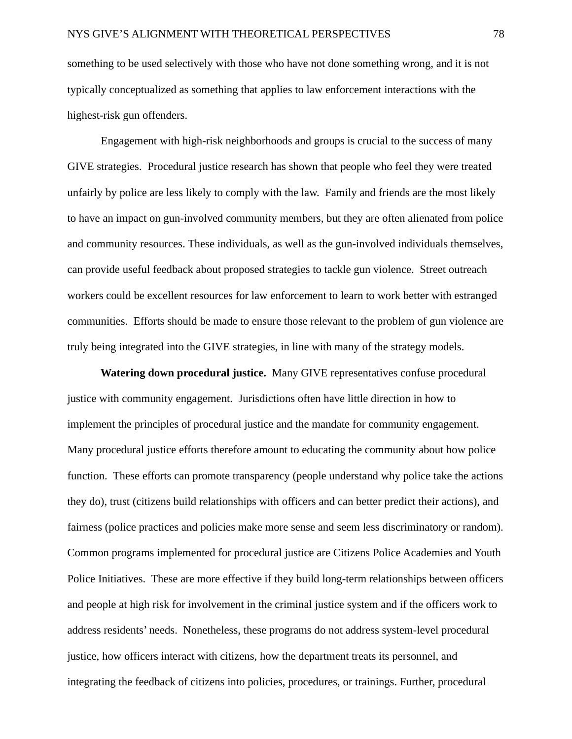something to be used selectively with those who have not done something wrong, and it is not typically conceptualized as something that applies to law enforcement interactions with the highest-risk gun offenders.

Engagement with high-risk neighborhoods and groups is crucial to the success of many GIVE strategies. Procedural justice research has shown that people who feel they were treated unfairly by police are less likely to comply with the law. Family and friends are the most likely to have an impact on gun-involved community members, but they are often alienated from police and community resources. These individuals, as well as the gun-involved individuals themselves, can provide useful feedback about proposed strategies to tackle gun violence. Street outreach workers could be excellent resources for law enforcement to learn to work better with estranged communities. Efforts should be made to ensure those relevant to the problem of gun violence are truly being integrated into the GIVE strategies, in line with many of the strategy models.

**Watering down procedural justice.** Many GIVE representatives confuse procedural justice with community engagement. Jurisdictions often have little direction in how to implement the principles of procedural justice and the mandate for community engagement. Many procedural justice efforts therefore amount to educating the community about how police function. These efforts can promote transparency (people understand why police take the actions they do), trust (citizens build relationships with officers and can better predict their actions), and fairness (police practices and policies make more sense and seem less discriminatory or random). Common programs implemented for procedural justice are Citizens Police Academies and Youth Police Initiatives. These are more effective if they build long-term relationships between officers and people at high risk for involvement in the criminal justice system and if the officers work to address residents' needs. Nonetheless, these programs do not address system-level procedural justice, how officers interact with citizens, how the department treats its personnel, and integrating the feedback of citizens into policies, procedures, or trainings. Further, procedural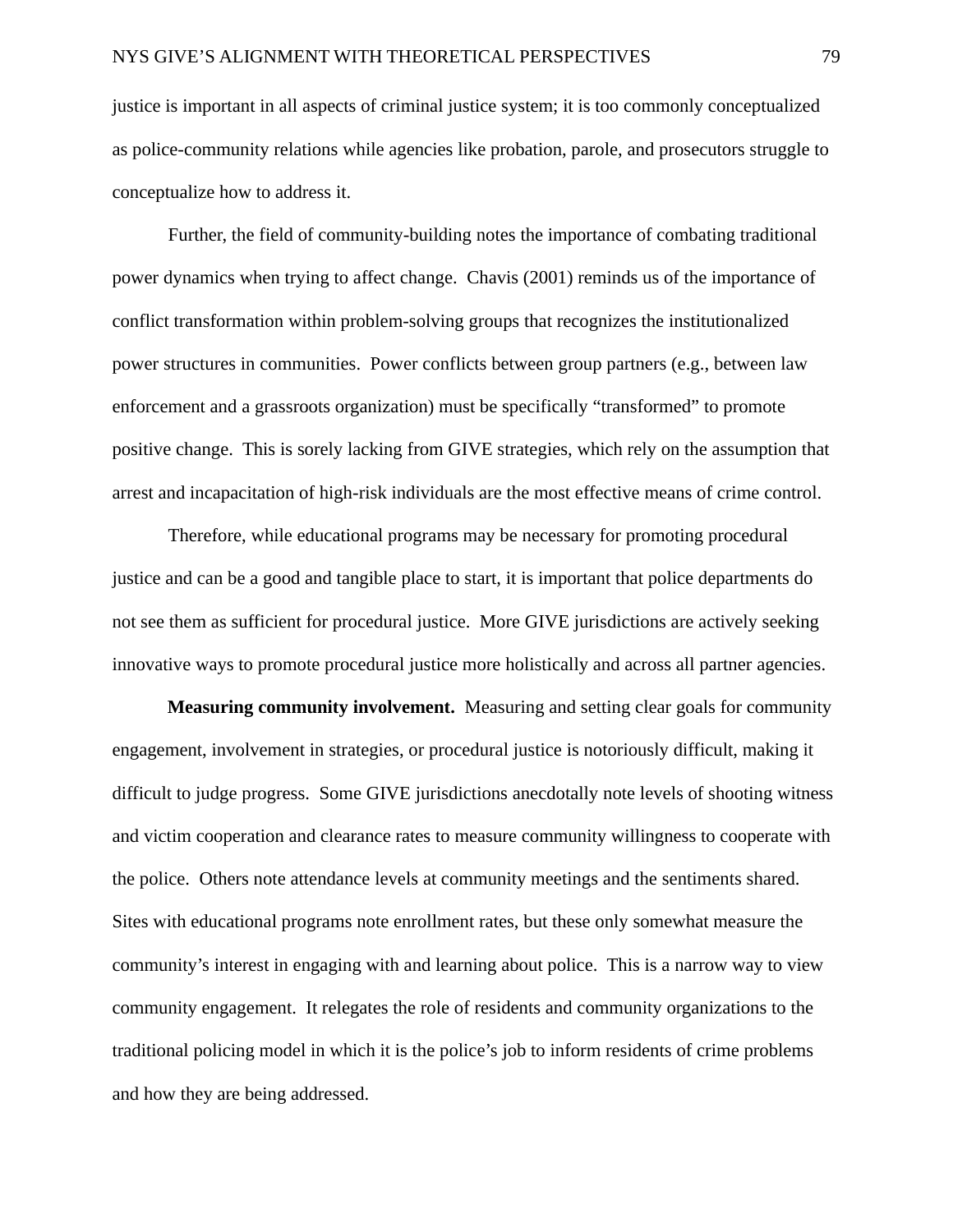justice is important in all aspects of criminal justice system; it is too commonly conceptualized as police-community relations while agencies like probation, parole, and prosecutors struggle to conceptualize how to address it.

Further, the field of community-building notes the importance of combating traditional power dynamics when trying to affect change. Chavis (2001) reminds us of the importance of conflict transformation within problem-solving groups that recognizes the institutionalized power structures in communities. Power conflicts between group partners (e.g., between law enforcement and a grassroots organization) must be specifically "transformed" to promote positive change. This is sorely lacking from GIVE strategies, which rely on the assumption that arrest and incapacitation of high-risk individuals are the most effective means of crime control.

Therefore, while educational programs may be necessary for promoting procedural justice and can be a good and tangible place to start, it is important that police departments do not see them as sufficient for procedural justice. More GIVE jurisdictions are actively seeking innovative ways to promote procedural justice more holistically and across all partner agencies.

**Measuring community involvement.** Measuring and setting clear goals for community engagement, involvement in strategies, or procedural justice is notoriously difficult, making it difficult to judge progress. Some GIVE jurisdictions anecdotally note levels of shooting witness and victim cooperation and clearance rates to measure community willingness to cooperate with the police. Others note attendance levels at community meetings and the sentiments shared. Sites with educational programs note enrollment rates, but these only somewhat measure the community's interest in engaging with and learning about police. This is a narrow way to view community engagement. It relegates the role of residents and community organizations to the traditional policing model in which it is the police's job to inform residents of crime problems and how they are being addressed.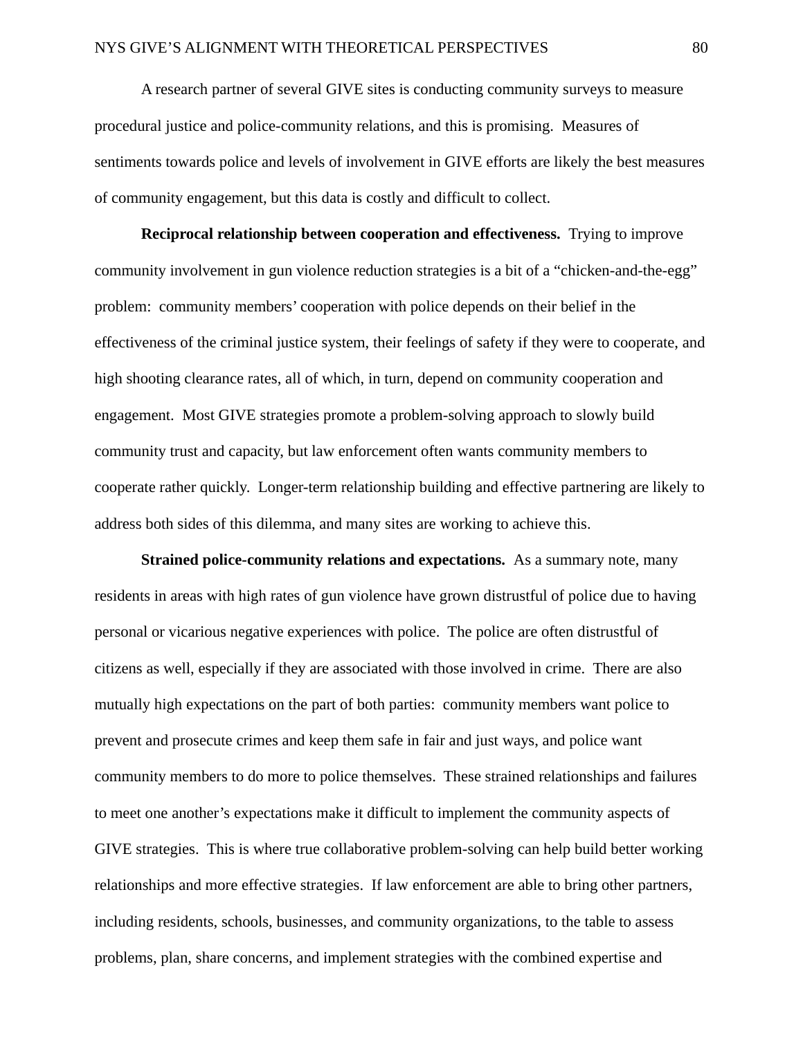A research partner of several GIVE sites is conducting community surveys to measure procedural justice and police-community relations, and this is promising. Measures of sentiments towards police and levels of involvement in GIVE efforts are likely the best measures of community engagement, but this data is costly and difficult to collect.

**Reciprocal relationship between cooperation and effectiveness.** Trying to improve community involvement in gun violence reduction strategies is a bit of a "chicken-and-the-egg" problem: community members' cooperation with police depends on their belief in the effectiveness of the criminal justice system, their feelings of safety if they were to cooperate, and high shooting clearance rates, all of which, in turn, depend on community cooperation and engagement. Most GIVE strategies promote a problem-solving approach to slowly build community trust and capacity, but law enforcement often wants community members to cooperate rather quickly. Longer-term relationship building and effective partnering are likely to address both sides of this dilemma, and many sites are working to achieve this.

**Strained police-community relations and expectations.** As a summary note, many residents in areas with high rates of gun violence have grown distrustful of police due to having personal or vicarious negative experiences with police. The police are often distrustful of citizens as well, especially if they are associated with those involved in crime. There are also mutually high expectations on the part of both parties: community members want police to prevent and prosecute crimes and keep them safe in fair and just ways, and police want community members to do more to police themselves. These strained relationships and failures to meet one another's expectations make it difficult to implement the community aspects of GIVE strategies. This is where true collaborative problem-solving can help build better working relationships and more effective strategies. If law enforcement are able to bring other partners, including residents, schools, businesses, and community organizations, to the table to assess problems, plan, share concerns, and implement strategies with the combined expertise and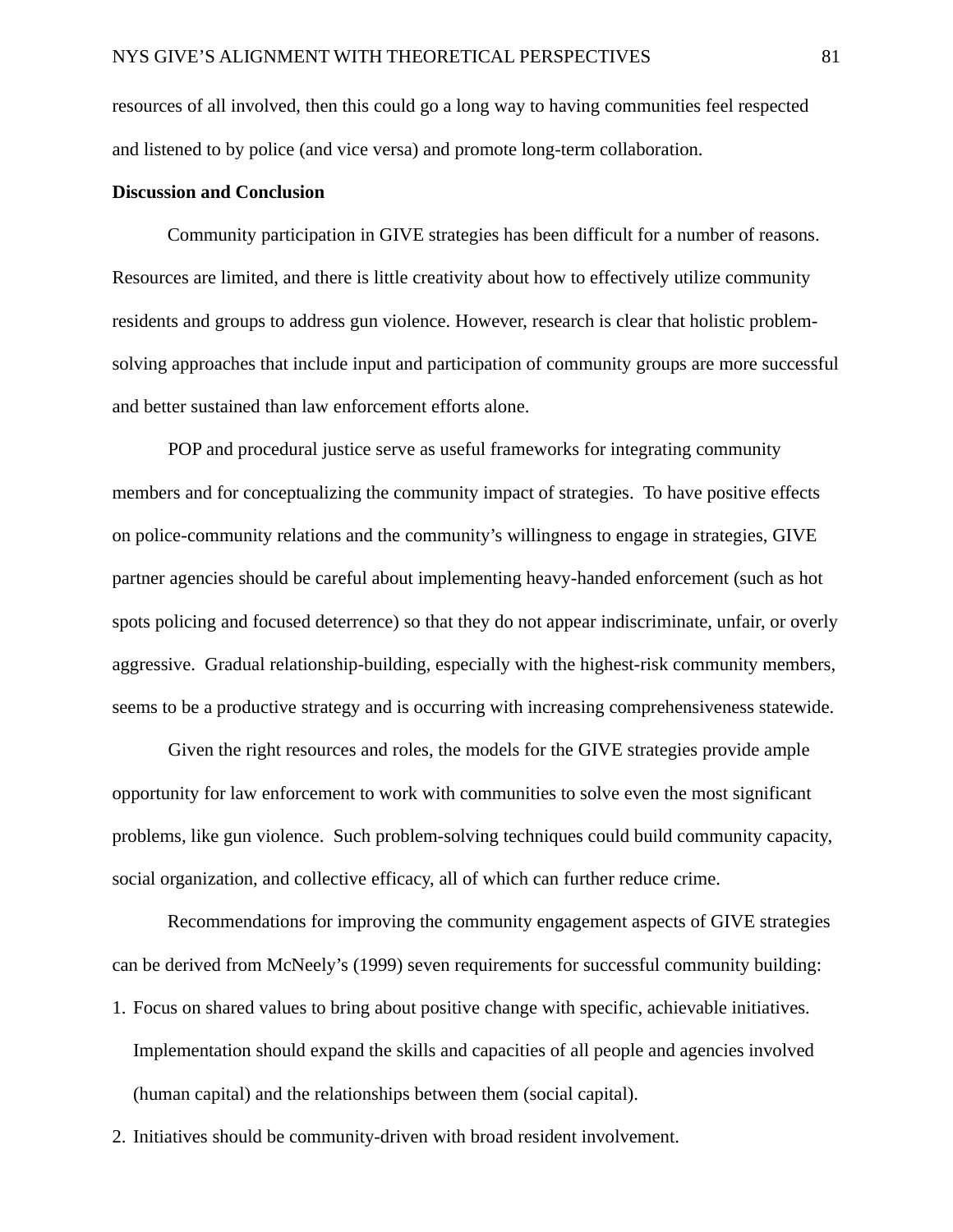resources of all involved, then this could go a long way to having communities feel respected and listened to by police (and vice versa) and promote long-term collaboration.

**Discussion and Conclusion**

Community participation in GIVE strategies has been difficult for a number of reasons. Resources are limited, and there is little creativity about how to effectively utilize community residents and groups to address gun violence. However, research is clear that holistic problem-solving approaches that include input and participation of community groups are more successful and better sustained than law enforcement efforts alone.

POP and procedural justice serve as useful frameworks for integrating community members and for conceptualizing the community impact of strategies. To have positive effects on police-community relations and the community's willingness to engage in strategies, GIVE partner agencies should be careful about implementing heavy-handed enforcement (such as hot spots policing and focused deterrence) so that they do not appear indiscriminate, unfair, or overly aggressive. Gradual relationship-building, especially with the highest-risk community members, seems to be a productive strategy and is occurring with increasing comprehensiveness statewide.

Given the right resources and roles, the models for the GIVE strategies provide ample opportunity for law enforcement to work with communities to solve even the most significant problems, like gun violence. Such problem-solving techniques could build community capacity, social organization, and collective efficacy, all of which can further reduce crime.

Recommendations for improving the community engagement aspects of GIVE strategies can be derived from McNeely's (1999) seven requirements for successful community building:

1. Focus on shared values to bring about positive change with specific, achievable initiatives. Implementation should expand the skills and capacities of all people and agencies involved (human capital) and the relationships between them (social capital).
2. Initiatives should be community-driven with broad resident involvement.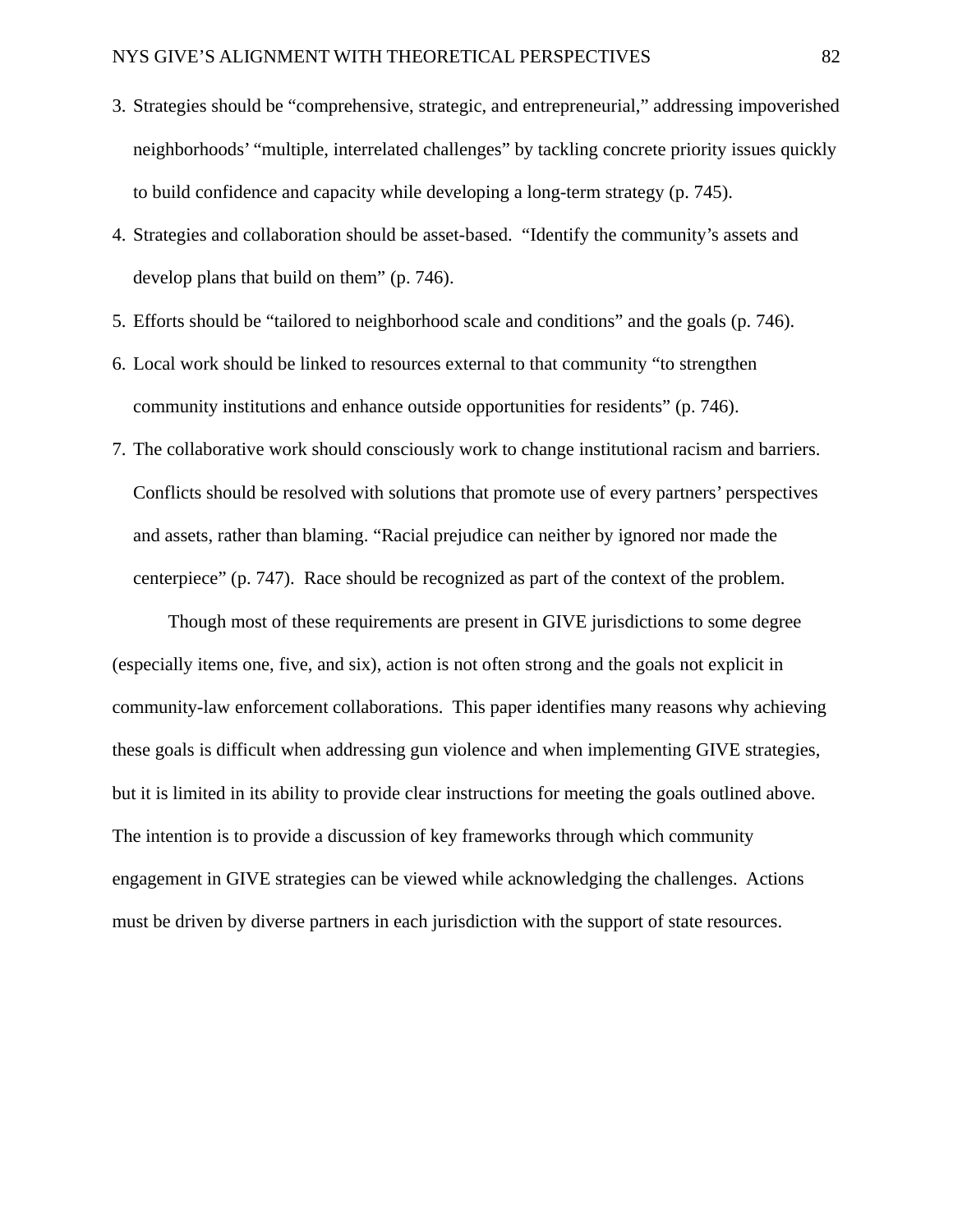3. Strategies should be “comprehensive, strategic, and entrepreneurial,” addressing impoverished neighborhoods’ “multiple, interrelated challenges” by tackling concrete priority issues quickly to build confidence and capacity while developing a long-term strategy (p. 745).
4. Strategies and collaboration should be asset-based. “Identify the community’s assets and develop plans that build on them” (p. 746).
5. Efforts should be “tailored to neighborhood scale and conditions” and the goals (p. 746).
6. Local work should be linked to resources external to that community “to strengthen community institutions and enhance outside opportunities for residents” (p. 746).
7. The collaborative work should consciously work to change institutional racism and barriers. Conflicts should be resolved with solutions that promote use of every partners’ perspectives and assets, rather than blaming. “Racial prejudice can neither by ignored nor made the centerpiece” (p. 747). Race should be recognized as part of the context of the problem.

Though most of these requirements are present in GIVE jurisdictions to some degree (especially items one, five, and six), action is not often strong and the goals not explicit in community-law enforcement collaborations. This paper identifies many reasons why achieving these goals is difficult when addressing gun violence and when implementing GIVE strategies, but it is limited in its ability to provide clear instructions for meeting the goals outlined above. The intention is to provide a discussion of key frameworks through which community engagement in GIVE strategies can be viewed while acknowledging the challenges. Actions must be driven by diverse partners in each jurisdiction with the support of state resources.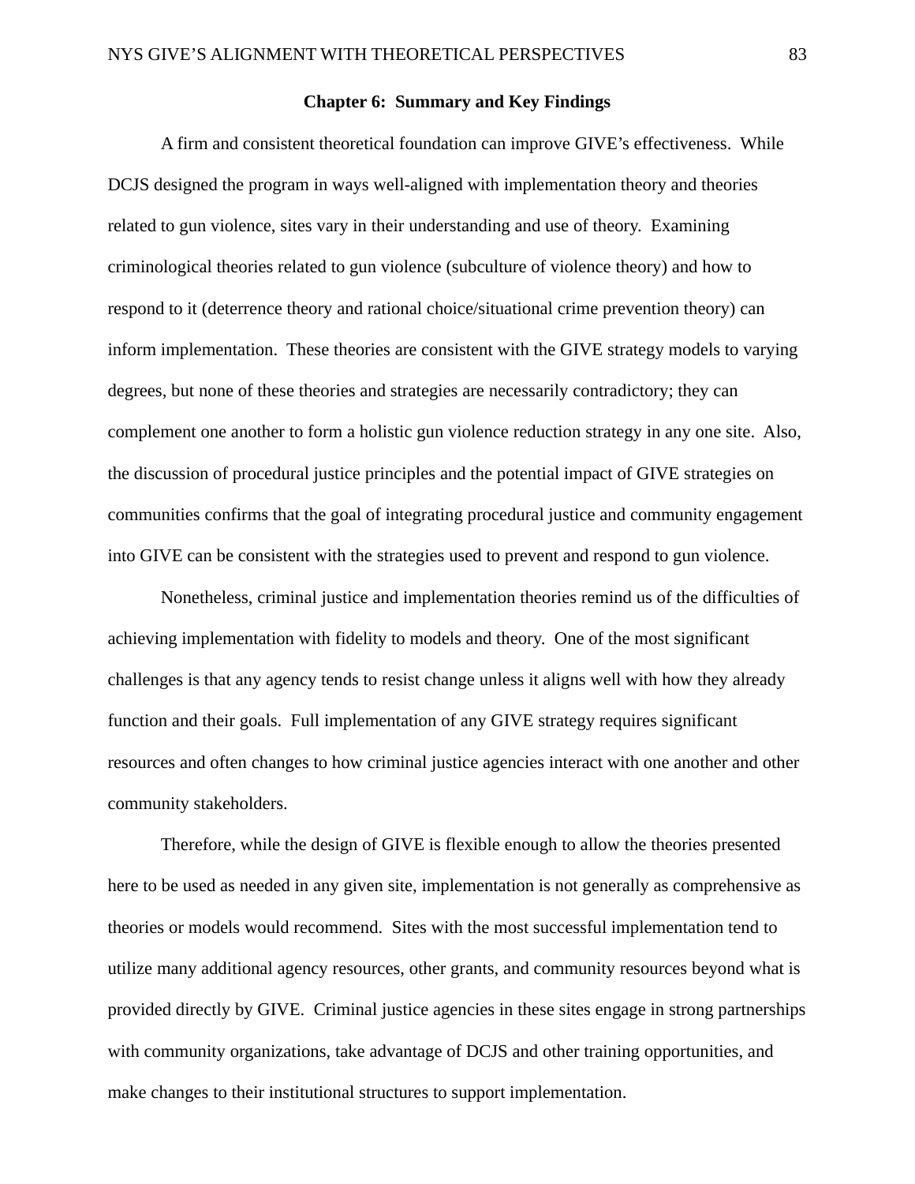## Chapter 6: Summary and Key Findings

A firm and consistent theoretical foundation can improve GIVE's effectiveness. While DCJS designed the program in ways well-aligned with implementation theory and theories related to gun violence, sites vary in their understanding and use of theory. Examining criminological theories related to gun violence (subculture of violence theory) and how to respond to it (deterrence theory and rational choice/situational crime prevention theory) can inform implementation. These theories are consistent with the GIVE strategy models to varying degrees, but none of these theories and strategies are necessarily contradictory; they can complement one another to form a holistic gun violence reduction strategy in any one site. Also, the discussion of procedural justice principles and the potential impact of GIVE strategies on communities confirms that the goal of integrating procedural justice and community engagement into GIVE can be consistent with the strategies used to prevent and respond to gun violence.

Nonetheless, criminal justice and implementation theories remind us of the difficulties of achieving implementation with fidelity to models and theory. One of the most significant challenges is that any agency tends to resist change unless it aligns well with how they already function and their goals. Full implementation of any GIVE strategy requires significant resources and often changes to how criminal justice agencies interact with one another and other community stakeholders.

Therefore, while the design of GIVE is flexible enough to allow the theories presented here to be used as needed in any given site, implementation is not generally as comprehensive as theories or models would recommend. Sites with the most successful implementation tend to utilize many additional agency resources, other grants, and community resources beyond what is provided directly by GIVE. Criminal justice agencies in these sites engage in strong partnerships with community organizations, take advantage of DCJS and other training opportunities, and make changes to their institutional structures to support implementation.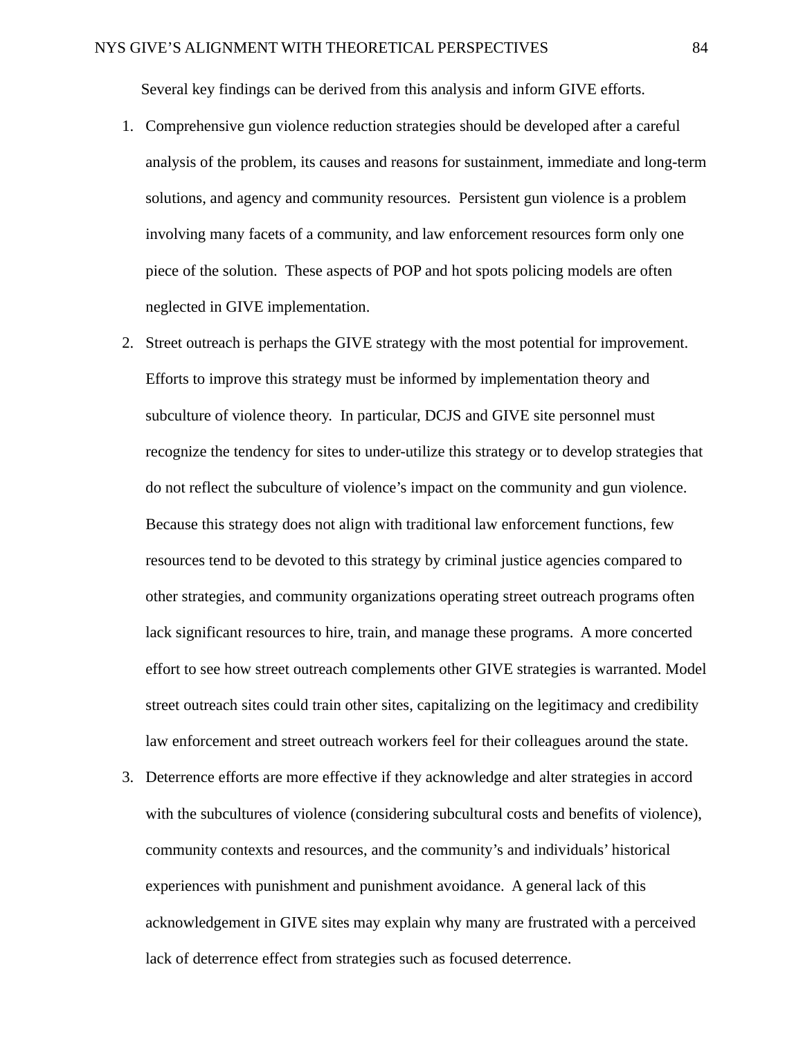Several key findings can be derived from this analysis and inform GIVE efforts.

1. Comprehensive gun violence reduction strategies should be developed after a careful analysis of the problem, its causes and reasons for sustainment, immediate and long-term solutions, and agency and community resources. Persistent gun violence is a problem involving many facets of a community, and law enforcement resources form only one piece of the solution. These aspects of POP and hot spots policing models are often neglected in GIVE implementation.
2. Street outreach is perhaps the GIVE strategy with the most potential for improvement. Efforts to improve this strategy must be informed by implementation theory and subculture of violence theory. In particular, DCJS and GIVE site personnel must recognize the tendency for sites to under-utilize this strategy or to develop strategies that do not reflect the subculture of violence's impact on the community and gun violence. Because this strategy does not align with traditional law enforcement functions, few resources tend to be devoted to this strategy by criminal justice agencies compared to other strategies, and community organizations operating street outreach programs often lack significant resources to hire, train, and manage these programs. A more concerted effort to see how street outreach complements other GIVE strategies is warranted. Model street outreach sites could train other sites, capitalizing on the legitimacy and credibility law enforcement and street outreach workers feel for their colleagues around the state.
3. Deterrence efforts are more effective if they acknowledge and alter strategies in accord with the subcultures of violence (considering subcultural costs and benefits of violence), community contexts and resources, and the community's and individuals' historical experiences with punishment and punishment avoidance. A general lack of this acknowledgement in GIVE sites may explain why many are frustrated with a perceived lack of deterrence effect from strategies such as focused deterrence.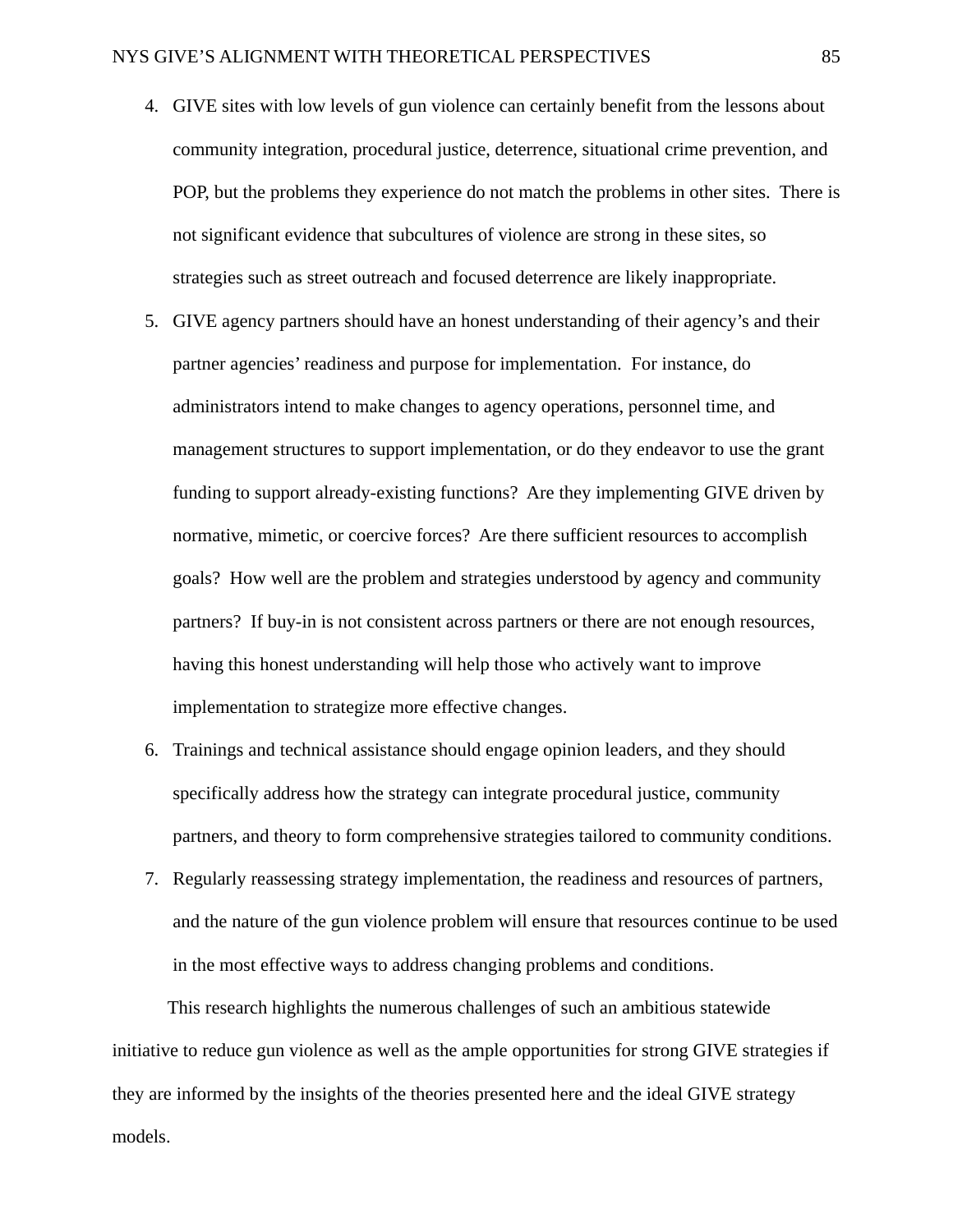4. GIVE sites with low levels of gun violence can certainly benefit from the lessons about community integration, procedural justice, deterrence, situational crime prevention, and POP, but the problems they experience do not match the problems in other sites. There is not significant evidence that subcultures of violence are strong in these sites, so strategies such as street outreach and focused deterrence are likely inappropriate.
5. GIVE agency partners should have an honest understanding of their agency's and their partner agencies' readiness and purpose for implementation. For instance, do administrators intend to make changes to agency operations, personnel time, and management structures to support implementation, or do they endeavor to use the grant funding to support already-existing functions? Are they implementing GIVE driven by normative, mimetic, or coercive forces? Are there sufficient resources to accomplish goals? How well are the problem and strategies understood by agency and community partners? If buy-in is not consistent across partners or there are not enough resources, having this honest understanding will help those who actively want to improve implementation to strategize more effective changes.
6. Trainings and technical assistance should engage opinion leaders, and they should specifically address how the strategy can integrate procedural justice, community partners, and theory to form comprehensive strategies tailored to community conditions.
7. Regularly reassessing strategy implementation, the readiness and resources of partners, and the nature of the gun violence problem will ensure that resources continue to be used in the most effective ways to address changing problems and conditions.

This research highlights the numerous challenges of such an ambitious statewide initiative to reduce gun violence as well as the ample opportunities for strong GIVE strategies if they are informed by the insights of the theories presented here and the ideal GIVE strategy models.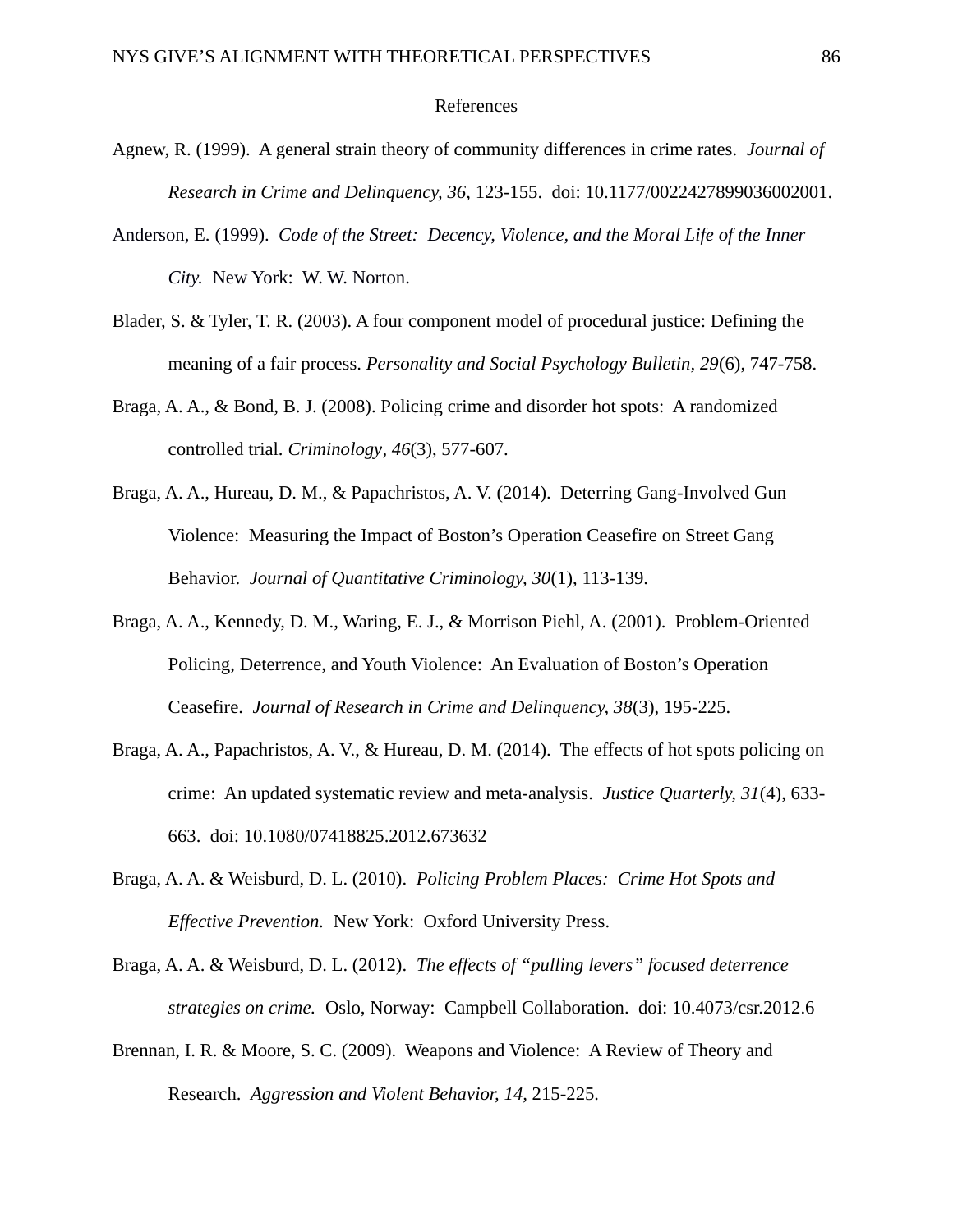# References

Agnew, R. (1999). A general strain theory of community differences in crime rates. *Journal of Research in Crime and Delinquency, 36*, 123-155. doi: 10.1177/0022427899036002001.

Anderson, E. (1999). *Code of the Street: Decency, Violence, and the Moral Life of the Inner City.* New York: W. W. Norton.

Blader, S. & Tyler, T. R. (2003). A four component model of procedural justice: Defining the meaning of a fair process. *Personality and Social Psychology Bulletin, 29*(6), 747-758.

Braga, A. A., & Bond, B. J. (2008). Policing crime and disorder hot spots: A randomized controlled trial. *Criminology, 46*(3), 577-607.

Braga, A. A., Hureau, D. M., & Papachristos, A. V. (2014). Deterring Gang-Involved Gun Violence: Measuring the Impact of Boston's Operation Ceasefire on Street Gang Behavior. *Journal of Quantitative Criminology, 30*(1), 113-139.

Braga, A. A., Kennedy, D. M., Waring, E. J., & Morrison Piehl, A. (2001). Problem-Oriented Policing, Deterrence, and Youth Violence: An Evaluation of Boston's Operation Ceasefire. *Journal of Research in Crime and Delinquency, 38*(3), 195-225.

Braga, A. A., Papachristos, A. V., & Hureau, D. M. (2014). The effects of hot spots policing on crime: An updated systematic review and meta-analysis. *Justice Quarterly, 31*(4), 633-663. doi: 10.1080/07418825.2012.673632

Braga, A. A. & Weisburd, D. L. (2010). *Policing Problem Places: Crime Hot Spots and Effective Prevention.* New York: Oxford University Press.

Braga, A. A. & Weisburd, D. L. (2012). *The effects of "pulling levers" focused deterrence strategies on crime.* Oslo, Norway: Campbell Collaboration. doi: 10.4073/csr.2012.6

Brennan, I. R. & Moore, S. C. (2009). Weapons and Violence: A Review of Theory and Research. *Aggression and Violent Behavior, 14*, 215-225.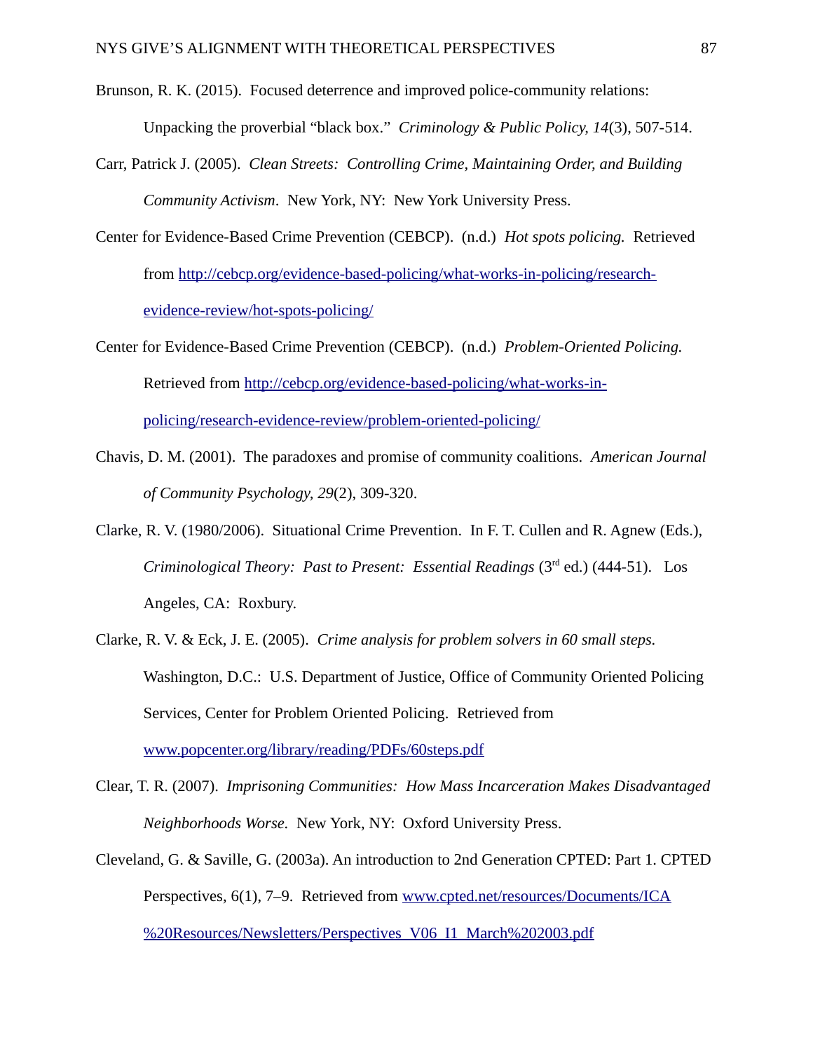Brunson, R. K. (2015). Focused deterrence and improved police-community relations: Unpacking the proverbial "black box." *Criminology & Public Policy, 14*(3), 507-514.

Carr, Patrick J. (2005). *Clean Streets: Controlling Crime, Maintaining Order, and Building Community Activism*. New York, NY: New York University Press.

Center for Evidence-Based Crime Prevention (CEBCP). (n.d.) *Hot spots policing.* Retrieved from http://cebcp.org/evidence-based-policing/what-works-in-policing/research-evidence-review/hot-spots-policing/

Center for Evidence-Based Crime Prevention (CEBCP). (n.d.) *Problem-Oriented Policing.* Retrieved from http://cebcp.org/evidence-based-policing/what-works-in-policing/research-evidence-review/problem-oriented-policing/

Chavis, D. M. (2001). The paradoxes and promise of community coalitions. *American Journal of Community Psychology, 29*(2), 309-320.

Clarke, R. V. (1980/2006). Situational Crime Prevention. In F. T. Cullen and R. Agnew (Eds.), *Criminological Theory: Past to Present: Essential Readings* (3rd ed.) (444-51). Los Angeles, CA: Roxbury.

Clarke, R. V. & Eck, J. E. (2005). *Crime analysis for problem solvers in 60 small steps.* Washington, D.C.: U.S. Department of Justice, Office of Community Oriented Policing Services, Center for Problem Oriented Policing. Retrieved from www.popcenter.org/library/reading/PDFs/60steps.pdf

Clear, T. R. (2007). *Imprisoning Communities: How Mass Incarceration Makes Disadvantaged Neighborhoods Worse*. New York, NY: Oxford University Press.

Cleveland, G. & Saville, G. (2003a). An introduction to 2nd Generation CPTED: Part 1. CPTED Perspectives, 6(1), 7–9. Retrieved from www.cpted.net/resources/Documents/ICA%20Resources/Newsletters/Perspectives_V06_I1_March%202003.pdf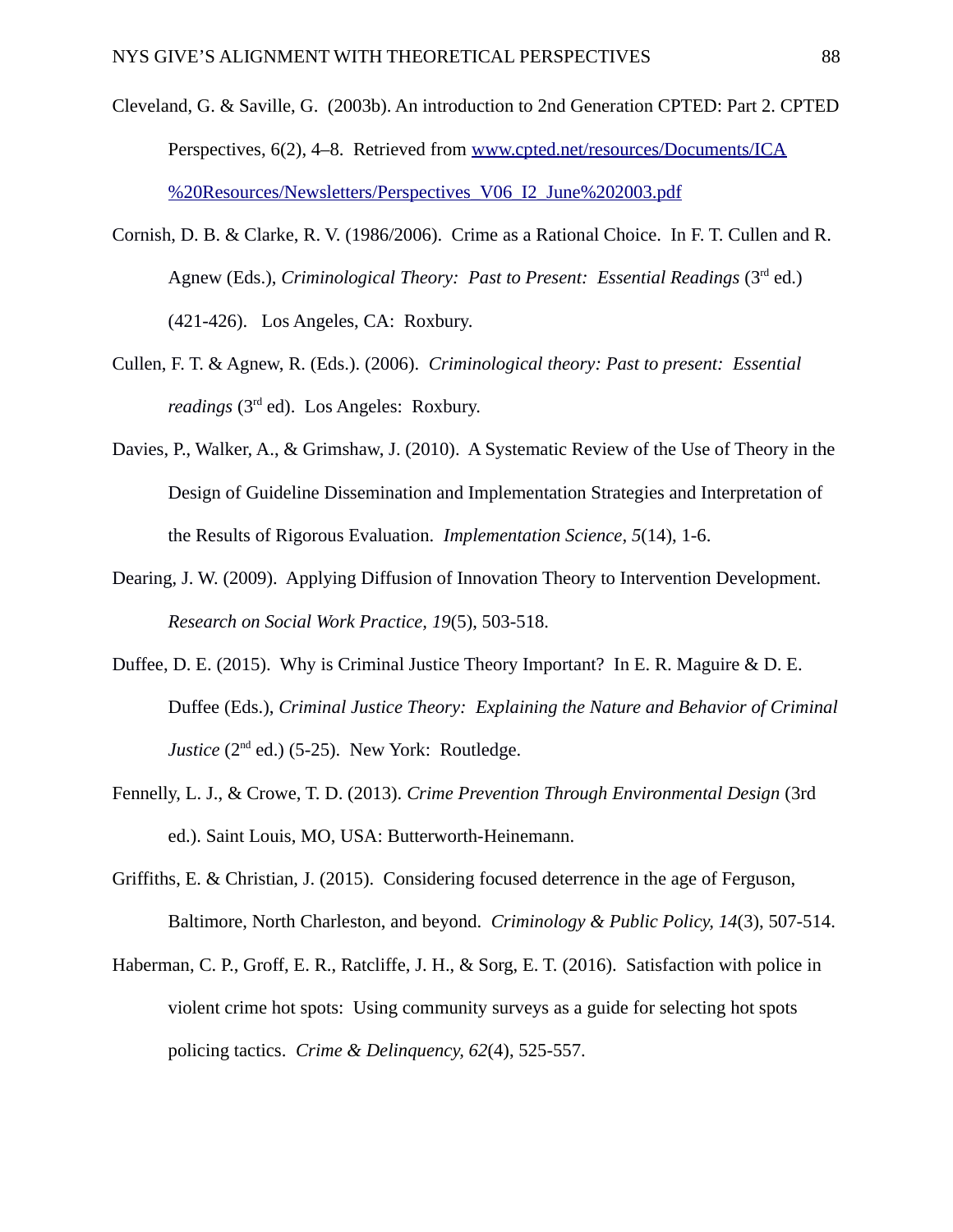Cleveland, G. & Saville, G. (2003b). An introduction to 2nd Generation CPTED: Part 2. CPTED Perspectives, 6(2), 4–8. Retrieved from [www.cpted.net/resources/Documents/ICA%20Resources/Newsletters/Perspectives_V06_I2_June%202003.pdf](www.cpted.net/resources/Documents/ICA%20Resources/Newsletters/Perspectives_V06_I2_June%202003.pdf)

Cornish, D. B. & Clarke, R. V. (1986/2006). Crime as a Rational Choice. In F. T. Cullen and R. Agnew (Eds.), *Criminological Theory: Past to Present: Essential Readings* (3rd ed.) (421-426). Los Angeles, CA: Roxbury.

Cullen, F. T. & Agnew, R. (Eds.). (2006). *Criminological theory: Past to present: Essential readings* (3rd ed). Los Angeles: Roxbury.

Davies, P., Walker, A., & Grimshaw, J. (2010). A Systematic Review of the Use of Theory in the Design of Guideline Dissemination and Implementation Strategies and Interpretation of the Results of Rigorous Evaluation. *Implementation Science, 5*(14), 1-6.

Dearing, J. W. (2009). Applying Diffusion of Innovation Theory to Intervention Development. *Research on Social Work Practice, 19*(5), 503-518.

Duffee, D. E. (2015). Why is Criminal Justice Theory Important? In E. R. Maguire & D. E. Duffee (Eds.), *Criminal Justice Theory: Explaining the Nature and Behavior of Criminal Justice* (2nd ed.) (5-25). New York: Routledge.

Fennelly, L. J., & Crowe, T. D. (2013). *Crime Prevention Through Environmental Design* (3rd ed.). Saint Louis, MO, USA: Butterworth-Heinemann.

Griffiths, E. & Christian, J. (2015). Considering focused deterrence in the age of Ferguson, Baltimore, North Charleston, and beyond. *Criminology & Public Policy, 14*(3), 507-514.

Haberman, C. P., Groff, E. R., Ratcliffe, J. H., & Sorg, E. T. (2016). Satisfaction with police in violent crime hot spots: Using community surveys as a guide for selecting hot spots policing tactics. *Crime & Delinquency, 62*(4), 525-557.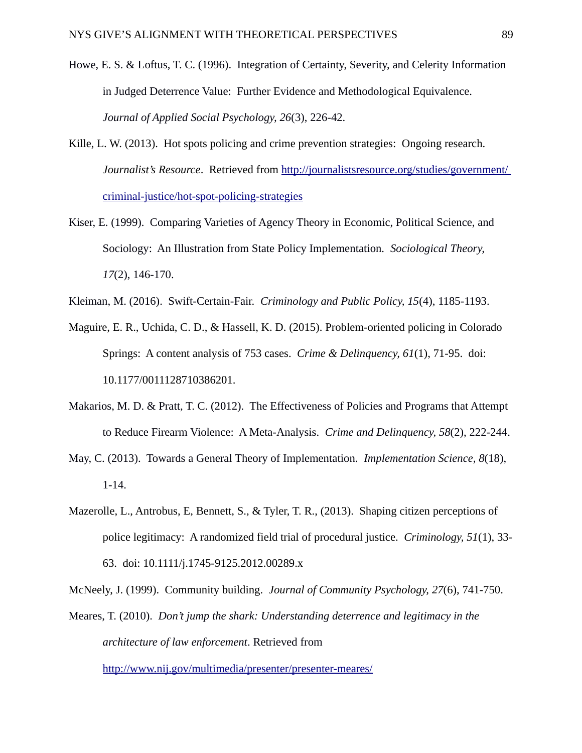Howe, E. S. & Loftus, T. C. (1996). Integration of Certainty, Severity, and Celerity Information in Judged Deterrence Value: Further Evidence and Methodological Equivalence. *Journal of Applied Social Psychology, 26*(3), 226-42.

Kille, L. W. (2013). Hot spots policing and crime prevention strategies: Ongoing research. *Journalist's Resource*. Retrieved from http://journalistsresource.org/studies/government/criminal-justice/hot-spot-policing-strategies

Kiser, E. (1999). Comparing Varieties of Agency Theory in Economic, Political Science, and Sociology: An Illustration from State Policy Implementation. *Sociological Theory, 17*(2), 146-170.

Kleiman, M. (2016). Swift-Certain-Fair. *Criminology and Public Policy, 15*(4), 1185-1193.

Maguire, E. R., Uchida, C. D., & Hassell, K. D. (2015). Problem-oriented policing in Colorado Springs: A content analysis of 753 cases. *Crime & Delinquency, 61*(1), 71-95. doi: 10.1177/0011128710386201.

Makarios, M. D. & Pratt, T. C. (2012). The Effectiveness of Policies and Programs that Attempt to Reduce Firearm Violence: A Meta-Analysis. *Crime and Delinquency, 58*(2), 222-244.

May, C. (2013). Towards a General Theory of Implementation. *Implementation Science, 8*(18), 1-14.

Mazerolle, L., Antrobus, E, Bennett, S., & Tyler, T. R., (2013). Shaping citizen perceptions of police legitimacy: A randomized field trial of procedural justice. *Criminology, 51*(1), 33-63. doi: 10.1111/j.1745-9125.2012.00289.x

McNeely, J. (1999). Community building. *Journal of Community Psychology, 27*(6), 741-750.

Meares, T. (2010). *Don't jump the shark: Understanding deterrence and legitimacy in the architecture of law enforcement*. Retrieved from http://www.nij.gov/multimedia/presenter/presenter-meares/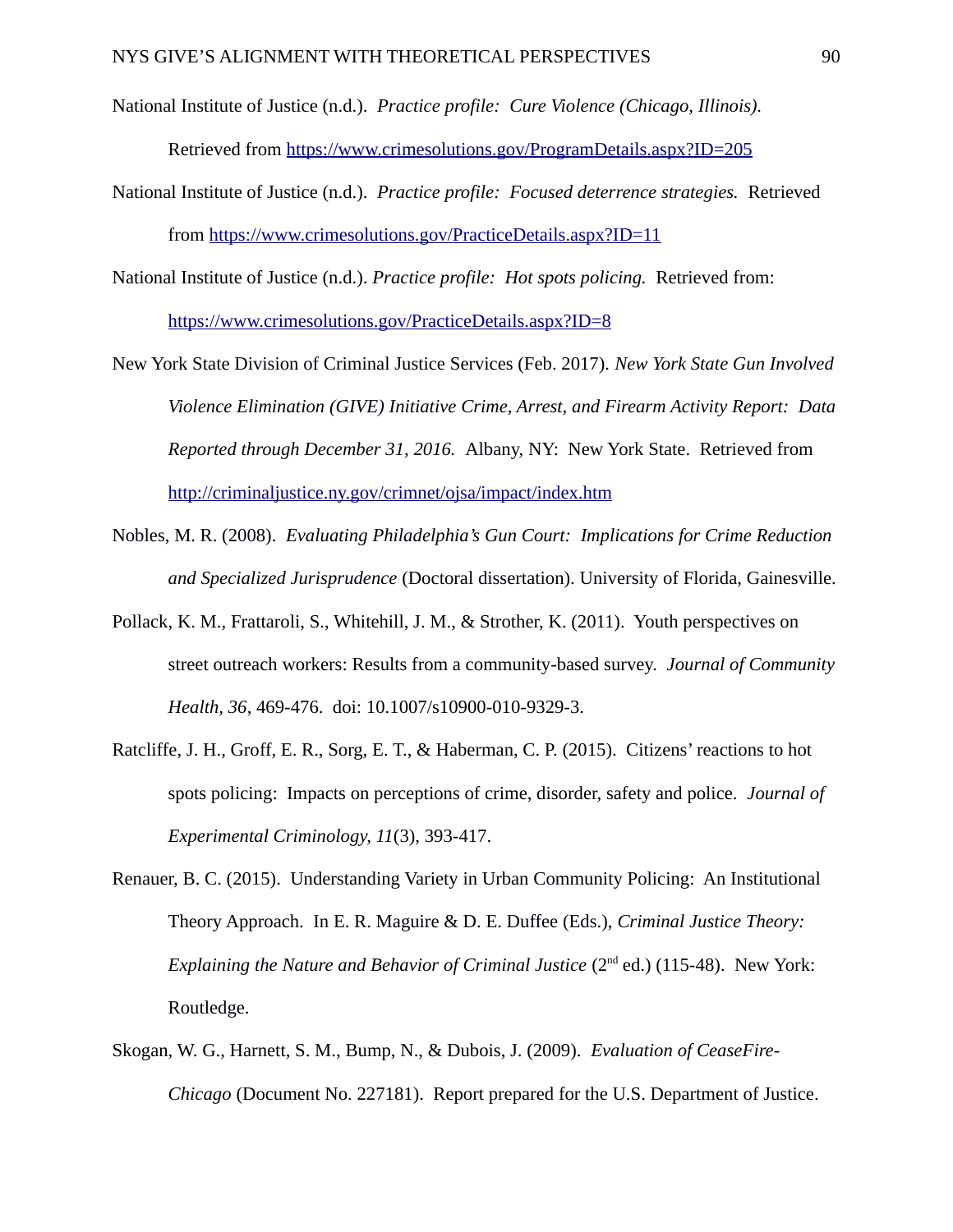National Institute of Justice (n.d.). *Practice profile: Cure Violence (Chicago, Illinois).* Retrieved from https://www.crimesolutions.gov/ProgramDetails.aspx?ID=205

National Institute of Justice (n.d.). *Practice profile: Focused deterrence strategies.* Retrieved from https://www.crimesolutions.gov/PracticeDetails.aspx?ID=11

National Institute of Justice (n.d.). *Practice profile: Hot spots policing.* Retrieved from: https://www.crimesolutions.gov/PracticeDetails.aspx?ID=8

New York State Division of Criminal Justice Services (Feb. 2017). *New York State Gun Involved Violence Elimination (GIVE) Initiative Crime, Arrest, and Firearm Activity Report: Data Reported through December 31, 2016.* Albany, NY: New York State. Retrieved from http://criminaljustice.ny.gov/crimnet/ojsa/impact/index.htm

Nobles, M. R. (2008). *Evaluating Philadelphia's Gun Court: Implications for Crime Reduction and Specialized Jurisprudence* (Doctoral dissertation). University of Florida, Gainesville.

Pollack, K. M., Frattaroli, S., Whitehill, J. M., & Strother, K. (2011). Youth perspectives on street outreach workers: Results from a community-based survey. *Journal of Community Health, 36*, 469-476. doi: 10.1007/s10900-010-9329-3.

Ratcliffe, J. H., Groff, E. R., Sorg, E. T., & Haberman, C. P. (2015). Citizens' reactions to hot spots policing: Impacts on perceptions of crime, disorder, safety and police. *Journal of Experimental Criminology, 11*(3), 393-417.

Renauer, B. C. (2015). Understanding Variety in Urban Community Policing: An Institutional Theory Approach. In E. R. Maguire & D. E. Duffee (Eds.), *Criminal Justice Theory: Explaining the Nature and Behavior of Criminal Justice* (2nd ed.) (115-48). New York: Routledge.

Skogan, W. G., Harnett, S. M., Bump, N., & Dubois, J. (2009). *Evaluation of CeaseFire-Chicago* (Document No. 227181). Report prepared for the U.S. Department of Justice.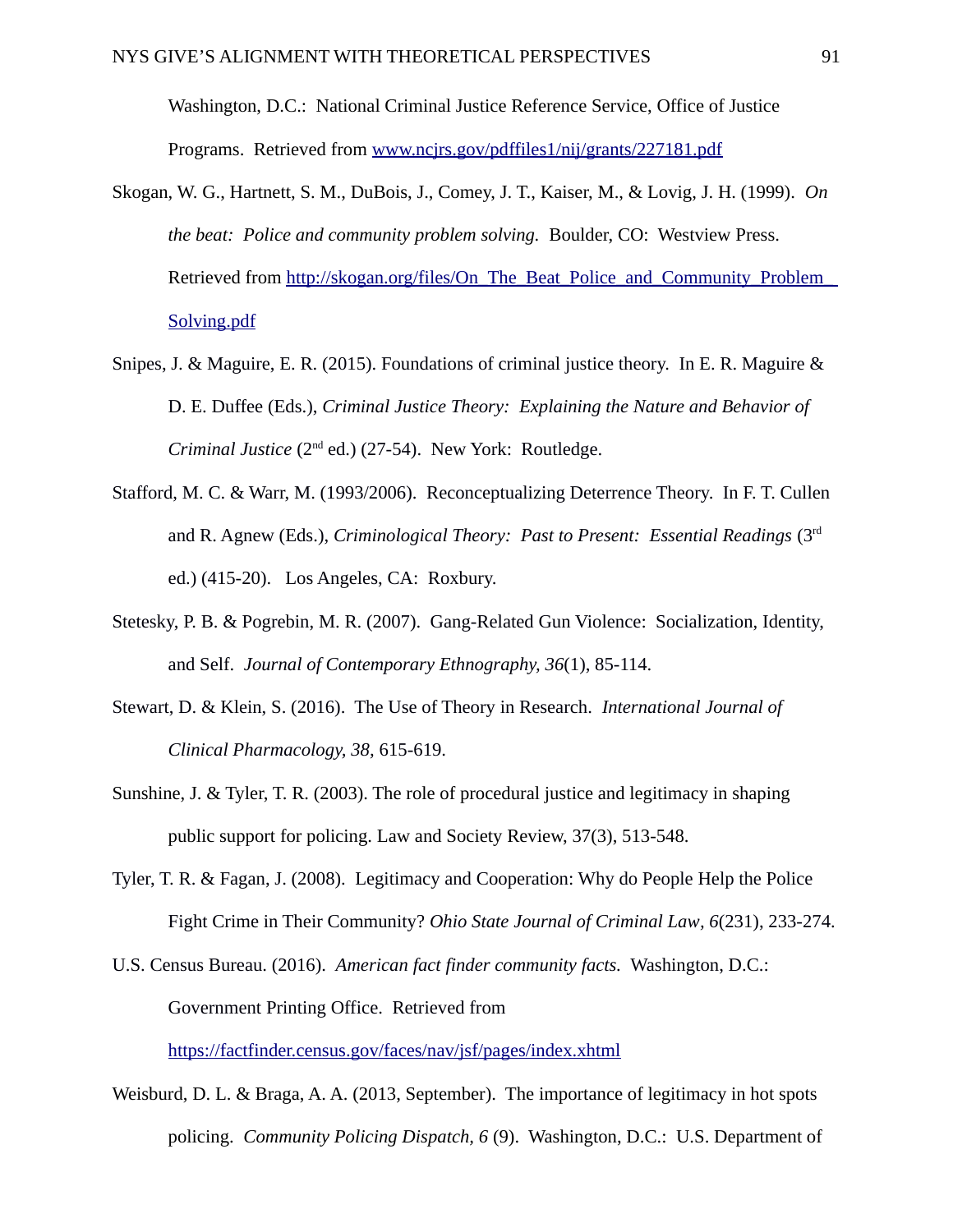Washington, D.C.: National Criminal Justice Reference Service, Office of Justice Programs. Retrieved from [www.ncjrs.gov/pdffiles1/nij/grants/227181.pdf](www.ncjrs.gov/pdffiles1/nij/grants/227181.pdf)

Skogan, W. G., Hartnett, S. M., DuBois, J., Comey, J. T., Kaiser, M., & Lovig, J. H. (1999). *On the beat: Police and community problem solving.* Boulder, CO: Westview Press. Retrieved from [http://skogan.org/files/On_The_Beat_Police_and_Community_Problem_Solving.pdf](http://skogan.org/files/On_The_Beat_Police_and_Community_Problem_Solving.pdf)

Snipes, J. & Maguire, E. R. (2015). Foundations of criminal justice theory. In E. R. Maguire & D. E. Duffee (Eds.), *Criminal Justice Theory: Explaining the Nature and Behavior of Criminal Justice* (2nd ed.) (27-54). New York: Routledge.

Stafford, M. C. & Warr, M. (1993/2006). Reconceptualizing Deterrence Theory. In F. T. Cullen and R. Agnew (Eds.), *Criminological Theory: Past to Present: Essential Readings* (3rd ed.) (415-20). Los Angeles, CA: Roxbury.

Stetesky, P. B. & Pogrebin, M. R. (2007). Gang-Related Gun Violence: Socialization, Identity, and Self. *Journal of Contemporary Ethnography, 36*(1), 85-114.

Stewart, D. & Klein, S. (2016). The Use of Theory in Research. *International Journal of Clinical Pharmacology, 38,* 615-619.

Sunshine, J. & Tyler, T. R. (2003). The role of procedural justice and legitimacy in shaping public support for policing. Law and Society Review, 37(3), 513-548.

Tyler, T. R. & Fagan, J. (2008). Legitimacy and Cooperation: Why do People Help the Police Fight Crime in Their Community? *Ohio State Journal of Criminal Law, 6*(231), 233-274.

U.S. Census Bureau. (2016). *American fact finder community facts.* Washington, D.C.: Government Printing Office. Retrieved from [https://factfinder.census.gov/faces/nav/jsf/pages/index.xhtml](https://factfinder.census.gov/faces/nav/jsf/pages/index.xhtml)

Weisburd, D. L. & Braga, A. A. (2013, September). The importance of legitimacy in hot spots policing. *Community Policing Dispatch, 6* (9). Washington, D.C.: U.S. Department of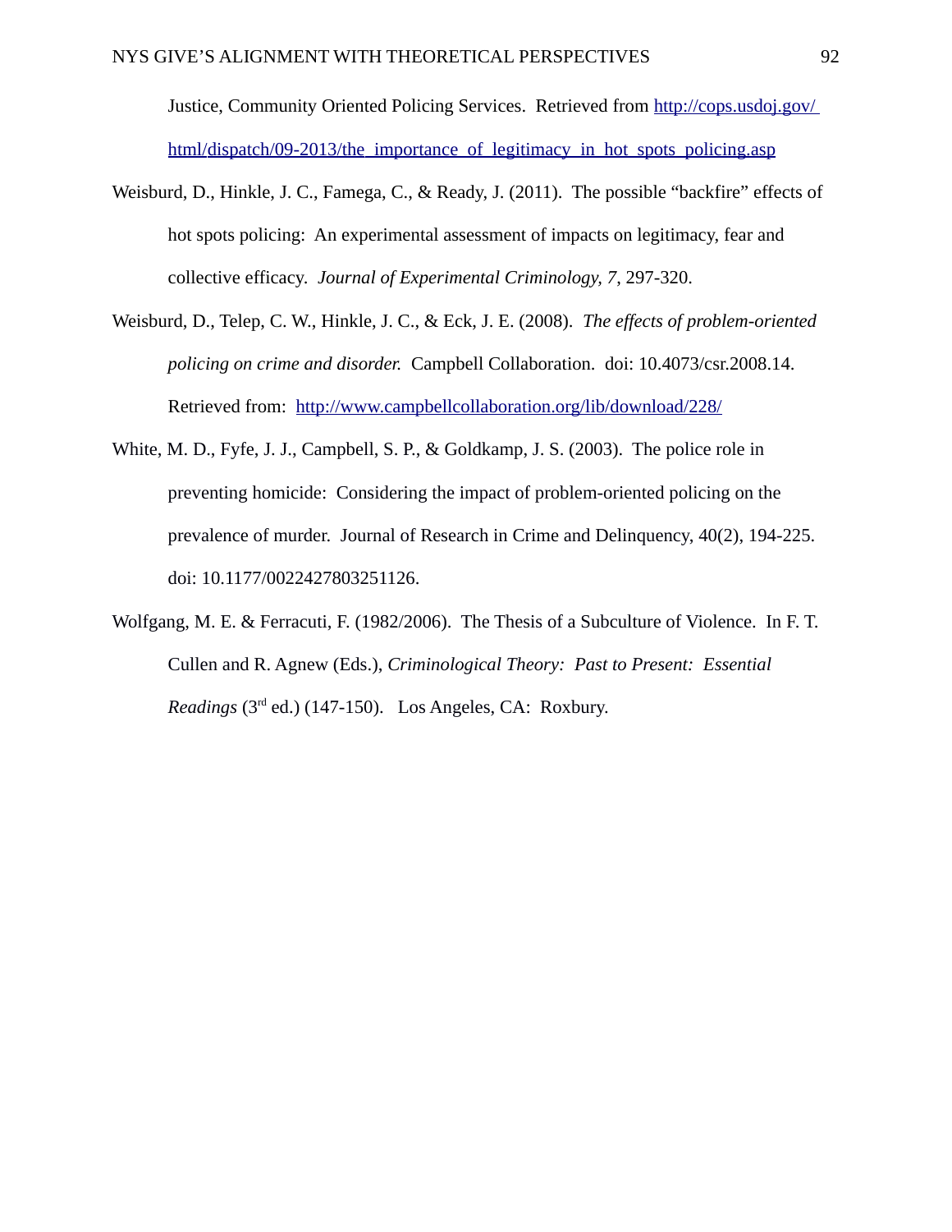Justice, Community Oriented Policing Services. Retrieved from http://cops.usdoj.gov/html/dispatch/09-2013/the_importance_of_legitimacy_in_hot_spots_policing.asp

Weisburd, D., Hinkle, J. C., Famega, C., & Ready, J. (2011). The possible "backfire" effects of hot spots policing: An experimental assessment of impacts on legitimacy, fear and collective efficacy. *Journal of Experimental Criminology, 7*, 297-320.

Weisburd, D., Telep, C. W., Hinkle, J. C., & Eck, J. E. (2008). *The effects of problem-oriented policing on crime and disorder.* Campbell Collaboration. doi: 10.4073/csr.2008.14. Retrieved from: http://www.campbellcollaboration.org/lib/download/228/

White, M. D., Fyfe, J. J., Campbell, S. P., & Goldkamp, J. S. (2003). The police role in preventing homicide: Considering the impact of problem-oriented policing on the prevalence of murder. Journal of Research in Crime and Delinquency, 40(2), 194-225. doi: 10.1177/0022427803251126.

Wolfgang, M. E. & Ferracuti, F. (1982/2006). The Thesis of a Subculture of Violence. In F. T. Cullen and R. Agnew (Eds.), *Criminological Theory: Past to Present: Essential Readings* (3rd ed.) (147-150). Los Angeles, CA: Roxbury.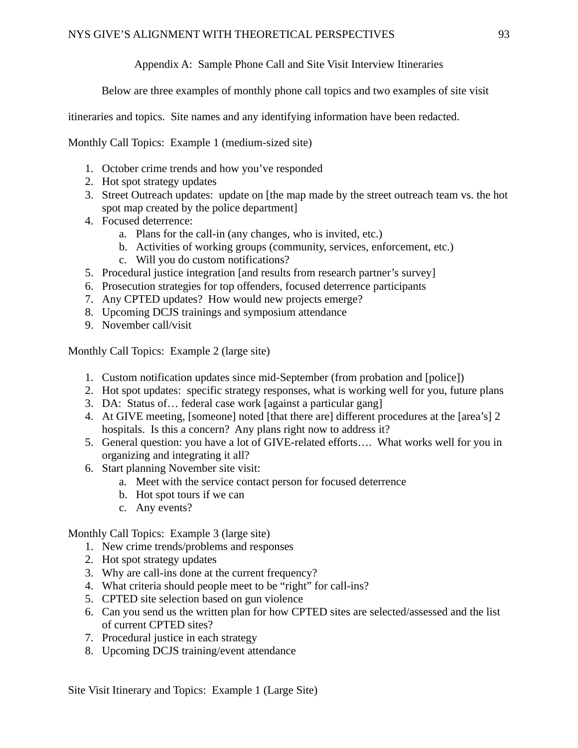## Appendix A: Sample Phone Call and Site Visit Interview Itineraries

Below are three examples of monthly phone call topics and two examples of site visit itineraries and topics. Site names and any identifying information have been redacted.

Monthly Call Topics: Example 1 (medium-sized site)

1. October crime trends and how you've responded
2. Hot spot strategy updates
3. Street Outreach updates: update on [the map made by the street outreach team vs. the hot spot map created by the police department]
4. Focused deterrence:
   a. Plans for the call-in (any changes, who is invited, etc.)
   b. Activities of working groups (community, services, enforcement, etc.)
   c. Will you do custom notifications?
5. Procedural justice integration [and results from research partner's survey]
6. Prosecution strategies for top offenders, focused deterrence participants
7. Any CPTED updates? How would new projects emerge?
8. Upcoming DCJS trainings and symposium attendance
9. November call/visit

Monthly Call Topics: Example 2 (large site)

1. Custom notification updates since mid-September (from probation and [police])
2. Hot spot updates: specific strategy responses, what is working well for you, future plans
3. DA: Status of… federal case work [against a particular gang]
4. At GIVE meeting, [someone] noted [that there are] different procedures at the [area's] 2 hospitals. Is this a concern? Any plans right now to address it?
5. General question: you have a lot of GIVE-related efforts…. What works well for you in organizing and integrating it all?
6. Start planning November site visit:
   a. Meet with the service contact person for focused deterrence
   b. Hot spot tours if we can
   c. Any events?

Monthly Call Topics: Example 3 (large site)

1. New crime trends/problems and responses
2. Hot spot strategy updates
3. Why are call-ins done at the current frequency?
4. What criteria should people meet to be "right" for call-ins?
5. CPTED site selection based on gun violence
6. Can you send us the written plan for how CPTED sites are selected/assessed and the list of current CPTED sites?
7. Procedural justice in each strategy
8. Upcoming DCJS training/event attendance

Site Visit Itinerary and Topics: Example 1 (Large Site)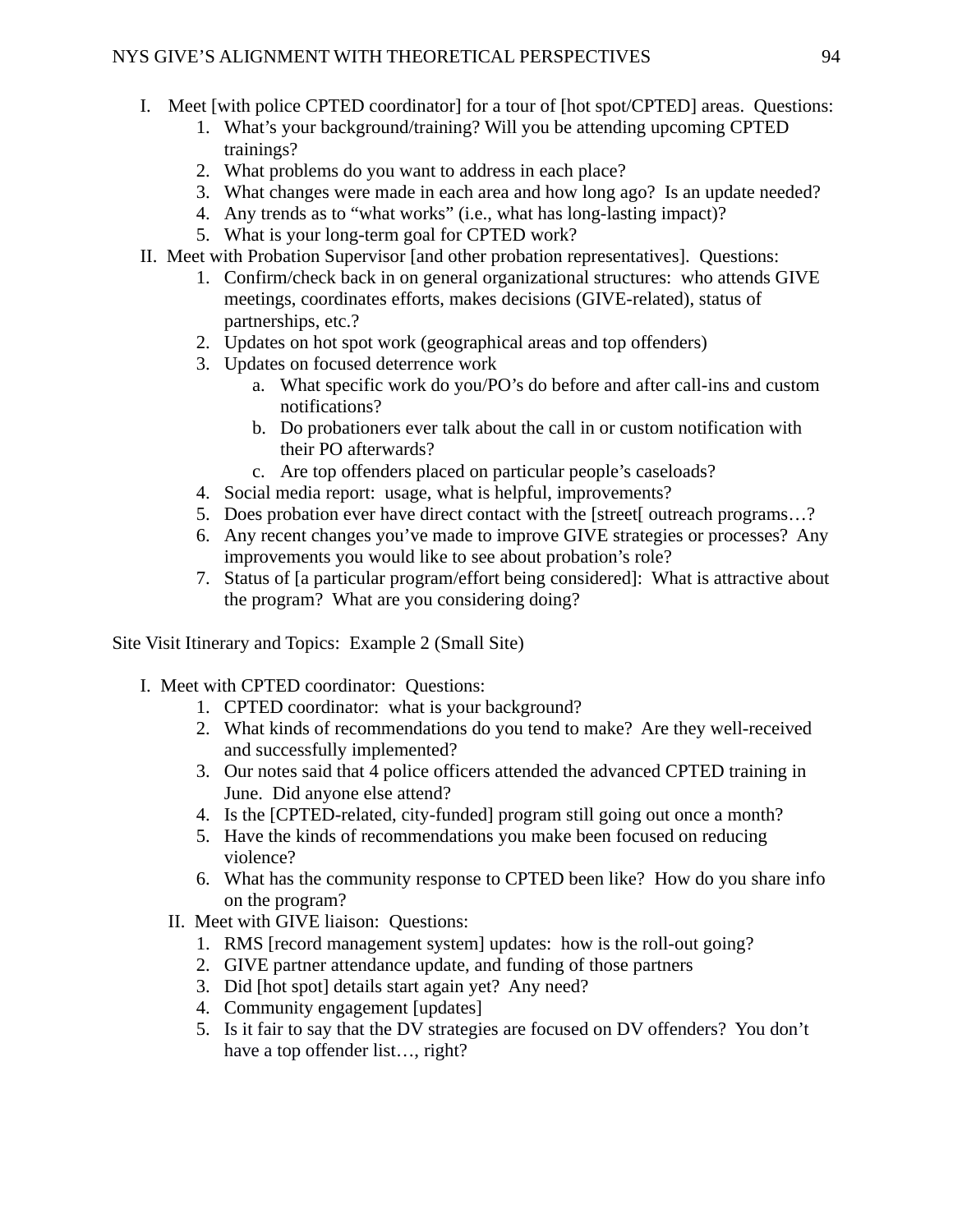I. Meet [with police CPTED coordinator] for a tour of [hot spot/CPTED] areas. Questions:
   1. What's your background/training? Will you be attending upcoming CPTED trainings?
   2. What problems do you want to address in each place?
   3. What changes were made in each area and how long ago? Is an update needed?
   4. Any trends as to "what works" (i.e., what has long-lasting impact)?
   5. What is your long-term goal for CPTED work?

II. Meet with Probation Supervisor [and other probation representatives]. Questions:
   1. Confirm/check back in on general organizational structures: who attends GIVE meetings, coordinates efforts, makes decisions (GIVE-related), status of partnerships, etc.?
   2. Updates on hot spot work (geographical areas and top offenders)
   3. Updates on focused deterrence work
      a. What specific work do you/PO's do before and after call-ins and custom notifications?
      b. Do probationers ever talk about the call in or custom notification with their PO afterwards?
      c. Are top offenders placed on particular people's caseloads?
   4. Social media report: usage, what is helpful, improvements?
   5. Does probation ever have direct contact with the [street[ outreach programs…?
   6. Any recent changes you've made to improve GIVE strategies or processes? Any improvements you would like to see about probation's role?
   7. Status of [a particular program/effort being considered]: What is attractive about the program? What are you considering doing?

Site Visit Itinerary and Topics: Example 2 (Small Site)

I. Meet with CPTED coordinator: Questions:
   1. CPTED coordinator: what is your background?
   2. What kinds of recommendations do you tend to make? Are they well-received and successfully implemented?
   3. Our notes said that 4 police officers attended the advanced CPTED training in June. Did anyone else attend?
   4. Is the [CPTED-related, city-funded] program still going out once a month?
   5. Have the kinds of recommendations you make been focused on reducing violence?
   6. What has the community response to CPTED been like? How do you share info on the program?

II. Meet with GIVE liaison: Questions:
   1. RMS [record management system] updates: how is the roll-out going?
   2. GIVE partner attendance update, and funding of those partners
   3. Did [hot spot] details start again yet? Any need?
   4. Community engagement [updates]
   5. Is it fair to say that the DV strategies are focused on DV offenders? You don't have a top offender list…, right?